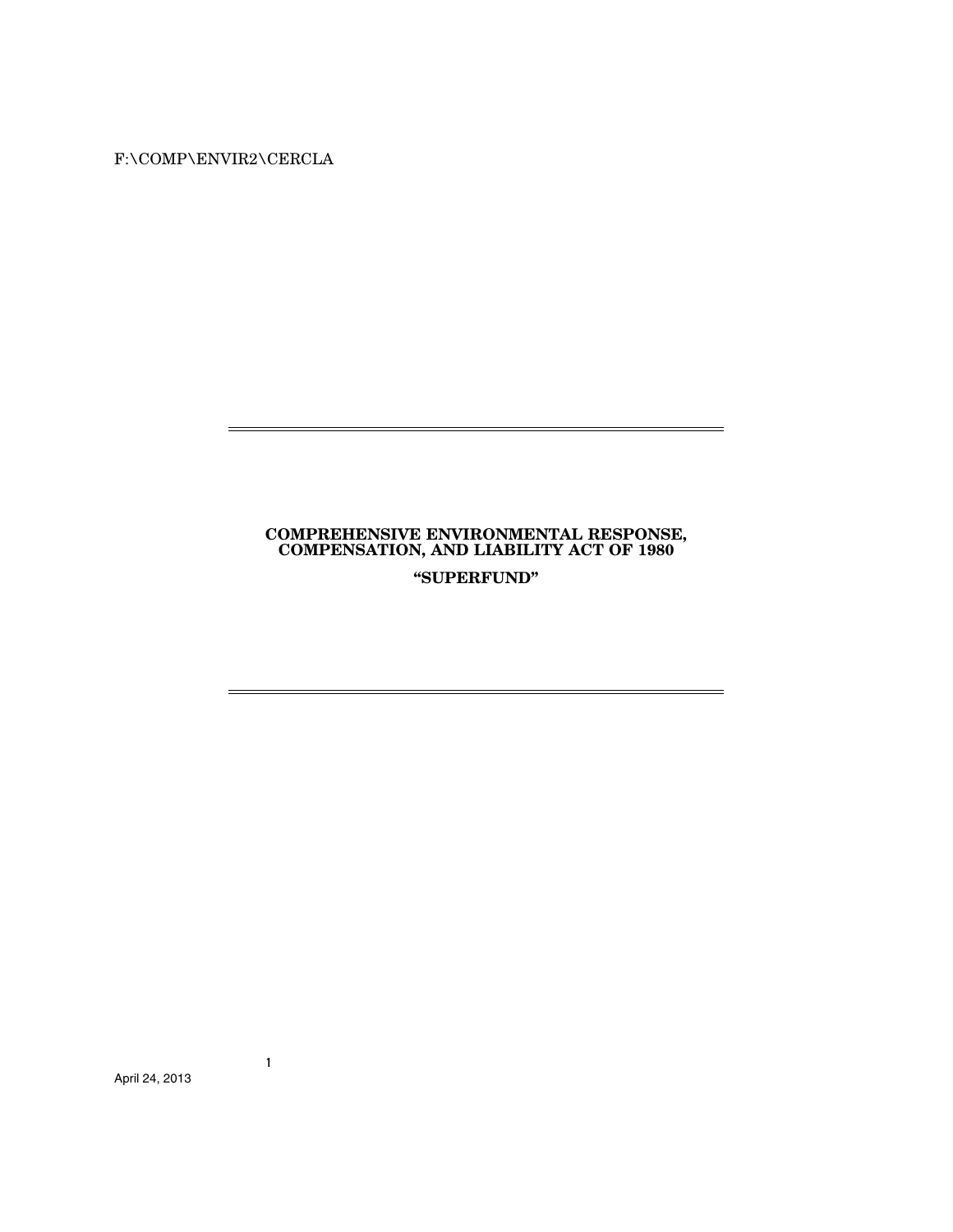# COMPREHENSIVE ENVIRONMENTAL RESPONSE, COMPENSATION, AND LIABILITY ACT OF 1980

## "SUPERFUND"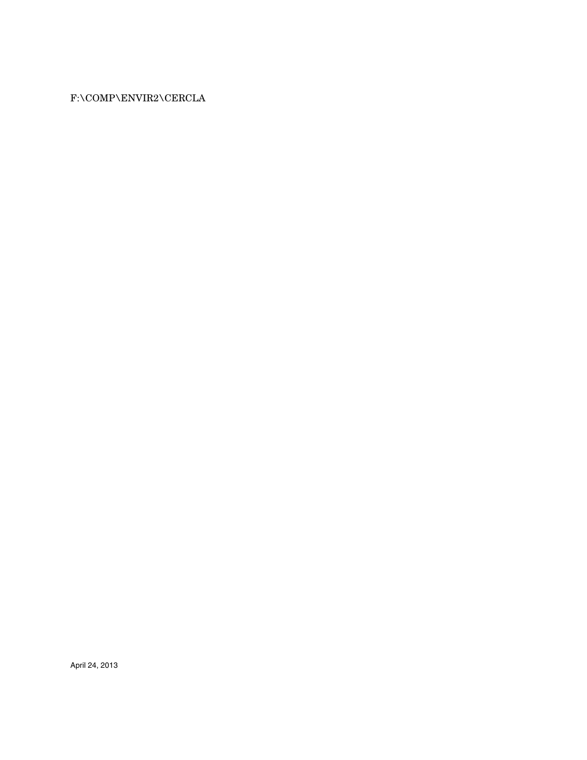F:\COMP\ENVIR2\CERCLA

April 24, 2013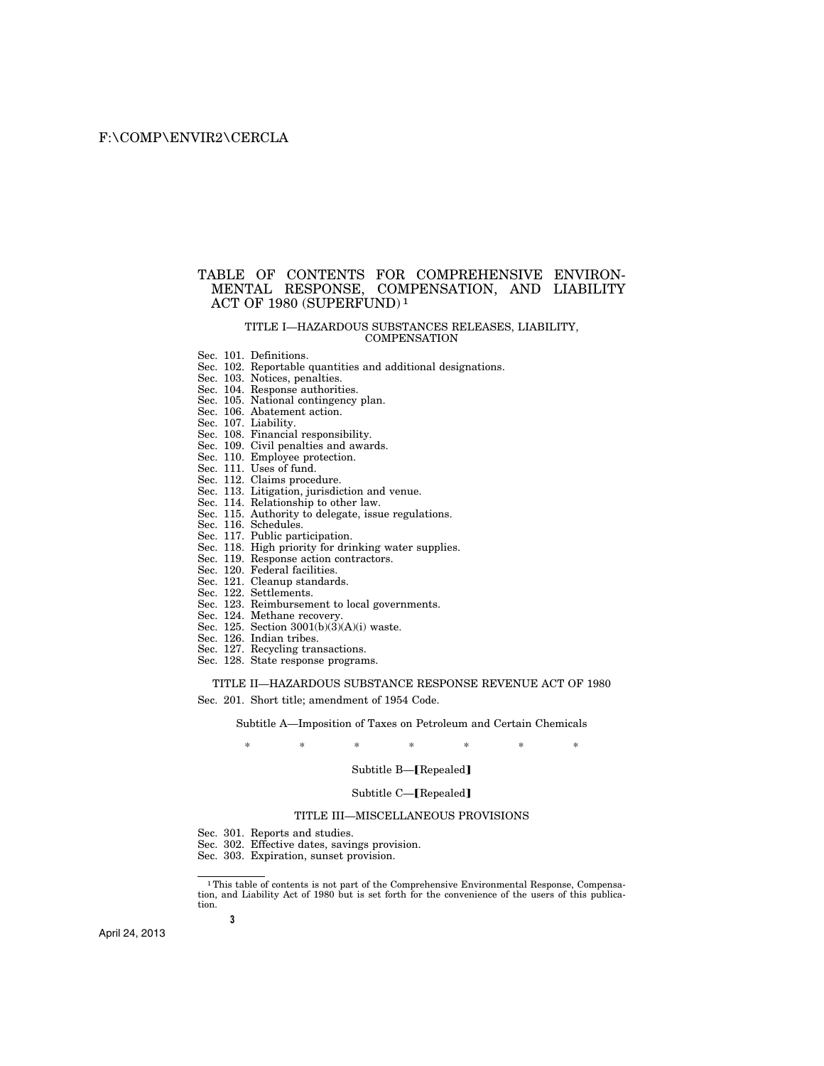# TABLE OF CONTENTS FOR COMPREHENSIVE ENVIRONMENTAL RESPONSE, COMPENSATION, AND LIABILITY ACT OF 1980 (SUPERFUND)[1]

## TITLE I—HAZARDOUS SUBSTANCES RELEASES, LIABILITY, COMPENSATION

Sec. 101. Definitions.
Sec. 102. Reportable quantities and additional designations.
Sec. 103. Notices, penalties.
Sec. 104. Response authorities.
Sec. 105. National contingency plan.
Sec. 106. Abatement action.
Sec. 107. Liability.
Sec. 108. Financial responsibility.
Sec. 109. Civil penalties and awards.
Sec. 110. Employee protection.
Sec. 111. Uses of fund.
Sec. 112. Claims procedure.
Sec. 113. Litigation, jurisdiction and venue.
Sec. 114. Relationship to other law.
Sec. 115. Authority to delegate, issue regulations.
Sec. 116. Schedules.
Sec. 117. Public participation.
Sec. 118. High priority for drinking water supplies.
Sec. 119. Response action contractors.
Sec. 120. Federal facilities.
Sec. 121. Cleanup standards.
Sec. 122. Settlements.
Sec. 123. Reimbursement to local governments.
Sec. 124. Methane recovery.
Sec. 125. Section 3001(b)(3)(A)(i) waste.
Sec. 126. Indian tribes.
Sec. 127. Recycling transactions.
Sec. 128. State response programs.

## TITLE II—HAZARDOUS SUBSTANCE RESPONSE REVENUE ACT OF 1980

Sec. 201. Short title; amendment of 1954 Code.

### Subtitle A—Imposition of Taxes on Petroleum and Certain Chemicals

\* \* \* \* \* \* \*

### Subtitle B—【Repealed】

### Subtitle C—【Repealed】

## TITLE III—MISCELLANEOUS PROVISIONS

Sec. 301. Reports and studies.
Sec. 302. Effective dates, savings provision.
Sec. 303. Expiration, sunset provision.

---

[1] This table of contents is not part of the Comprehensive Environmental Response, Compensation, and Liability Act of 1980 but is set forth for the convenience of the users of this publication.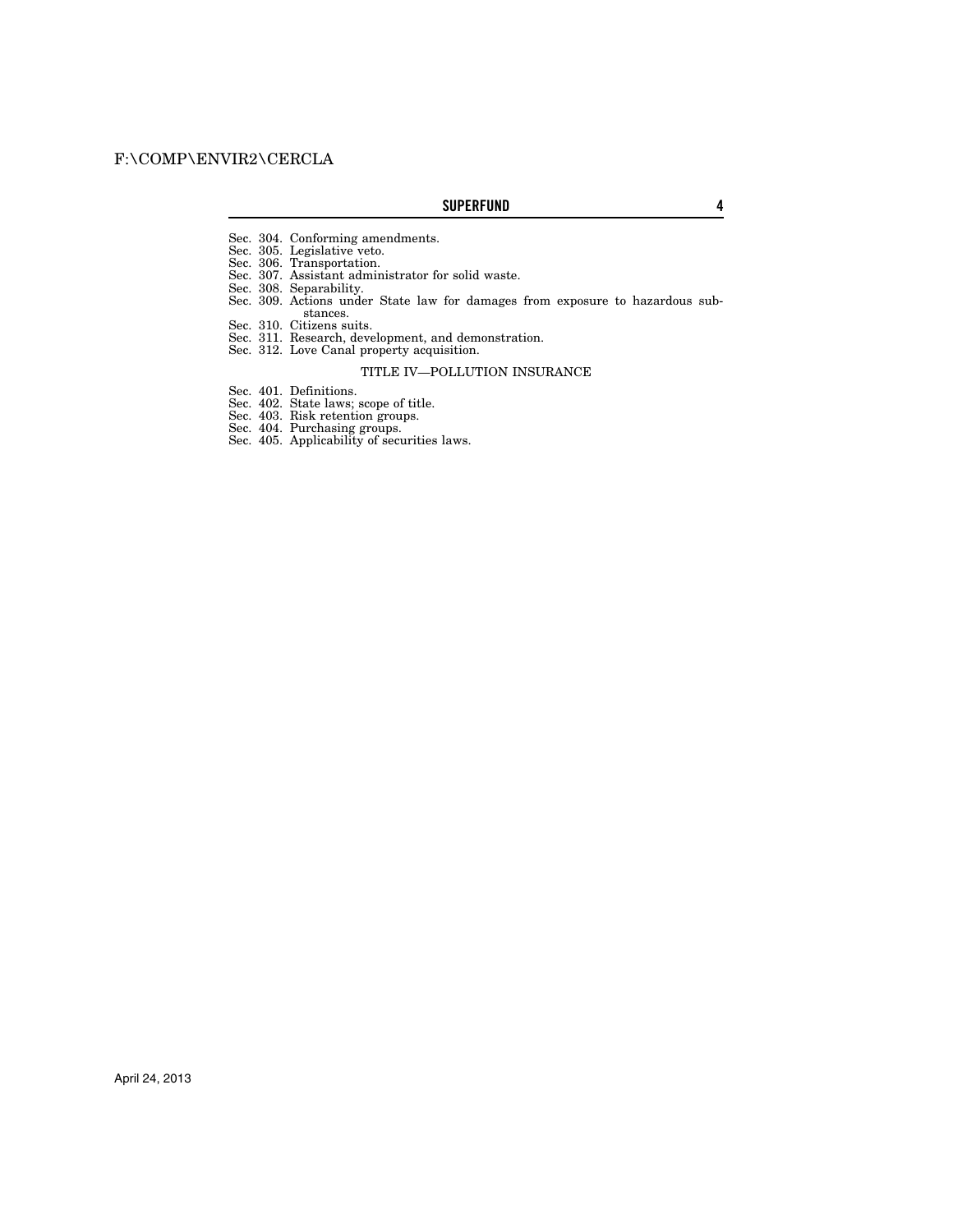Sec. 304. Conforming amendments.
Sec. 305. Legislative veto.
Sec. 306. Transportation.
Sec. 307. Assistant administrator for solid waste.
Sec. 308. Separability.
Sec. 309. Actions under State law for damages from exposure to hazardous substances.
Sec. 310. Citizens suits.
Sec. 311. Research, development, and demonstration.
Sec. 312. Love Canal property acquisition.

TITLE IV—POLLUTION INSURANCE

Sec. 401. Definitions.
Sec. 402. State laws; scope of title.
Sec. 403. Risk retention groups.
Sec. 404. Purchasing groups.
Sec. 405. Applicability of securities laws.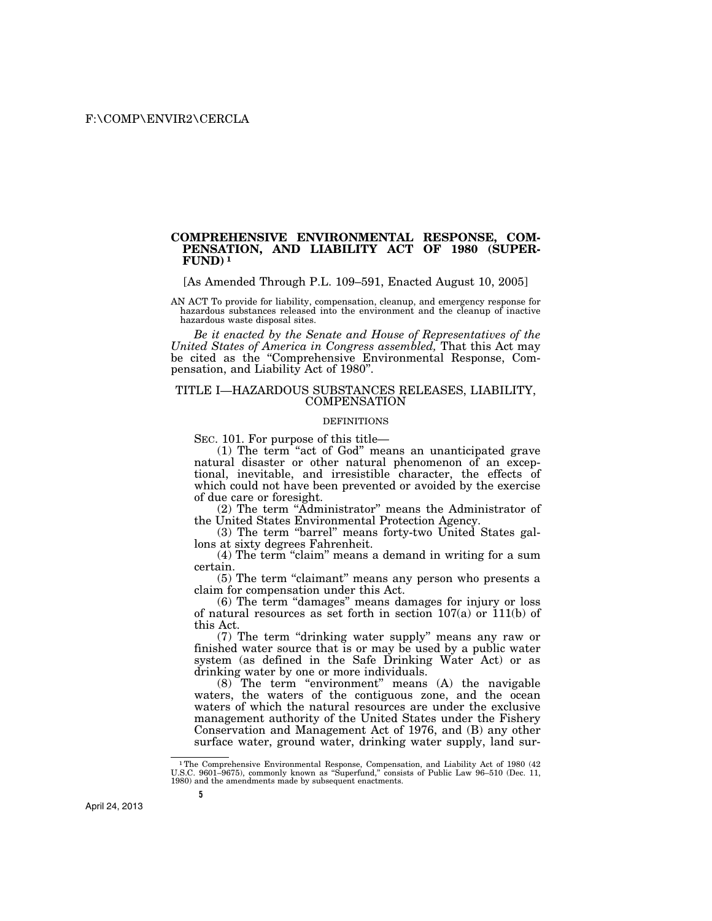# COMPREHENSIVE ENVIRONMENTAL RESPONSE, COMPENSATION, AND LIABILITY ACT OF 1980 (SUPERFUND) [1]

[As Amended Through P.L. 109–591, Enacted August 10, 2005]

AN ACT To provide for liability, compensation, cleanup, and emergency response for hazardous substances released into the environment and the cleanup of inactive hazardous waste disposal sites.

*Be it enacted by the Senate and House of Representatives of the United States of America in Congress assembled,* That this Act may be cited as the "Comprehensive Environmental Response, Compensation, and Liability Act of 1980".

## TITLE I—HAZARDOUS SUBSTANCES RELEASES, LIABILITY, COMPENSATION

### DEFINITIONS

SEC. 101. For purpose of this title—

(1) The term "act of God" means an unanticipated grave natural disaster or other natural phenomenon of an exceptional, inevitable, and irresistible character, the effects of which could not have been prevented or avoided by the exercise of due care or foresight.

(2) The term "Administrator" means the Administrator of the United States Environmental Protection Agency.

(3) The term "barrel" means forty-two United States gallons at sixty degrees Fahrenheit.

(4) The term "claim" means a demand in writing for a sum certain.

(5) The term "claimant" means any person who presents a claim for compensation under this Act.

(6) The term "damages" means damages for injury or loss of natural resources as set forth in section 107(a) or 111(b) of this Act.

(7) The term "drinking water supply" means any raw or finished water source that is or may be used by a public water system (as defined in the Safe Drinking Water Act) or as drinking water by one or more individuals.

(8) The term "environment" means (A) the navigable waters, the waters of the contiguous zone, and the ocean waters of which the natural resources are under the exclusive management authority of the United States under the Fishery Conservation and Management Act of 1976, and (B) any other surface water, ground water, drinking water supply, land sur-

[1] The Comprehensive Environmental Response, Compensation, and Liability Act of 1980 (42 U.S.C. 9601–9675), commonly known as "Superfund," consists of Public Law 96–510 (Dec. 11, 1980) and the amendments made by subsequent enactments.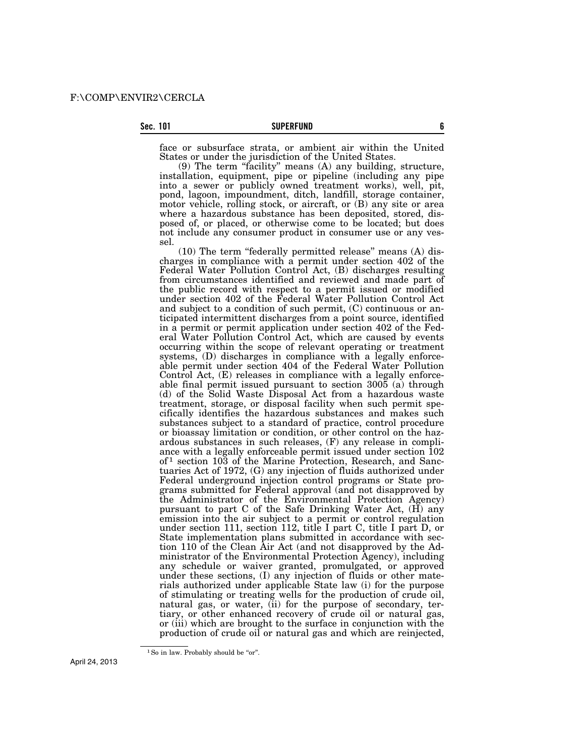face or subsurface strata, or ambient air within the United States or under the jurisdiction of the United States.

(9) The term "facility" means (A) any building, structure, installation, equipment, pipe or pipeline (including any pipe into a sewer or publicly owned treatment works), well, pit, pond, lagoon, impoundment, ditch, landfill, storage container, motor vehicle, rolling stock, or aircraft, or (B) any site or area where a hazardous substance has been deposited, stored, disposed of, or placed, or otherwise come to be located; but does not include any consumer product in consumer use or any vessel.

(10) The term "federally permitted release" means (A) discharges in compliance with a permit under section 402 of the Federal Water Pollution Control Act, (B) discharges resulting from circumstances identified and reviewed and made part of the public record with respect to a permit issued or modified under section 402 of the Federal Water Pollution Control Act and subject to a condition of such permit, (C) continuous or anticipated intermittent discharges from a point source, identified in a permit or permit application under section 402 of the Federal Water Pollution Control Act, which are caused by events occurring within the scope of relevant operating or treatment systems, (D) discharges in compliance with a legally enforceable permit under section 404 of the Federal Water Pollution Control Act, (E) releases in compliance with a legally enforceable final permit issued pursuant to section 3005 (a) through (d) of the Solid Waste Disposal Act from a hazardous waste treatment, storage, or disposal facility when such permit specifically identifies the hazardous substances and makes such substances subject to a standard of practice, control procedure or bioassay limitation or condition, or other control on the hazardous substances in such releases, (F) any release in compliance with a legally enforceable permit issued under section 102 of[1] section 103 of the Marine Protection, Research, and Sanctuaries Act of 1972, (G) any injection of fluids authorized under Federal underground injection control programs or State programs submitted for Federal approval (and not disapproved by the Administrator of the Environmental Protection Agency) pursuant to part C of the Safe Drinking Water Act, (H) any emission into the air subject to a permit or control regulation under section 111, section 112, title I part C, title I part D, or State implementation plans submitted in accordance with section 110 of the Clean Air Act (and not disapproved by the Administrator of the Environmental Protection Agency), including any schedule or waiver granted, promulgated, or approved under these sections, (I) any injection of fluids or other materials authorized under applicable State law (i) for the purpose of stimulating or treating wells for the production of crude oil, natural gas, or water, (ii) for the purpose of secondary, tertiary, or other enhanced recovery of crude oil or natural gas, or (iii) which are brought to the surface in conjunction with the production of crude oil or natural gas and which are reinjected,

[1] So in law. Probably should be "or".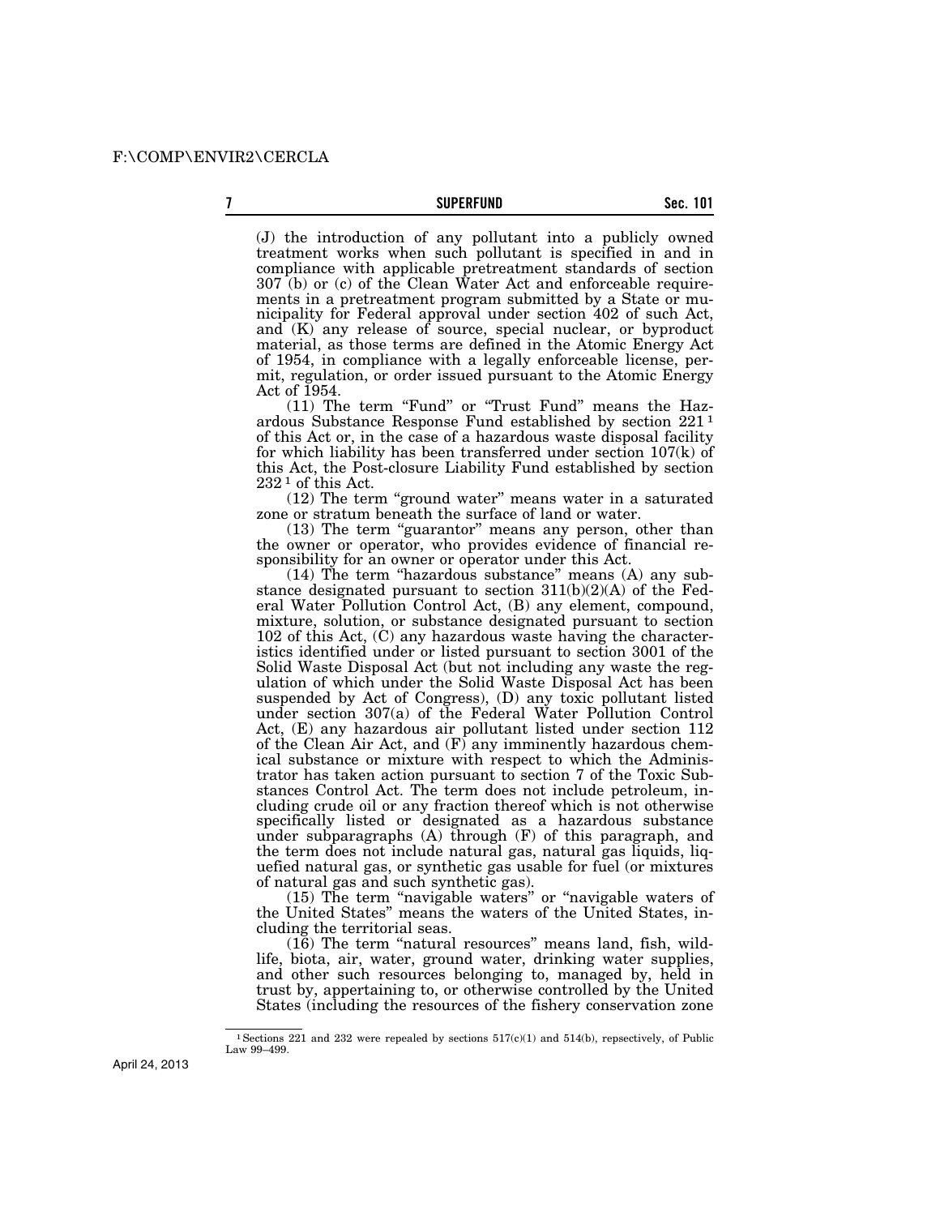(J) the introduction of any pollutant into a publicly owned treatment works when such pollutant is specified in and in compliance with applicable pretreatment standards of section 307 (b) or (c) of the Clean Water Act and enforceable requirements in a pretreatment program submitted by a State or municipality for Federal approval under section 402 of such Act, and (K) any release of source, special nuclear, or byproduct material, as those terms are defined in the Atomic Energy Act of 1954, in compliance with a legally enforceable license, permit, regulation, or order issued pursuant to the Atomic Energy Act of 1954.

(11) The term "Fund" or "Trust Fund" means the Hazardous Substance Response Fund established by section 221[1] of this Act or, in the case of a hazardous waste disposal facility for which liability has been transferred under section 107(k) of this Act, the Post-closure Liability Fund established by section 232[1] of this Act.

(12) The term "ground water" means water in a saturated zone or stratum beneath the surface of land or water.

(13) The term "guarantor" means any person, other than the owner or operator, who provides evidence of financial responsibility for an owner or operator under this Act.

(14) The term "hazardous substance" means (A) any substance designated pursuant to section 311(b)(2)(A) of the Federal Water Pollution Control Act, (B) any element, compound, mixture, solution, or substance designated pursuant to section 102 of this Act, (C) any hazardous waste having the characteristics identified under or listed pursuant to section 3001 of the Solid Waste Disposal Act (but not including any waste the regulation of which under the Solid Waste Disposal Act has been suspended by Act of Congress), (D) any toxic pollutant listed under section 307(a) of the Federal Water Pollution Control Act, (E) any hazardous air pollutant listed under section 112 of the Clean Air Act, and (F) any imminently hazardous chemical substance or mixture with respect to which the Administrator has taken action pursuant to section 7 of the Toxic Substances Control Act. The term does not include petroleum, including crude oil or any fraction thereof which is not otherwise specifically listed or designated as a hazardous substance under subparagraphs (A) through (F) of this paragraph, and the term does not include natural gas, natural gas liquids, liquefied natural gas, or synthetic gas usable for fuel (or mixtures of natural gas and such synthetic gas).

(15) The term "navigable waters" or "navigable waters of the United States" means the waters of the United States, including the territorial seas.

(16) The term "natural resources" means land, fish, wildlife, biota, air, water, ground water, drinking water supplies, and other such resources belonging to, managed by, held in trust by, appertaining to, or otherwise controlled by the United States (including the resources of the fishery conservation zone

---

[1] Sections 221 and 232 were repealed by sections 517(c)(1) and 514(b), repsectively, of Public Law 99–499.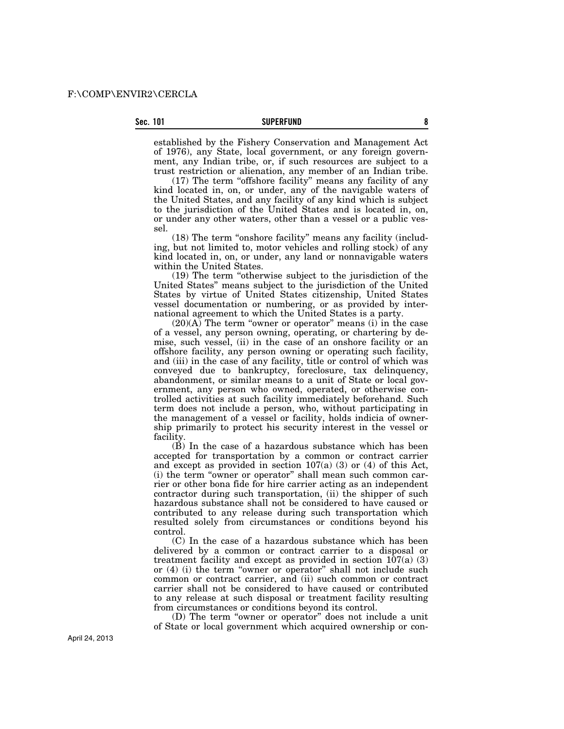established by the Fishery Conservation and Management Act of 1976), any State, local government, or any foreign government, any Indian tribe, or, if such resources are subject to a trust restriction or alienation, any member of an Indian tribe.

(17) The term "offshore facility" means any facility of any kind located in, on, or under, any of the navigable waters of the United States, and any facility of any kind which is subject to the jurisdiction of the United States and is located in, on, or under any other waters, other than a vessel or a public vessel.

(18) The term "onshore facility" means any facility (including, but not limited to, motor vehicles and rolling stock) of any kind located in, on, or under, any land or nonnavigable waters within the United States.

(19) The term "otherwise subject to the jurisdiction of the United States" means subject to the jurisdiction of the United States by virtue of United States citizenship, United States vessel documentation or numbering, or as provided by international agreement to which the United States is a party.

(20)(A) The term "owner or operator" means (i) in the case of a vessel, any person owning, operating, or chartering by demise, such vessel, (ii) in the case of an onshore facility or an offshore facility, any person owning or operating such facility, and (iii) in the case of any facility, title or control of which was conveyed due to bankruptcy, foreclosure, tax delinquency, abandonment, or similar means to a unit of State or local government, any person who owned, operated, or otherwise controlled activities at such facility immediately beforehand. Such term does not include a person, who, without participating in the management of a vessel or facility, holds indicia of ownership primarily to protect his security interest in the vessel or facility.

(B) In the case of a hazardous substance which has been accepted for transportation by a common or contract carrier and except as provided in section 107(a) (3) or (4) of this Act, (i) the term "owner or operator" shall mean such common carrier or other bona fide for hire carrier acting as an independent contractor during such transportation, (ii) the shipper of such hazardous substance shall not be considered to have caused or contributed to any release during such transportation which resulted solely from circumstances or conditions beyond his control.

(C) In the case of a hazardous substance which has been delivered by a common or contract carrier to a disposal or treatment facility and except as provided in section 107(a) (3) or (4) (i) the term "owner or operator" shall not include such common or contract carrier, and (ii) such common or contract carrier shall not be considered to have caused or contributed to any release at such disposal or treatment facility resulting from circumstances or conditions beyond its control.

(D) The term "owner or operator" does not include a unit of State or local government which acquired ownership or con-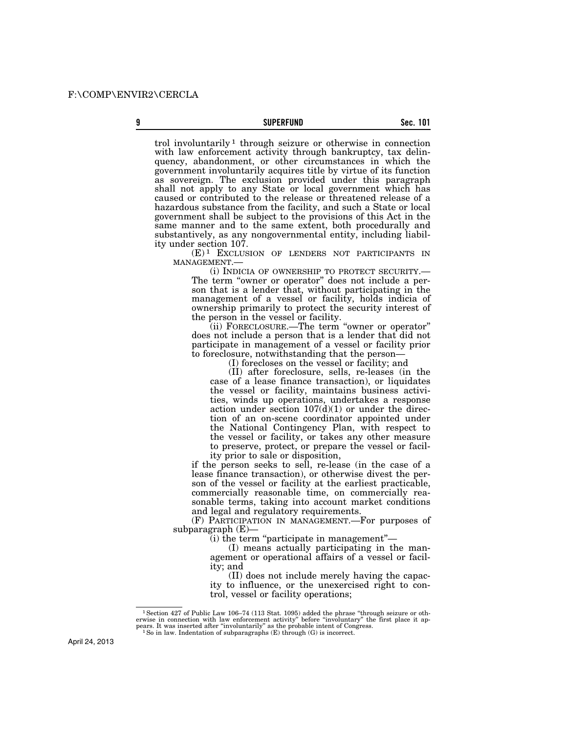trol involuntarily[1] through seizure or otherwise in connection with law enforcement activity through bankruptcy, tax delinquency, abandonment, or other circumstances in which the government involuntarily acquires title by virtue of its function as sovereign. The exclusion provided under this paragraph shall not apply to any State or local government which has caused or contributed to the release or threatened release of a hazardous substance from the facility, and such a State or local government shall be subject to the provisions of this Act in the same manner and to the same extent, both procedurally and substantively, as any nongovernmental entity, including liability under section 107.

(E)[1] EXCLUSION OF LENDERS NOT PARTICIPANTS IN MANAGEMENT.—

(i) INDICIA OF OWNERSHIP TO PROTECT SECURITY.—The term "owner or operator" does not include a person that is a lender that, without participating in the management of a vessel or facility, holds indicia of ownership primarily to protect the security interest of the person in the vessel or facility.

(ii) FORECLOSURE.—The term "owner or operator" does not include a person that is a lender that did not participate in management of a vessel or facility prior to foreclosure, notwithstanding that the person—

(I) forecloses on the vessel or facility; and

(II) after foreclosure, sells, re-leases (in the case of a lease finance transaction), or liquidates the vessel or facility, maintains business activities, winds up operations, undertakes a response action under section 107(d)(1) or under the direction of an on-scene coordinator appointed under the National Contingency Plan, with respect to the vessel or facility, or takes any other measure to preserve, protect, or prepare the vessel or facility prior to sale or disposition,

if the person seeks to sell, re-lease (in the case of a lease finance transaction), or otherwise divest the person of the vessel or facility at the earliest practicable, commercially reasonable time, on commercially reasonable terms, taking into account market conditions and legal and regulatory requirements.

(F) PARTICIPATION IN MANAGEMENT.—For purposes of subparagraph (E)—

(i) the term "participate in management"—

(I) means actually participating in the management or operational affairs of a vessel or facility; and

(II) does not include merely having the capacity to influence, or the unexercised right to control, vessel or facility operations;

---

[1] Section 427 of Public Law 106–74 (113 Stat. 1095) added the phrase "through seizure or otherwise in connection with law enforcement activity" before "involuntary" the first place it appears. It was inserted after "involuntarily" as the probable intent of Congress.

[1] So in law. Indentation of subparagraphs (E) through (G) is incorrect.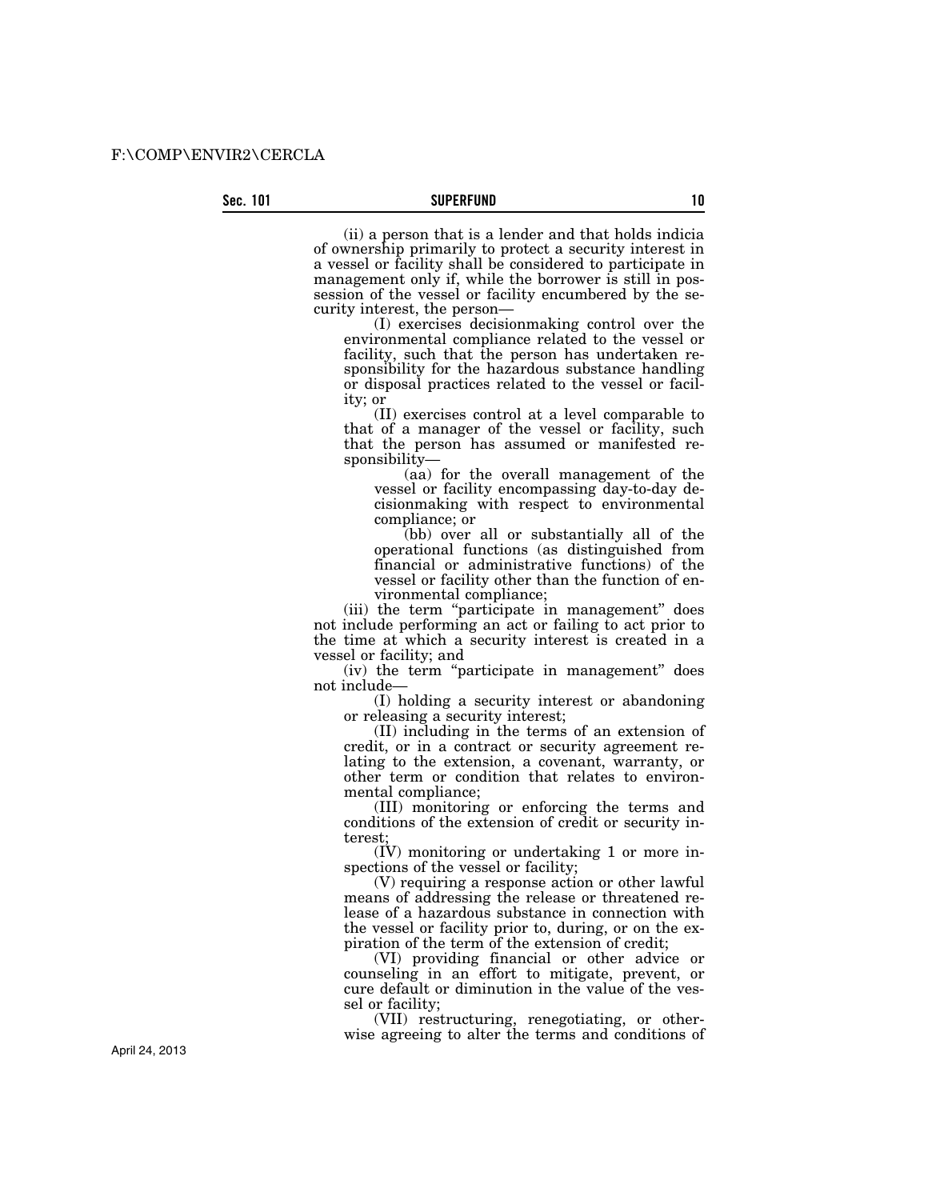(ii) a person that is a lender and that holds indicia of ownership primarily to protect a security interest in a vessel or facility shall be considered to participate in management only if, while the borrower is still in possession of the vessel or facility encumbered by the security interest, the person—

(I) exercises decisionmaking control over the environmental compliance related to the vessel or facility, such that the person has undertaken responsibility for the hazardous substance handling or disposal practices related to the vessel or facility; or

(II) exercises control at a level comparable to that of a manager of the vessel or facility, such that the person has assumed or manifested responsibility—

(aa) for the overall management of the vessel or facility encompassing day-to-day decisionmaking with respect to environmental compliance; or

(bb) over all or substantially all of the operational functions (as distinguished from financial or administrative functions) of the vessel or facility other than the function of environmental compliance;

(iii) the term "participate in management" does not include performing an act or failing to act prior to the time at which a security interest is created in a vessel or facility; and

(iv) the term "participate in management" does not include—

(I) holding a security interest or abandoning or releasing a security interest;

(II) including in the terms of an extension of credit, or in a contract or security agreement relating to the extension, a covenant, warranty, or other term or condition that relates to environmental compliance;

(III) monitoring or enforcing the terms and conditions of the extension of credit or security interest;

(IV) monitoring or undertaking 1 or more inspections of the vessel or facility;

(V) requiring a response action or other lawful means of addressing the release or threatened release of a hazardous substance in connection with the vessel or facility prior to, during, or on the expiration of the term of the extension of credit;

(VI) providing financial or other advice or counseling in an effort to mitigate, prevent, or cure default or diminution in the value of the vessel or facility;

(VII) restructuring, renegotiating, or otherwise agreeing to alter the terms and conditions of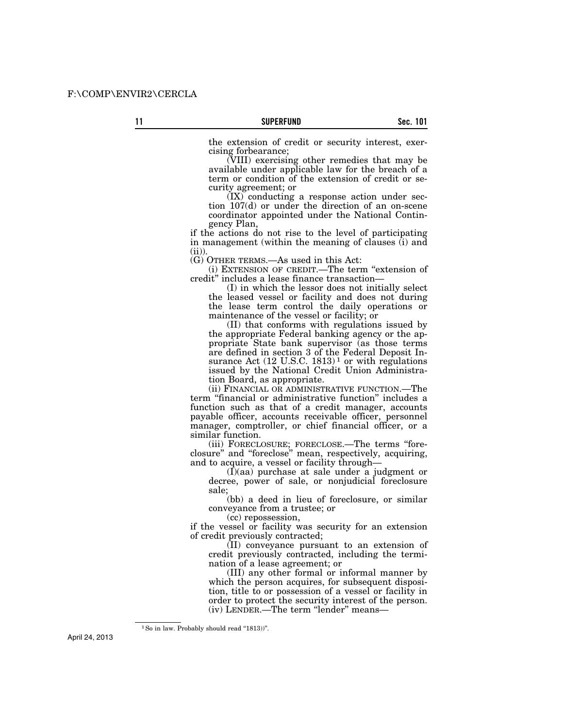the extension of credit or security interest, exercising forbearance;

(VIII) exercising other remedies that may be available under applicable law for the breach of a term or condition of the extension of credit or security agreement; or

(IX) conducting a response action under section 107(d) or under the direction of an on-scene coordinator appointed under the National Contingency Plan,

if the actions do not rise to the level of participating in management (within the meaning of clauses (i) and (ii)).

(G) OTHER TERMS.—As used in this Act:

(i) EXTENSION OF CREDIT.—The term "extension of credit" includes a lease finance transaction—

(I) in which the lessor does not initially select the leased vessel or facility and does not during the lease term control the daily operations or maintenance of the vessel or facility; or

(II) that conforms with regulations issued by the appropriate Federal banking agency or the appropriate State bank supervisor (as those terms are defined in section 3 of the Federal Deposit Insurance Act (12 U.S.C. 1813)[1] or with regulations issued by the National Credit Union Administration Board, as appropriate.

(ii) FINANCIAL OR ADMINISTRATIVE FUNCTION.—The term "financial or administrative function" includes a function such as that of a credit manager, accounts payable officer, accounts receivable officer, personnel manager, comptroller, or chief financial officer, or a similar function.

(iii) FORECLOSURE; FORECLOSE.—The terms "foreclosure" and "foreclose" mean, respectively, acquiring, and to acquire, a vessel or facility through—

(I)(aa) purchase at sale under a judgment or decree, power of sale, or nonjudicial foreclosure sale;

(bb) a deed in lieu of foreclosure, or similar conveyance from a trustee; or

(cc) repossession,

if the vessel or facility was security for an extension of credit previously contracted;

(II) conveyance pursuant to an extension of credit previously contracted, including the termination of a lease agreement; or

(III) any other formal or informal manner by which the person acquires, for subsequent disposition, title to or possession of a vessel or facility in order to protect the security interest of the person.

(iv) LENDER.—The term "lender" means—

---

[1] So in law. Probably should read "1813))".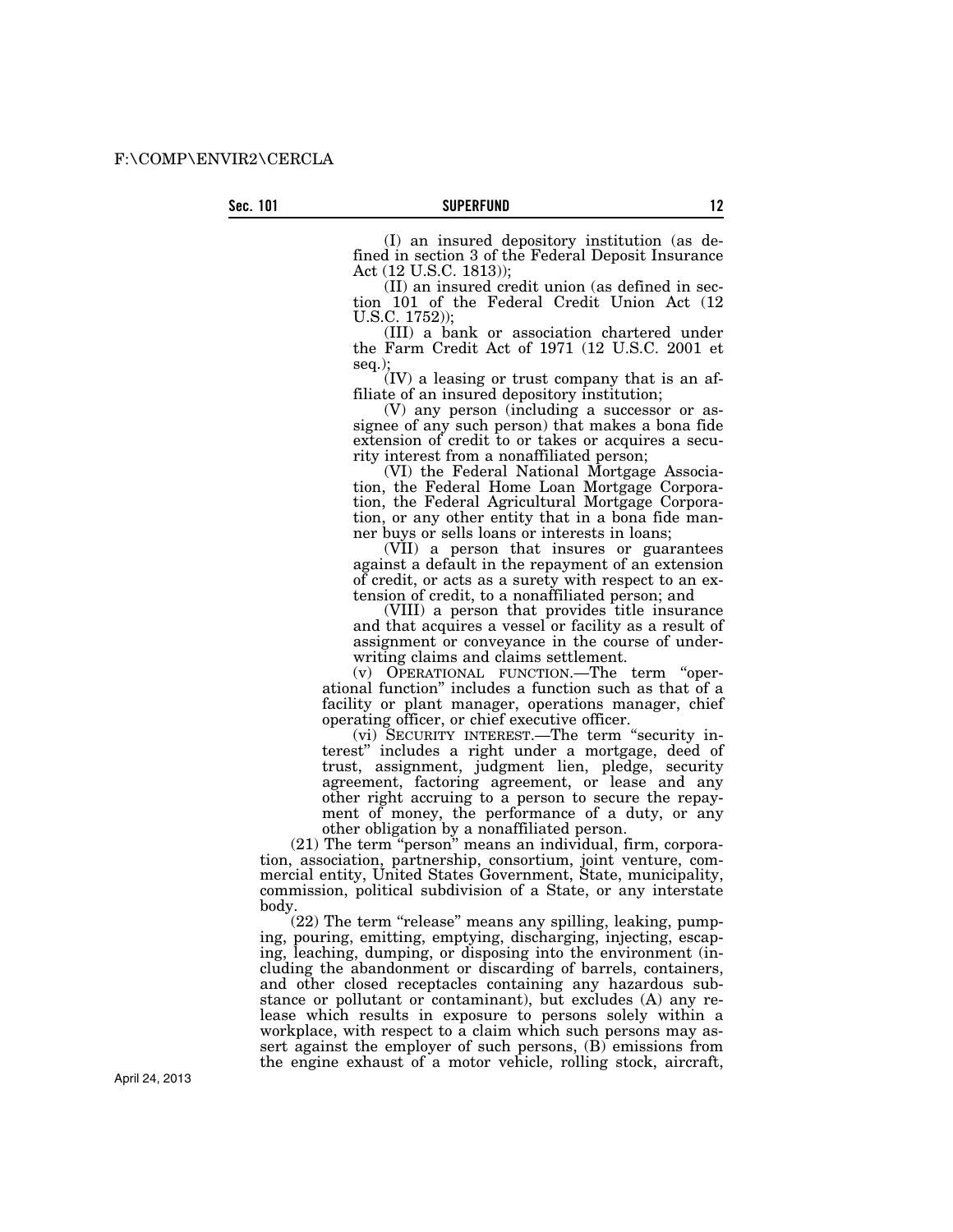(I) an insured depository institution (as defined in section 3 of the Federal Deposit Insurance Act (12 U.S.C. 1813));

(II) an insured credit union (as defined in section 101 of the Federal Credit Union Act (12 U.S.C. 1752));

(III) a bank or association chartered under the Farm Credit Act of 1971 (12 U.S.C. 2001 et seq.);

(IV) a leasing or trust company that is an affiliate of an insured depository institution;

(V) any person (including a successor or assignee of any such person) that makes a bona fide extension of credit to or takes or acquires a security interest from a nonaffiliated person;

(VI) the Federal National Mortgage Association, the Federal Home Loan Mortgage Corporation, the Federal Agricultural Mortgage Corporation, or any other entity that in a bona fide manner buys or sells loans or interests in loans;

(VII) a person that insures or guarantees against a default in the repayment of an extension of credit, or acts as a surety with respect to an extension of credit, to a nonaffiliated person; and

(VIII) a person that provides title insurance and that acquires a vessel or facility as a result of assignment or conveyance in the course of underwriting claims and claims settlement.

(v) OPERATIONAL FUNCTION.—The term "operational function" includes a function such as that of a facility or plant manager, operations manager, chief operating officer, or chief executive officer.

(vi) SECURITY INTEREST.—The term "security interest" includes a right under a mortgage, deed of trust, assignment, judgment lien, pledge, security agreement, factoring agreement, or lease and any other right accruing to a person to secure the repayment of money, the performance of a duty, or any other obligation by a nonaffiliated person.

(21) The term "person" means an individual, firm, corporation, association, partnership, consortium, joint venture, commercial entity, United States Government, State, municipality, commission, political subdivision of a State, or any interstate body.

(22) The term "release" means any spilling, leaking, pumping, pouring, emitting, emptying, discharging, injecting, escaping, leaching, dumping, or disposing into the environment (including the abandonment or discarding of barrels, containers, and other closed receptacles containing any hazardous substance or pollutant or contaminant), but excludes (A) any release which results in exposure to persons solely within a workplace, with respect to a claim which such persons may assert against the employer of such persons, (B) emissions from the engine exhaust of a motor vehicle, rolling stock, aircraft,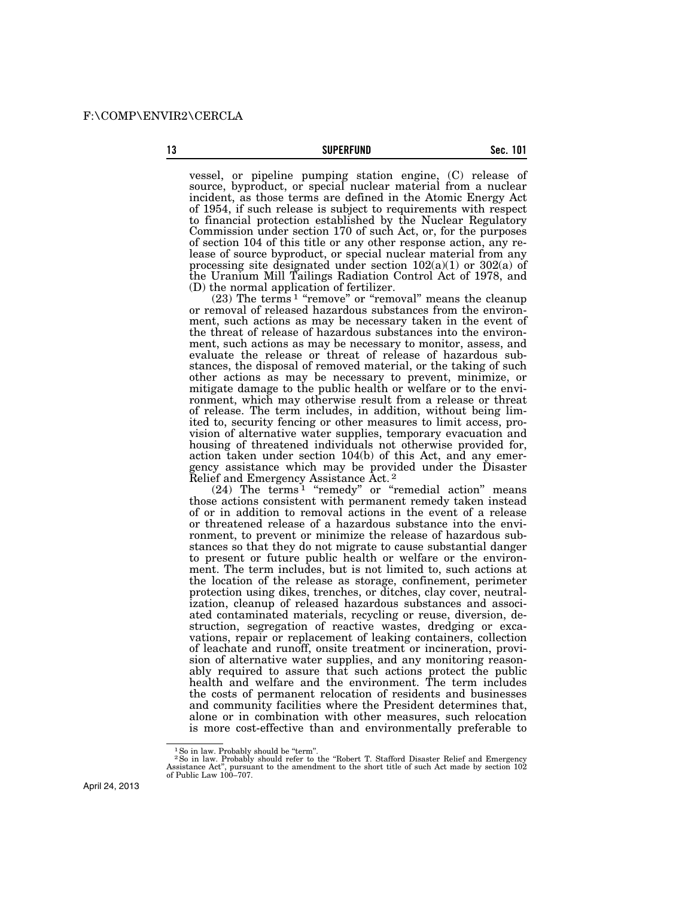vessel, or pipeline pumping station engine, (C) release of source, byproduct, or special nuclear material from a nuclear incident, as those terms are defined in the Atomic Energy Act of 1954, if such release is subject to requirements with respect to financial protection established by the Nuclear Regulatory Commission under section 170 of such Act, or, for the purposes of section 104 of this title or any other response action, any release of source byproduct, or special nuclear material from any processing site designated under section 102(a)(1) or 302(a) of the Uranium Mill Tailings Radiation Control Act of 1978, and (D) the normal application of fertilizer.

(23) The terms[1] "remove" or "removal" means the cleanup or removal of released hazardous substances from the environment, such actions as may be necessary taken in the event of the threat of release of hazardous substances into the environment, such actions as may be necessary to monitor, assess, and evaluate the release or threat of release of hazardous substances, the disposal of removed material, or the taking of such other actions as may be necessary to prevent, minimize, or mitigate damage to the public health or welfare or to the environment, which may otherwise result from a release or threat of release. The term includes, in addition, without being limited to, security fencing or other measures to limit access, provision of alternative water supplies, temporary evacuation and housing of threatened individuals not otherwise provided for, action taken under section 104(b) of this Act, and any emergency assistance which may be provided under the Disaster Relief and Emergency Assistance Act.[2]

(24) The terms[1] "remedy" or "remedial action" means those actions consistent with permanent remedy taken instead of or in addition to removal actions in the event of a release or threatened release of a hazardous substance into the environment, to prevent or minimize the release of hazardous substances so that they do not migrate to cause substantial danger to present or future public health or welfare or the environment. The term includes, but is not limited to, such actions at the location of the release as storage, confinement, perimeter protection using dikes, trenches, or ditches, clay cover, neutralization, cleanup of released hazardous substances and associated contaminated materials, recycling or reuse, diversion, destruction, segregation of reactive wastes, dredging or excavations, repair or replacement of leaking containers, collection of leachate and runoff, onsite treatment or incineration, provision of alternative water supplies, and any monitoring reasonably required to assure that such actions protect the public health and welfare and the environment. The term includes the costs of permanent relocation of residents and businesses and community facilities where the President determines that, alone or in combination with other measures, such relocation is more cost-effective than and environmentally preferable to

[1] So in law. Probably should be "term".

[2] So in law. Probably should refer to the "Robert T. Stafford Disaster Relief and Emergency Assistance Act", pursuant to the amendment to the short title of such Act made by section 102 of Public Law 100–707.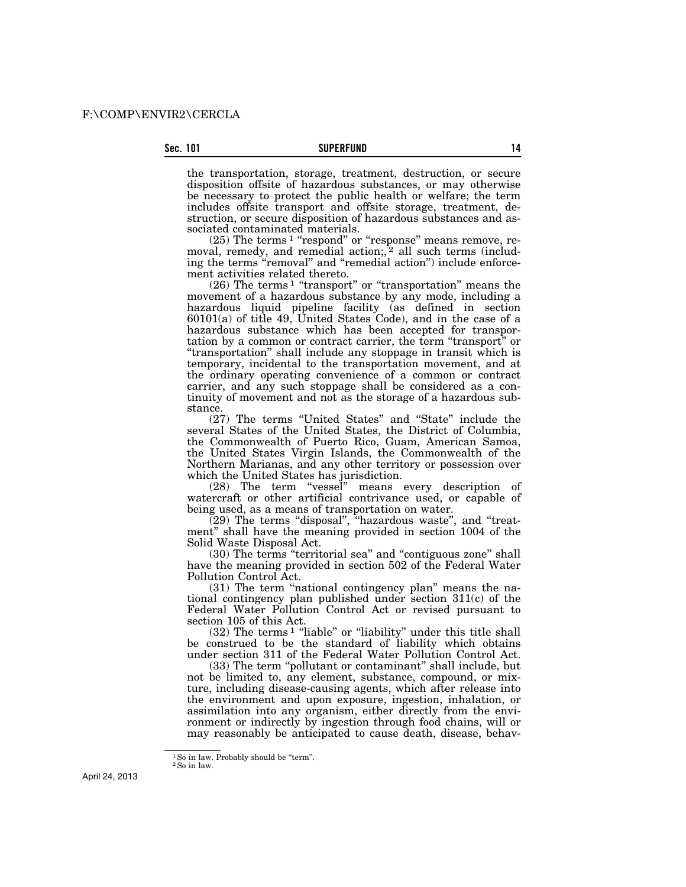the transportation, storage, treatment, destruction, or secure disposition offsite of hazardous substances, or may otherwise be necessary to protect the public health or welfare; the term includes offsite transport and offsite storage, treatment, destruction, or secure disposition of hazardous substances and associated contaminated materials.

(25) The terms [1] "respond" or "response" means remove, removal, remedy, and remedial action;, [2] all such terms (including the terms "removal" and "remedial action") include enforcement activities related thereto.

(26) The terms [1] "transport" or "transportation" means the movement of a hazardous substance by any mode, including a hazardous liquid pipeline facility (as defined in section 60101(a) of title 49, United States Code), and in the case of a hazardous substance which has been accepted for transportation by a common or contract carrier, the term "transport" or "transportation" shall include any stoppage in transit which is temporary, incidental to the transportation movement, and at the ordinary operating convenience of a common or contract carrier, and any such stoppage shall be considered as a continuity of movement and not as the storage of a hazardous substance.

(27) The terms "United States" and "State" include the several States of the United States, the District of Columbia, the Commonwealth of Puerto Rico, Guam, American Samoa, the United States Virgin Islands, the Commonwealth of the Northern Marianas, and any other territory or possession over which the United States has jurisdiction.

(28) The term "vessel" means every description of watercraft or other artificial contrivance used, or capable of being used, as a means of transportation on water.

(29) The terms "disposal", "hazardous waste", and "treatment" shall have the meaning provided in section 1004 of the Solid Waste Disposal Act.

(30) The terms "territorial sea" and "contiguous zone" shall have the meaning provided in section 502 of the Federal Water Pollution Control Act.

(31) The term "national contingency plan" means the national contingency plan published under section 311(c) of the Federal Water Pollution Control Act or revised pursuant to section 105 of this Act.

(32) The terms [1] "liable" or "liability" under this title shall be construed to be the standard of liability which obtains under section 311 of the Federal Water Pollution Control Act.

(33) The term "pollutant or contaminant" shall include, but not be limited to, any element, substance, compound, or mixture, including disease-causing agents, which after release into the environment and upon exposure, ingestion, inhalation, or assimilation into any organism, either directly from the environment or indirectly by ingestion through food chains, will or may reasonably be anticipated to cause death, disease, behav-

---

[1] So in law. Probably should be "term".

[2] So in law.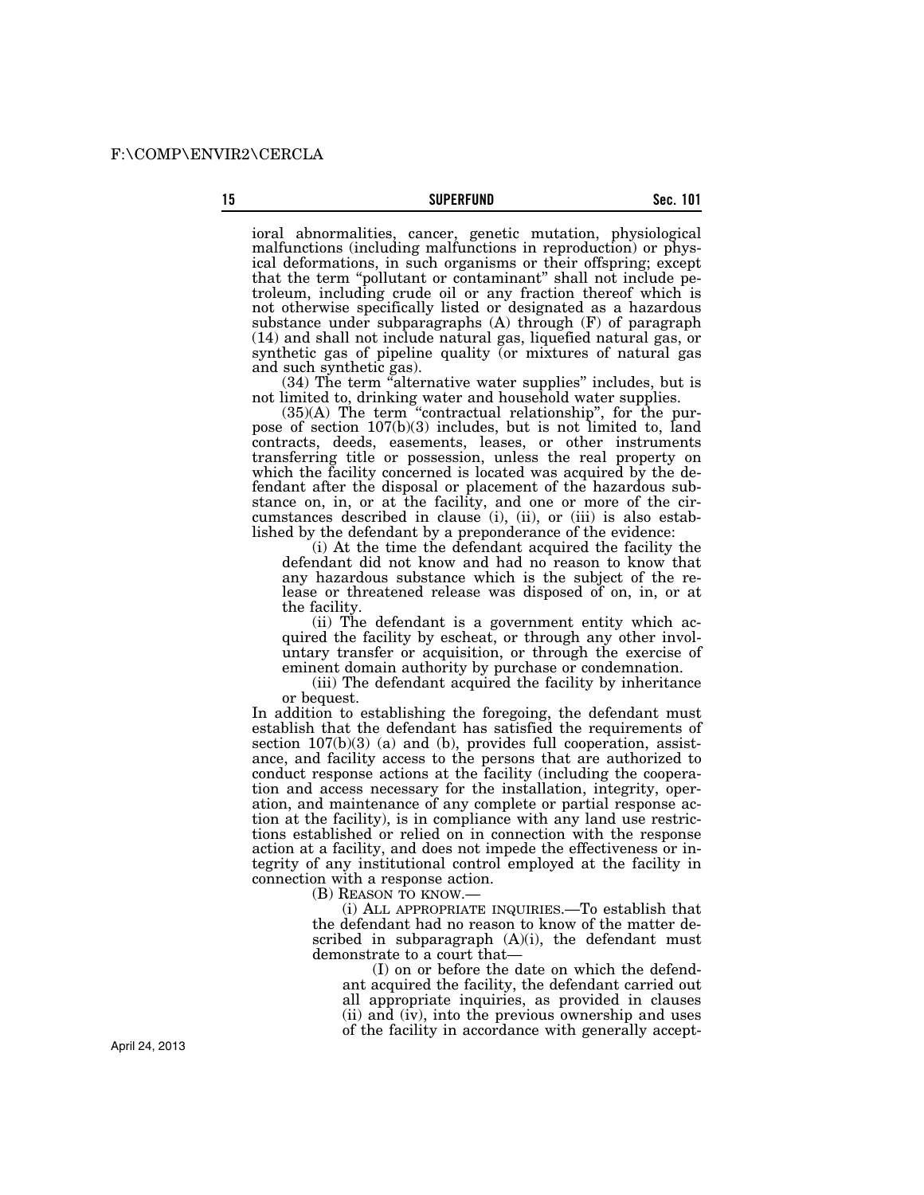ioral abnormalities, cancer, genetic mutation, physiological malfunctions (including malfunctions in reproduction) or physical deformations, in such organisms or their offspring; except that the term "pollutant or contaminant" shall not include petroleum, including crude oil or any fraction thereof which is not otherwise specifically listed or designated as a hazardous substance under subparagraphs (A) through (F) of paragraph (14) and shall not include natural gas, liquefied natural gas, or synthetic gas of pipeline quality (or mixtures of natural gas and such synthetic gas).

(34) The term "alternative water supplies" includes, but is not limited to, drinking water and household water supplies.

(35)(A) The term "contractual relationship", for the purpose of section 107(b)(3) includes, but is not limited to, land contracts, deeds, easements, leases, or other instruments transferring title or possession, unless the real property on which the facility concerned is located was acquired by the defendant after the disposal or placement of the hazardous substance on, in, or at the facility, and one or more of the circumstances described in clause (i), (ii), or (iii) is also established by the defendant by a preponderance of the evidence:

(i) At the time the defendant acquired the facility the defendant did not know and had no reason to know that any hazardous substance which is the subject of the release or threatened release was disposed of on, in, or at the facility.

(ii) The defendant is a government entity which acquired the facility by escheat, or through any other involuntary transfer or acquisition, or through the exercise of eminent domain authority by purchase or condemnation.

(iii) The defendant acquired the facility by inheritance or bequest.

In addition to establishing the foregoing, the defendant must establish that the defendant has satisfied the requirements of section 107(b)(3) (a) and (b), provides full cooperation, assistance, and facility access to the persons that are authorized to conduct response actions at the facility (including the cooperation and access necessary for the installation, integrity, operation, and maintenance of any complete or partial response action at the facility), is in compliance with any land use restrictions established or relied on in connection with the response action at a facility, and does not impede the effectiveness or integrity of any institutional control employed at the facility in connection with a response action.

(B) REASON TO KNOW.—

(i) ALL APPROPRIATE INQUIRIES.—To establish that the defendant had no reason to know of the matter described in subparagraph (A)(i), the defendant must demonstrate to a court that—

(I) on or before the date on which the defendant acquired the facility, the defendant carried out all appropriate inquiries, as provided in clauses (ii) and (iv), into the previous ownership and uses of the facility in accordance with generally accept-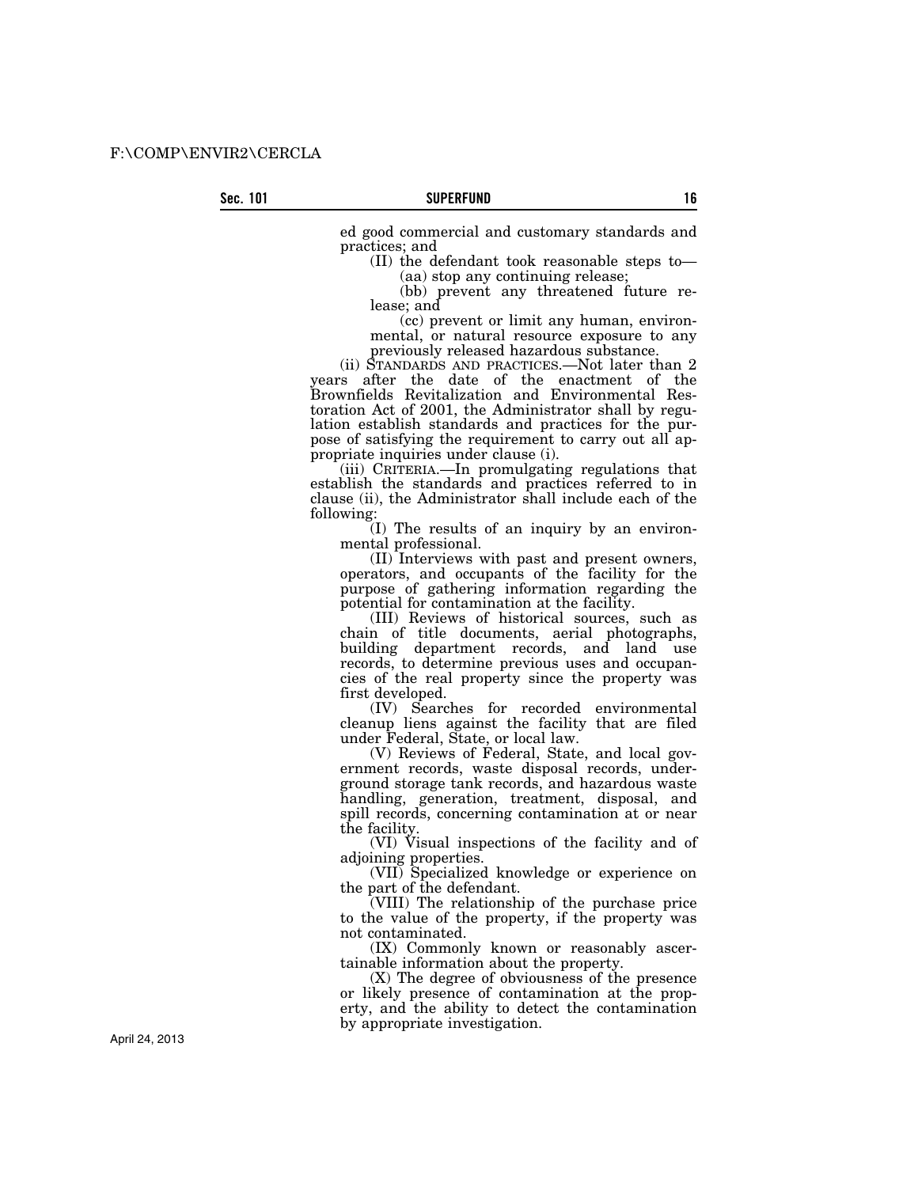ed good commercial and customary standards and practices; and

(II) the defendant took reasonable steps to—

(aa) stop any continuing release;

(bb) prevent any threatened future release; and

(cc) prevent or limit any human, environmental, or natural resource exposure to any previously released hazardous substance.

(ii) STANDARDS AND PRACTICES.—Not later than 2 years after the date of the enactment of the Brownfields Revitalization and Environmental Restoration Act of 2001, the Administrator shall by regulation establish standards and practices for the purpose of satisfying the requirement to carry out all appropriate inquiries under clause (i).

(iii) CRITERIA.—In promulgating regulations that establish the standards and practices referred to in clause (ii), the Administrator shall include each of the following:

(I) The results of an inquiry by an environmental professional.

(II) Interviews with past and present owners, operators, and occupants of the facility for the purpose of gathering information regarding the potential for contamination at the facility.

(III) Reviews of historical sources, such as chain of title documents, aerial photographs, building department records, and land use records, to determine previous uses and occupancies of the real property since the property was first developed.

(IV) Searches for recorded environmental cleanup liens against the facility that are filed under Federal, State, or local law.

(V) Reviews of Federal, State, and local government records, waste disposal records, underground storage tank records, and hazardous waste handling, generation, treatment, disposal, and spill records, concerning contamination at or near the facility.

(VI) Visual inspections of the facility and of adjoining properties.

(VII) Specialized knowledge or experience on the part of the defendant.

(VIII) The relationship of the purchase price to the value of the property, if the property was not contaminated.

(IX) Commonly known or reasonably ascertainable information about the property.

(X) The degree of obviousness of the presence or likely presence of contamination at the property, and the ability to detect the contamination by appropriate investigation.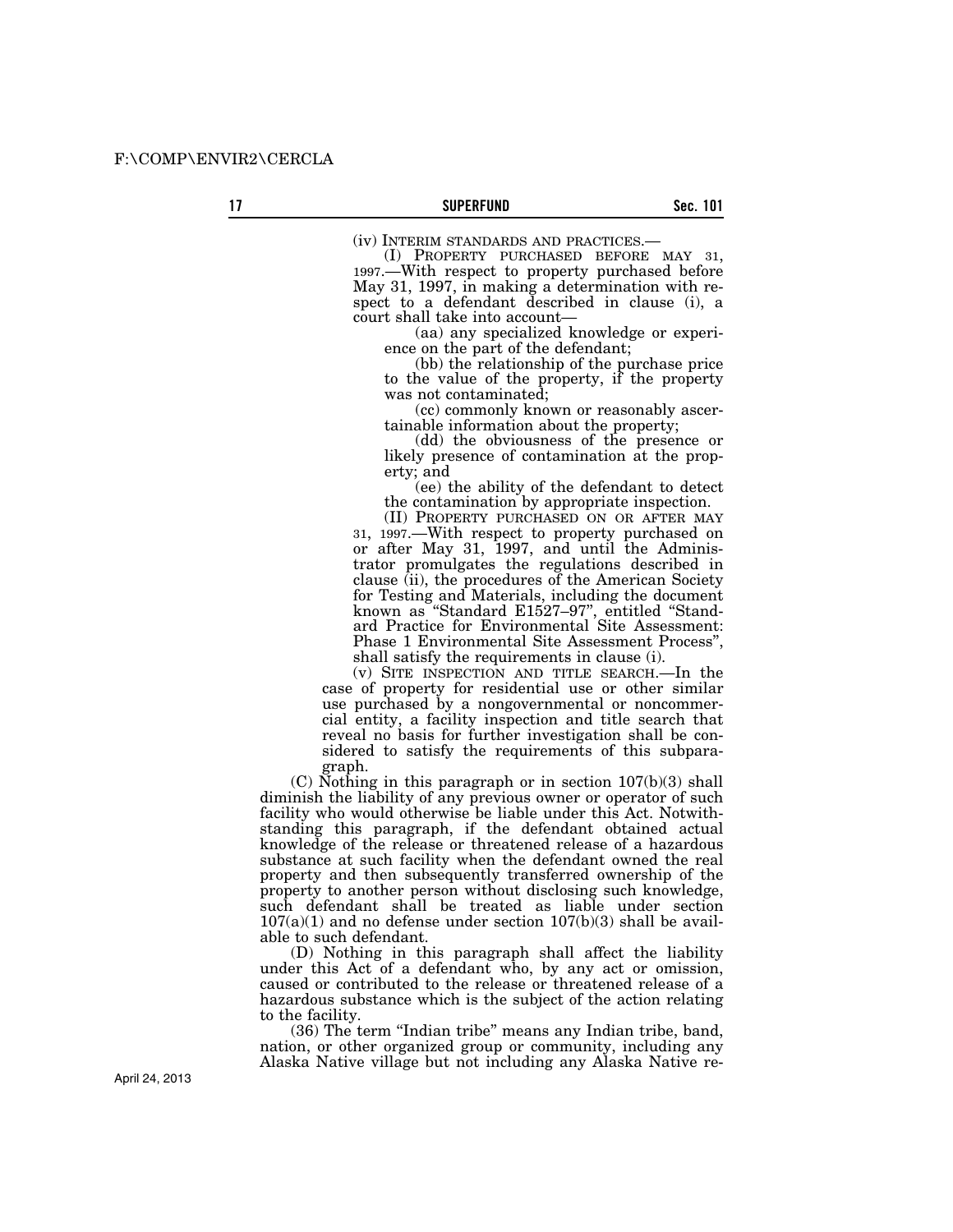(iv) INTERIM STANDARDS AND PRACTICES.—

(I) PROPERTY PURCHASED BEFORE MAY 31, 1997.—With respect to property purchased before May 31, 1997, in making a determination with respect to a defendant described in clause (i), a court shall take into account—

(aa) any specialized knowledge or experience on the part of the defendant;

(bb) the relationship of the purchase price to the value of the property, if the property was not contaminated;

(cc) commonly known or reasonably ascertainable information about the property;

(dd) the obviousness of the presence or likely presence of contamination at the property; and

(ee) the ability of the defendant to detect the contamination by appropriate inspection.

(II) PROPERTY PURCHASED ON OR AFTER MAY 31, 1997.—With respect to property purchased on or after May 31, 1997, and until the Administrator promulgates the regulations described in clause (ii), the procedures of the American Society for Testing and Materials, including the document known as "Standard E1527–97", entitled "Standard Practice for Environmental Site Assessment: Phase 1 Environmental Site Assessment Process", shall satisfy the requirements in clause (i).

(v) SITE INSPECTION AND TITLE SEARCH.—In the case of property for residential use or other similar use purchased by a nongovernmental or noncommercial entity, a facility inspection and title search that reveal no basis for further investigation shall be considered to satisfy the requirements of this subparagraph.

(C) Nothing in this paragraph or in section 107(b)(3) shall diminish the liability of any previous owner or operator of such facility who would otherwise be liable under this Act. Notwithstanding this paragraph, if the defendant obtained actual knowledge of the release or threatened release of a hazardous substance at such facility when the defendant owned the real property and then subsequently transferred ownership of the property to another person without disclosing such knowledge, such defendant shall be treated as liable under section 107(a)(1) and no defense under section 107(b)(3) shall be available to such defendant.

(D) Nothing in this paragraph shall affect the liability under this Act of a defendant who, by any act or omission, caused or contributed to the release or threatened release of a hazardous substance which is the subject of the action relating to the facility.

(36) The term "Indian tribe" means any Indian tribe, band, nation, or other organized group or community, including any Alaska Native village but not including any Alaska Native re-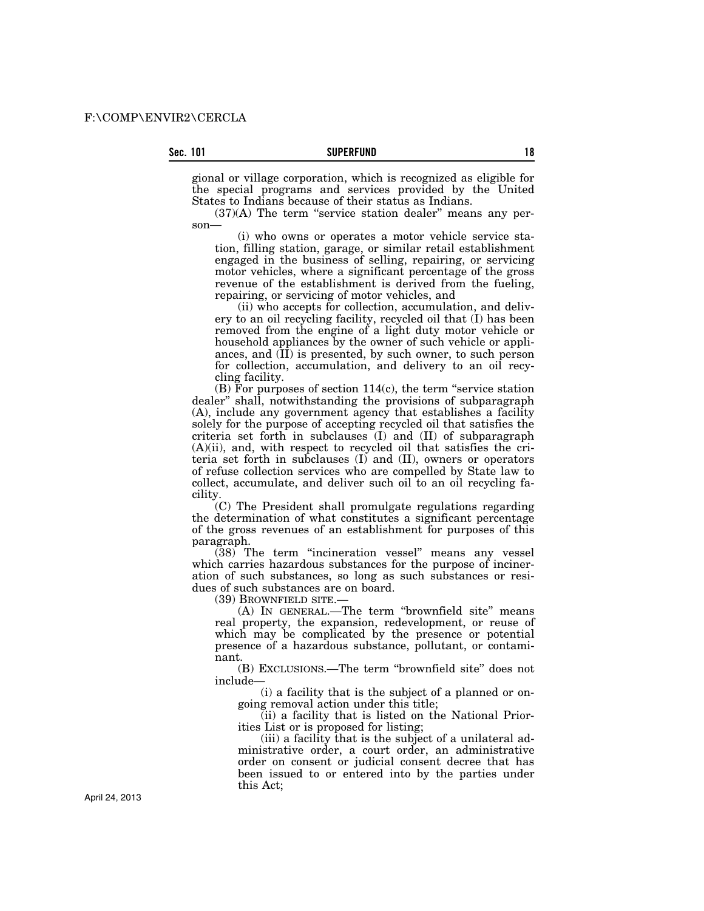gional or village corporation, which is recognized as eligible for the special programs and services provided by the United States to Indians because of their status as Indians.

(37)(A) The term "service station dealer" means any person—

(i) who owns or operates a motor vehicle service station, filling station, garage, or similar retail establishment engaged in the business of selling, repairing, or servicing motor vehicles, where a significant percentage of the gross revenue of the establishment is derived from the fueling, repairing, or servicing of motor vehicles, and

(ii) who accepts for collection, accumulation, and delivery to an oil recycling facility, recycled oil that (I) has been removed from the engine of a light duty motor vehicle or household appliances by the owner of such vehicle or appliances, and (II) is presented, by such owner, to such person for collection, accumulation, and delivery to an oil recycling facility.

(B) For purposes of section 114(c), the term "service station dealer" shall, notwithstanding the provisions of subparagraph (A), include any government agency that establishes a facility solely for the purpose of accepting recycled oil that satisfies the criteria set forth in subclauses (I) and (II) of subparagraph (A)(ii), and, with respect to recycled oil that satisfies the criteria set forth in subclauses (I) and (II), owners or operators of refuse collection services who are compelled by State law to collect, accumulate, and deliver such oil to an oil recycling facility.

(C) The President shall promulgate regulations regarding the determination of what constitutes a significant percentage of the gross revenues of an establishment for purposes of this paragraph.

(38) The term "incineration vessel" means any vessel which carries hazardous substances for the purpose of incineration of such substances, so long as such substances or residues of such substances are on board.

(39) BROWNFIELD SITE.—

(A) IN GENERAL.—The term "brownfield site" means real property, the expansion, redevelopment, or reuse of which may be complicated by the presence or potential presence of a hazardous substance, pollutant, or contaminant.

(B) EXCLUSIONS.—The term "brownfield site" does not include—

(i) a facility that is the subject of a planned or ongoing removal action under this title;

(ii) a facility that is listed on the National Priorities List or is proposed for listing;

(iii) a facility that is the subject of a unilateral administrative order, a court order, an administrative order on consent or judicial consent decree that has been issued to or entered into by the parties under this Act;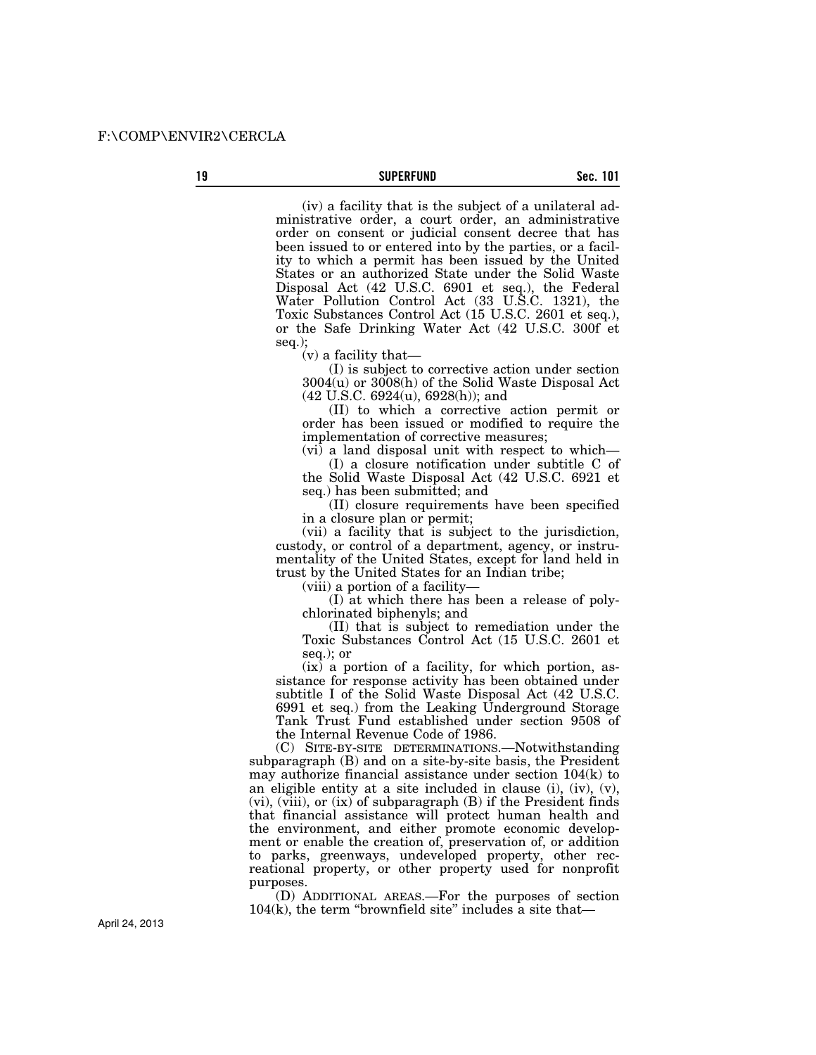(iv) a facility that is the subject of a unilateral administrative order, a court order, an administrative order on consent or judicial consent decree that has been issued to or entered into by the parties, or a facility to which a permit has been issued by the United States or an authorized State under the Solid Waste Disposal Act (42 U.S.C. 6901 et seq.), the Federal Water Pollution Control Act (33 U.S.C. 1321), the Toxic Substances Control Act (15 U.S.C. 2601 et seq.), or the Safe Drinking Water Act (42 U.S.C. 300f et seq.);

(v) a facility that—

(I) is subject to corrective action under section 3004(u) or 3008(h) of the Solid Waste Disposal Act (42 U.S.C. 6924(u), 6928(h)); and

(II) to which a corrective action permit or order has been issued or modified to require the implementation of corrective measures;

(vi) a land disposal unit with respect to which—

(I) a closure notification under subtitle C of the Solid Waste Disposal Act (42 U.S.C. 6921 et seq.) has been submitted; and

(II) closure requirements have been specified in a closure plan or permit;

(vii) a facility that is subject to the jurisdiction, custody, or control of a department, agency, or instrumentality of the United States, except for land held in trust by the United States for an Indian tribe;

(viii) a portion of a facility—

(I) at which there has been a release of polychlorinated biphenyls; and

(II) that is subject to remediation under the Toxic Substances Control Act (15 U.S.C. 2601 et seq.); or

(ix) a portion of a facility, for which portion, assistance for response activity has been obtained under subtitle I of the Solid Waste Disposal Act (42 U.S.C. 6991 et seq.) from the Leaking Underground Storage Tank Trust Fund established under section 9508 of the Internal Revenue Code of 1986.

(C) SITE-BY-SITE DETERMINATIONS.—Notwithstanding subparagraph (B) and on a site-by-site basis, the President may authorize financial assistance under section 104(k) to an eligible entity at a site included in clause (i), (iv), (v), (vi), (viii), or (ix) of subparagraph (B) if the President finds that financial assistance will protect human health and the environment, and either promote economic development or enable the creation of, preservation of, or addition to parks, greenways, undeveloped property, other recreational property, or other property used for nonprofit purposes.

(D) ADDITIONAL AREAS.—For the purposes of section 104(k), the term "brownfield site" includes a site that—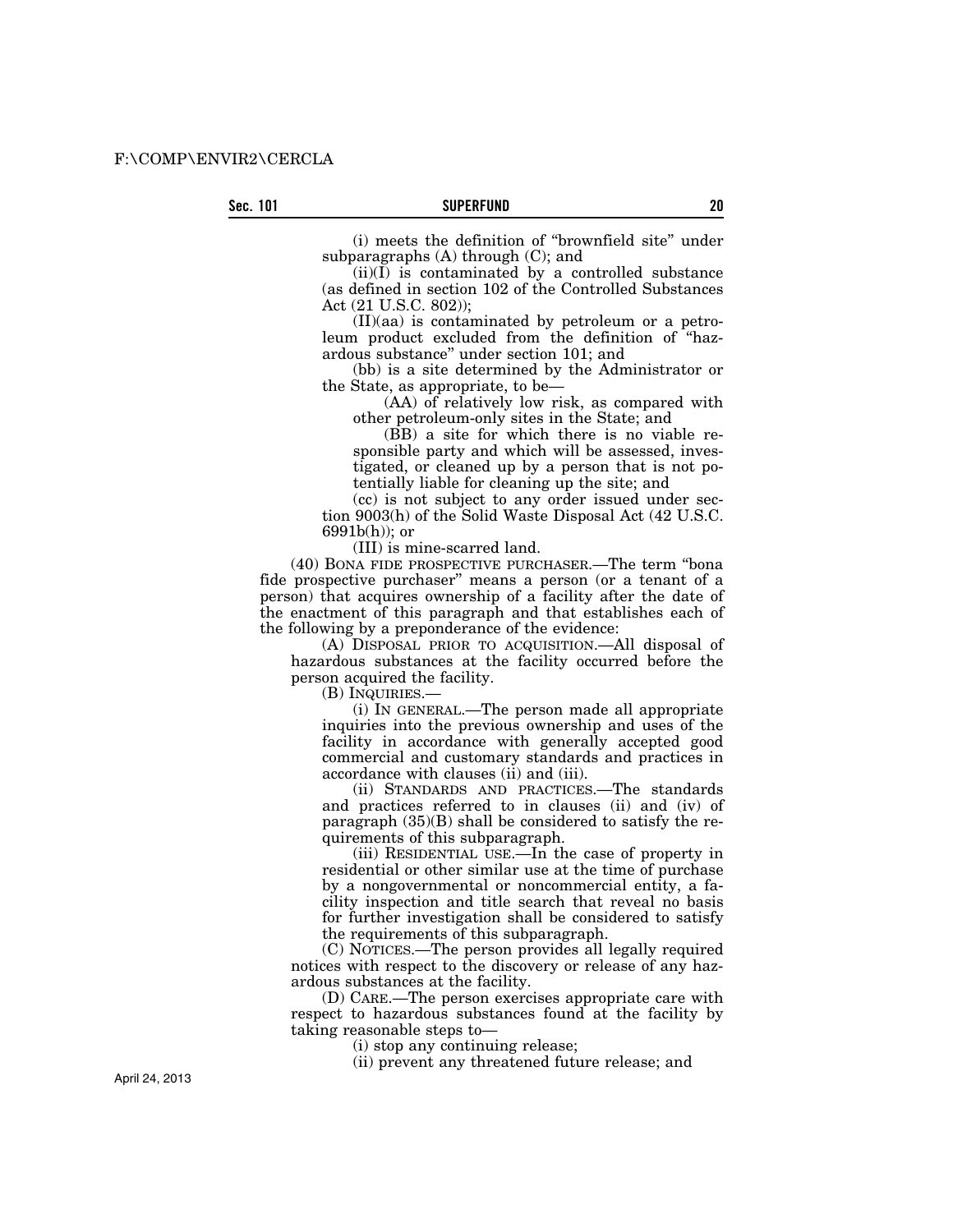(i) meets the definition of "brownfield site" under subparagraphs (A) through (C); and

(ii)(I) is contaminated by a controlled substance (as defined in section 102 of the Controlled Substances Act (21 U.S.C. 802));

(II)(aa) is contaminated by petroleum or a petroleum product excluded from the definition of "hazardous substance" under section 101; and

(bb) is a site determined by the Administrator or the State, as appropriate, to be—

(AA) of relatively low risk, as compared with other petroleum-only sites in the State; and

(BB) a site for which there is no viable responsible party and which will be assessed, investigated, or cleaned up by a person that is not potentially liable for cleaning up the site; and

(cc) is not subject to any order issued under section 9003(h) of the Solid Waste Disposal Act (42 U.S.C. 6991b(h)); or

(III) is mine-scarred land.

(40) BONA FIDE PROSPECTIVE PURCHASER.—The term "bona fide prospective purchaser" means a person (or a tenant of a person) that acquires ownership of a facility after the date of the enactment of this paragraph and that establishes each of the following by a preponderance of the evidence:

(A) DISPOSAL PRIOR TO ACQUISITION.—All disposal of hazardous substances at the facility occurred before the person acquired the facility.

(B) INQUIRIES.—

(i) IN GENERAL.—The person made all appropriate inquiries into the previous ownership and uses of the facility in accordance with generally accepted good commercial and customary standards and practices in accordance with clauses (ii) and (iii).

(ii) STANDARDS AND PRACTICES.—The standards and practices referred to in clauses (ii) and (iv) of paragraph (35)(B) shall be considered to satisfy the requirements of this subparagraph.

(iii) RESIDENTIAL USE.—In the case of property in residential or other similar use at the time of purchase by a nongovernmental or noncommercial entity, a facility inspection and title search that reveal no basis for further investigation shall be considered to satisfy the requirements of this subparagraph.

(C) NOTICES.—The person provides all legally required notices with respect to the discovery or release of any hazardous substances at the facility.

(D) CARE.—The person exercises appropriate care with respect to hazardous substances found at the facility by taking reasonable steps to—

(i) stop any continuing release;

(ii) prevent any threatened future release; and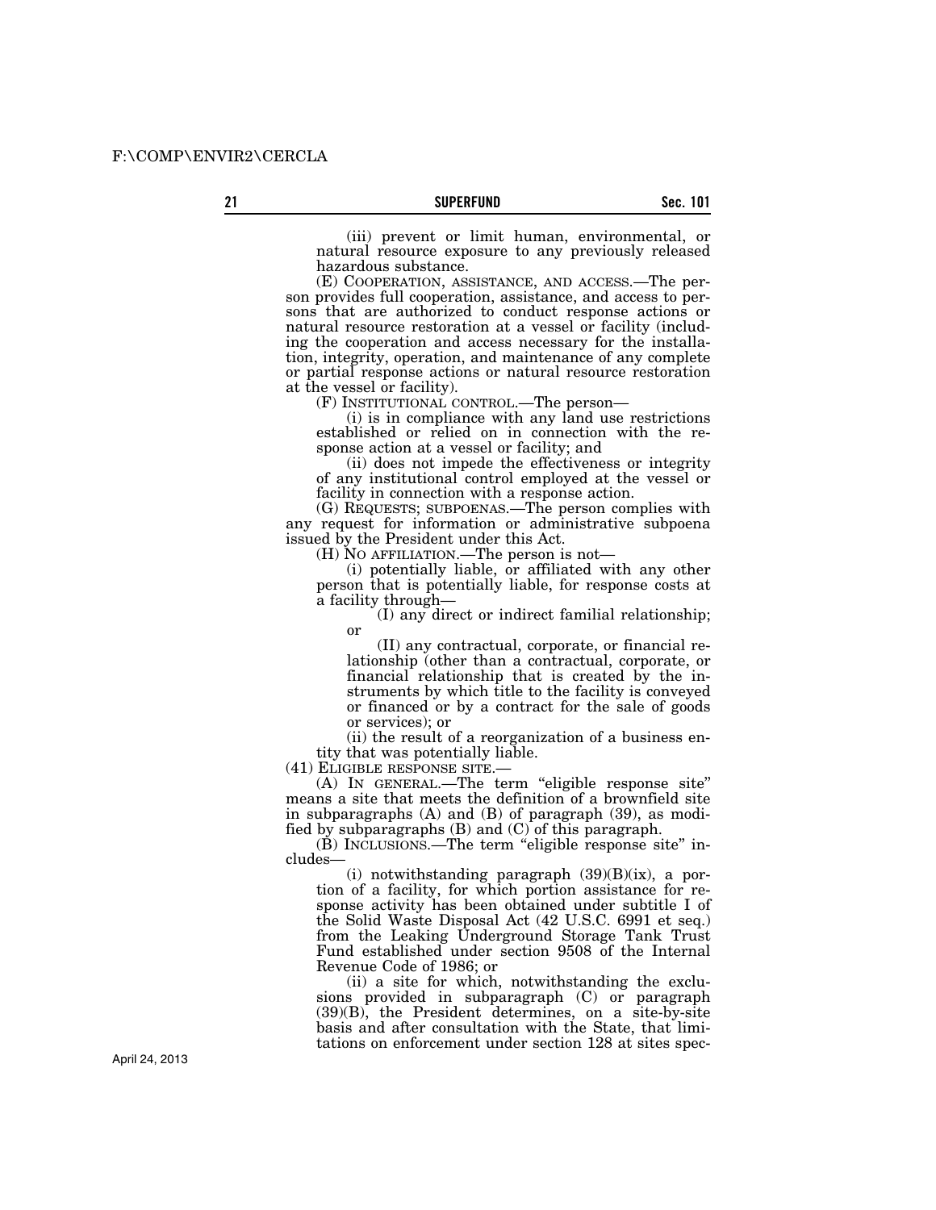(iii) prevent or limit human, environmental, or natural resource exposure to any previously released hazardous substance.

(E) COOPERATION, ASSISTANCE, AND ACCESS.—The person provides full cooperation, assistance, and access to persons that are authorized to conduct response actions or natural resource restoration at a vessel or facility (including the cooperation and access necessary for the installation, integrity, operation, and maintenance of any complete or partial response actions or natural resource restoration at the vessel or facility).

(F) INSTITUTIONAL CONTROL.—The person—

(i) is in compliance with any land use restrictions established or relied on in connection with the response action at a vessel or facility; and

(ii) does not impede the effectiveness or integrity of any institutional control employed at the vessel or facility in connection with a response action.

(G) REQUESTS; SUBPOENAS.—The person complies with any request for information or administrative subpoena issued by the President under this Act.

(H) NO AFFILIATION.—The person is not—

(i) potentially liable, or affiliated with any other person that is potentially liable, for response costs at a facility through—

(I) any direct or indirect familial relationship; or

(II) any contractual, corporate, or financial relationship (other than a contractual, corporate, or financial relationship that is created by the instruments by which title to the facility is conveyed or financed or by a contract for the sale of goods or services); or

(ii) the result of a reorganization of a business entity that was potentially liable.

(41) ELIGIBLE RESPONSE SITE.—

(A) IN GENERAL.—The term "eligible response site" means a site that meets the definition of a brownfield site in subparagraphs (A) and (B) of paragraph (39), as modified by subparagraphs (B) and (C) of this paragraph.

(B) INCLUSIONS.—The term "eligible response site" includes—

(i) notwithstanding paragraph (39)(B)(ix), a portion of a facility, for which portion assistance for response activity has been obtained under subtitle I of the Solid Waste Disposal Act (42 U.S.C. 6991 et seq.) from the Leaking Underground Storage Tank Trust Fund established under section 9508 of the Internal Revenue Code of 1986; or

(ii) a site for which, notwithstanding the exclusions provided in subparagraph (C) or paragraph (39)(B), the President determines, on a site-by-site basis and after consultation with the State, that limitations on enforcement under section 128 at sites spec-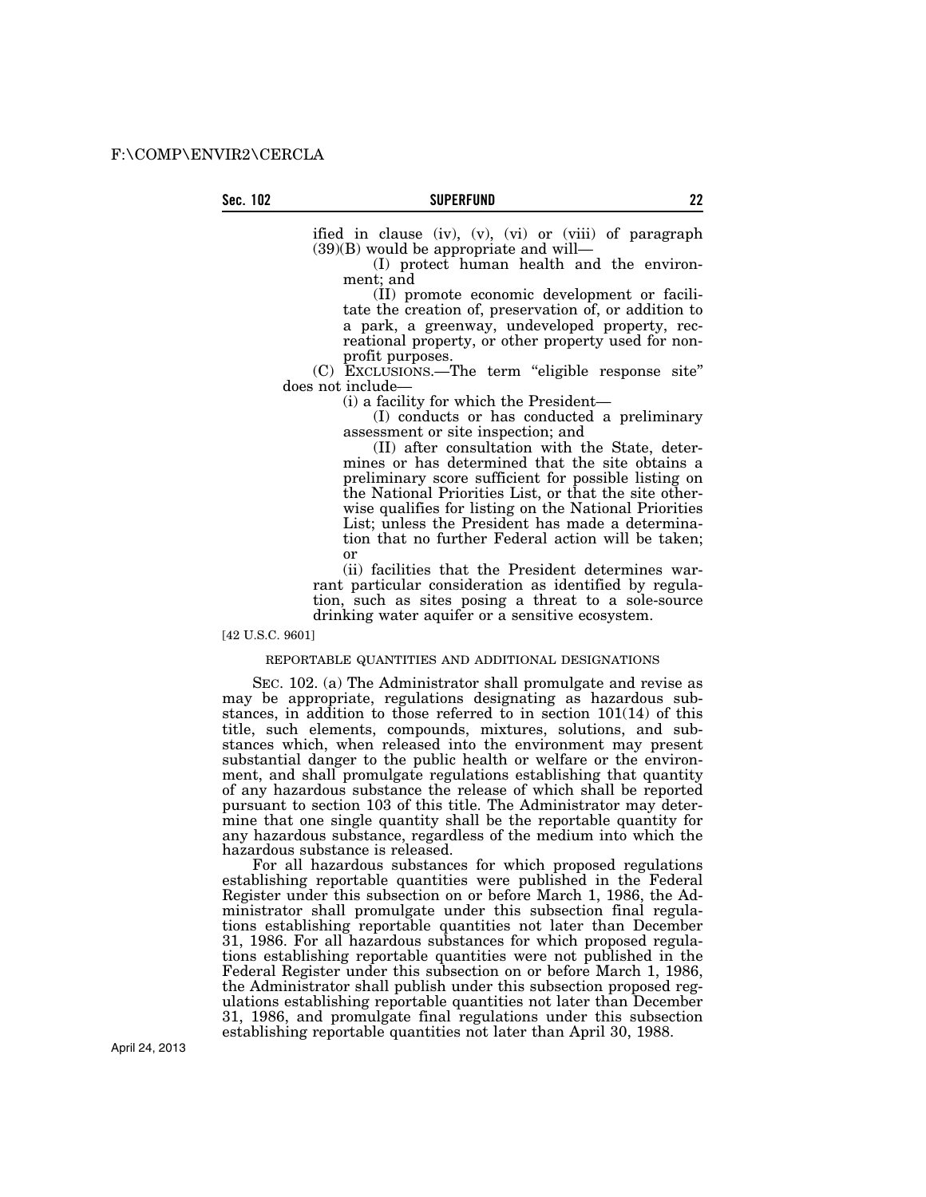ified in clause (iv), (v), (vi) or (viii) of paragraph (39)(B) would be appropriate and will—

(I) protect human health and the environment; and

(II) promote economic development or facilitate the creation of, preservation of, or addition to a park, a greenway, undeveloped property, recreational property, or other property used for nonprofit purposes.

(C) EXCLUSIONS.—The term "eligible response site" does not include—

(i) a facility for which the President—

(I) conducts or has conducted a preliminary assessment or site inspection; and

(II) after consultation with the State, determines or has determined that the site obtains a preliminary score sufficient for possible listing on the National Priorities List, or that the site otherwise qualifies for listing on the National Priorities List; unless the President has made a determination that no further Federal action will be taken; or

(ii) facilities that the President determines warrant particular consideration as identified by regulation, such as sites posing a threat to a sole-source drinking water aquifer or a sensitive ecosystem.

[42 U.S.C. 9601]

REPORTABLE QUANTITIES AND ADDITIONAL DESIGNATIONS

SEC. 102. (a) The Administrator shall promulgate and revise as may be appropriate, regulations designating as hazardous substances, in addition to those referred to in section 101(14) of this title, such elements, compounds, mixtures, solutions, and substances which, when released into the environment may present substantial danger to the public health or welfare or the environment, and shall promulgate regulations establishing that quantity of any hazardous substance the release of which shall be reported pursuant to section 103 of this title. The Administrator may determine that one single quantity shall be the reportable quantity for any hazardous substance, regardless of the medium into which the hazardous substance is released.

For all hazardous substances for which proposed regulations establishing reportable quantities were published in the Federal Register under this subsection on or before March 1, 1986, the Administrator shall promulgate under this subsection final regulations establishing reportable quantities not later than December 31, 1986. For all hazardous substances for which proposed regulations establishing reportable quantities were not published in the Federal Register under this subsection on or before March 1, 1986, the Administrator shall publish under this subsection proposed regulations establishing reportable quantities not later than December 31, 1986, and promulgate final regulations under this subsection establishing reportable quantities not later than April 30, 1988.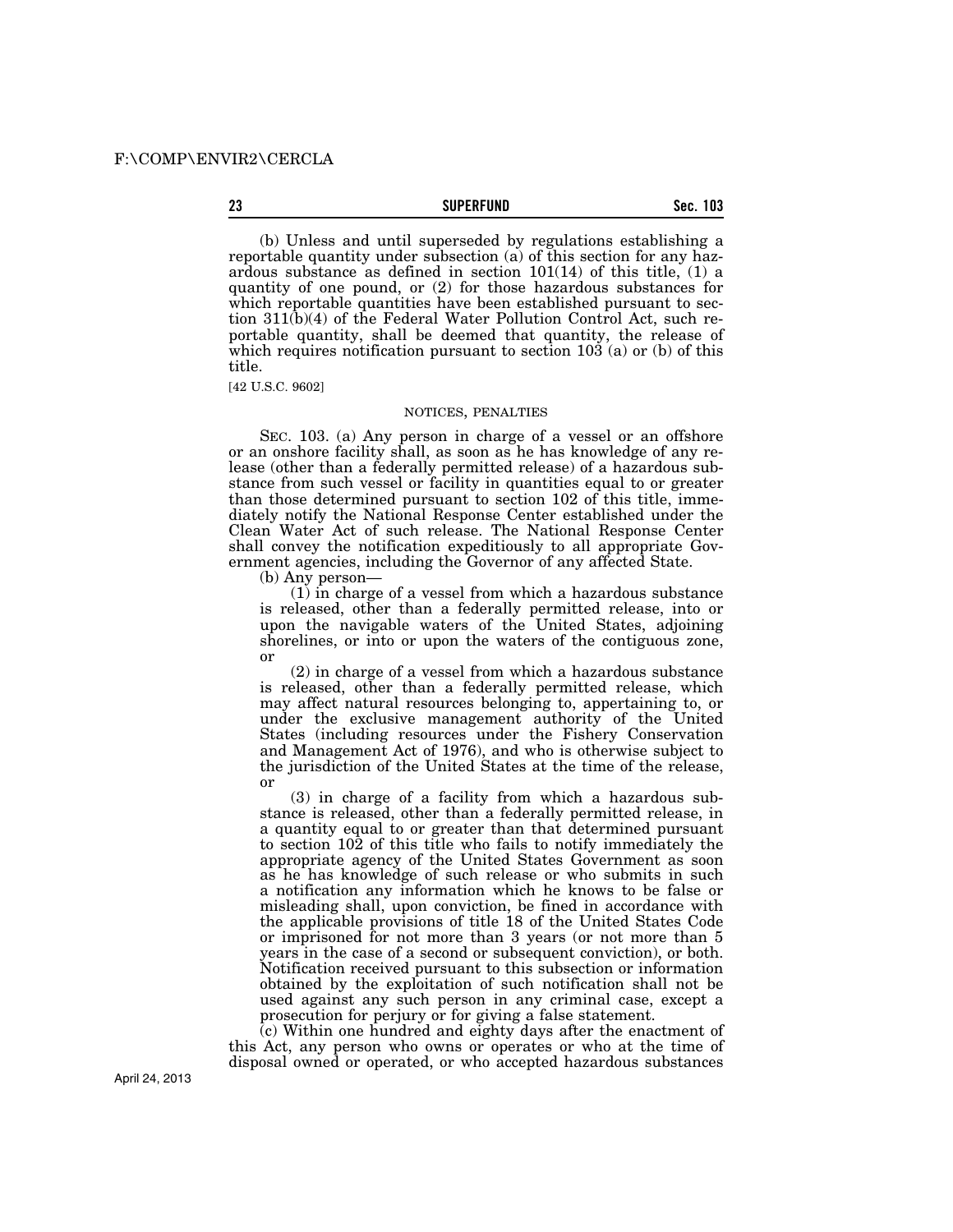(b) Unless and until superseded by regulations establishing a reportable quantity under subsection (a) of this section for any hazardous substance as defined in section 101(14) of this title, (1) a quantity of one pound, or (2) for those hazardous substances for which reportable quantities have been established pursuant to section 311(b)(4) of the Federal Water Pollution Control Act, such reportable quantity, shall be deemed that quantity, the release of which requires notification pursuant to section 103 (a) or (b) of this title.

[42 U.S.C. 9602]

NOTICES, PENALTIES

SEC. 103. (a) Any person in charge of a vessel or an offshore or an onshore facility shall, as soon as he has knowledge of any release (other than a federally permitted release) of a hazardous substance from such vessel or facility in quantities equal to or greater than those determined pursuant to section 102 of this title, immediately notify the National Response Center established under the Clean Water Act of such release. The National Response Center shall convey the notification expeditiously to all appropriate Government agencies, including the Governor of any affected State.

(b) Any person—

(1) in charge of a vessel from which a hazardous substance is released, other than a federally permitted release, into or upon the navigable waters of the United States, adjoining shorelines, or into or upon the waters of the contiguous zone, or

(2) in charge of a vessel from which a hazardous substance is released, other than a federally permitted release, which may affect natural resources belonging to, appertaining to, or under the exclusive management authority of the United States (including resources under the Fishery Conservation and Management Act of 1976), and who is otherwise subject to the jurisdiction of the United States at the time of the release, or

(3) in charge of a facility from which a hazardous substance is released, other than a federally permitted release, in a quantity equal to or greater than that determined pursuant to section 102 of this title who fails to notify immediately the appropriate agency of the United States Government as soon as he has knowledge of such release or who submits in such a notification any information which he knows to be false or misleading shall, upon conviction, be fined in accordance with the applicable provisions of title 18 of the United States Code or imprisoned for not more than 3 years (or not more than 5 years in the case of a second or subsequent conviction), or both. Notification received pursuant to this subsection or information obtained by the exploitation of such notification shall not be used against any such person in any criminal case, except a prosecution for perjury or for giving a false statement.

(c) Within one hundred and eighty days after the enactment of this Act, any person who owns or operates or who at the time of disposal owned or operated, or who accepted hazardous substances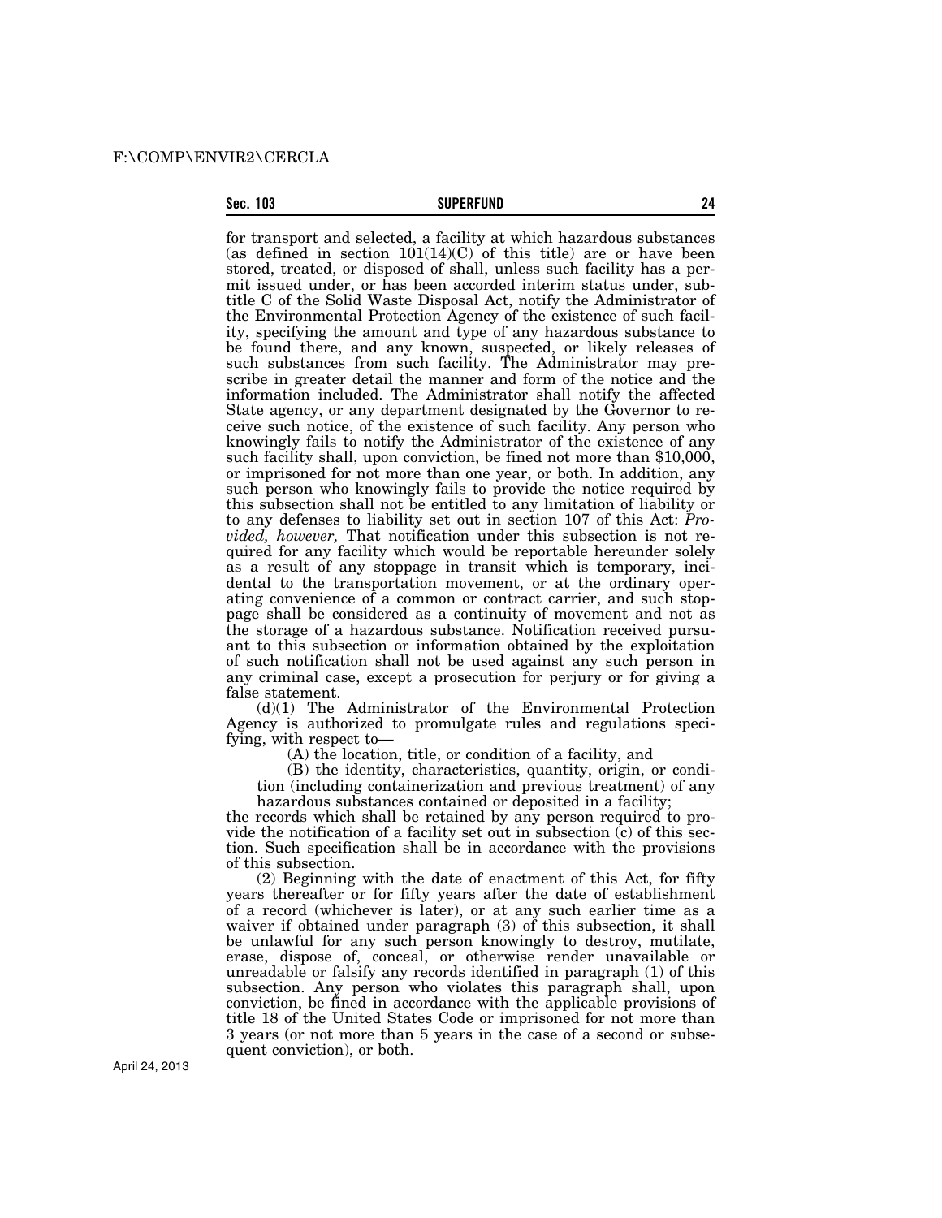for transport and selected, a facility at which hazardous substances (as defined in section 101(14)(C) of this title) are or have been stored, treated, or disposed of shall, unless such facility has a permit issued under, or has been accorded interim status under, subtitle C of the Solid Waste Disposal Act, notify the Administrator of the Environmental Protection Agency of the existence of such facility, specifying the amount and type of any hazardous substance to be found there, and any known, suspected, or likely releases of such substances from such facility. The Administrator may prescribe in greater detail the manner and form of the notice and the information included. The Administrator shall notify the affected State agency, or any department designated by the Governor to receive such notice, of the existence of such facility. Any person who knowingly fails to notify the Administrator of the existence of any such facility shall, upon conviction, be fined not more than $10,000, or imprisoned for not more than one year, or both. In addition, any such person who knowingly fails to provide the notice required by this subsection shall not be entitled to any limitation of liability or to any defenses to liability set out in section 107 of this Act: *Provided, however,* That notification under this subsection is not required for any facility which would be reportable hereunder solely as a result of any stoppage in transit which is temporary, incidental to the transportation movement, or at the ordinary operating convenience of a common or contract carrier, and such stoppage shall be considered as a continuity of movement and not as the storage of a hazardous substance. Notification received pursuant to this subsection or information obtained by the exploitation of such notification shall not be used against any such person in any criminal case, except a prosecution for perjury or for giving a false statement.

(d)(1) The Administrator of the Environmental Protection Agency is authorized to promulgate rules and regulations specifying, with respect to—

(A) the location, title, or condition of a facility, and

(B) the identity, characteristics, quantity, origin, or condition (including containerization and previous treatment) of any hazardous substances contained or deposited in a facility;

the records which shall be retained by any person required to provide the notification of a facility set out in subsection (c) of this section. Such specification shall be in accordance with the provisions of this subsection.

(2) Beginning with the date of enactment of this Act, for fifty years thereafter or for fifty years after the date of establishment of a record (whichever is later), or at any such earlier time as a waiver if obtained under paragraph (3) of this subsection, it shall be unlawful for any such person knowingly to destroy, mutilate, erase, dispose of, conceal, or otherwise render unavailable or unreadable or falsify any records identified in paragraph (1) of this subsection. Any person who violates this paragraph shall, upon conviction, be fined in accordance with the applicable provisions of title 18 of the United States Code or imprisoned for not more than 3 years (or not more than 5 years in the case of a second or subsequent conviction), or both.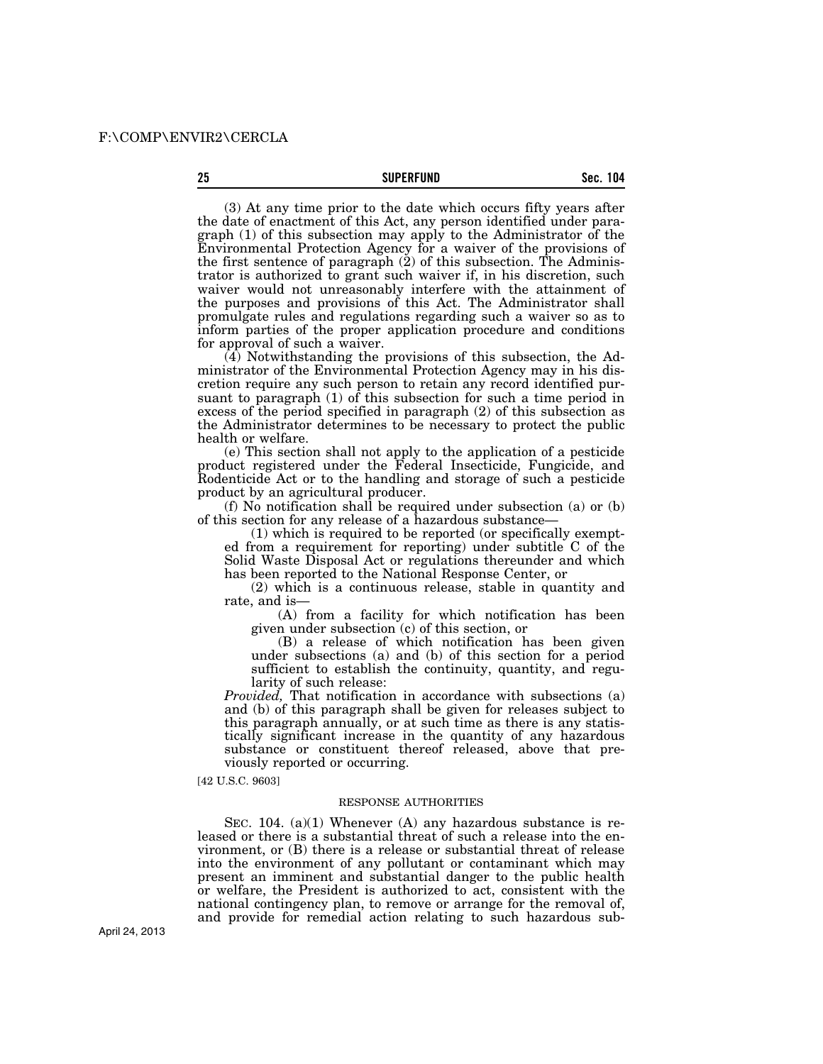(3) At any time prior to the date which occurs fifty years after the date of enactment of this Act, any person identified under paragraph (1) of this subsection may apply to the Administrator of the Environmental Protection Agency for a waiver of the provisions of the first sentence of paragraph (2) of this subsection. The Administrator is authorized to grant such waiver if, in his discretion, such waiver would not unreasonably interfere with the attainment of the purposes and provisions of this Act. The Administrator shall promulgate rules and regulations regarding such a waiver so as to inform parties of the proper application procedure and conditions for approval of such a waiver.

(4) Notwithstanding the provisions of this subsection, the Administrator of the Environmental Protection Agency may in his discretion require any such person to retain any record identified pursuant to paragraph (1) of this subsection for such a time period in excess of the period specified in paragraph (2) of this subsection as the Administrator determines to be necessary to protect the public health or welfare.

(e) This section shall not apply to the application of a pesticide product registered under the Federal Insecticide, Fungicide, and Rodenticide Act or to the handling and storage of such a pesticide product by an agricultural producer.

(f) No notification shall be required under subsection (a) or (b) of this section for any release of a hazardous substance—

(1) which is required to be reported (or specifically exempted from a requirement for reporting) under subtitle C of the Solid Waste Disposal Act or regulations thereunder and which has been reported to the National Response Center, or

(2) which is a continuous release, stable in quantity and rate, and is—

(A) from a facility for which notification has been given under subsection (c) of this section, or

(B) a release of which notification has been given under subsections (a) and (b) of this section for a period sufficient to establish the continuity, quantity, and regularity of such release:

*Provided,* That notification in accordance with subsections (a) and (b) of this paragraph shall be given for releases subject to this paragraph annually, or at such time as there is any statistically significant increase in the quantity of any hazardous substance or constituent thereof released, above that previously reported or occurring.

[42 U.S.C. 9603]

RESPONSE AUTHORITIES

SEC. 104. (a)(1) Whenever (A) any hazardous substance is released or there is a substantial threat of such a release into the environment, or (B) there is a release or substantial threat of release into the environment of any pollutant or contaminant which may present an imminent and substantial danger to the public health or welfare, the President is authorized to act, consistent with the national contingency plan, to remove or arrange for the removal of, and provide for remedial action relating to such hazardous sub-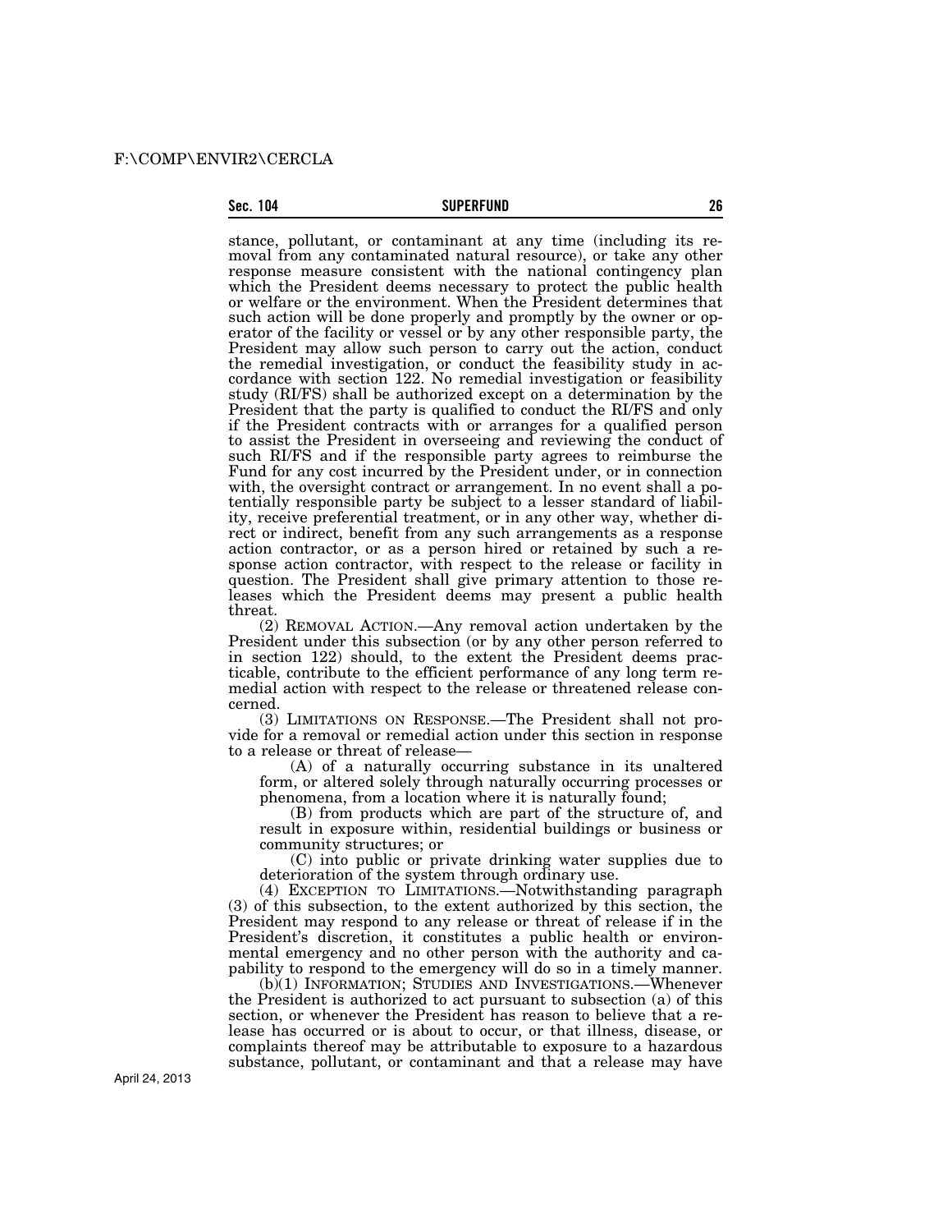stance, pollutant, or contaminant at any time (including its removal from any contaminated natural resource), or take any other response measure consistent with the national contingency plan which the President deems necessary to protect the public health or welfare or the environment. When the President determines that such action will be done properly and promptly by the owner or operator of the facility or vessel or by any other responsible party, the President may allow such person to carry out the action, conduct the remedial investigation, or conduct the feasibility study in accordance with section 122. No remedial investigation or feasibility study (RI/FS) shall be authorized except on a determination by the President that the party is qualified to conduct the RI/FS and only if the President contracts with or arranges for a qualified person to assist the President in overseeing and reviewing the conduct of such RI/FS and if the responsible party agrees to reimburse the Fund for any cost incurred by the President under, or in connection with, the oversight contract or arrangement. In no event shall a potentially responsible party be subject to a lesser standard of liability, receive preferential treatment, or in any other way, whether direct or indirect, benefit from any such arrangements as a response action contractor, or as a person hired or retained by such a response action contractor, with respect to the release or facility in question. The President shall give primary attention to those releases which the President deems may present a public health threat.

(2) REMOVAL ACTION.—Any removal action undertaken by the President under this subsection (or by any other person referred to in section 122) should, to the extent the President deems practicable, contribute to the efficient performance of any long term remedial action with respect to the release or threatened release concerned.

(3) LIMITATIONS ON RESPONSE.—The President shall not provide for a removal or remedial action under this section in response to a release or threat of release—

(A) of a naturally occurring substance in its unaltered form, or altered solely through naturally occurring processes or phenomena, from a location where it is naturally found;

(B) from products which are part of the structure of, and result in exposure within, residential buildings or business or community structures; or

(C) into public or private drinking water supplies due to deterioration of the system through ordinary use.

(4) EXCEPTION TO LIMITATIONS.—Notwithstanding paragraph (3) of this subsection, to the extent authorized by this section, the President may respond to any release or threat of release if in the President's discretion, it constitutes a public health or environmental emergency and no other person with the authority and capability to respond to the emergency will do so in a timely manner.

(b)(1) INFORMATION; STUDIES AND INVESTIGATIONS.—Whenever the President is authorized to act pursuant to subsection (a) of this section, or whenever the President has reason to believe that a release has occurred or is about to occur, or that illness, disease, or complaints thereof may be attributable to exposure to a hazardous substance, pollutant, or contaminant and that a release may have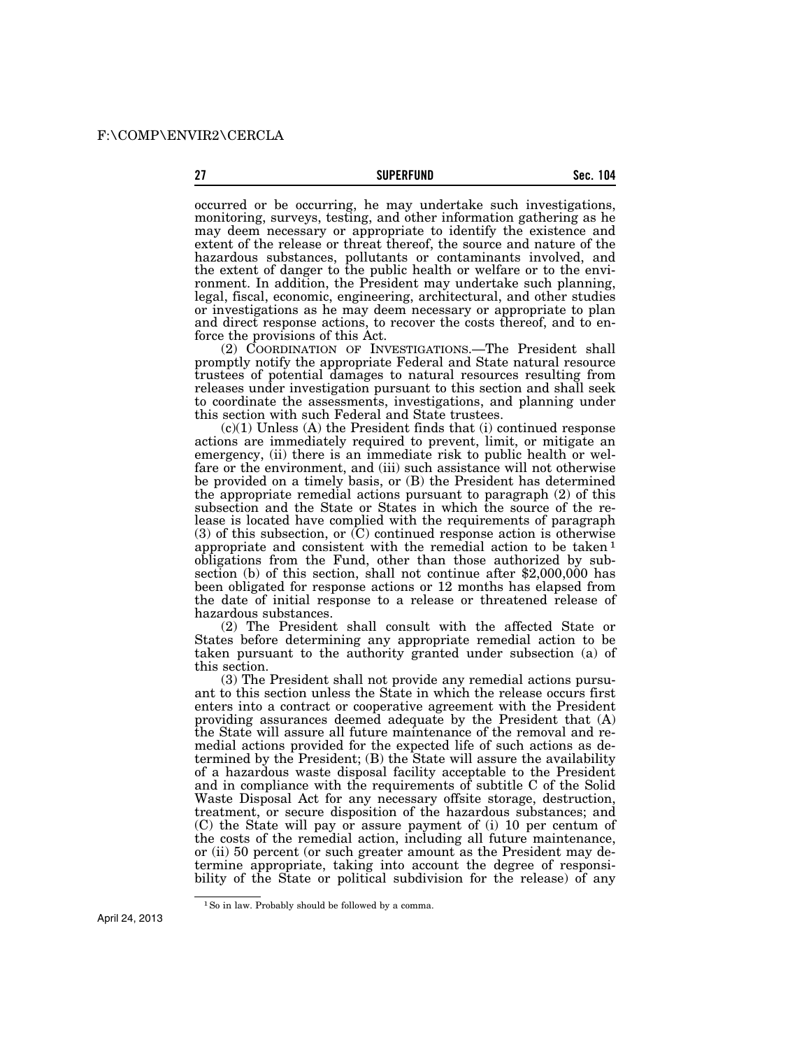occurred or be occurring, he may undertake such investigations, monitoring, surveys, testing, and other information gathering as he may deem necessary or appropriate to identify the existence and extent of the release or threat thereof, the source and nature of the hazardous substances, pollutants or contaminants involved, and the extent of danger to the public health or welfare or to the environment. In addition, the President may undertake such planning, legal, fiscal, economic, engineering, architectural, and other studies or investigations as he may deem necessary or appropriate to plan and direct response actions, to recover the costs thereof, and to enforce the provisions of this Act.

(2) COORDINATION OF INVESTIGATIONS.—The President shall promptly notify the appropriate Federal and State natural resource trustees of potential damages to natural resources resulting from releases under investigation pursuant to this section and shall seek to coordinate the assessments, investigations, and planning under this section with such Federal and State trustees.

(c)(1) Unless (A) the President finds that (i) continued response actions are immediately required to prevent, limit, or mitigate an emergency, (ii) there is an immediate risk to public health or welfare or the environment, and (iii) such assistance will not otherwise be provided on a timely basis, or (B) the President has determined the appropriate remedial actions pursuant to paragraph (2) of this subsection and the State or States in which the source of the release is located have complied with the requirements of paragraph (3) of this subsection, or (C) continued response action is otherwise appropriate and consistent with the remedial action to be taken[1] obligations from the Fund, other than those authorized by subsection (b) of this section, shall not continue after $2,000,000 has been obligated for response actions or 12 months has elapsed from the date of initial response to a release or threatened release of hazardous substances.

(2) The President shall consult with the affected State or States before determining any appropriate remedial action to be taken pursuant to the authority granted under subsection (a) of this section.

(3) The President shall not provide any remedial actions pursuant to this section unless the State in which the release occurs first enters into a contract or cooperative agreement with the President providing assurances deemed adequate by the President that (A) the State will assure all future maintenance of the removal and remedial actions provided for the expected life of such actions as determined by the President; (B) the State will assure the availability of a hazardous waste disposal facility acceptable to the President and in compliance with the requirements of subtitle C of the Solid Waste Disposal Act for any necessary offsite storage, destruction, treatment, or secure disposition of the hazardous substances; and (C) the State will pay or assure payment of (i) 10 per centum of the costs of the remedial action, including all future maintenance, or (ii) 50 percent (or such greater amount as the President may determine appropriate, taking into account the degree of responsibility of the State or political subdivision for the release) of any

[1] So in law. Probably should be followed by a comma.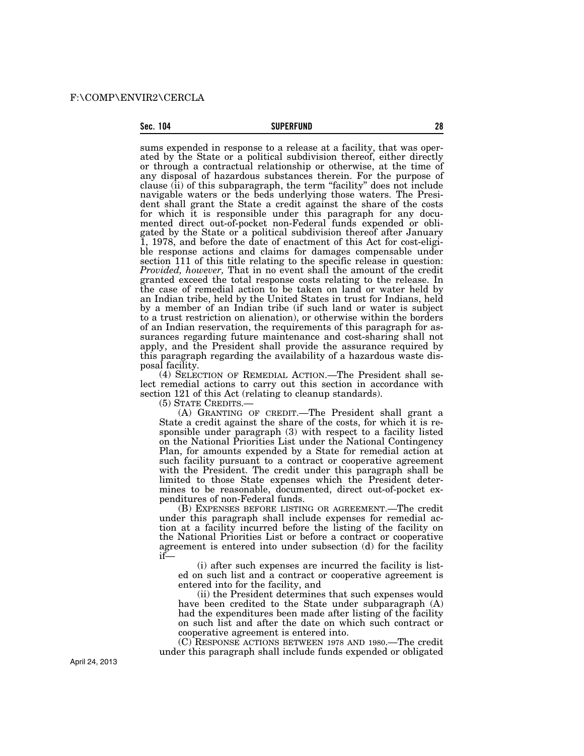sums expended in response to a release at a facility, that was operated by the State or a political subdivision thereof, either directly or through a contractual relationship or otherwise, at the time of any disposal of hazardous substances therein. For the purpose of clause (ii) of this subparagraph, the term "facility" does not include navigable waters or the beds underlying those waters. The President shall grant the State a credit against the share of the costs for which it is responsible under this paragraph for any documented direct out-of-pocket non-Federal funds expended or obligated by the State or a political subdivision thereof after January 1, 1978, and before the date of enactment of this Act for cost-eligible response actions and claims for damages compensable under section 111 of this title relating to the specific release in question: *Provided, however,* That in no event shall the amount of the credit granted exceed the total response costs relating to the release. In the case of remedial action to be taken on land or water held by an Indian tribe, held by the United States in trust for Indians, held by a member of an Indian tribe (if such land or water is subject to a trust restriction on alienation), or otherwise within the borders of an Indian reservation, the requirements of this paragraph for assurances regarding future maintenance and cost-sharing shall not apply, and the President shall provide the assurance required by this paragraph regarding the availability of a hazardous waste disposal facility.

(4) SELECTION OF REMEDIAL ACTION.—The President shall select remedial actions to carry out this section in accordance with section 121 of this Act (relating to cleanup standards).

(5) STATE CREDITS.—

(A) GRANTING OF CREDIT.—The President shall grant a State a credit against the share of the costs, for which it is responsible under paragraph (3) with respect to a facility listed on the National Priorities List under the National Contingency Plan, for amounts expended by a State for remedial action at such facility pursuant to a contract or cooperative agreement with the President. The credit under this paragraph shall be limited to those State expenses which the President determines to be reasonable, documented, direct out-of-pocket expenditures of non-Federal funds.

(B) EXPENSES BEFORE LISTING OR AGREEMENT.—The credit under this paragraph shall include expenses for remedial action at a facility incurred before the listing of the facility on the National Priorities List or before a contract or cooperative agreement is entered into under subsection (d) for the facility if—

(i) after such expenses are incurred the facility is listed on such list and a contract or cooperative agreement is entered into for the facility, and

(ii) the President determines that such expenses would have been credited to the State under subparagraph (A) had the expenditures been made after listing of the facility on such list and after the date on which such contract or cooperative agreement is entered into.

(C) RESPONSE ACTIONS BETWEEN 1978 AND 1980.—The credit under this paragraph shall include funds expended or obligated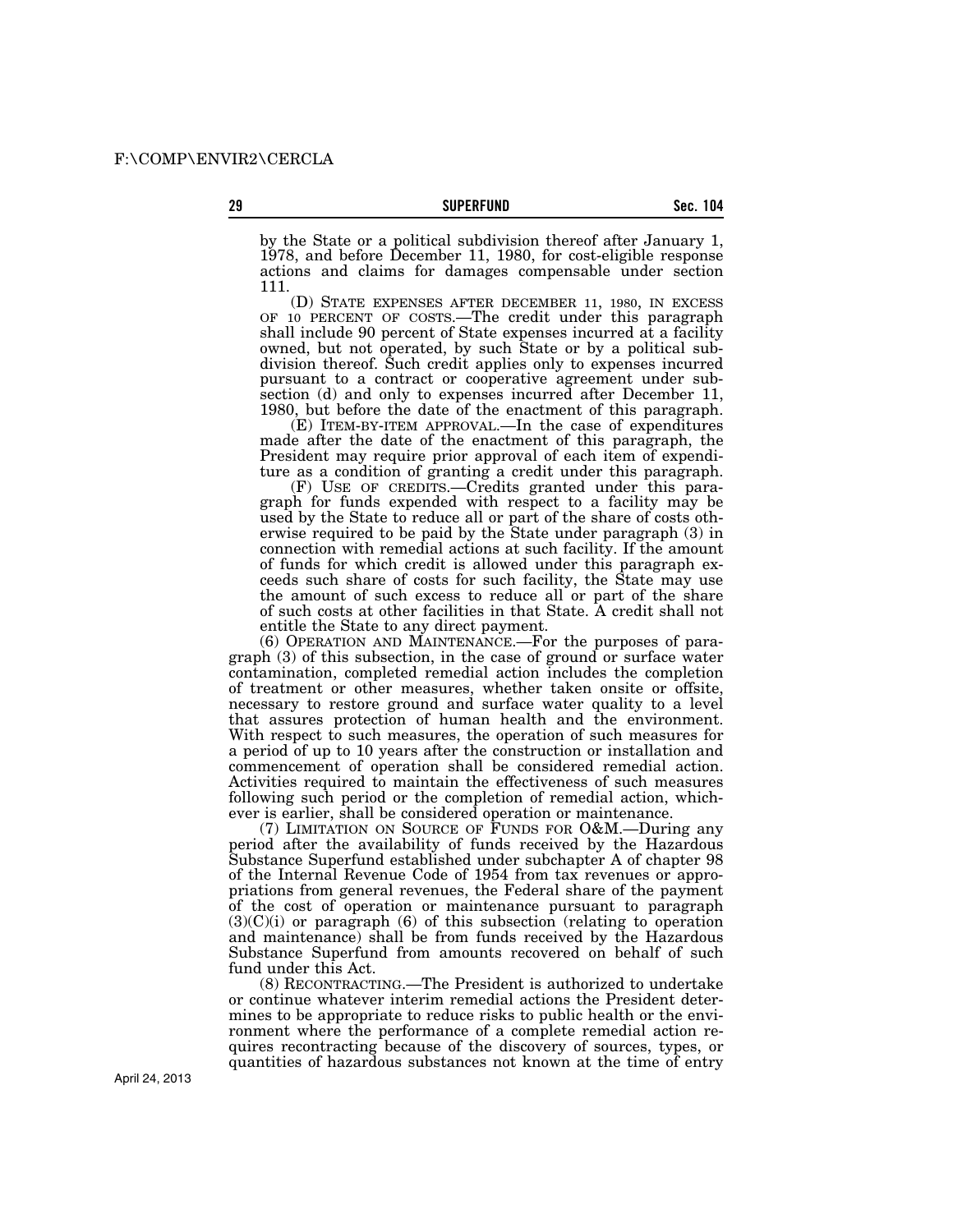by the State or a political subdivision thereof after January 1, 1978, and before December 11, 1980, for cost-eligible response actions and claims for damages compensable under section 111.

(D) STATE EXPENSES AFTER DECEMBER 11, 1980, IN EXCESS OF 10 PERCENT OF COSTS.—The credit under this paragraph shall include 90 percent of State expenses incurred at a facility owned, but not operated, by such State or by a political subdivision thereof. Such credit applies only to expenses incurred pursuant to a contract or cooperative agreement under subsection (d) and only to expenses incurred after December 11, 1980, but before the date of the enactment of this paragraph.

(E) ITEM-BY-ITEM APPROVAL.—In the case of expenditures made after the date of the enactment of this paragraph, the President may require prior approval of each item of expenditure as a condition of granting a credit under this paragraph.

(F) USE OF CREDITS.—Credits granted under this paragraph for funds expended with respect to a facility may be used by the State to reduce all or part of the share of costs otherwise required to be paid by the State under paragraph (3) in connection with remedial actions at such facility. If the amount of funds for which credit is allowed under this paragraph exceeds such share of costs for such facility, the State may use the amount of such excess to reduce all or part of the share of such costs at other facilities in that State. A credit shall not entitle the State to any direct payment.

(6) OPERATION AND MAINTENANCE.—For the purposes of paragraph (3) of this subsection, in the case of ground or surface water contamination, completed remedial action includes the completion of treatment or other measures, whether taken onsite or offsite, necessary to restore ground and surface water quality to a level that assures protection of human health and the environment. With respect to such measures, the operation of such measures for a period of up to 10 years after the construction or installation and commencement of operation shall be considered remedial action. Activities required to maintain the effectiveness of such measures following such period or the completion of remedial action, whichever is earlier, shall be considered operation or maintenance.

(7) LIMITATION ON SOURCE OF FUNDS FOR O&M.—During any period after the availability of funds received by the Hazardous Substance Superfund established under subchapter A of chapter 98 of the Internal Revenue Code of 1954 from tax revenues or appropriations from general revenues, the Federal share of the payment of the cost of operation or maintenance pursuant to paragraph (3)(C)(i) or paragraph (6) of this subsection (relating to operation and maintenance) shall be from funds received by the Hazardous Substance Superfund from amounts recovered on behalf of such fund under this Act.

(8) RECONTRACTING.—The President is authorized to undertake or continue whatever interim remedial actions the President determines to be appropriate to reduce risks to public health or the environment where the performance of a complete remedial action requires recontracting because of the discovery of sources, types, or quantities of hazardous substances not known at the time of entry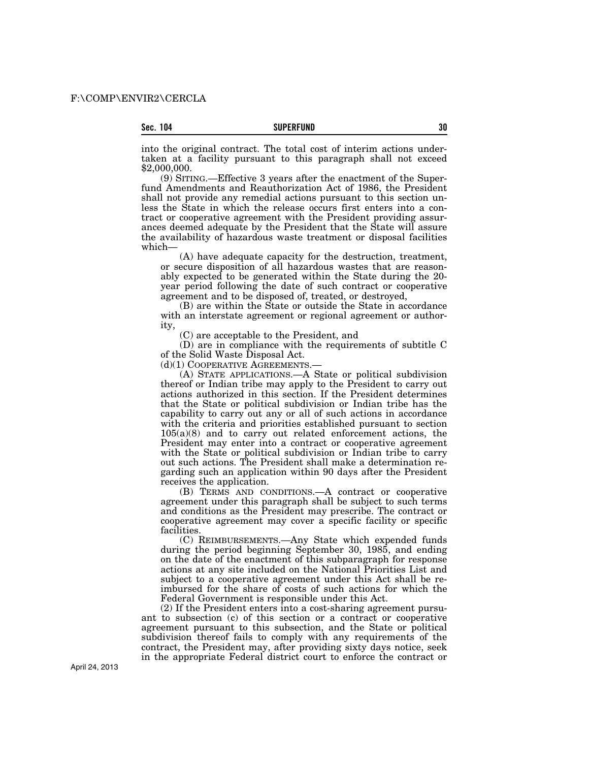into the original contract. The total cost of interim actions undertaken at a facility pursuant to this paragraph shall not exceed $2,000,000.

(9) SITING.—Effective 3 years after the enactment of the Superfund Amendments and Reauthorization Act of 1986, the President shall not provide any remedial actions pursuant to this section unless the State in which the release occurs first enters into a contract or cooperative agreement with the President providing assurances deemed adequate by the President that the State will assure the availability of hazardous waste treatment or disposal facilities which—

(A) have adequate capacity for the destruction, treatment, or secure disposition of all hazardous wastes that are reasonably expected to be generated within the State during the 20-year period following the date of such contract or cooperative agreement and to be disposed of, treated, or destroyed,

(B) are within the State or outside the State in accordance with an interstate agreement or regional agreement or authority,

(C) are acceptable to the President, and

(D) are in compliance with the requirements of subtitle C of the Solid Waste Disposal Act.

(d)(1) COOPERATIVE AGREEMENTS.—

(A) STATE APPLICATIONS.—A State or political subdivision thereof or Indian tribe may apply to the President to carry out actions authorized in this section. If the President determines that the State or political subdivision or Indian tribe has the capability to carry out any or all of such actions in accordance with the criteria and priorities established pursuant to section 105(a)(8) and to carry out related enforcement actions, the President may enter into a contract or cooperative agreement with the State or political subdivision or Indian tribe to carry out such actions. The President shall make a determination regarding such an application within 90 days after the President receives the application.

(B) TERMS AND CONDITIONS.—A contract or cooperative agreement under this paragraph shall be subject to such terms and conditions as the President may prescribe. The contract or cooperative agreement may cover a specific facility or specific facilities.

(C) REIMBURSEMENTS.—Any State which expended funds during the period beginning September 30, 1985, and ending on the date of the enactment of this subparagraph for response actions at any site included on the National Priorities List and subject to a cooperative agreement under this Act shall be reimbursed for the share of costs of such actions for which the Federal Government is responsible under this Act.

(2) If the President enters into a cost-sharing agreement pursuant to subsection (c) of this section or a contract or cooperative agreement pursuant to this subsection, and the State or political subdivision thereof fails to comply with any requirements of the contract, the President may, after providing sixty days notice, seek in the appropriate Federal district court to enforce the contract or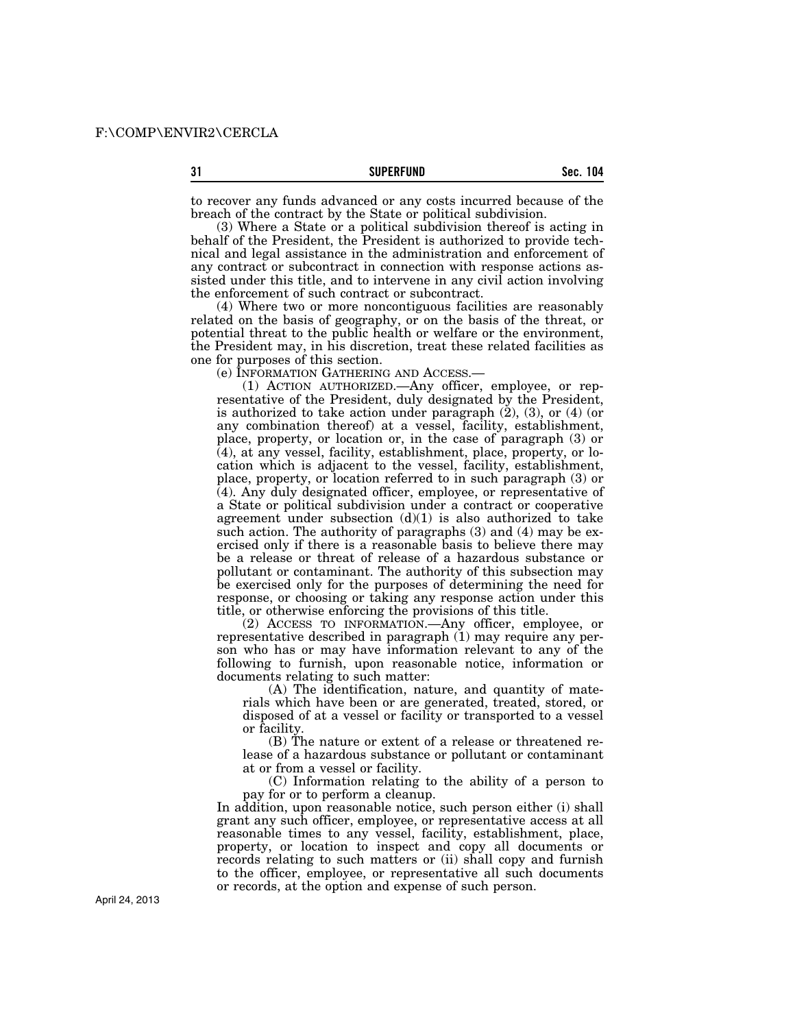to recover any funds advanced or any costs incurred because of the breach of the contract by the State or political subdivision.

(3) Where a State or a political subdivision thereof is acting in behalf of the President, the President is authorized to provide technical and legal assistance in the administration and enforcement of any contract or subcontract in connection with response actions assisted under this title, and to intervene in any civil action involving the enforcement of such contract or subcontract.

(4) Where two or more noncontiguous facilities are reasonably related on the basis of geography, or on the basis of the threat, or potential threat to the public health or welfare or the environment, the President may, in his discretion, treat these related facilities as one for purposes of this section.

(e) INFORMATION GATHERING AND ACCESS.—

(1) ACTION AUTHORIZED.—Any officer, employee, or representative of the President, duly designated by the President, is authorized to take action under paragraph (2), (3), or (4) (or any combination thereof) at a vessel, facility, establishment, place, property, or location or, in the case of paragraph (3) or (4), at any vessel, facility, establishment, place, property, or location which is adjacent to the vessel, facility, establishment, place, property, or location referred to in such paragraph (3) or (4). Any duly designated officer, employee, or representative of a State or political subdivision under a contract or cooperative agreement under subsection (d)(1) is also authorized to take such action. The authority of paragraphs (3) and (4) may be exercised only if there is a reasonable basis to believe there may be a release or threat of release of a hazardous substance or pollutant or contaminant. The authority of this subsection may be exercised only for the purposes of determining the need for response, or choosing or taking any response action under this title, or otherwise enforcing the provisions of this title.

(2) ACCESS TO INFORMATION.—Any officer, employee, or representative described in paragraph (1) may require any person who has or may have information relevant to any of the following to furnish, upon reasonable notice, information or documents relating to such matter:

(A) The identification, nature, and quantity of materials which have been or are generated, treated, stored, or disposed of at a vessel or facility or transported to a vessel or facility.

(B) The nature or extent of a release or threatened release of a hazardous substance or pollutant or contaminant at or from a vessel or facility.

(C) Information relating to the ability of a person to pay for or to perform a cleanup.

In addition, upon reasonable notice, such person either (i) shall grant any such officer, employee, or representative access at all reasonable times to any vessel, facility, establishment, place, property, or location to inspect and copy all documents or records relating to such matters or (ii) shall copy and furnish to the officer, employee, or representative all such documents or records, at the option and expense of such person.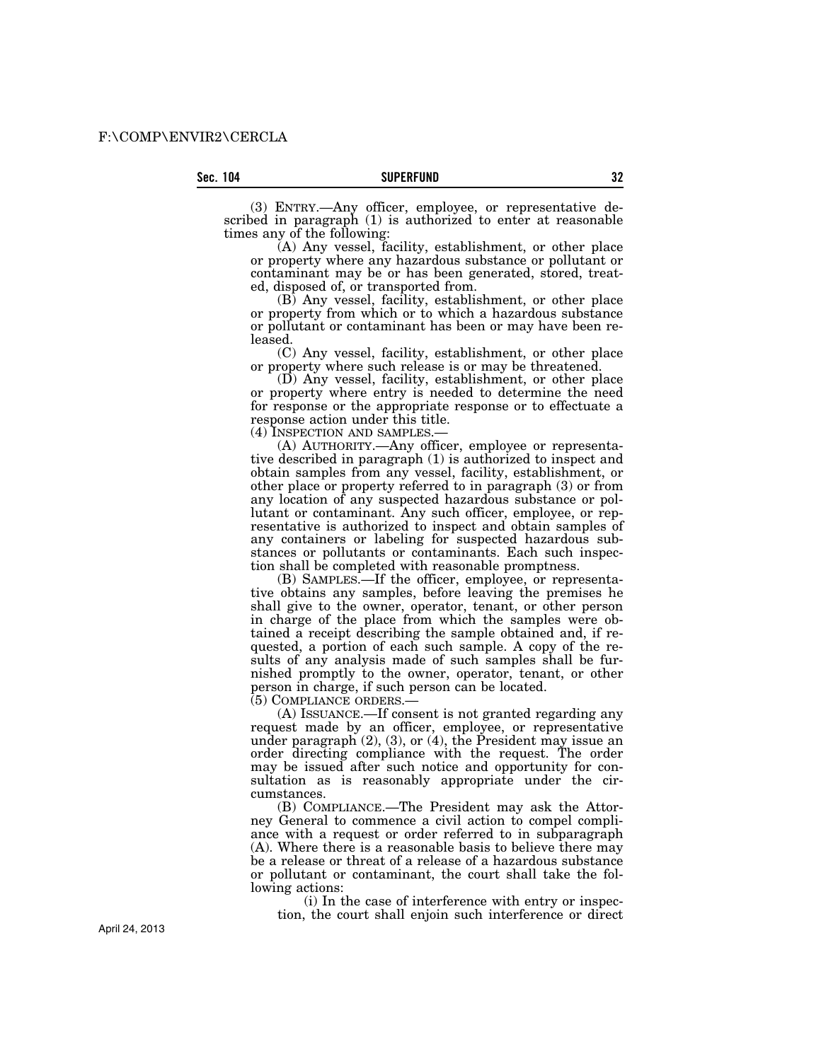(3) ENTRY.—Any officer, employee, or representative described in paragraph (1) is authorized to enter at reasonable times any of the following:

(A) Any vessel, facility, establishment, or other place or property where any hazardous substance or pollutant or contaminant may be or has been generated, stored, treated, disposed of, or transported from.

(B) Any vessel, facility, establishment, or other place or property from which or to which a hazardous substance or pollutant or contaminant has been or may have been released.

(C) Any vessel, facility, establishment, or other place or property where such release is or may be threatened.

(D) Any vessel, facility, establishment, or other place or property where entry is needed to determine the need for response or the appropriate response or to effectuate a response action under this title.

(4) INSPECTION AND SAMPLES.—

(A) AUTHORITY.—Any officer, employee or representative described in paragraph (1) is authorized to inspect and obtain samples from any vessel, facility, establishment, or other place or property referred to in paragraph (3) or from any location of any suspected hazardous substance or pollutant or contaminant. Any such officer, employee, or representative is authorized to inspect and obtain samples of any containers or labeling for suspected hazardous substances or pollutants or contaminants. Each such inspection shall be completed with reasonable promptness.

(B) SAMPLES.—If the officer, employee, or representative obtains any samples, before leaving the premises he shall give to the owner, operator, tenant, or other person in charge of the place from which the samples were obtained a receipt describing the sample obtained and, if requested, a portion of each such sample. A copy of the results of any analysis made of such samples shall be furnished promptly to the owner, operator, tenant, or other person in charge, if such person can be located.

(5) COMPLIANCE ORDERS.—

(A) ISSUANCE.—If consent is not granted regarding any request made by an officer, employee, or representative under paragraph (2), (3), or (4), the President may issue an order directing compliance with the request. The order may be issued after such notice and opportunity for consultation as is reasonably appropriate under the circumstances.

(B) COMPLIANCE.—The President may ask the Attorney General to commence a civil action to compel compliance with a request or order referred to in subparagraph (A). Where there is a reasonable basis to believe there may be a release or threat of a release of a hazardous substance or pollutant or contaminant, the court shall take the following actions:

(i) In the case of interference with entry or inspection, the court shall enjoin such interference or direct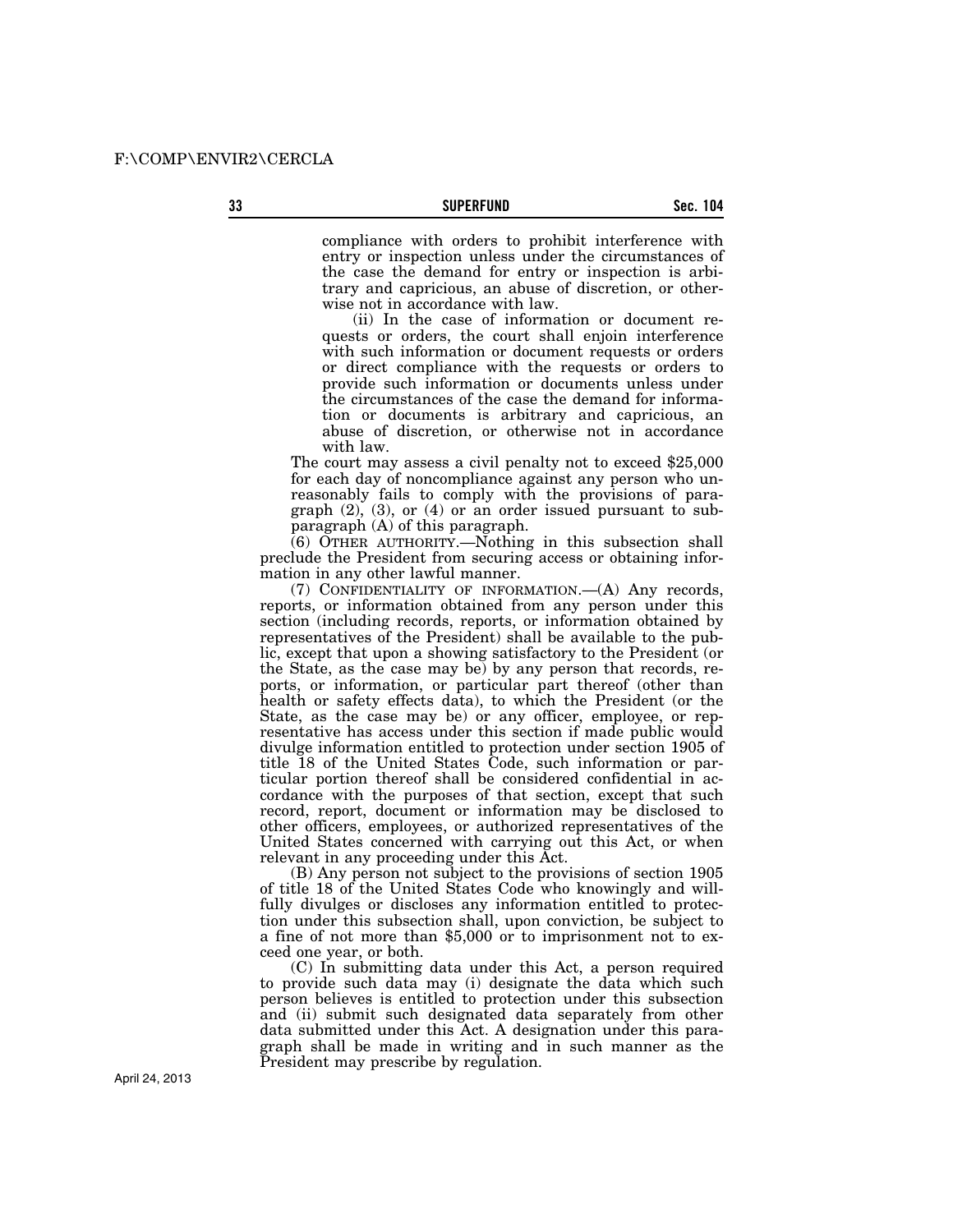compliance with orders to prohibit interference with entry or inspection unless under the circumstances of the case the demand for entry or inspection is arbitrary and capricious, an abuse of discretion, or otherwise not in accordance with law.

(ii) In the case of information or document requests or orders, the court shall enjoin interference with such information or document requests or orders or direct compliance with the requests or orders to provide such information or documents unless under the circumstances of the case the demand for information or documents is arbitrary and capricious, an abuse of discretion, or otherwise not in accordance with law.

The court may assess a civil penalty not to exceed $25,000 for each day of noncompliance against any person who unreasonably fails to comply with the provisions of paragraph (2), (3), or (4) or an order issued pursuant to subparagraph (A) of this paragraph.

(6) OTHER AUTHORITY.—Nothing in this subsection shall preclude the President from securing access or obtaining information in any other lawful manner.

(7) CONFIDENTIALITY OF INFORMATION.—(A) Any records, reports, or information obtained from any person under this section (including records, reports, or information obtained by representatives of the President) shall be available to the public, except that upon a showing satisfactory to the President (or the State, as the case may be) by any person that records, reports, or information, or particular part thereof (other than health or safety effects data), to which the President (or the State, as the case may be) or any officer, employee, or representative has access under this section if made public would divulge information entitled to protection under section 1905 of title 18 of the United States Code, such information or particular portion thereof shall be considered confidential in accordance with the purposes of that section, except that such record, report, document or information may be disclosed to other officers, employees, or authorized representatives of the United States concerned with carrying out this Act, or when relevant in any proceeding under this Act.

(B) Any person not subject to the provisions of section 1905 of title 18 of the United States Code who knowingly and willfully divulges or discloses any information entitled to protection under this subsection shall, upon conviction, be subject to a fine of not more than $5,000 or to imprisonment not to exceed one year, or both.

(C) In submitting data under this Act, a person required to provide such data may (i) designate the data which such person believes is entitled to protection under this subsection and (ii) submit such designated data separately from other data submitted under this Act. A designation under this paragraph shall be made in writing and in such manner as the President may prescribe by regulation.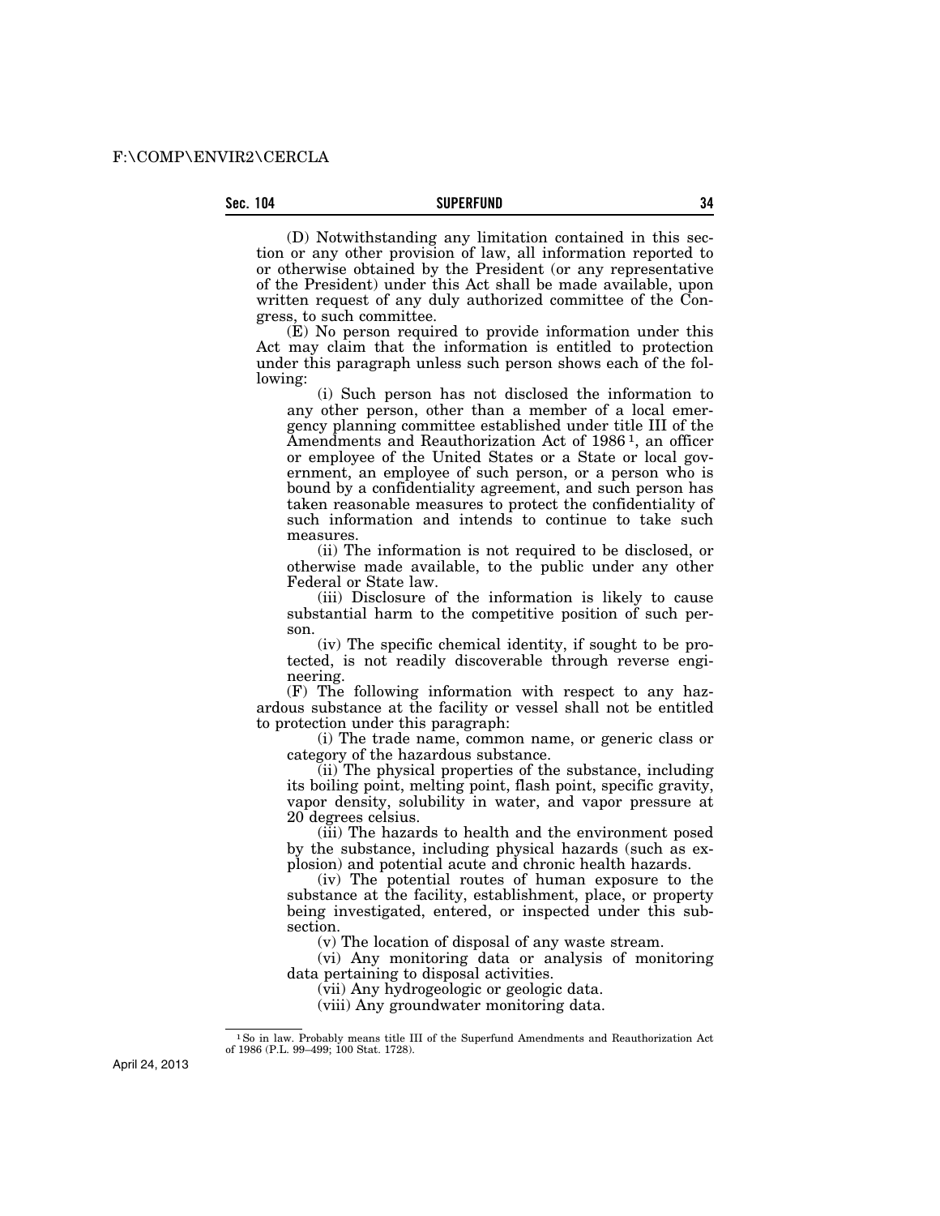(D) Notwithstanding any limitation contained in this section or any other provision of law, all information reported to or otherwise obtained by the President (or any representative of the President) under this Act shall be made available, upon written request of any duly authorized committee of the Congress, to such committee.

(E) No person required to provide information under this Act may claim that the information is entitled to protection under this paragraph unless such person shows each of the following:

(i) Such person has not disclosed the information to any other person, other than a member of a local emergency planning committee established under title III of the Amendments and Reauthorization Act of 1986[1], an officer or employee of the United States or a State or local government, an employee of such person, or a person who is bound by a confidentiality agreement, and such person has taken reasonable measures to protect the confidentiality of such information and intends to continue to take such measures.

(ii) The information is not required to be disclosed, or otherwise made available, to the public under any other Federal or State law.

(iii) Disclosure of the information is likely to cause substantial harm to the competitive position of such person.

(iv) The specific chemical identity, if sought to be protected, is not readily discoverable through reverse engineering.

(F) The following information with respect to any hazardous substance at the facility or vessel shall not be entitled to protection under this paragraph:

(i) The trade name, common name, or generic class or category of the hazardous substance.

(ii) The physical properties of the substance, including its boiling point, melting point, flash point, specific gravity, vapor density, solubility in water, and vapor pressure at 20 degrees celsius.

(iii) The hazards to health and the environment posed by the substance, including physical hazards (such as explosion) and potential acute and chronic health hazards.

(iv) The potential routes of human exposure to the substance at the facility, establishment, place, or property being investigated, entered, or inspected under this subsection.

(v) The location of disposal of any waste stream.

(vi) Any monitoring data or analysis of monitoring data pertaining to disposal activities.

(vii) Any hydrogeologic or geologic data.

(viii) Any groundwater monitoring data.

---

[1] So in law. Probably means title III of the Superfund Amendments and Reauthorization Act of 1986 (P.L. 99–499; 100 Stat. 1728).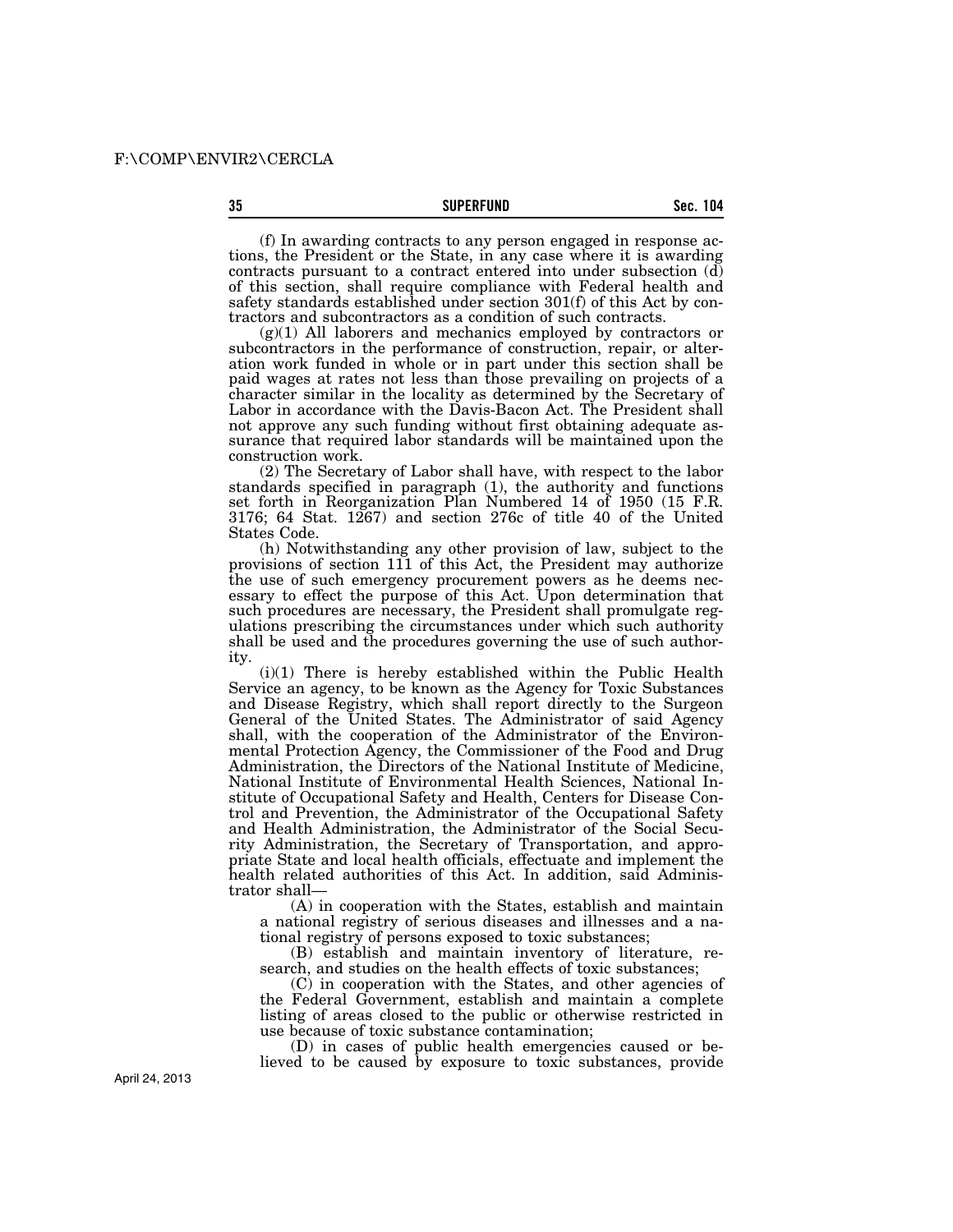(f) In awarding contracts to any person engaged in response actions, the President or the State, in any case where it is awarding contracts pursuant to a contract entered into under subsection (d) of this section, shall require compliance with Federal health and safety standards established under section 301(f) of this Act by contractors and subcontractors as a condition of such contracts.

(g)(1) All laborers and mechanics employed by contractors or subcontractors in the performance of construction, repair, or alteration work funded in whole or in part under this section shall be paid wages at rates not less than those prevailing on projects of a character similar in the locality as determined by the Secretary of Labor in accordance with the Davis-Bacon Act. The President shall not approve any such funding without first obtaining adequate assurance that required labor standards will be maintained upon the construction work.

(2) The Secretary of Labor shall have, with respect to the labor standards specified in paragraph (1), the authority and functions set forth in Reorganization Plan Numbered 14 of 1950 (15 F.R. 3176; 64 Stat. 1267) and section 276c of title 40 of the United States Code.

(h) Notwithstanding any other provision of law, subject to the provisions of section 111 of this Act, the President may authorize the use of such emergency procurement powers as he deems necessary to effect the purpose of this Act. Upon determination that such procedures are necessary, the President shall promulgate regulations prescribing the circumstances under which such authority shall be used and the procedures governing the use of such authority.

(i)(1) There is hereby established within the Public Health Service an agency, to be known as the Agency for Toxic Substances and Disease Registry, which shall report directly to the Surgeon General of the United States. The Administrator of said Agency shall, with the cooperation of the Administrator of the Environmental Protection Agency, the Commissioner of the Food and Drug Administration, the Directors of the National Institute of Medicine, National Institute of Environmental Health Sciences, National Institute of Occupational Safety and Health, Centers for Disease Control and Prevention, the Administrator of the Occupational Safety and Health Administration, the Administrator of the Social Security Administration, the Secretary of Transportation, and appropriate State and local health officials, effectuate and implement the health related authorities of this Act. In addition, said Administrator shall—

(A) in cooperation with the States, establish and maintain a national registry of serious diseases and illnesses and a national registry of persons exposed to toxic substances;

(B) establish and maintain inventory of literature, research, and studies on the health effects of toxic substances;

(C) in cooperation with the States, and other agencies of the Federal Government, establish and maintain a complete listing of areas closed to the public or otherwise restricted in use because of toxic substance contamination;

(D) in cases of public health emergencies caused or believed to be caused by exposure to toxic substances, provide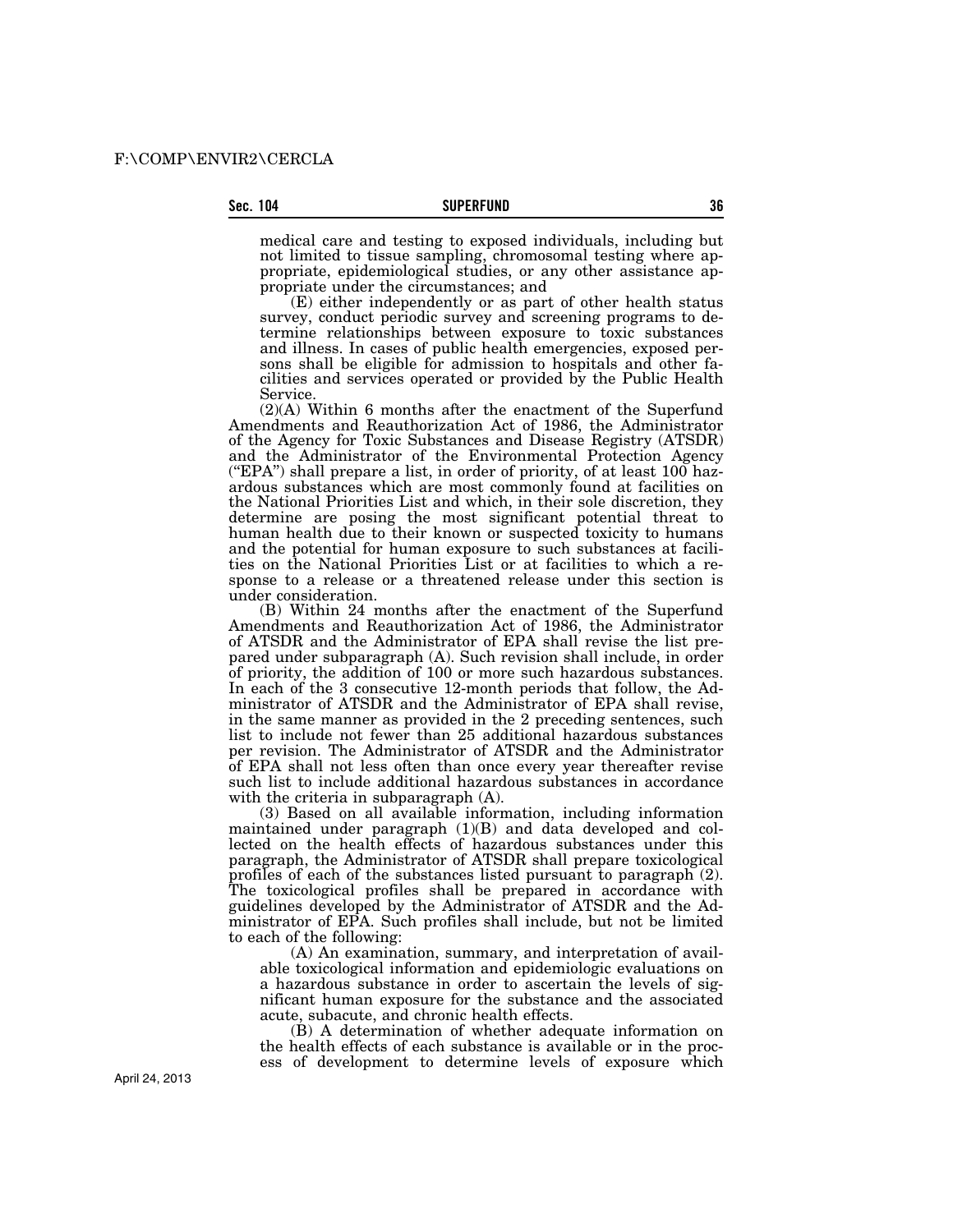medical care and testing to exposed individuals, including but not limited to tissue sampling, chromosomal testing where appropriate, epidemiological studies, or any other assistance appropriate under the circumstances; and

(E) either independently or as part of other health status survey, conduct periodic survey and screening programs to determine relationships between exposure to toxic substances and illness. In cases of public health emergencies, exposed persons shall be eligible for admission to hospitals and other facilities and services operated or provided by the Public Health Service.

(2)(A) Within 6 months after the enactment of the Superfund Amendments and Reauthorization Act of 1986, the Administrator of the Agency for Toxic Substances and Disease Registry (ATSDR) and the Administrator of the Environmental Protection Agency ("EPA") shall prepare a list, in order of priority, of at least 100 hazardous substances which are most commonly found at facilities on the National Priorities List and which, in their sole discretion, they determine are posing the most significant potential threat to human health due to their known or suspected toxicity to humans and the potential for human exposure to such substances at facilities on the National Priorities List or at facilities to which a response to a release or a threatened release under this section is under consideration.

(B) Within 24 months after the enactment of the Superfund Amendments and Reauthorization Act of 1986, the Administrator of ATSDR and the Administrator of EPA shall revise the list prepared under subparagraph (A). Such revision shall include, in order of priority, the addition of 100 or more such hazardous substances. In each of the 3 consecutive 12-month periods that follow, the Administrator of ATSDR and the Administrator of EPA shall revise, in the same manner as provided in the 2 preceding sentences, such list to include not fewer than 25 additional hazardous substances per revision. The Administrator of ATSDR and the Administrator of EPA shall not less often than once every year thereafter revise such list to include additional hazardous substances in accordance with the criteria in subparagraph (A).

(3) Based on all available information, including information maintained under paragraph (1)(B) and data developed and collected on the health effects of hazardous substances under this paragraph, the Administrator of ATSDR shall prepare toxicological profiles of each of the substances listed pursuant to paragraph (2). The toxicological profiles shall be prepared in accordance with guidelines developed by the Administrator of ATSDR and the Administrator of EPA. Such profiles shall include, but not be limited to each of the following:

(A) An examination, summary, and interpretation of available toxicological information and epidemiologic evaluations on a hazardous substance in order to ascertain the levels of significant human exposure for the substance and the associated acute, subacute, and chronic health effects.

(B) A determination of whether adequate information on the health effects of each substance is available or in the process of development to determine levels of exposure which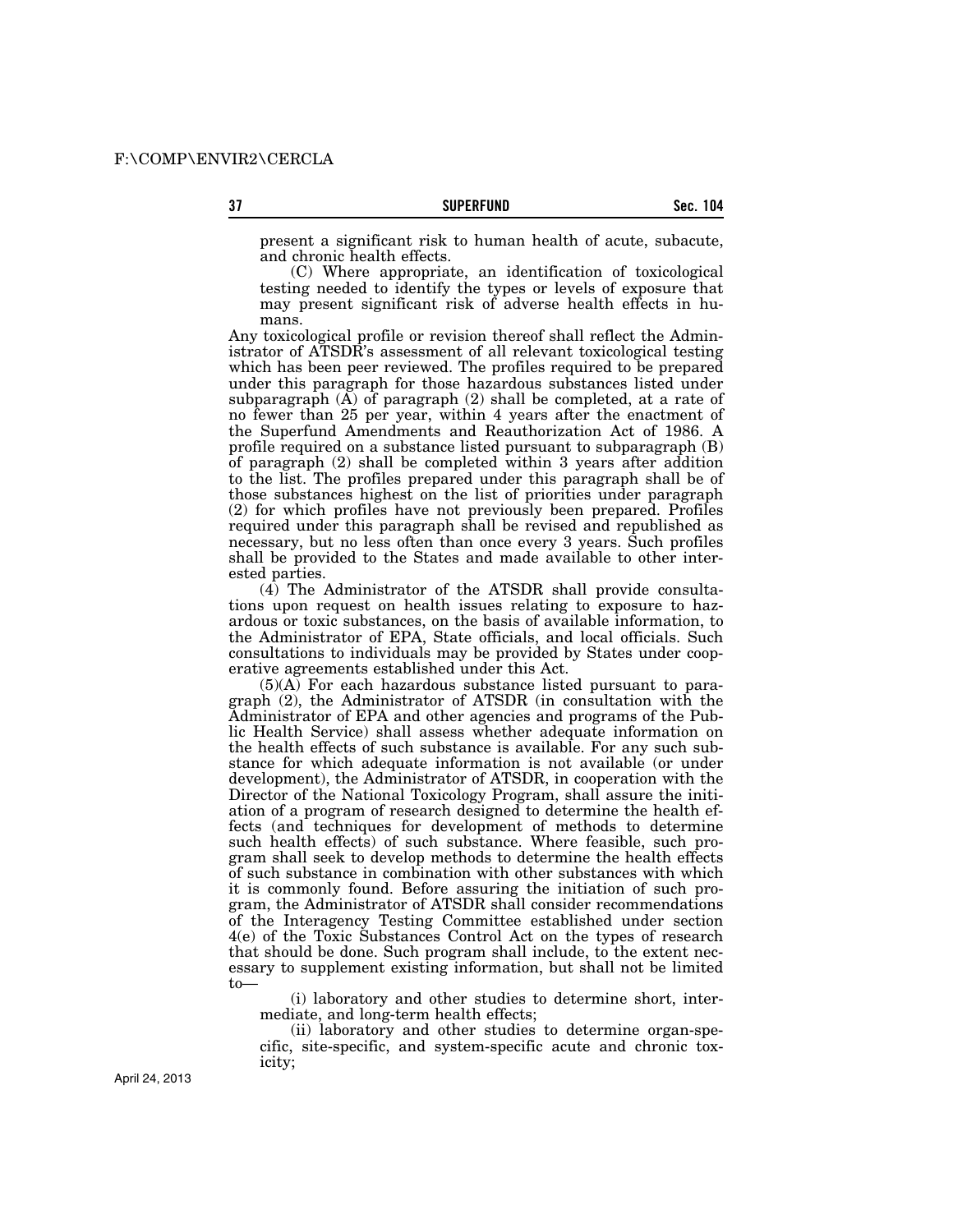present a significant risk to human health of acute, subacute, and chronic health effects.

(C) Where appropriate, an identification of toxicological testing needed to identify the types or levels of exposure that may present significant risk of adverse health effects in humans.

Any toxicological profile or revision thereof shall reflect the Administrator of ATSDR's assessment of all relevant toxicological testing which has been peer reviewed. The profiles required to be prepared under this paragraph for those hazardous substances listed under subparagraph (A) of paragraph (2) shall be completed, at a rate of no fewer than 25 per year, within 4 years after the enactment of the Superfund Amendments and Reauthorization Act of 1986. A profile required on a substance listed pursuant to subparagraph (B) of paragraph (2) shall be completed within 3 years after addition to the list. The profiles prepared under this paragraph shall be of those substances highest on the list of priorities under paragraph (2) for which profiles have not previously been prepared. Profiles required under this paragraph shall be revised and republished as necessary, but no less often than once every 3 years. Such profiles shall be provided to the States and made available to other interested parties.

(4) The Administrator of the ATSDR shall provide consultations upon request on health issues relating to exposure to hazardous or toxic substances, on the basis of available information, to the Administrator of EPA, State officials, and local officials. Such consultations to individuals may be provided by States under cooperative agreements established under this Act.

(5)(A) For each hazardous substance listed pursuant to paragraph (2), the Administrator of ATSDR (in consultation with the Administrator of EPA and other agencies and programs of the Public Health Service) shall assess whether adequate information on the health effects of such substance is available. For any such substance for which adequate information is not available (or under development), the Administrator of ATSDR, in cooperation with the Director of the National Toxicology Program, shall assure the initiation of a program of research designed to determine the health effects (and techniques for development of methods to determine such health effects) of such substance. Where feasible, such program shall seek to develop methods to determine the health effects of such substance in combination with other substances with which it is commonly found. Before assuring the initiation of such program, the Administrator of ATSDR shall consider recommendations of the Interagency Testing Committee established under section 4(e) of the Toxic Substances Control Act on the types of research that should be done. Such program shall include, to the extent necessary to supplement existing information, but shall not be limited to—

(i) laboratory and other studies to determine short, intermediate, and long-term health effects;

(ii) laboratory and other studies to determine organ-specific, site-specific, and system-specific acute and chronic toxicity;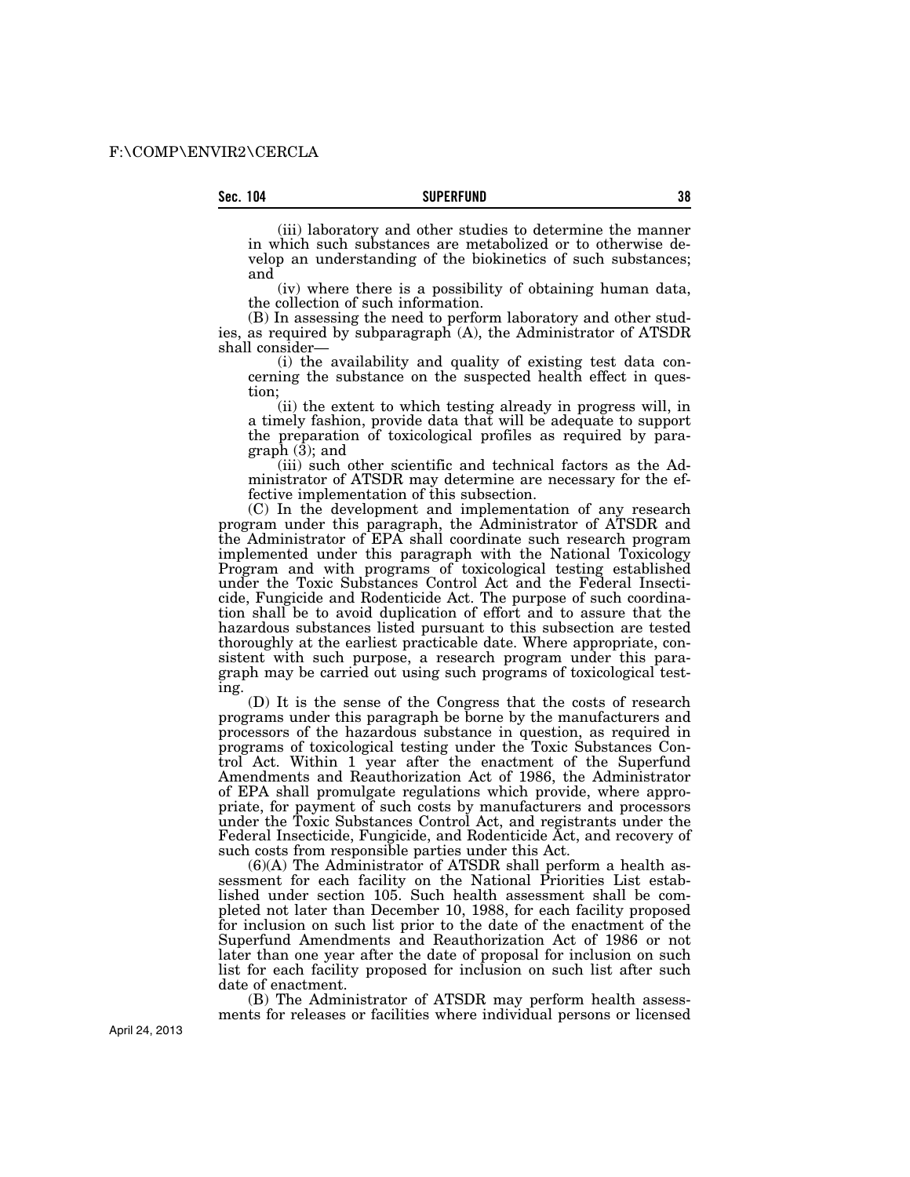(iii) laboratory and other studies to determine the manner in which such substances are metabolized or to otherwise develop an understanding of the biokinetics of such substances; and

(iv) where there is a possibility of obtaining human data, the collection of such information.

(B) In assessing the need to perform laboratory and other studies, as required by subparagraph (A), the Administrator of ATSDR shall consider—

(i) the availability and quality of existing test data concerning the substance on the suspected health effect in question;

(ii) the extent to which testing already in progress will, in a timely fashion, provide data that will be adequate to support the preparation of toxicological profiles as required by paragraph (3); and

(iii) such other scientific and technical factors as the Administrator of ATSDR may determine are necessary for the effective implementation of this subsection.

(C) In the development and implementation of any research program under this paragraph, the Administrator of ATSDR and the Administrator of EPA shall coordinate such research program implemented under this paragraph with the National Toxicology Program and with programs of toxicological testing established under the Toxic Substances Control Act and the Federal Insecticide, Fungicide and Rodenticide Act. The purpose of such coordination shall be to avoid duplication of effort and to assure that the hazardous substances listed pursuant to this subsection are tested thoroughly at the earliest practicable date. Where appropriate, consistent with such purpose, a research program under this paragraph may be carried out using such programs of toxicological testing.

(D) It is the sense of the Congress that the costs of research programs under this paragraph be borne by the manufacturers and processors of the hazardous substance in question, as required in programs of toxicological testing under the Toxic Substances Control Act. Within 1 year after the enactment of the Superfund Amendments and Reauthorization Act of 1986, the Administrator of EPA shall promulgate regulations which provide, where appropriate, for payment of such costs by manufacturers and processors under the Toxic Substances Control Act, and registrants under the Federal Insecticide, Fungicide, and Rodenticide Act, and recovery of such costs from responsible parties under this Act.

(6)(A) The Administrator of ATSDR shall perform a health assessment for each facility on the National Priorities List established under section 105. Such health assessment shall be completed not later than December 10, 1988, for each facility proposed for inclusion on such list prior to the date of the enactment of the Superfund Amendments and Reauthorization Act of 1986 or not later than one year after the date of proposal for inclusion on such list for each facility proposed for inclusion on such list after such date of enactment.

(B) The Administrator of ATSDR may perform health assessments for releases or facilities where individual persons or licensed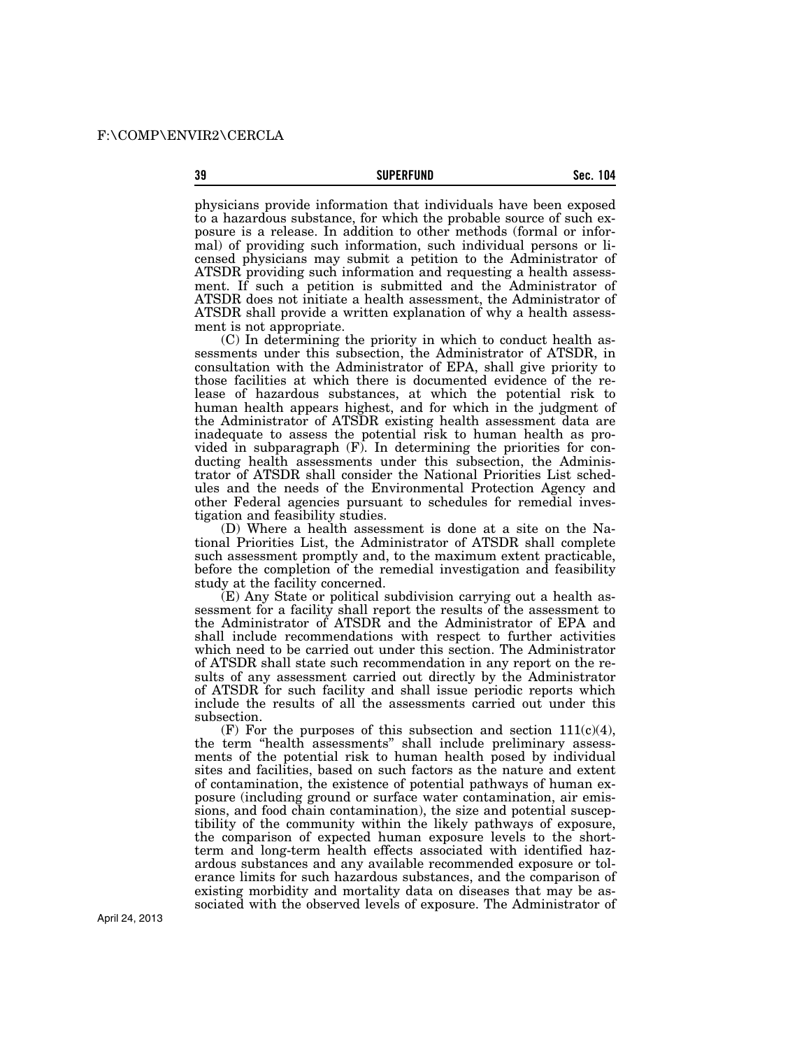physicians provide information that individuals have been exposed to a hazardous substance, for which the probable source of such exposure is a release. In addition to other methods (formal or informal) of providing such information, such individual persons or licensed physicians may submit a petition to the Administrator of ATSDR providing such information and requesting a health assessment. If such a petition is submitted and the Administrator of ATSDR does not initiate a health assessment, the Administrator of ATSDR shall provide a written explanation of why a health assessment is not appropriate.

(C) In determining the priority in which to conduct health assessments under this subsection, the Administrator of ATSDR, in consultation with the Administrator of EPA, shall give priority to those facilities at which there is documented evidence of the release of hazardous substances, at which the potential risk to human health appears highest, and for which in the judgment of the Administrator of ATSDR existing health assessment data are inadequate to assess the potential risk to human health as provided in subparagraph (F). In determining the priorities for conducting health assessments under this subsection, the Administrator of ATSDR shall consider the National Priorities List schedules and the needs of the Environmental Protection Agency and other Federal agencies pursuant to schedules for remedial investigation and feasibility studies.

(D) Where a health assessment is done at a site on the National Priorities List, the Administrator of ATSDR shall complete such assessment promptly and, to the maximum extent practicable, before the completion of the remedial investigation and feasibility study at the facility concerned.

(E) Any State or political subdivision carrying out a health assessment for a facility shall report the results of the assessment to the Administrator of ATSDR and the Administrator of EPA and shall include recommendations with respect to further activities which need to be carried out under this section. The Administrator of ATSDR shall state such recommendation in any report on the results of any assessment carried out directly by the Administrator of ATSDR for such facility and shall issue periodic reports which include the results of all the assessments carried out under this subsection.

(F) For the purposes of this subsection and section 111(c)(4), the term "health assessments" shall include preliminary assessments of the potential risk to human health posed by individual sites and facilities, based on such factors as the nature and extent of contamination, the existence of potential pathways of human exposure (including ground or surface water contamination, air emissions, and food chain contamination), the size and potential susceptibility of the community within the likely pathways of exposure, the comparison of expected human exposure levels to the short-term and long-term health effects associated with identified hazardous substances and any available recommended exposure or tolerance limits for such hazardous substances, and the comparison of existing morbidity and mortality data on diseases that may be associated with the observed levels of exposure. The Administrator of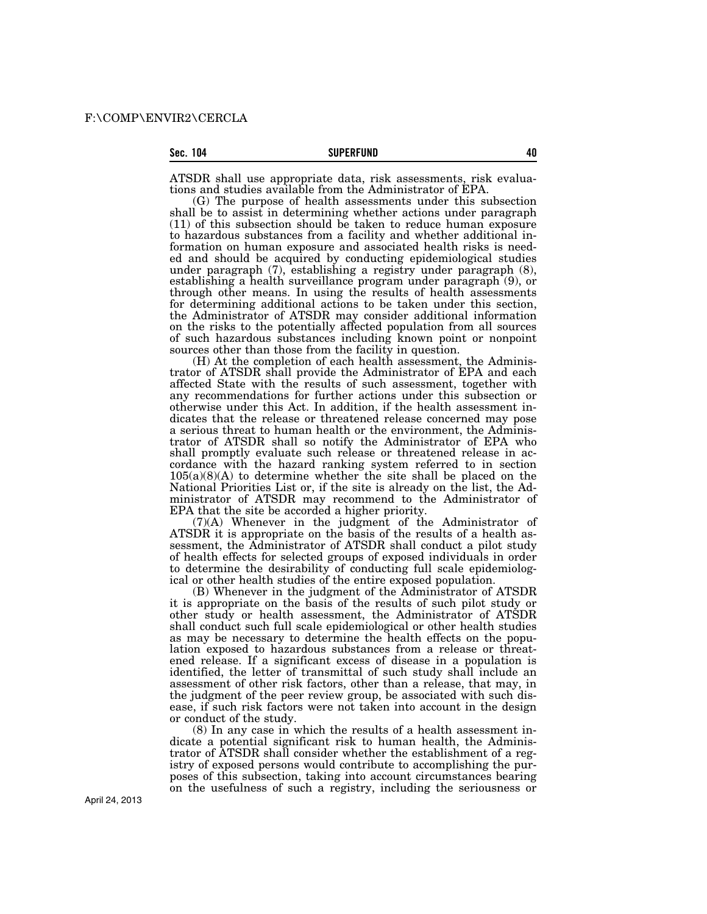ATSDR shall use appropriate data, risk assessments, risk evaluations and studies available from the Administrator of EPA.

(G) The purpose of health assessments under this subsection shall be to assist in determining whether actions under paragraph (11) of this subsection should be taken to reduce human exposure to hazardous substances from a facility and whether additional information on human exposure and associated health risks is needed and should be acquired by conducting epidemiological studies under paragraph (7), establishing a registry under paragraph (8), establishing a health surveillance program under paragraph (9), or through other means. In using the results of health assessments for determining additional actions to be taken under this section, the Administrator of ATSDR may consider additional information on the risks to the potentially affected population from all sources of such hazardous substances including known point or nonpoint sources other than those from the facility in question.

(H) At the completion of each health assessment, the Administrator of ATSDR shall provide the Administrator of EPA and each affected State with the results of such assessment, together with any recommendations for further actions under this subsection or otherwise under this Act. In addition, if the health assessment indicates that the release or threatened release concerned may pose a serious threat to human health or the environment, the Administrator of ATSDR shall so notify the Administrator of EPA who shall promptly evaluate such release or threatened release in accordance with the hazard ranking system referred to in section 105(a)(8)(A) to determine whether the site shall be placed on the National Priorities List or, if the site is already on the list, the Administrator of ATSDR may recommend to the Administrator of EPA that the site be accorded a higher priority.

(7)(A) Whenever in the judgment of the Administrator of ATSDR it is appropriate on the basis of the results of a health assessment, the Administrator of ATSDR shall conduct a pilot study of health effects for selected groups of exposed individuals in order to determine the desirability of conducting full scale epidemiological or other health studies of the entire exposed population.

(B) Whenever in the judgment of the Administrator of ATSDR it is appropriate on the basis of the results of such pilot study or other study or health assessment, the Administrator of ATSDR shall conduct such full scale epidemiological or other health studies as may be necessary to determine the health effects on the population exposed to hazardous substances from a release or threatened release. If a significant excess of disease in a population is identified, the letter of transmittal of such study shall include an assessment of other risk factors, other than a release, that may, in the judgment of the peer review group, be associated with such disease, if such risk factors were not taken into account in the design or conduct of the study.

(8) In any case in which the results of a health assessment indicate a potential significant risk to human health, the Administrator of ATSDR shall consider whether the establishment of a registry of exposed persons would contribute to accomplishing the purposes of this subsection, taking into account circumstances bearing on the usefulness of such a registry, including the seriousness or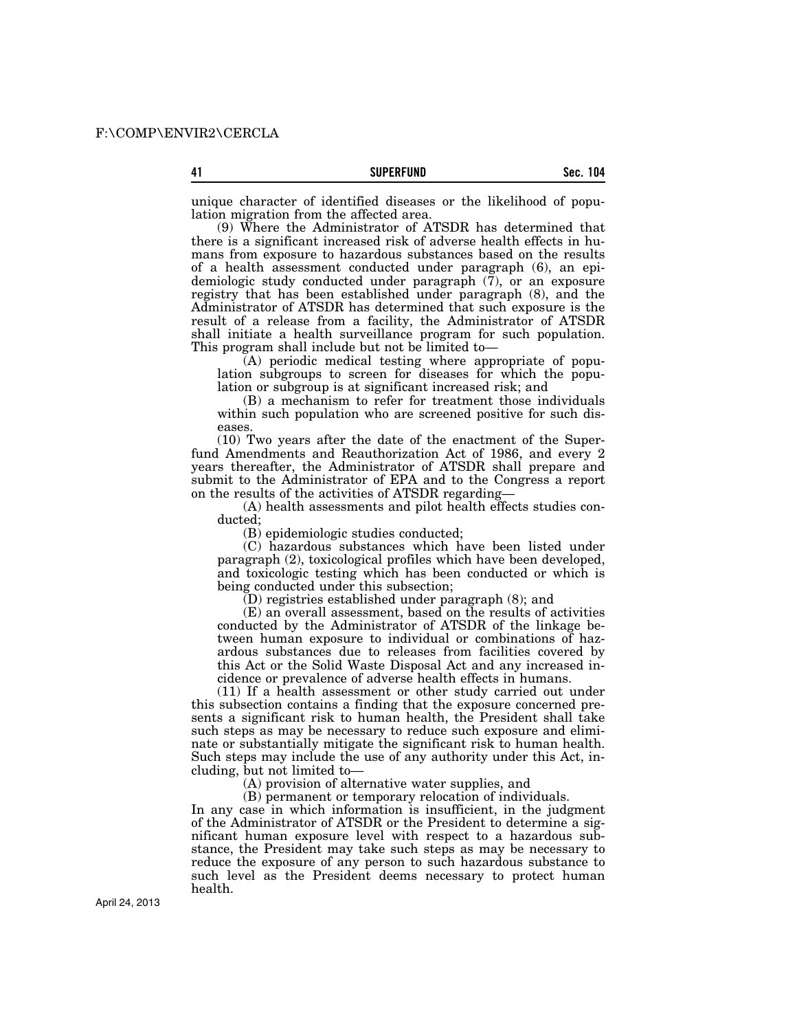unique character of identified diseases or the likelihood of population migration from the affected area.

(9) Where the Administrator of ATSDR has determined that there is a significant increased risk of adverse health effects in humans from exposure to hazardous substances based on the results of a health assessment conducted under paragraph (6), an epidemiologic study conducted under paragraph (7), or an exposure registry that has been established under paragraph (8), and the Administrator of ATSDR has determined that such exposure is the result of a release from a facility, the Administrator of ATSDR shall initiate a health surveillance program for such population. This program shall include but not be limited to—

(A) periodic medical testing where appropriate of population subgroups to screen for diseases for which the population or subgroup is at significant increased risk; and

(B) a mechanism to refer for treatment those individuals within such population who are screened positive for such diseases.

(10) Two years after the date of the enactment of the Superfund Amendments and Reauthorization Act of 1986, and every 2 years thereafter, the Administrator of ATSDR shall prepare and submit to the Administrator of EPA and to the Congress a report on the results of the activities of ATSDR regarding—

(A) health assessments and pilot health effects studies conducted;

(B) epidemiologic studies conducted;

(C) hazardous substances which have been listed under paragraph (2), toxicological profiles which have been developed, and toxicologic testing which has been conducted or which is being conducted under this subsection;

(D) registries established under paragraph (8); and

(E) an overall assessment, based on the results of activities conducted by the Administrator of ATSDR of the linkage between human exposure to individual or combinations of hazardous substances due to releases from facilities covered by this Act or the Solid Waste Disposal Act and any increased incidence or prevalence of adverse health effects in humans.

(11) If a health assessment or other study carried out under this subsection contains a finding that the exposure concerned presents a significant risk to human health, the President shall take such steps as may be necessary to reduce such exposure and eliminate or substantially mitigate the significant risk to human health. Such steps may include the use of any authority under this Act, including, but not limited to—

(A) provision of alternative water supplies, and

(B) permanent or temporary relocation of individuals.

In any case in which information is insufficient, in the judgment of the Administrator of ATSDR or the President to determine a significant human exposure level with respect to a hazardous substance, the President may take such steps as may be necessary to reduce the exposure of any person to such hazardous substance to such level as the President deems necessary to protect human health.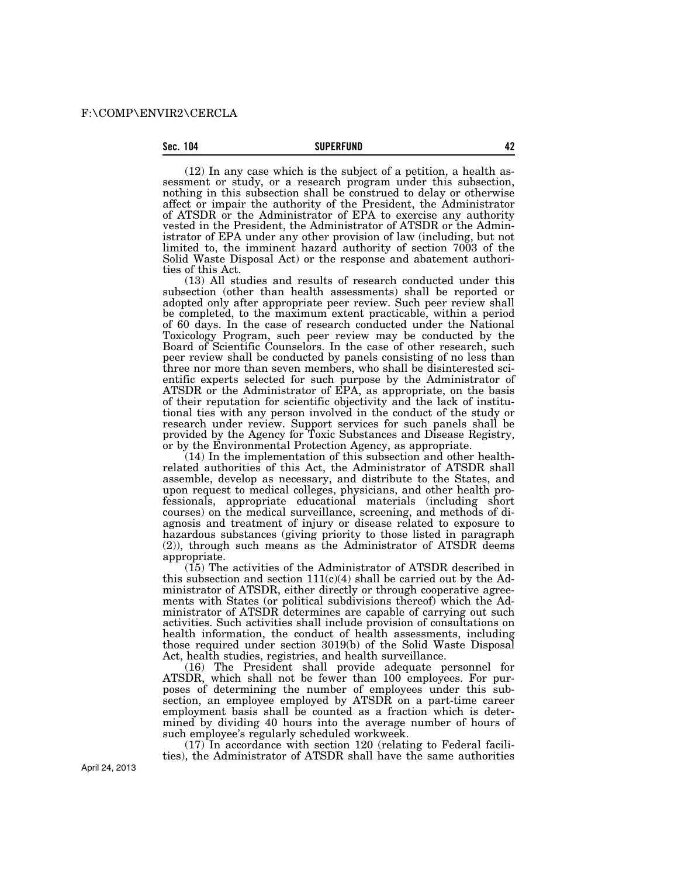(12) In any case which is the subject of a petition, a health assessment or study, or a research program under this subsection, nothing in this subsection shall be construed to delay or otherwise affect or impair the authority of the President, the Administrator of ATSDR or the Administrator of EPA to exercise any authority vested in the President, the Administrator of ATSDR or the Administrator of EPA under any other provision of law (including, but not limited to, the imminent hazard authority of section 7003 of the Solid Waste Disposal Act) or the response and abatement authorities of this Act.

(13) All studies and results of research conducted under this subsection (other than health assessments) shall be reported or adopted only after appropriate peer review. Such peer review shall be completed, to the maximum extent practicable, within a period of 60 days. In the case of research conducted under the National Toxicology Program, such peer review may be conducted by the Board of Scientific Counselors. In the case of other research, such peer review shall be conducted by panels consisting of no less than three nor more than seven members, who shall be disinterested scientific experts selected for such purpose by the Administrator of ATSDR or the Administrator of EPA, as appropriate, on the basis of their reputation for scientific objectivity and the lack of institutional ties with any person involved in the conduct of the study or research under review. Support services for such panels shall be provided by the Agency for Toxic Substances and Disease Registry, or by the Environmental Protection Agency, as appropriate.

(14) In the implementation of this subsection and other health-related authorities of this Act, the Administrator of ATSDR shall assemble, develop as necessary, and distribute to the States, and upon request to medical colleges, physicians, and other health professionals, appropriate educational materials (including short courses) on the medical surveillance, screening, and methods of diagnosis and treatment of injury or disease related to exposure to hazardous substances (giving priority to those listed in paragraph (2)), through such means as the Administrator of ATSDR deems appropriate.

(15) The activities of the Administrator of ATSDR described in this subsection and section 111(c)(4) shall be carried out by the Administrator of ATSDR, either directly or through cooperative agreements with States (or political subdivisions thereof) which the Administrator of ATSDR determines are capable of carrying out such activities. Such activities shall include provision of consultations on health information, the conduct of health assessments, including those required under section 3019(b) of the Solid Waste Disposal Act, health studies, registries, and health surveillance.

(16) The President shall provide adequate personnel for ATSDR, which shall not be fewer than 100 employees. For purposes of determining the number of employees under this subsection, an employee employed by ATSDR on a part-time career employment basis shall be counted as a fraction which is determined by dividing 40 hours into the average number of hours of such employee's regularly scheduled workweek.

(17) In accordance with section 120 (relating to Federal facilities), the Administrator of ATSDR shall have the same authorities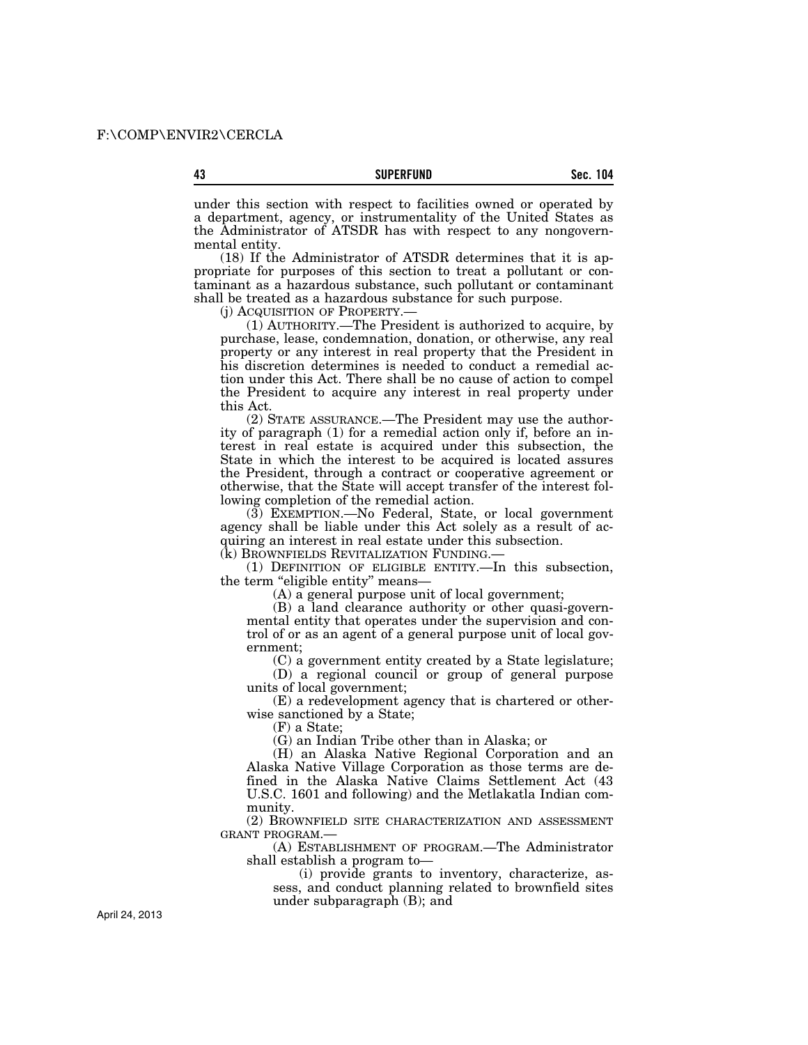under this section with respect to facilities owned or operated by a department, agency, or instrumentality of the United States as the Administrator of ATSDR has with respect to any nongovernmental entity.

(18) If the Administrator of ATSDR determines that it is appropriate for purposes of this section to treat a pollutant or contaminant as a hazardous substance, such pollutant or contaminant shall be treated as a hazardous substance for such purpose.

(j) ACQUISITION OF PROPERTY.—

(1) AUTHORITY.—The President is authorized to acquire, by purchase, lease, condemnation, donation, or otherwise, any real property or any interest in real property that the President in his discretion determines is needed to conduct a remedial action under this Act. There shall be no cause of action to compel the President to acquire any interest in real property under this Act.

(2) STATE ASSURANCE.—The President may use the authority of paragraph (1) for a remedial action only if, before an interest in real estate is acquired under this subsection, the State in which the interest to be acquired is located assures the President, through a contract or cooperative agreement or otherwise, that the State will accept transfer of the interest following completion of the remedial action.

(3) EXEMPTION.—No Federal, State, or local government agency shall be liable under this Act solely as a result of acquiring an interest in real estate under this subsection.

(k) BROWNFIELDS REVITALIZATION FUNDING.—

(1) DEFINITION OF ELIGIBLE ENTITY.—In this subsection, the term "eligible entity" means—

(A) a general purpose unit of local government;

(B) a land clearance authority or other quasi-governmental entity that operates under the supervision and control of or as an agent of a general purpose unit of local government;

(C) a government entity created by a State legislature;

(D) a regional council or group of general purpose units of local government;

(E) a redevelopment agency that is chartered or otherwise sanctioned by a State;

(F) a State;

(G) an Indian Tribe other than in Alaska; or

(H) an Alaska Native Regional Corporation and an Alaska Native Village Corporation as those terms are defined in the Alaska Native Claims Settlement Act (43 U.S.C. 1601 and following) and the Metlakatla Indian community.

(2) BROWNFIELD SITE CHARACTERIZATION AND ASSESSMENT GRANT PROGRAM.—

(A) ESTABLISHMENT OF PROGRAM.—The Administrator shall establish a program to—

(i) provide grants to inventory, characterize, assess, and conduct planning related to brownfield sites under subparagraph (B); and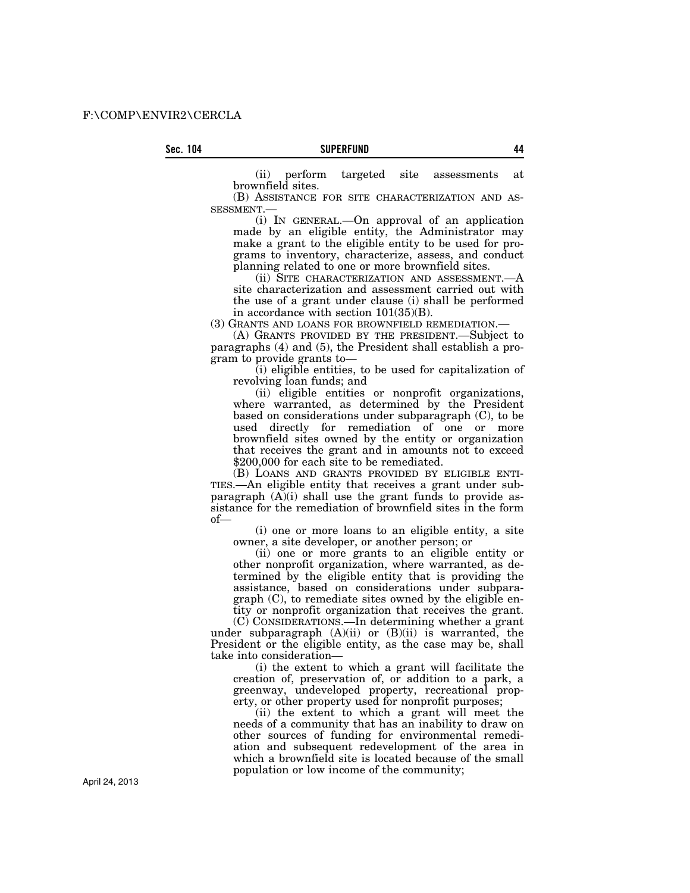(ii) perform targeted site assessments at brownfield sites.

(B) ASSISTANCE FOR SITE CHARACTERIZATION AND ASSESSMENT.—

(i) IN GENERAL.—On approval of an application made by an eligible entity, the Administrator may make a grant to the eligible entity to be used for programs to inventory, characterize, assess, and conduct planning related to one or more brownfield sites.

(ii) SITE CHARACTERIZATION AND ASSESSMENT.—A site characterization and assessment carried out with the use of a grant under clause (i) shall be performed in accordance with section 101(35)(B).

(3) GRANTS AND LOANS FOR BROWNFIELD REMEDIATION.—

(A) GRANTS PROVIDED BY THE PRESIDENT.—Subject to paragraphs (4) and (5), the President shall establish a program to provide grants to—

(i) eligible entities, to be used for capitalization of revolving loan funds; and

(ii) eligible entities or nonprofit organizations, where warranted, as determined by the President based on considerations under subparagraph (C), to be used directly for remediation of one or more brownfield sites owned by the entity or organization that receives the grant and in amounts not to exceed $200,000 for each site to be remediated.

(B) LOANS AND GRANTS PROVIDED BY ELIGIBLE ENTITIES.—An eligible entity that receives a grant under subparagraph (A)(i) shall use the grant funds to provide assistance for the remediation of brownfield sites in the form of—

(i) one or more loans to an eligible entity, a site owner, a site developer, or another person; or

(ii) one or more grants to an eligible entity or other nonprofit organization, where warranted, as determined by the eligible entity that is providing the assistance, based on considerations under subparagraph (C), to remediate sites owned by the eligible entity or nonprofit organization that receives the grant.

(C) CONSIDERATIONS.—In determining whether a grant under subparagraph (A)(ii) or (B)(ii) is warranted, the President or the eligible entity, as the case may be, shall take into consideration—

(i) the extent to which a grant will facilitate the creation of, preservation of, or addition to a park, a greenway, undeveloped property, recreational property, or other property used for nonprofit purposes;

(ii) the extent to which a grant will meet the needs of a community that has an inability to draw on other sources of funding for environmental remediation and subsequent redevelopment of the area in which a brownfield site is located because of the small population or low income of the community;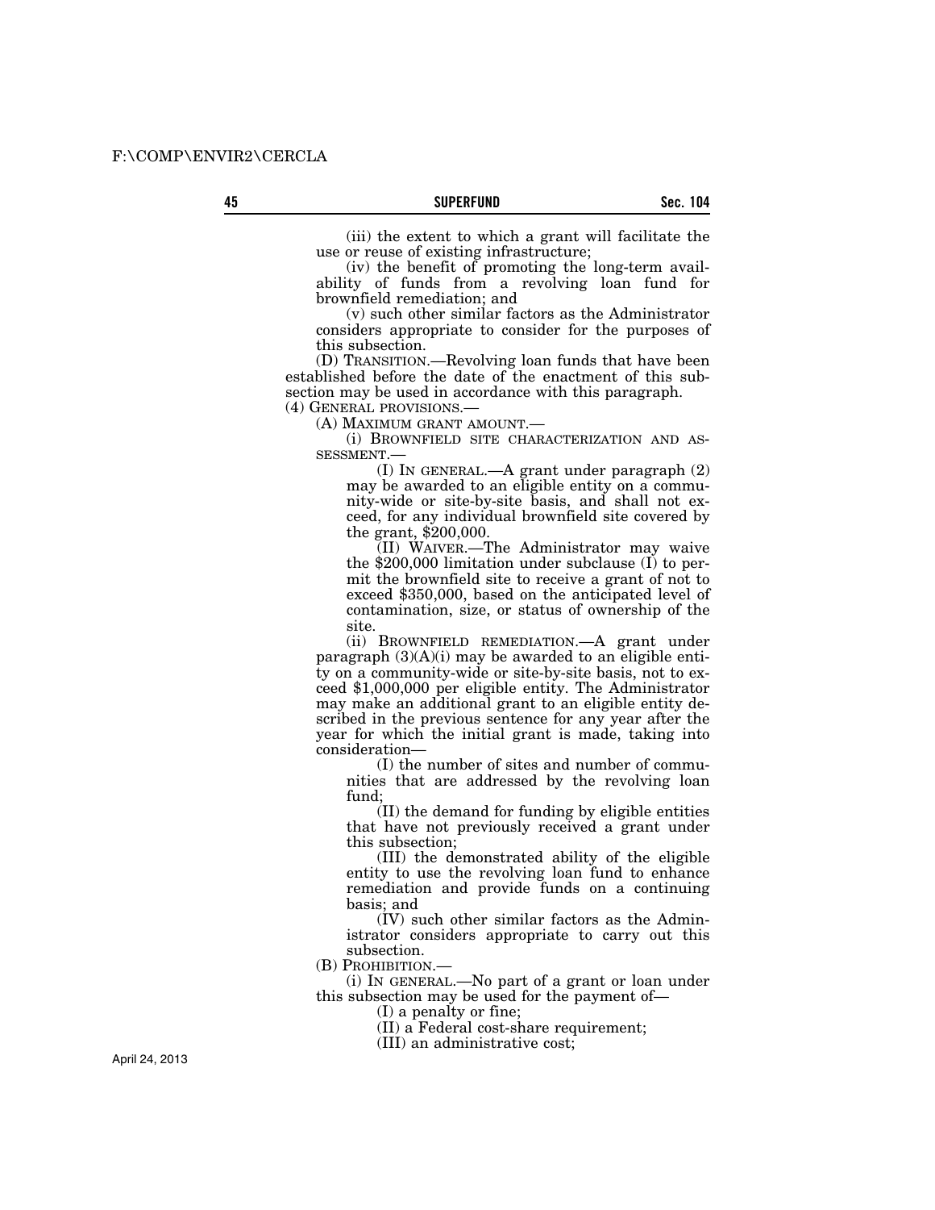(iii) the extent to which a grant will facilitate the use or reuse of existing infrastructure;

(iv) the benefit of promoting the long-term availability of funds from a revolving loan fund for brownfield remediation; and

(v) such other similar factors as the Administrator considers appropriate to consider for the purposes of this subsection.

(D) TRANSITION.—Revolving loan funds that have been established before the date of the enactment of this subsection may be used in accordance with this paragraph.

(4) GENERAL PROVISIONS.—

(A) MAXIMUM GRANT AMOUNT.—

(i) BROWNFIELD SITE CHARACTERIZATION AND ASSESSMENT.—

(I) IN GENERAL.—A grant under paragraph (2) may be awarded to an eligible entity on a community-wide or site-by-site basis, and shall not exceed, for any individual brownfield site covered by the grant, $200,000.

(II) WAIVER.—The Administrator may waive the $200,000 limitation under subclause (I) to permit the brownfield site to receive a grant of not to exceed $350,000, based on the anticipated level of contamination, size, or status of ownership of the site.

(ii) BROWNFIELD REMEDIATION.—A grant under paragraph (3)(A)(i) may be awarded to an eligible entity on a community-wide or site-by-site basis, not to exceed $1,000,000 per eligible entity. The Administrator may make an additional grant to an eligible entity described in the previous sentence for any year after the year for which the initial grant is made, taking into consideration—

(I) the number of sites and number of communities that are addressed by the revolving loan fund;

(II) the demand for funding by eligible entities that have not previously received a grant under this subsection;

(III) the demonstrated ability of the eligible entity to use the revolving loan fund to enhance remediation and provide funds on a continuing basis; and

(IV) such other similar factors as the Administrator considers appropriate to carry out this subsection.

(B) PROHIBITION.—

(i) IN GENERAL.—No part of a grant or loan under this subsection may be used for the payment of—

(I) a penalty or fine;

(II) a Federal cost-share requirement;

(III) an administrative cost;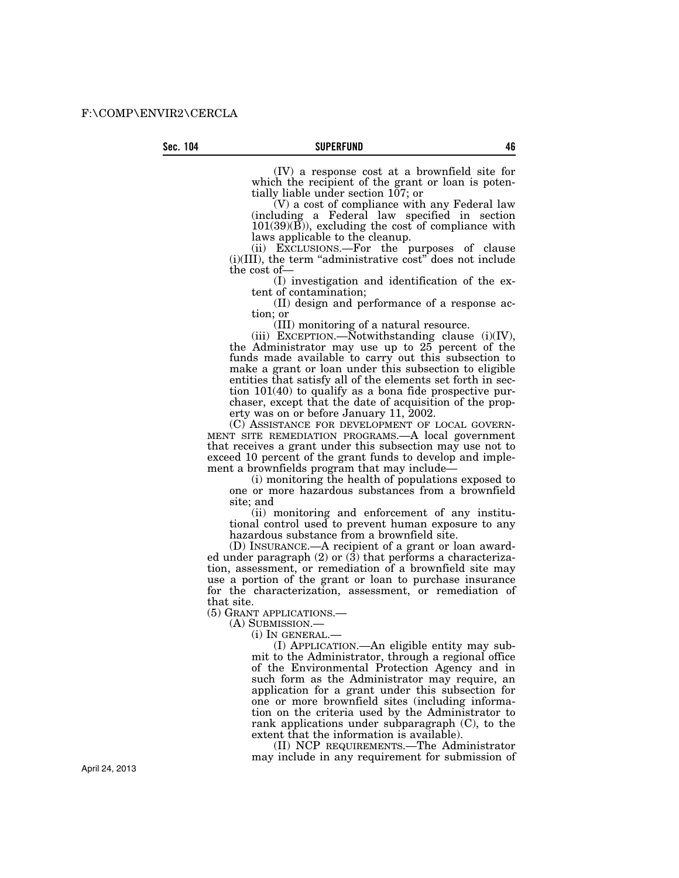(IV) a response cost at a brownfield site for which the recipient of the grant or loan is potentially liable under section 107; or

(V) a cost of compliance with any Federal law (including a Federal law specified in section 101(39)(B)), excluding the cost of compliance with laws applicable to the cleanup.

(ii) EXCLUSIONS.—For the purposes of clause (i)(III), the term "administrative cost" does not include the cost of—

(I) investigation and identification of the extent of contamination;

(II) design and performance of a response action; or

(III) monitoring of a natural resource.

(iii) EXCEPTION.—Notwithstanding clause (i)(IV), the Administrator may use up to 25 percent of the funds made available to carry out this subsection to make a grant or loan under this subsection to eligible entities that satisfy all of the elements set forth in section 101(40) to qualify as a bona fide prospective purchaser, except that the date of acquisition of the property was on or before January 11, 2002.

(C) ASSISTANCE FOR DEVELOPMENT OF LOCAL GOVERNMENT SITE REMEDIATION PROGRAMS.—A local government that receives a grant under this subsection may use not to exceed 10 percent of the grant funds to develop and implement a brownfields program that may include—

(i) monitoring the health of populations exposed to one or more hazardous substances from a brownfield site; and

(ii) monitoring and enforcement of any institutional control used to prevent human exposure to any hazardous substance from a brownfield site.

(D) INSURANCE.—A recipient of a grant or loan awarded under paragraph (2) or (3) that performs a characterization, assessment, or remediation of a brownfield site may use a portion of the grant or loan to purchase insurance for the characterization, assessment, or remediation of that site.

(5) GRANT APPLICATIONS.—

(A) SUBMISSION.—

(i) IN GENERAL.—

(I) APPLICATION.—An eligible entity may submit to the Administrator, through a regional office of the Environmental Protection Agency and in such form as the Administrator may require, an application for a grant under this subsection for one or more brownfield sites (including information on the criteria used by the Administrator to rank applications under subparagraph (C), to the extent that the information is available).

(II) NCP REQUIREMENTS.—The Administrator may include in any requirement for submission of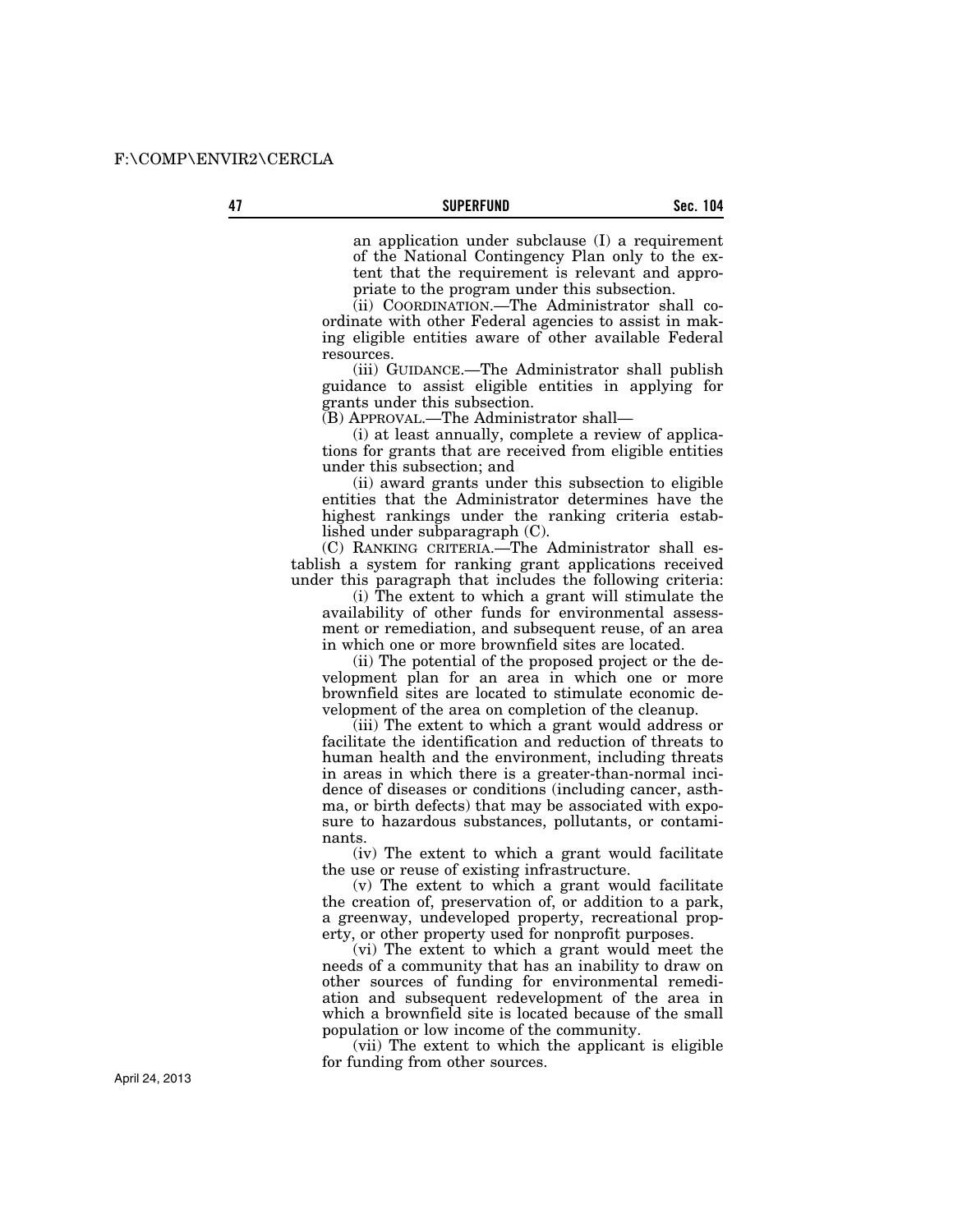an application under subclause (I) a requirement of the National Contingency Plan only to the extent that the requirement is relevant and appropriate to the program under this subsection.

(ii) COORDINATION.—The Administrator shall coordinate with other Federal agencies to assist in making eligible entities aware of other available Federal resources.

(iii) GUIDANCE.—The Administrator shall publish guidance to assist eligible entities in applying for grants under this subsection.

(B) APPROVAL.—The Administrator shall—

(i) at least annually, complete a review of applications for grants that are received from eligible entities under this subsection; and

(ii) award grants under this subsection to eligible entities that the Administrator determines have the highest rankings under the ranking criteria established under subparagraph (C).

(C) RANKING CRITERIA.—The Administrator shall establish a system for ranking grant applications received under this paragraph that includes the following criteria:

(i) The extent to which a grant will stimulate the availability of other funds for environmental assessment or remediation, and subsequent reuse, of an area in which one or more brownfield sites are located.

(ii) The potential of the proposed project or the development plan for an area in which one or more brownfield sites are located to stimulate economic development of the area on completion of the cleanup.

(iii) The extent to which a grant would address or facilitate the identification and reduction of threats to human health and the environment, including threats in areas in which there is a greater-than-normal incidence of diseases or conditions (including cancer, asthma, or birth defects) that may be associated with exposure to hazardous substances, pollutants, or contaminants.

(iv) The extent to which a grant would facilitate the use or reuse of existing infrastructure.

(v) The extent to which a grant would facilitate the creation of, preservation of, or addition to a park, a greenway, undeveloped property, recreational property, or other property used for nonprofit purposes.

(vi) The extent to which a grant would meet the needs of a community that has an inability to draw on other sources of funding for environmental remediation and subsequent redevelopment of the area in which a brownfield site is located because of the small population or low income of the community.

(vii) The extent to which the applicant is eligible for funding from other sources.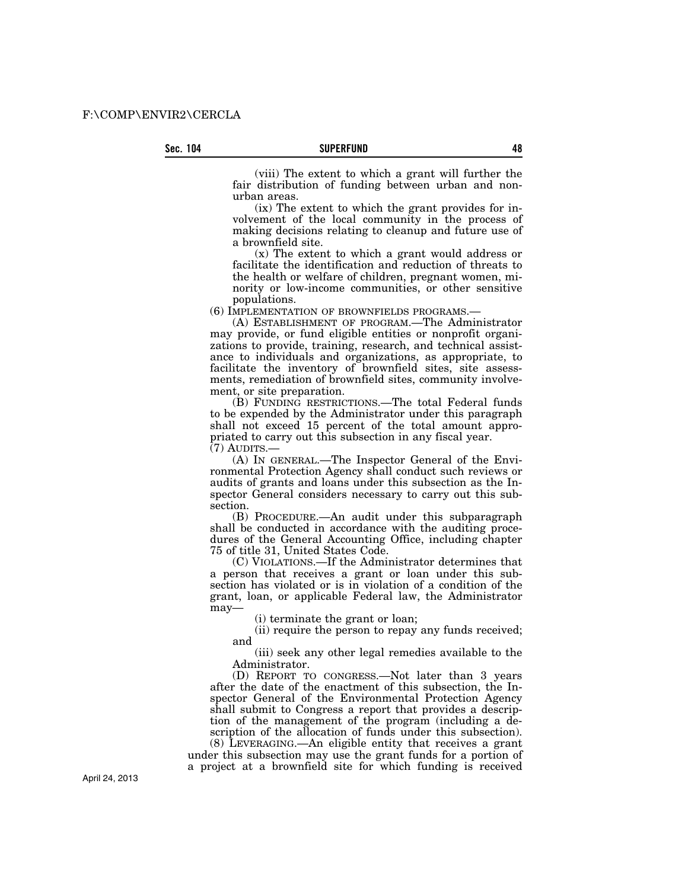(viii) The extent to which a grant will further the fair distribution of funding between urban and nonurban areas.

(ix) The extent to which the grant provides for involvement of the local community in the process of making decisions relating to cleanup and future use of a brownfield site.

(x) The extent to which a grant would address or facilitate the identification and reduction of threats to the health or welfare of children, pregnant women, minority or low-income communities, or other sensitive populations.

(6) IMPLEMENTATION OF BROWNFIELDS PROGRAMS.—

(A) ESTABLISHMENT OF PROGRAM.—The Administrator may provide, or fund eligible entities or nonprofit organizations to provide, training, research, and technical assistance to individuals and organizations, as appropriate, to facilitate the inventory of brownfield sites, site assessments, remediation of brownfield sites, community involvement, or site preparation.

(B) FUNDING RESTRICTIONS.—The total Federal funds to be expended by the Administrator under this paragraph shall not exceed 15 percent of the total amount appropriated to carry out this subsection in any fiscal year.

(7) AUDITS.—

(A) IN GENERAL.—The Inspector General of the Environmental Protection Agency shall conduct such reviews or audits of grants and loans under this subsection as the Inspector General considers necessary to carry out this subsection.

(B) PROCEDURE.—An audit under this subparagraph shall be conducted in accordance with the auditing procedures of the General Accounting Office, including chapter 75 of title 31, United States Code.

(C) VIOLATIONS.—If the Administrator determines that a person that receives a grant or loan under this subsection has violated or is in violation of a condition of the grant, loan, or applicable Federal law, the Administrator may—

(i) terminate the grant or loan;

(ii) require the person to repay any funds received; and

(iii) seek any other legal remedies available to the Administrator.

(D) REPORT TO CONGRESS.—Not later than 3 years after the date of the enactment of this subsection, the Inspector General of the Environmental Protection Agency shall submit to Congress a report that provides a description of the management of the program (including a description of the allocation of funds under this subsection).

(8) LEVERAGING.—An eligible entity that receives a grant under this subsection may use the grant funds for a portion of a project at a brownfield site for which funding is received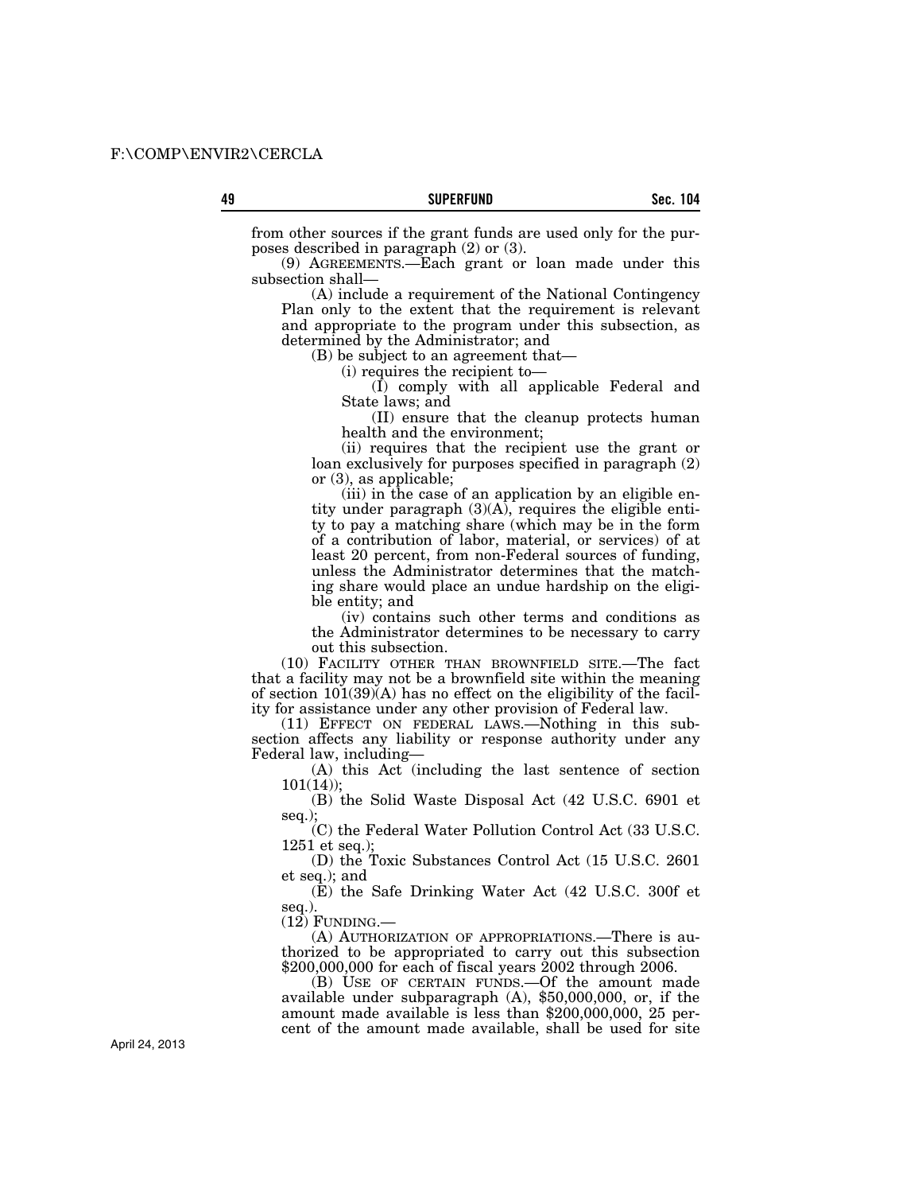from other sources if the grant funds are used only for the purposes described in paragraph (2) or (3).

(9) AGREEMENTS.—Each grant or loan made under this subsection shall—

(A) include a requirement of the National Contingency Plan only to the extent that the requirement is relevant and appropriate to the program under this subsection, as determined by the Administrator; and

(B) be subject to an agreement that—

(i) requires the recipient to—

(I) comply with all applicable Federal and State laws; and

(II) ensure that the cleanup protects human health and the environment;

(ii) requires that the recipient use the grant or loan exclusively for purposes specified in paragraph (2) or (3), as applicable;

(iii) in the case of an application by an eligible entity under paragraph (3)(A), requires the eligible entity to pay a matching share (which may be in the form of a contribution of labor, material, or services) of at least 20 percent, from non-Federal sources of funding, unless the Administrator determines that the matching share would place an undue hardship on the eligible entity; and

(iv) contains such other terms and conditions as the Administrator determines to be necessary to carry out this subsection.

(10) FACILITY OTHER THAN BROWNFIELD SITE.—The fact that a facility may not be a brownfield site within the meaning of section 101(39)(A) has no effect on the eligibility of the facility for assistance under any other provision of Federal law.

(11) EFFECT ON FEDERAL LAWS.—Nothing in this subsection affects any liability or response authority under any Federal law, including—

(A) this Act (including the last sentence of section 101(14));

(B) the Solid Waste Disposal Act (42 U.S.C. 6901 et seq.);

(C) the Federal Water Pollution Control Act (33 U.S.C. 1251 et seq.);

(D) the Toxic Substances Control Act (15 U.S.C. 2601 et seq.); and

(E) the Safe Drinking Water Act (42 U.S.C. 300f et seq.).

(12) FUNDING.—

(A) AUTHORIZATION OF APPROPRIATIONS.—There is authorized to be appropriated to carry out this subsection $200,000,000 for each of fiscal years 2002 through 2006.

(B) USE OF CERTAIN FUNDS.—Of the amount made available under subparagraph (A), $50,000,000, or, if the amount made available is less than $200,000,000, 25 percent of the amount made available, shall be used for site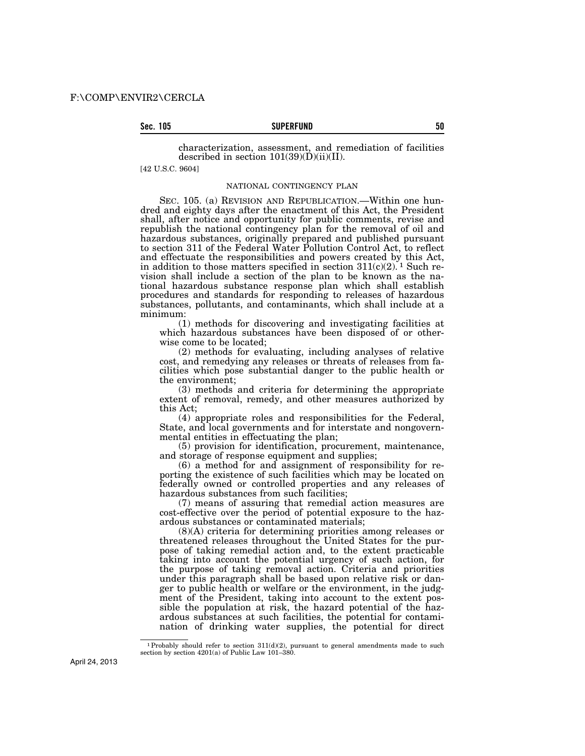characterization, assessment, and remediation of facilities described in section 101(39)(D)(ii)(II).

[42 U.S.C. 9604]

NATIONAL CONTINGENCY PLAN

SEC. 105. (a) REVISION AND REPUBLICATION.—Within one hundred and eighty days after the enactment of this Act, the President shall, after notice and opportunity for public comments, revise and republish the national contingency plan for the removal of oil and hazardous substances, originally prepared and published pursuant to section 311 of the Federal Water Pollution Control Act, to reflect and effectuate the responsibilities and powers created by this Act, in addition to those matters specified in section 311(c)(2).[1] Such revision shall include a section of the plan to be known as the national hazardous substance response plan which shall establish procedures and standards for responding to releases of hazardous substances, pollutants, and contaminants, which shall include at a minimum:

(1) methods for discovering and investigating facilities at which hazardous substances have been disposed of or otherwise come to be located;

(2) methods for evaluating, including analyses of relative cost, and remedying any releases or threats of releases from facilities which pose substantial danger to the public health or the environment;

(3) methods and criteria for determining the appropriate extent of removal, remedy, and other measures authorized by this Act;

(4) appropriate roles and responsibilities for the Federal, State, and local governments and for interstate and nongovernmental entities in effectuating the plan;

(5) provision for identification, procurement, maintenance, and storage of response equipment and supplies;

(6) a method for and assignment of responsibility for reporting the existence of such facilities which may be located on federally owned or controlled properties and any releases of hazardous substances from such facilities;

(7) means of assuring that remedial action measures are cost-effective over the period of potential exposure to the hazardous substances or contaminated materials;

(8)(A) criteria for determining priorities among releases or threatened releases throughout the United States for the purpose of taking remedial action and, to the extent practicable taking into account the potential urgency of such action, for the purpose of taking removal action. Criteria and priorities under this paragraph shall be based upon relative risk or danger to public health or welfare or the environment, in the judgment of the President, taking into account to the extent possible the population at risk, the hazard potential of the hazardous substances at such facilities, the potential for contamination of drinking water supplies, the potential for direct

[1] Probably should refer to section 311(d)(2), pursuant to general amendments made to such section by section 4201(a) of Public Law 101–380.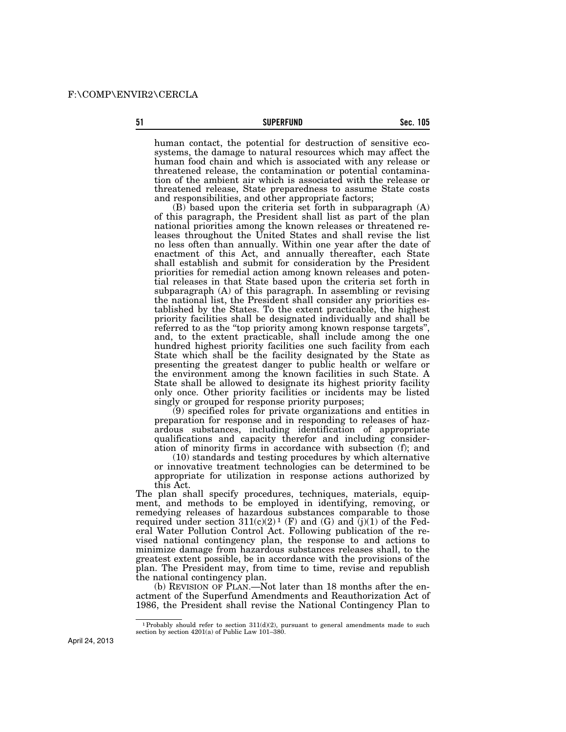human contact, the potential for destruction of sensitive ecosystems, the damage to natural resources which may affect the human food chain and which is associated with any release or threatened release, the contamination or potential contamination of the ambient air which is associated with the release or threatened release, State preparedness to assume State costs and responsibilities, and other appropriate factors;

(B) based upon the criteria set forth in subparagraph (A) of this paragraph, the President shall list as part of the plan national priorities among the known releases or threatened releases throughout the United States and shall revise the list no less often than annually. Within one year after the date of enactment of this Act, and annually thereafter, each State shall establish and submit for consideration by the President priorities for remedial action among known releases and potential releases in that State based upon the criteria set forth in subparagraph (A) of this paragraph. In assembling or revising the national list, the President shall consider any priorities established by the States. To the extent practicable, the highest priority facilities shall be designated individually and shall be referred to as the "top priority among known response targets", and, to the extent practicable, shall include among the one hundred highest priority facilities one such facility from each State which shall be the facility designated by the State as presenting the greatest danger to public health or welfare or the environment among the known facilities in such State. A State shall be allowed to designate its highest priority facility only once. Other priority facilities or incidents may be listed singly or grouped for response priority purposes;

(9) specified roles for private organizations and entities in preparation for response and in responding to releases of hazardous substances, including identification of appropriate qualifications and capacity therefor and including consideration of minority firms in accordance with subsection (f); and

(10) standards and testing procedures by which alternative or innovative treatment technologies can be determined to be appropriate for utilization in response actions authorized by this Act.

The plan shall specify procedures, techniques, materials, equipment, and methods to be employed in identifying, removing, or remedying releases of hazardous substances comparable to those required under section 311(c)(2)[1] (F) and (G) and (j)(1) of the Federal Water Pollution Control Act. Following publication of the revised national contingency plan, the response to and actions to minimize damage from hazardous substances releases shall, to the greatest extent possible, be in accordance with the provisions of the plan. The President may, from time to time, revise and republish the national contingency plan.

(b) REVISION OF PLAN.—Not later than 18 months after the enactment of the Superfund Amendments and Reauthorization Act of 1986, the President shall revise the National Contingency Plan to

[1] Probably should refer to section 311(d)(2), pursuant to general amendments made to such section by section 4201(a) of Public Law 101–380.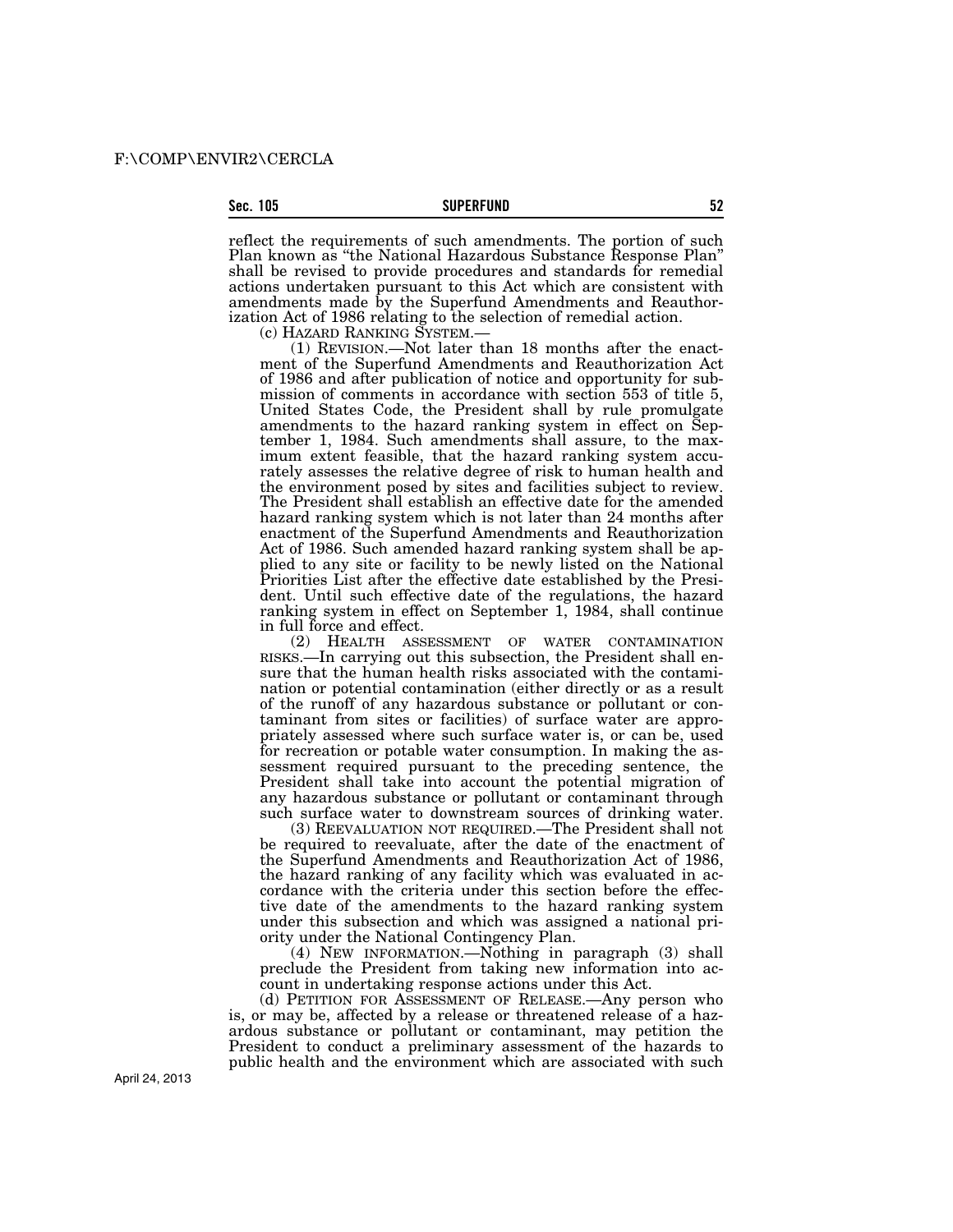reflect the requirements of such amendments. The portion of such Plan known as "the National Hazardous Substance Response Plan" shall be revised to provide procedures and standards for remedial actions undertaken pursuant to this Act which are consistent with amendments made by the Superfund Amendments and Reauthorization Act of 1986 relating to the selection of remedial action.

(c) HAZARD RANKING SYSTEM.—

(1) REVISION.—Not later than 18 months after the enactment of the Superfund Amendments and Reauthorization Act of 1986 and after publication of notice and opportunity for submission of comments in accordance with section 553 of title 5, United States Code, the President shall by rule promulgate amendments to the hazard ranking system in effect on September 1, 1984. Such amendments shall assure, to the maximum extent feasible, that the hazard ranking system accurately assesses the relative degree of risk to human health and the environment posed by sites and facilities subject to review. The President shall establish an effective date for the amended hazard ranking system which is not later than 24 months after enactment of the Superfund Amendments and Reauthorization Act of 1986. Such amended hazard ranking system shall be applied to any site or facility to be newly listed on the National Priorities List after the effective date established by the President. Until such effective date of the regulations, the hazard ranking system in effect on September 1, 1984, shall continue in full force and effect.

(2) HEALTH ASSESSMENT OF WATER CONTAMINATION RISKS.—In carrying out this subsection, the President shall ensure that the human health risks associated with the contamination or potential contamination (either directly or as a result of the runoff of any hazardous substance or pollutant or contaminant from sites or facilities) of surface water are appropriately assessed where such surface water is, or can be, used for recreation or potable water consumption. In making the assessment required pursuant to the preceding sentence, the President shall take into account the potential migration of any hazardous substance or pollutant or contaminant through such surface water to downstream sources of drinking water.

(3) REEVALUATION NOT REQUIRED.—The President shall not be required to reevaluate, after the date of the enactment of the Superfund Amendments and Reauthorization Act of 1986, the hazard ranking of any facility which was evaluated in accordance with the criteria under this section before the effective date of the amendments to the hazard ranking system under this subsection and which was assigned a national priority under the National Contingency Plan.

(4) NEW INFORMATION.—Nothing in paragraph (3) shall preclude the President from taking new information into account in undertaking response actions under this Act.

(d) PETITION FOR ASSESSMENT OF RELEASE.—Any person who is, or may be, affected by a release or threatened release of a hazardous substance or pollutant or contaminant, may petition the President to conduct a preliminary assessment of the hazards to public health and the environment which are associated with such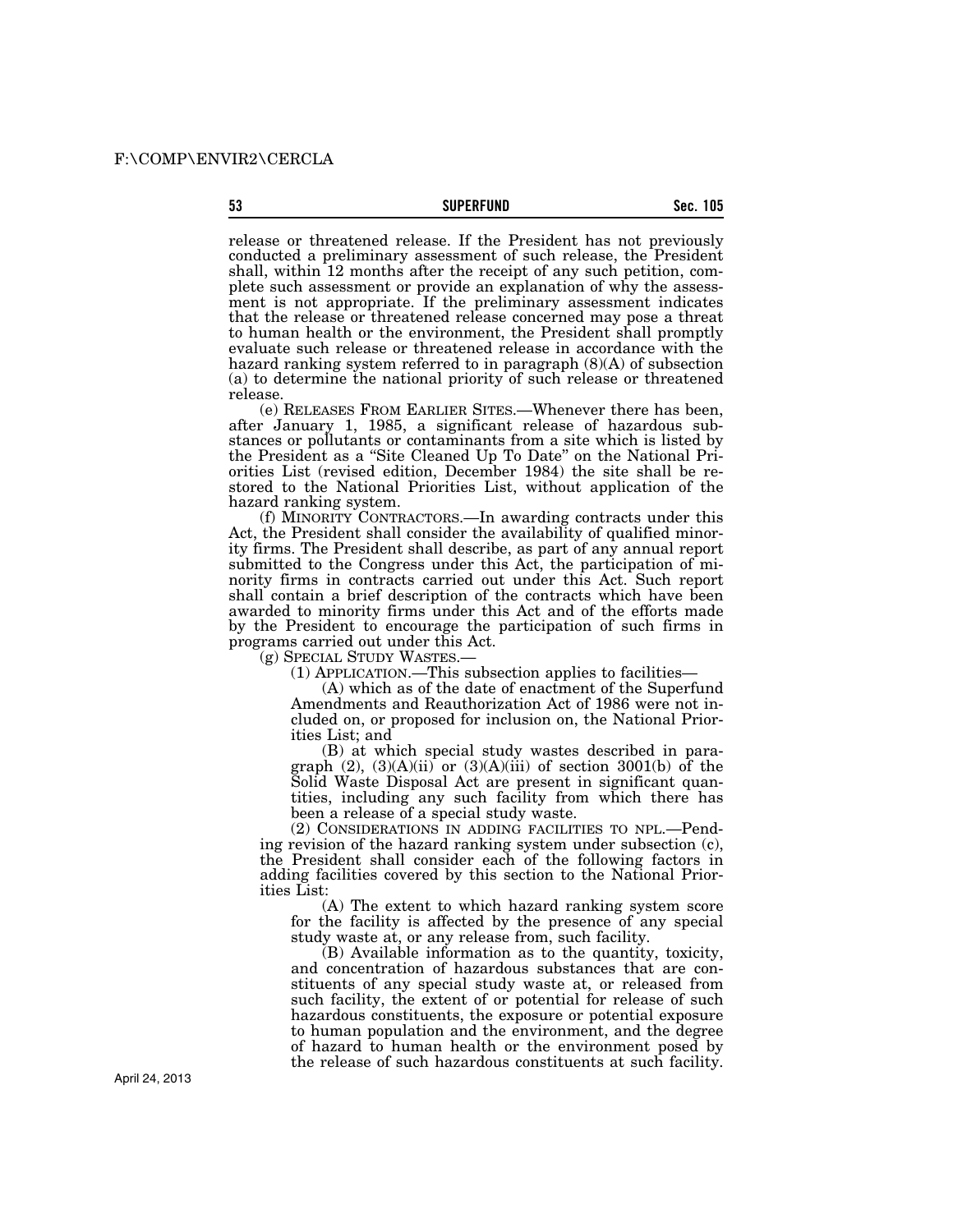release or threatened release. If the President has not previously conducted a preliminary assessment of such release, the President shall, within 12 months after the receipt of any such petition, complete such assessment or provide an explanation of why the assessment is not appropriate. If the preliminary assessment indicates that the release or threatened release concerned may pose a threat to human health or the environment, the President shall promptly evaluate such release or threatened release in accordance with the hazard ranking system referred to in paragraph (8)(A) of subsection (a) to determine the national priority of such release or threatened release.

(e) RELEASES FROM EARLIER SITES.—Whenever there has been, after January 1, 1985, a significant release of hazardous substances or pollutants or contaminants from a site which is listed by the President as a "Site Cleaned Up To Date" on the National Priorities List (revised edition, December 1984) the site shall be restored to the National Priorities List, without application of the hazard ranking system.

(f) MINORITY CONTRACTORS.—In awarding contracts under this Act, the President shall consider the availability of qualified minority firms. The President shall describe, as part of any annual report submitted to the Congress under this Act, the participation of minority firms in contracts carried out under this Act. Such report shall contain a brief description of the contracts which have been awarded to minority firms under this Act and of the efforts made by the President to encourage the participation of such firms in programs carried out under this Act.

(g) SPECIAL STUDY WASTES.—

(1) APPLICATION.—This subsection applies to facilities—

(A) which as of the date of enactment of the Superfund Amendments and Reauthorization Act of 1986 were not included on, or proposed for inclusion on, the National Priorities List; and

(B) at which special study wastes described in paragraph (2), (3)(A)(ii) or (3)(A)(iii) of section 3001(b) of the Solid Waste Disposal Act are present in significant quantities, including any such facility from which there has been a release of a special study waste.

(2) CONSIDERATIONS IN ADDING FACILITIES TO NPL.—Pending revision of the hazard ranking system under subsection (c), the President shall consider each of the following factors in adding facilities covered by this section to the National Priorities List:

(A) The extent to which hazard ranking system score for the facility is affected by the presence of any special study waste at, or any release from, such facility.

(B) Available information as to the quantity, toxicity, and concentration of hazardous substances that are constituents of any special study waste at, or released from such facility, the extent of or potential for release of such hazardous constituents, the exposure or potential exposure to human population and the environment, and the degree of hazard to human health or the environment posed by the release of such hazardous constituents at such facility.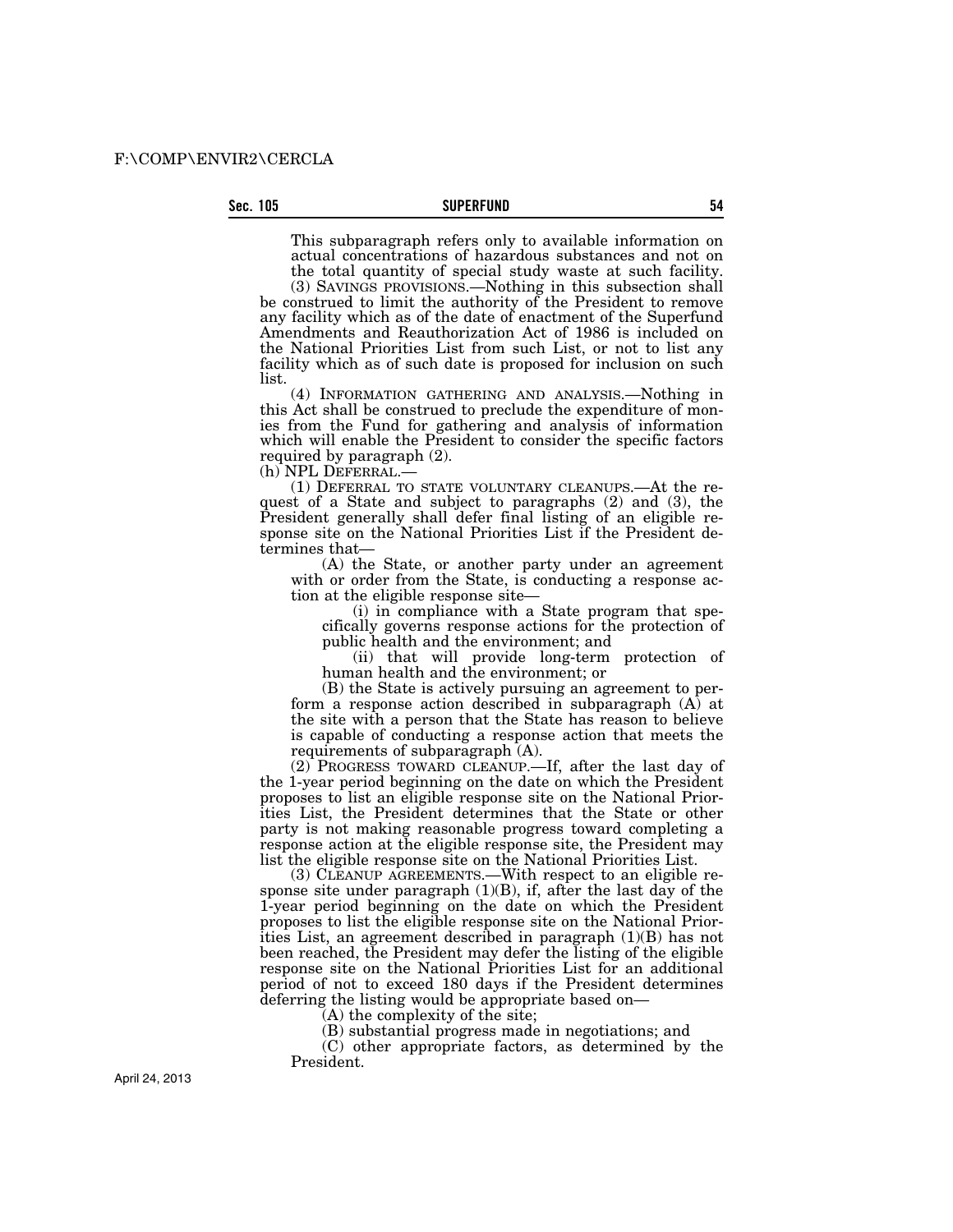This subparagraph refers only to available information on actual concentrations of hazardous substances and not on the total quantity of special study waste at such facility.

(3) SAVINGS PROVISIONS.—Nothing in this subsection shall be construed to limit the authority of the President to remove any facility which as of the date of enactment of the Superfund Amendments and Reauthorization Act of 1986 is included on the National Priorities List from such List, or not to list any facility which as of such date is proposed for inclusion on such list.

(4) INFORMATION GATHERING AND ANALYSIS.—Nothing in this Act shall be construed to preclude the expenditure of monies from the Fund for gathering and analysis of information which will enable the President to consider the specific factors required by paragraph (2).

(h) NPL DEFERRAL.—

(1) DEFERRAL TO STATE VOLUNTARY CLEANUPS.—At the request of a State and subject to paragraphs (2) and (3), the President generally shall defer final listing of an eligible response site on the National Priorities List if the President determines that—

(A) the State, or another party under an agreement with or order from the State, is conducting a response action at the eligible response site—

(i) in compliance with a State program that specifically governs response actions for the protection of public health and the environment; and

(ii) that will provide long-term protection of human health and the environment; or

(B) the State is actively pursuing an agreement to perform a response action described in subparagraph (A) at the site with a person that the State has reason to believe is capable of conducting a response action that meets the requirements of subparagraph (A).

(2) PROGRESS TOWARD CLEANUP.—If, after the last day of the 1-year period beginning on the date on which the President proposes to list an eligible response site on the National Priorities List, the President determines that the State or other party is not making reasonable progress toward completing a response action at the eligible response site, the President may list the eligible response site on the National Priorities List.

(3) CLEANUP AGREEMENTS.—With respect to an eligible response site under paragraph (1)(B), if, after the last day of the 1-year period beginning on the date on which the President proposes to list the eligible response site on the National Priorities List, an agreement described in paragraph (1)(B) has not been reached, the President may defer the listing of the eligible response site on the National Priorities List for an additional period of not to exceed 180 days if the President determines deferring the listing would be appropriate based on—

(A) the complexity of the site;

(B) substantial progress made in negotiations; and

(C) other appropriate factors, as determined by the President.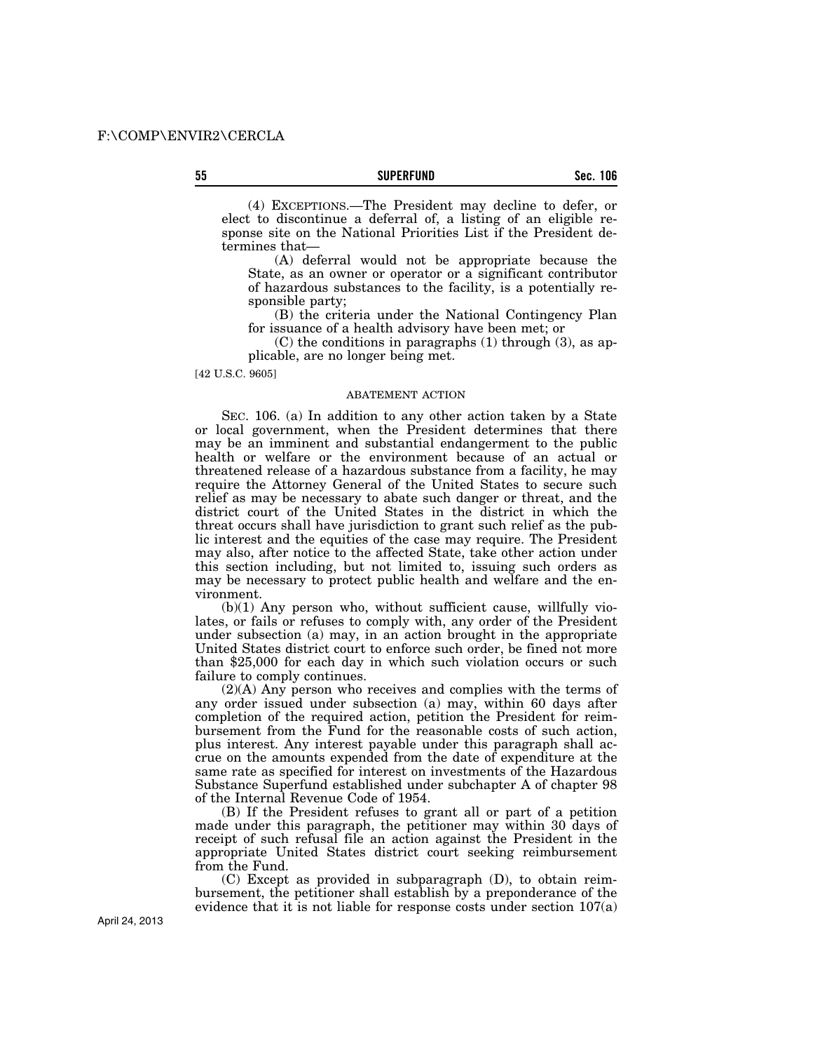(4) EXCEPTIONS.—The President may decline to defer, or elect to discontinue a deferral of, a listing of an eligible response site on the National Priorities List if the President determines that—

(A) deferral would not be appropriate because the State, as an owner or operator or a significant contributor of hazardous substances to the facility, is a potentially responsible party;

(B) the criteria under the National Contingency Plan for issuance of a health advisory have been met; or

(C) the conditions in paragraphs (1) through (3), as applicable, are no longer being met.

[42 U.S.C. 9605]

## ABATEMENT ACTION

SEC. 106. (a) In addition to any other action taken by a State or local government, when the President determines that there may be an imminent and substantial endangerment to the public health or welfare or the environment because of an actual or threatened release of a hazardous substance from a facility, he may require the Attorney General of the United States to secure such relief as may be necessary to abate such danger or threat, and the district court of the United States in the district in which the threat occurs shall have jurisdiction to grant such relief as the public interest and the equities of the case may require. The President may also, after notice to the affected State, take other action under this section including, but not limited to, issuing such orders as may be necessary to protect public health and welfare and the environment.

(b)(1) Any person who, without sufficient cause, willfully violates, or fails or refuses to comply with, any order of the President under subsection (a) may, in an action brought in the appropriate United States district court to enforce such order, be fined not more than $25,000 for each day in which such violation occurs or such failure to comply continues.

(2)(A) Any person who receives and complies with the terms of any order issued under subsection (a) may, within 60 days after completion of the required action, petition the President for reimbursement from the Fund for the reasonable costs of such action, plus interest. Any interest payable under this paragraph shall accrue on the amounts expended from the date of expenditure at the same rate as specified for interest on investments of the Hazardous Substance Superfund established under subchapter A of chapter 98 of the Internal Revenue Code of 1954.

(B) If the President refuses to grant all or part of a petition made under this paragraph, the petitioner may within 30 days of receipt of such refusal file an action against the President in the appropriate United States district court seeking reimbursement from the Fund.

(C) Except as provided in subparagraph (D), to obtain reimbursement, the petitioner shall establish by a preponderance of the evidence that it is not liable for response costs under section 107(a)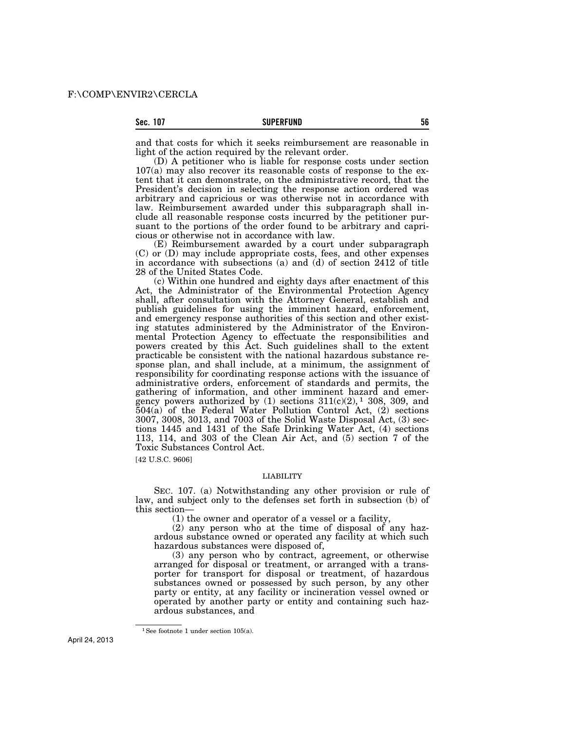and that costs for which it seeks reimbursement are reasonable in light of the action required by the relevant order.

(D) A petitioner who is liable for response costs under section 107(a) may also recover its reasonable costs of response to the extent that it can demonstrate, on the administrative record, that the President's decision in selecting the response action ordered was arbitrary and capricious or was otherwise not in accordance with law. Reimbursement awarded under this subparagraph shall include all reasonable response costs incurred by the petitioner pursuant to the portions of the order found to be arbitrary and capricious or otherwise not in accordance with law.

(E) Reimbursement awarded by a court under subparagraph (C) or (D) may include appropriate costs, fees, and other expenses in accordance with subsections (a) and (d) of section 2412 of title 28 of the United States Code.

(c) Within one hundred and eighty days after enactment of this Act, the Administrator of the Environmental Protection Agency shall, after consultation with the Attorney General, establish and publish guidelines for using the imminent hazard, enforcement, and emergency response authorities of this section and other existing statutes administered by the Administrator of the Environmental Protection Agency to effectuate the responsibilities and powers created by this Act. Such guidelines shall to the extent practicable be consistent with the national hazardous substance response plan, and shall include, at a minimum, the assignment of responsibility for coordinating response actions with the issuance of administrative orders, enforcement of standards and permits, the gathering of information, and other imminent hazard and emergency powers authorized by (1) sections 311(c)(2),[1] 308, 309, and 504(a) of the Federal Water Pollution Control Act, (2) sections 3007, 3008, 3013, and 7003 of the Solid Waste Disposal Act, (3) sections 1445 and 1431 of the Safe Drinking Water Act, (4) sections 113, 114, and 303 of the Clean Air Act, and (5) section 7 of the Toxic Substances Control Act.

[42 U.S.C. 9606]

## LIABILITY

SEC. 107. (a) Notwithstanding any other provision or rule of law, and subject only to the defenses set forth in subsection (b) of this section—

(1) the owner and operator of a vessel or a facility,

(2) any person who at the time of disposal of any hazardous substance owned or operated any facility at which such hazardous substances were disposed of,

(3) any person who by contract, agreement, or otherwise arranged for disposal or treatment, or arranged with a transporter for transport for disposal or treatment, of hazardous substances owned or possessed by such person, by any other party or entity, at any facility or incineration vessel owned or operated by another party or entity and containing such hazardous substances, and

[1] See footnote 1 under section 105(a).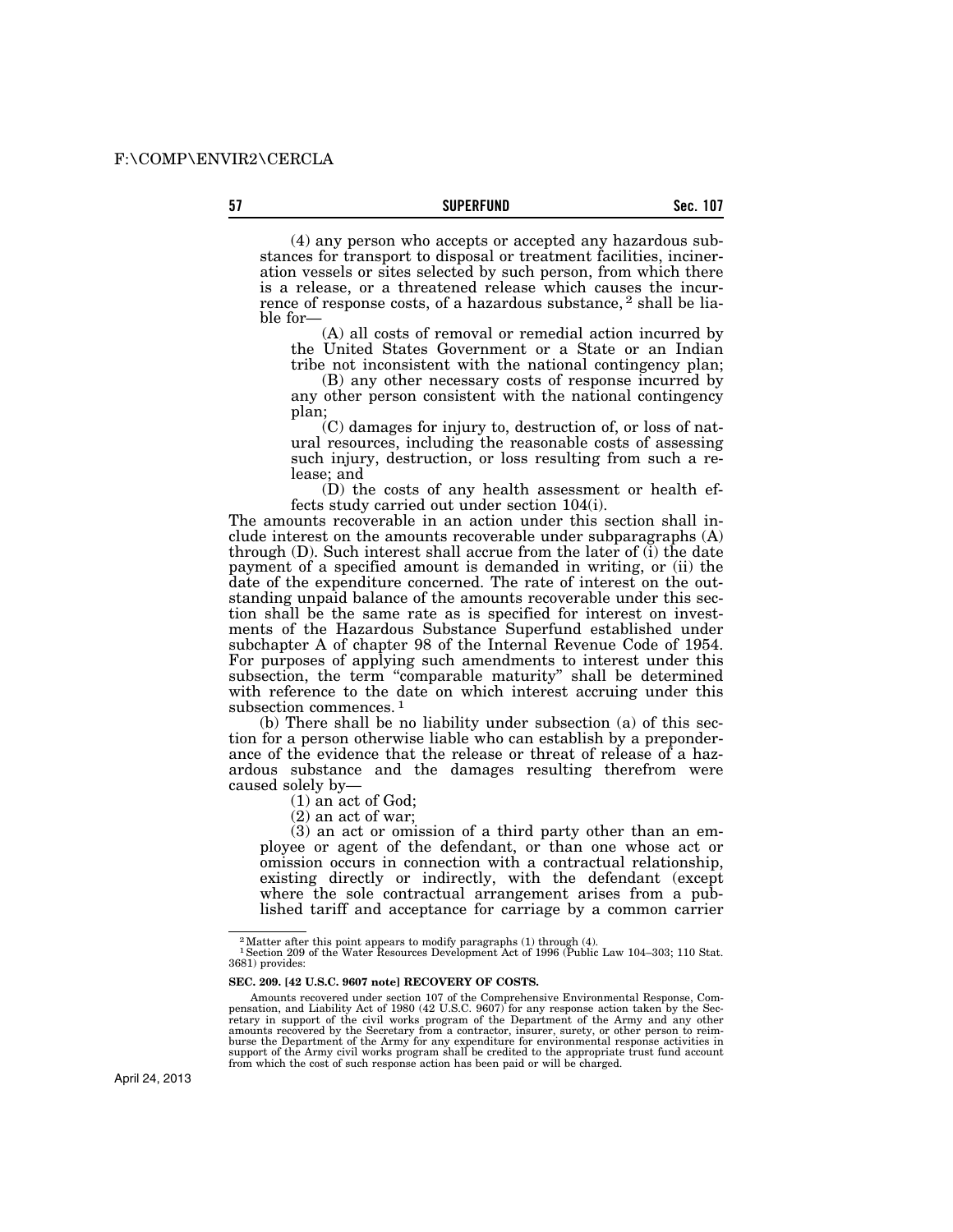(4) any person who accepts or accepted any hazardous substances for transport to disposal or treatment facilities, incineration vessels or sites selected by such person, from which there is a release, or a threatened release which causes the incurrence of response costs, of a hazardous substance, [2] shall be liable for—

(A) all costs of removal or remedial action incurred by the United States Government or a State or an Indian tribe not inconsistent with the national contingency plan;

(B) any other necessary costs of response incurred by any other person consistent with the national contingency plan;

(C) damages for injury to, destruction of, or loss of natural resources, including the reasonable costs of assessing such injury, destruction, or loss resulting from such a release; and

(D) the costs of any health assessment or health effects study carried out under section 104(i).

The amounts recoverable in an action under this section shall include interest on the amounts recoverable under subparagraphs (A) through (D). Such interest shall accrue from the later of (i) the date payment of a specified amount is demanded in writing, or (ii) the date of the expenditure concerned. The rate of interest on the outstanding unpaid balance of the amounts recoverable under this section shall be the same rate as is specified for interest on investments of the Hazardous Substance Superfund established under subchapter A of chapter 98 of the Internal Revenue Code of 1954. For purposes of applying such amendments to interest under this subsection, the term "comparable maturity" shall be determined with reference to the date on which interest accruing under this subsection commences. [1]

(b) There shall be no liability under subsection (a) of this section for a person otherwise liable who can establish by a preponderance of the evidence that the release or threat of release of a hazardous substance and the damages resulting therefrom were caused solely by—

(1) an act of God;

(2) an act of war;

(3) an act or omission of a third party other than an employee or agent of the defendant, or than one whose act or omission occurs in connection with a contractual relationship, existing directly or indirectly, with the defendant (except where the sole contractual arrangement arises from a published tariff and acceptance for carriage by a common carrier

---

[2] Matter after this point appears to modify paragraphs (1) through (4).

[1] Section 209 of the Water Resources Development Act of 1996 (Public Law 104–303; 110 Stat. 3681) provides:

**SEC. 209. [42 U.S.C. 9607 note] RECOVERY OF COSTS.**

Amounts recovered under section 107 of the Comprehensive Environmental Response, Compensation, and Liability Act of 1980 (42 U.S.C. 9607) for any response action taken by the Secretary in support of the civil works program of the Department of the Army and any other amounts recovered by the Secretary from a contractor, insurer, surety, or other person to reimburse the Department of the Army for any expenditure for environmental response activities in support of the Army civil works program shall be credited to the appropriate trust fund account from which the cost of such response action has been paid or will be charged.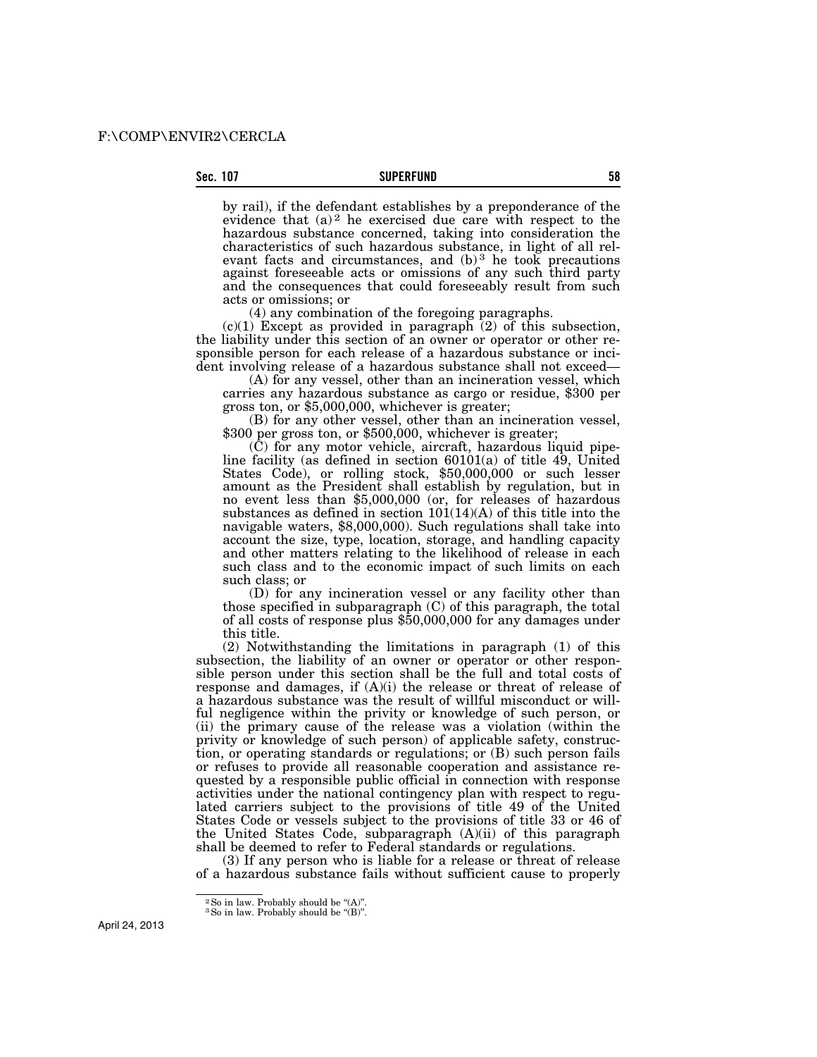by rail), if the defendant establishes by a preponderance of the evidence that (a)[2] he exercised due care with respect to the hazardous substance concerned, taking into consideration the characteristics of such hazardous substance, in light of all relevant facts and circumstances, and (b)[3] he took precautions against foreseeable acts or omissions of any such third party and the consequences that could foreseeably result from such acts or omissions; or

(4) any combination of the foregoing paragraphs.

(c)(1) Except as provided in paragraph (2) of this subsection, the liability under this section of an owner or operator or other responsible person for each release of a hazardous substance or incident involving release of a hazardous substance shall not exceed—

(A) for any vessel, other than an incineration vessel, which carries any hazardous substance as cargo or residue, $300 per gross ton, or $5,000,000, whichever is greater;

(B) for any other vessel, other than an incineration vessel, $300 per gross ton, or $500,000, whichever is greater;

(C) for any motor vehicle, aircraft, hazardous liquid pipeline facility (as defined in section 60101(a) of title 49, United States Code), or rolling stock, $50,000,000 or such lesser amount as the President shall establish by regulation, but in no event less than $5,000,000 (or, for releases of hazardous substances as defined in section 101(14)(A) of this title into the navigable waters, $8,000,000). Such regulations shall take into account the size, type, location, storage, and handling capacity and other matters relating to the likelihood of release in each such class and to the economic impact of such limits on each such class; or

(D) for any incineration vessel or any facility other than those specified in subparagraph (C) of this paragraph, the total of all costs of response plus $50,000,000 for any damages under this title.

(2) Notwithstanding the limitations in paragraph (1) of this subsection, the liability of an owner or operator or other responsible person under this section shall be the full and total costs of response and damages, if (A)(i) the release or threat of release of a hazardous substance was the result of willful misconduct or willful negligence within the privity or knowledge of such person, or (ii) the primary cause of the release was a violation (within the privity or knowledge of such person) of applicable safety, construction, or operating standards or regulations; or (B) such person fails or refuses to provide all reasonable cooperation and assistance requested by a responsible public official in connection with response activities under the national contingency plan with respect to regulated carriers subject to the provisions of title 49 of the United States Code or vessels subject to the provisions of title 33 or 46 of the United States Code, subparagraph (A)(ii) of this paragraph shall be deemed to refer to Federal standards or regulations.

(3) If any person who is liable for a release or threat of release of a hazardous substance fails without sufficient cause to properly

---

[2] So in law. Probably should be "(A)".

[3] So in law. Probably should be "(B)".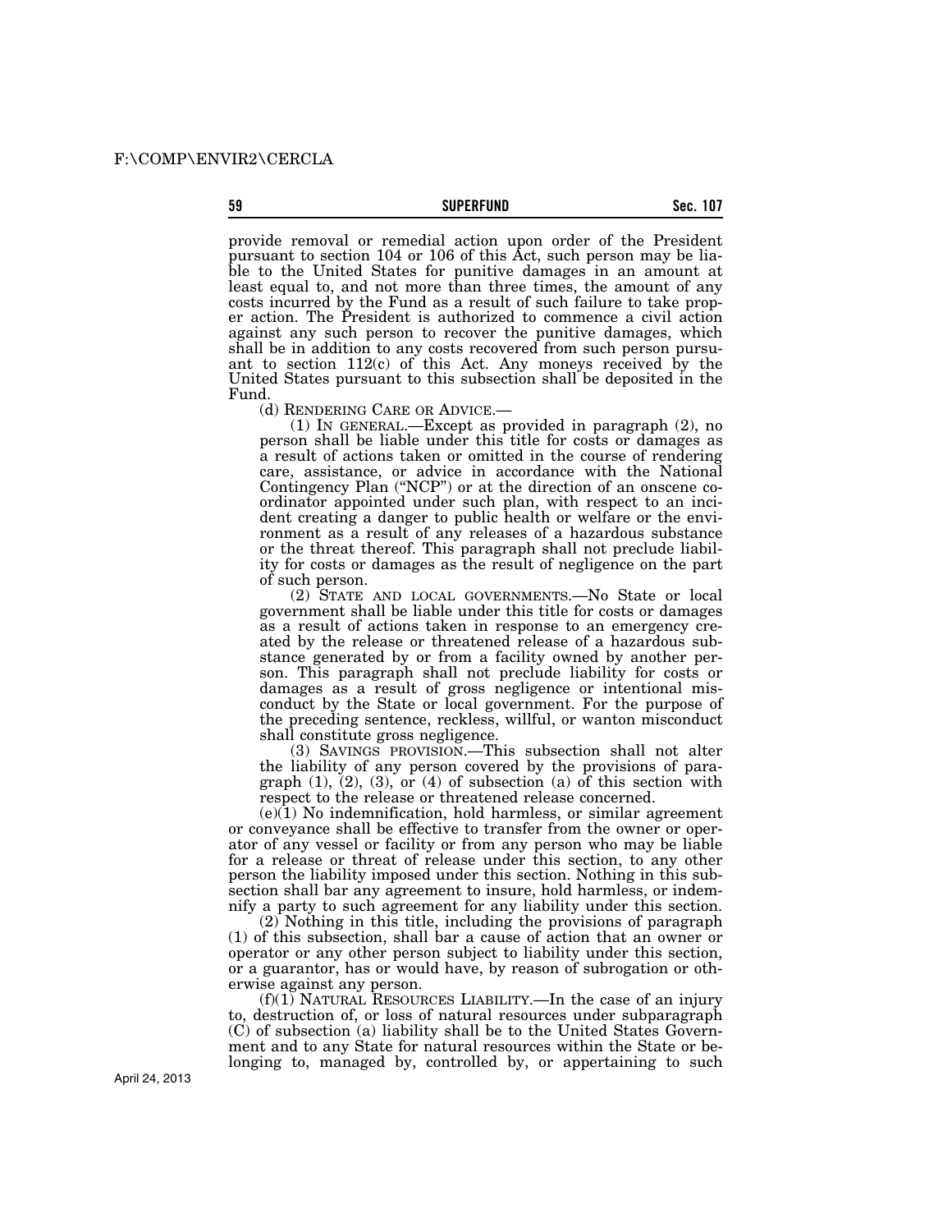provide removal or remedial action upon order of the President pursuant to section 104 or 106 of this Act, such person may be liable to the United States for punitive damages in an amount at least equal to, and not more than three times, the amount of any costs incurred by the Fund as a result of such failure to take proper action. The President is authorized to commence a civil action against any such person to recover the punitive damages, which shall be in addition to any costs recovered from such person pursuant to section 112(c) of this Act. Any moneys received by the United States pursuant to this subsection shall be deposited in the Fund.

(d) RENDERING CARE OR ADVICE.—

(1) IN GENERAL.—Except as provided in paragraph (2), no person shall be liable under this title for costs or damages as a result of actions taken or omitted in the course of rendering care, assistance, or advice in accordance with the National Contingency Plan ("NCP") or at the direction of an onscene coordinator appointed under such plan, with respect to an incident creating a danger to public health or welfare or the environment as a result of any releases of a hazardous substance or the threat thereof. This paragraph shall not preclude liability for costs or damages as the result of negligence on the part of such person.

(2) STATE AND LOCAL GOVERNMENTS.—No State or local government shall be liable under this title for costs or damages as a result of actions taken in response to an emergency created by the release or threatened release of a hazardous substance generated by or from a facility owned by another person. This paragraph shall not preclude liability for costs or damages as a result of gross negligence or intentional misconduct by the State or local government. For the purpose of the preceding sentence, reckless, willful, or wanton misconduct shall constitute gross negligence.

(3) SAVINGS PROVISION.—This subsection shall not alter the liability of any person covered by the provisions of paragraph (1), (2), (3), or (4) of subsection (a) of this section with respect to the release or threatened release concerned.

(e)(1) No indemnification, hold harmless, or similar agreement or conveyance shall be effective to transfer from the owner or operator of any vessel or facility or from any person who may be liable for a release or threat of release under this section, to any other person the liability imposed under this section. Nothing in this subsection shall bar any agreement to insure, hold harmless, or indemnify a party to such agreement for any liability under this section.

(2) Nothing in this title, including the provisions of paragraph (1) of this subsection, shall bar a cause of action that an owner or operator or any other person subject to liability under this section, or a guarantor, has or would have, by reason of subrogation or otherwise against any person.

(f)(1) NATURAL RESOURCES LIABILITY.—In the case of an injury to, destruction of, or loss of natural resources under subparagraph (C) of subsection (a) liability shall be to the United States Government and to any State for natural resources within the State or belonging to, managed by, controlled by, or appertaining to such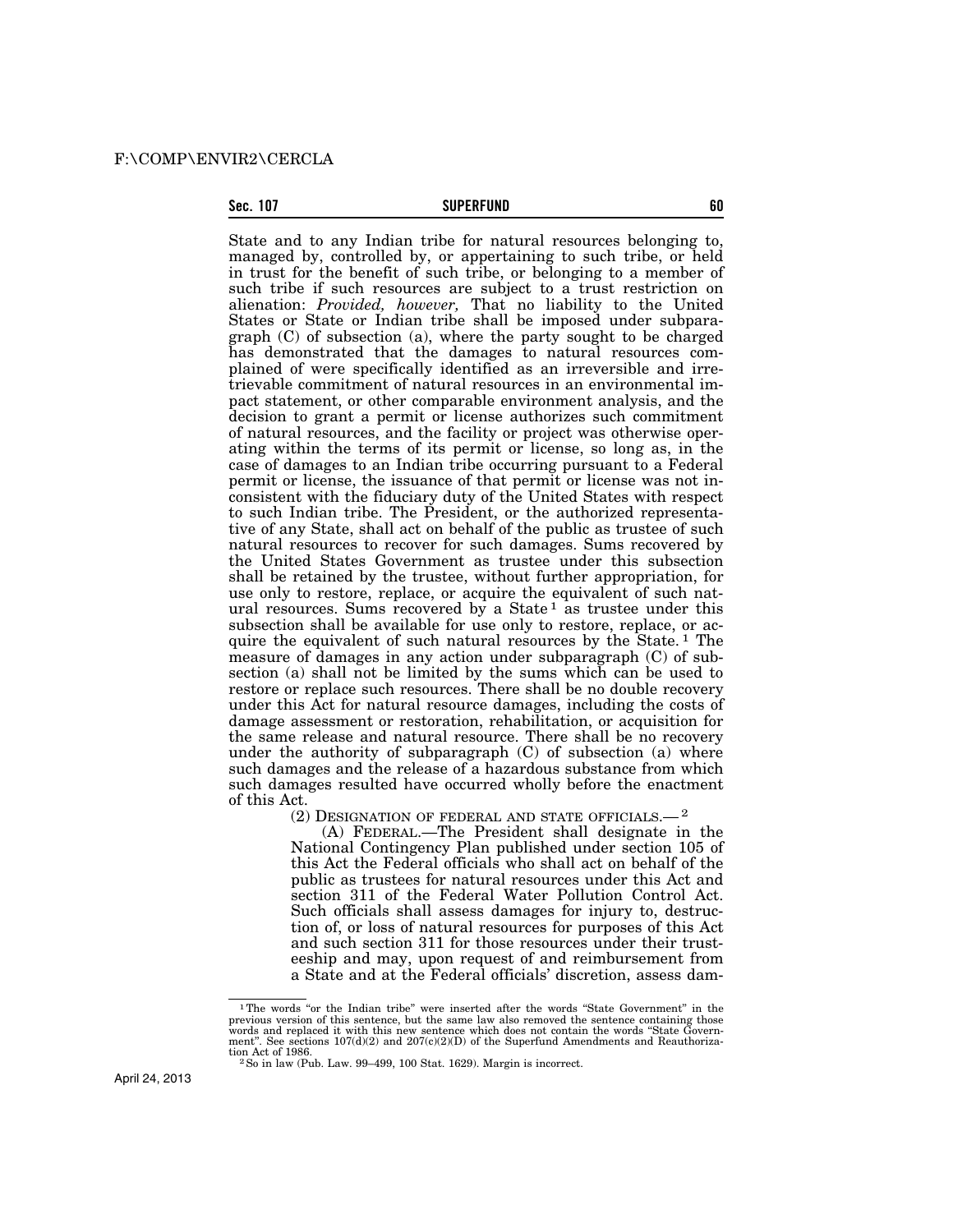State and to any Indian tribe for natural resources belonging to, managed by, controlled by, or appertaining to such tribe, or held in trust for the benefit of such tribe, or belonging to a member of such tribe if such resources are subject to a trust restriction on alienation: *Provided, however,* That no liability to the United States or State or Indian tribe shall be imposed under subparagraph (C) of subsection (a), where the party sought to be charged has demonstrated that the damages to natural resources complained of were specifically identified as an irreversible and irretrievable commitment of natural resources in an environmental impact statement, or other comparable environment analysis, and the decision to grant a permit or license authorizes such commitment of natural resources, and the facility or project was otherwise operating within the terms of its permit or license, so long as, in the case of damages to an Indian tribe occurring pursuant to a Federal permit or license, the issuance of that permit or license was not inconsistent with the fiduciary duty of the United States with respect to such Indian tribe. The President, or the authorized representative of any State, shall act on behalf of the public as trustee of such natural resources to recover for such damages. Sums recovered by the United States Government as trustee under this subsection shall be retained by the trustee, without further appropriation, for use only to restore, replace, or acquire the equivalent of such natural resources. Sums recovered by a State [1] as trustee under this subsection shall be available for use only to restore, replace, or acquire the equivalent of such natural resources by the State. [1] The measure of damages in any action under subparagraph (C) of subsection (a) shall not be limited by the sums which can be used to restore or replace such resources. There shall be no double recovery under this Act for natural resource damages, including the costs of damage assessment or restoration, rehabilitation, or acquisition for the same release and natural resource. There shall be no recovery under the authority of subparagraph (C) of subsection (a) where such damages and the release of a hazardous substance from which such damages resulted have occurred wholly before the enactment of this Act.

(2) DESIGNATION OF FEDERAL AND STATE OFFICIALS.— [2]

(A) FEDERAL.—The President shall designate in the National Contingency Plan published under section 105 of this Act the Federal officials who shall act on behalf of the public as trustees for natural resources under this Act and section 311 of the Federal Water Pollution Control Act. Such officials shall assess damages for injury to, destruction of, or loss of natural resources for purposes of this Act and such section 311 for those resources under their trusteeship and may, upon request of and reimbursement from a State and at the Federal officials' discretion, assess dam-

---

[1] The words "or the Indian tribe" were inserted after the words "State Government" in the previous version of this sentence, but the same law also removed the sentence containing those words and replaced it with this new sentence which does not contain the words "State Government". See sections 107(d)(2) and 207(c)(2)(D) of the Superfund Amendments and Reauthorization Act of 1986.

[2] So in law (Pub. Law. 99–499, 100 Stat. 1629). Margin is incorrect.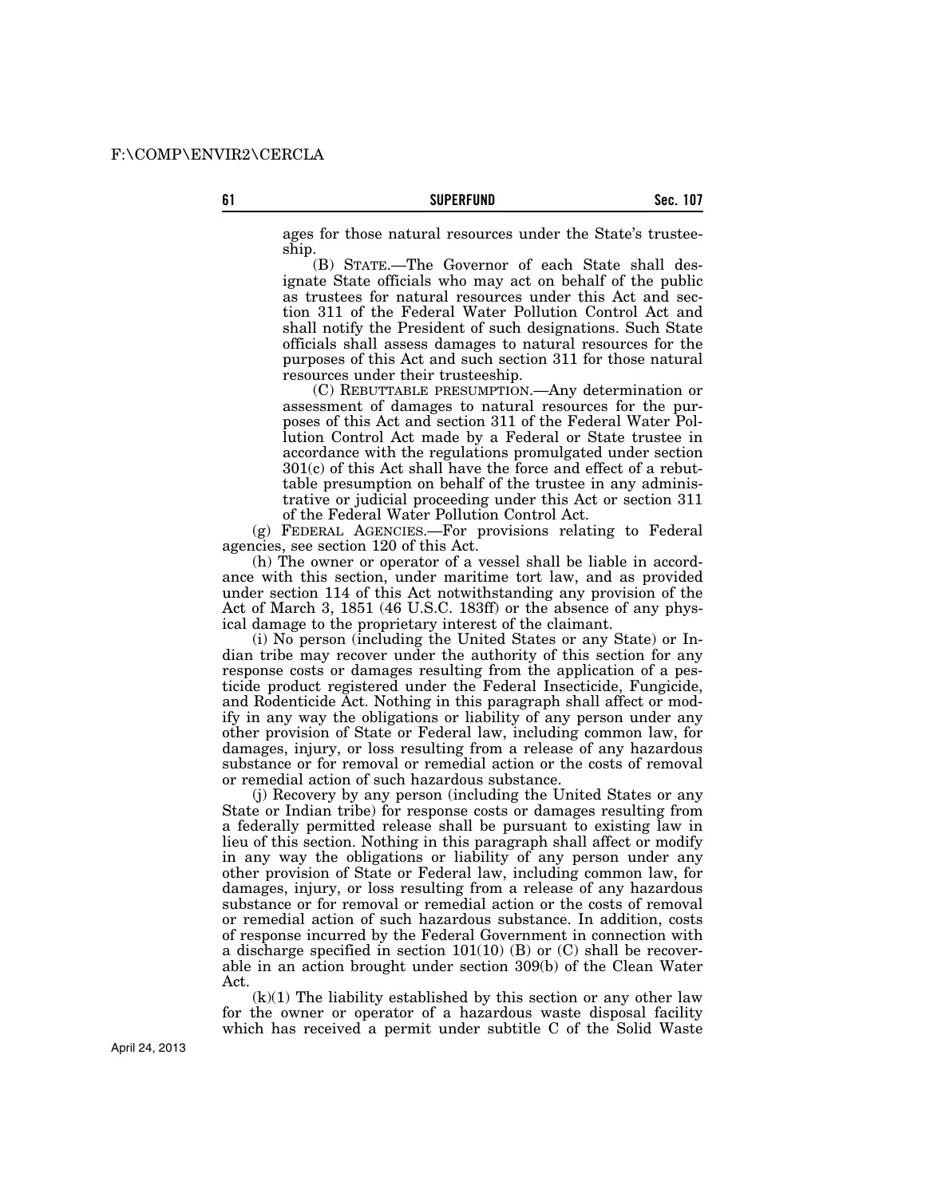ages for those natural resources under the State's trusteeship.

(B) STATE.—The Governor of each State shall designate State officials who may act on behalf of the public as trustees for natural resources under this Act and section 311 of the Federal Water Pollution Control Act and shall notify the President of such designations. Such State officials shall assess damages to natural resources for the purposes of this Act and such section 311 for those natural resources under their trusteeship.

(C) REBUTTABLE PRESUMPTION.—Any determination or assessment of damages to natural resources for the purposes of this Act and section 311 of the Federal Water Pollution Control Act made by a Federal or State trustee in accordance with the regulations promulgated under section 301(c) of this Act shall have the force and effect of a rebuttable presumption on behalf of the trustee in any administrative or judicial proceeding under this Act or section 311 of the Federal Water Pollution Control Act.

(g) FEDERAL AGENCIES.—For provisions relating to Federal agencies, see section 120 of this Act.

(h) The owner or operator of a vessel shall be liable in accordance with this section, under maritime tort law, and as provided under section 114 of this Act notwithstanding any provision of the Act of March 3, 1851 (46 U.S.C. 183ff) or the absence of any physical damage to the proprietary interest of the claimant.

(i) No person (including the United States or any State) or Indian tribe may recover under the authority of this section for any response costs or damages resulting from the application of a pesticide product registered under the Federal Insecticide, Fungicide, and Rodenticide Act. Nothing in this paragraph shall affect or modify in any way the obligations or liability of any person under any other provision of State or Federal law, including common law, for damages, injury, or loss resulting from a release of any hazardous substance or for removal or remedial action or the costs of removal or remedial action of such hazardous substance.

(j) Recovery by any person (including the United States or any State or Indian tribe) for response costs or damages resulting from a federally permitted release shall be pursuant to existing law in lieu of this section. Nothing in this paragraph shall affect or modify in any way the obligations or liability of any person under any other provision of State or Federal law, including common law, for damages, injury, or loss resulting from a release of any hazardous substance or for removal or remedial action or the costs of removal or remedial action of such hazardous substance. In addition, costs of response incurred by the Federal Government in connection with a discharge specified in section 101(10) (B) or (C) shall be recoverable in an action brought under section 309(b) of the Clean Water Act.

(k)(1) The liability established by this section or any other law for the owner or operator of a hazardous waste disposal facility which has received a permit under subtitle C of the Solid Waste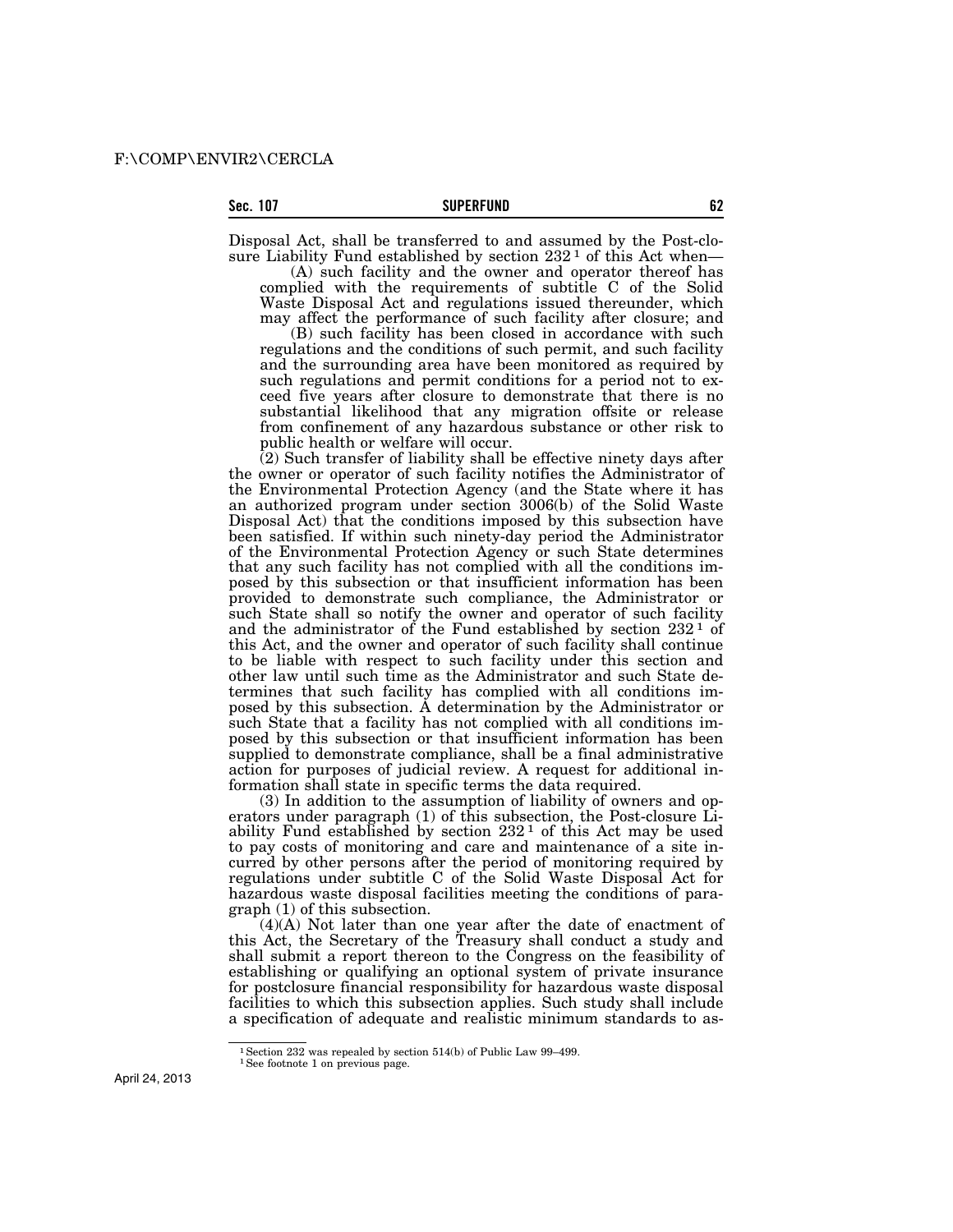Disposal Act, shall be transferred to and assumed by the Post-closure Liability Fund established by section 232[1] of this Act when—

(A) such facility and the owner and operator thereof has complied with the requirements of subtitle C of the Solid Waste Disposal Act and regulations issued thereunder, which may affect the performance of such facility after closure; and

(B) such facility has been closed in accordance with such regulations and the conditions of such permit, and such facility and the surrounding area have been monitored as required by such regulations and permit conditions for a period not to exceed five years after closure to demonstrate that there is no substantial likelihood that any migration offsite or release from confinement of any hazardous substance or other risk to public health or welfare will occur.

(2) Such transfer of liability shall be effective ninety days after the owner or operator of such facility notifies the Administrator of the Environmental Protection Agency (and the State where it has an authorized program under section 3006(b) of the Solid Waste Disposal Act) that the conditions imposed by this subsection have been satisfied. If within such ninety-day period the Administrator of the Environmental Protection Agency or such State determines that any such facility has not complied with all the conditions imposed by this subsection or that insufficient information has been provided to demonstrate such compliance, the Administrator or such State shall so notify the owner and operator of such facility and the administrator of the Fund established by section 232[1] of this Act, and the owner and operator of such facility shall continue to be liable with respect to such facility under this section and other law until such time as the Administrator and such State determines that such facility has complied with all conditions imposed by this subsection. A determination by the Administrator or such State that a facility has not complied with all conditions imposed by this subsection or that insufficient information has been supplied to demonstrate compliance, shall be a final administrative action for purposes of judicial review. A request for additional information shall state in specific terms the data required.

(3) In addition to the assumption of liability of owners and operators under paragraph (1) of this subsection, the Post-closure Liability Fund established by section 232[1] of this Act may be used to pay costs of monitoring and care and maintenance of a site incurred by other persons after the period of monitoring required by regulations under subtitle C of the Solid Waste Disposal Act for hazardous waste disposal facilities meeting the conditions of paragraph (1) of this subsection.

(4)(A) Not later than one year after the date of enactment of this Act, the Secretary of the Treasury shall conduct a study and shall submit a report thereon to the Congress on the feasibility of establishing or qualifying an optional system of private insurance for postclosure financial responsibility for hazardous waste disposal facilities to which this subsection applies. Such study shall include a specification of adequate and realistic minimum standards to as-

[1] Section 232 was repealed by section 514(b) of Public Law 99–499.
[1] See footnote 1 on previous page.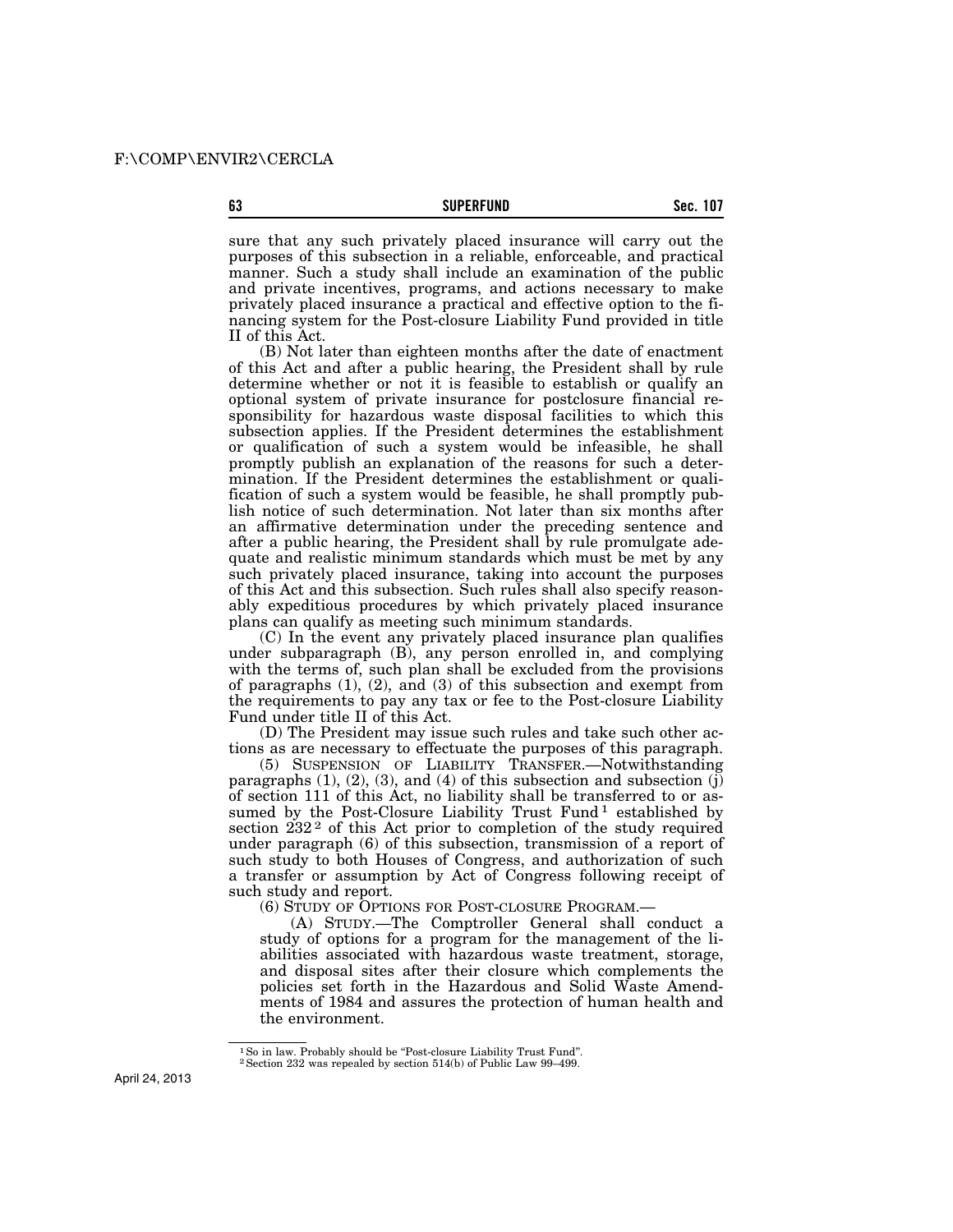sure that any such privately placed insurance will carry out the purposes of this subsection in a reliable, enforceable, and practical manner. Such a study shall include an examination of the public and private incentives, programs, and actions necessary to make privately placed insurance a practical and effective option to the financing system for the Post-closure Liability Fund provided in title II of this Act.

(B) Not later than eighteen months after the date of enactment of this Act and after a public hearing, the President shall by rule determine whether or not it is feasible to establish or qualify an optional system of private insurance for postclosure financial responsibility for hazardous waste disposal facilities to which this subsection applies. If the President determines the establishment or qualification of such a system would be infeasible, he shall promptly publish an explanation of the reasons for such a determination. If the President determines the establishment or qualification of such a system would be feasible, he shall promptly publish notice of such determination. Not later than six months after an affirmative determination under the preceding sentence and after a public hearing, the President shall by rule promulgate adequate and realistic minimum standards which must be met by any such privately placed insurance, taking into account the purposes of this Act and this subsection. Such rules shall also specify reasonably expeditious procedures by which privately placed insurance plans can qualify as meeting such minimum standards.

(C) In the event any privately placed insurance plan qualifies under subparagraph (B), any person enrolled in, and complying with the terms of, such plan shall be excluded from the provisions of paragraphs (1), (2), and (3) of this subsection and exempt from the requirements to pay any tax or fee to the Post-closure Liability Fund under title II of this Act.

(D) The President may issue such rules and take such other actions as are necessary to effectuate the purposes of this paragraph.

(5) SUSPENSION OF LIABILITY TRANSFER.—Notwithstanding paragraphs (1), (2), (3), and (4) of this subsection and subsection (j) of section 111 of this Act, no liability shall be transferred to or assumed by the Post-Closure Liability Trust Fund [1] established by section 232 [2] of this Act prior to completion of the study required under paragraph (6) of this subsection, transmission of a report of such study to both Houses of Congress, and authorization of such a transfer or assumption by Act of Congress following receipt of such study and report.

(6) STUDY OF OPTIONS FOR POST-CLOSURE PROGRAM.—

(A) STUDY.—The Comptroller General shall conduct a study of options for a program for the management of the liabilities associated with hazardous waste treatment, storage, and disposal sites after their closure which complements the policies set forth in the Hazardous and Solid Waste Amendments of 1984 and assures the protection of human health and the environment.

[1] So in law. Probably should be "Post-closure Liability Trust Fund".

[2] Section 232 was repealed by section 514(b) of Public Law 99–499.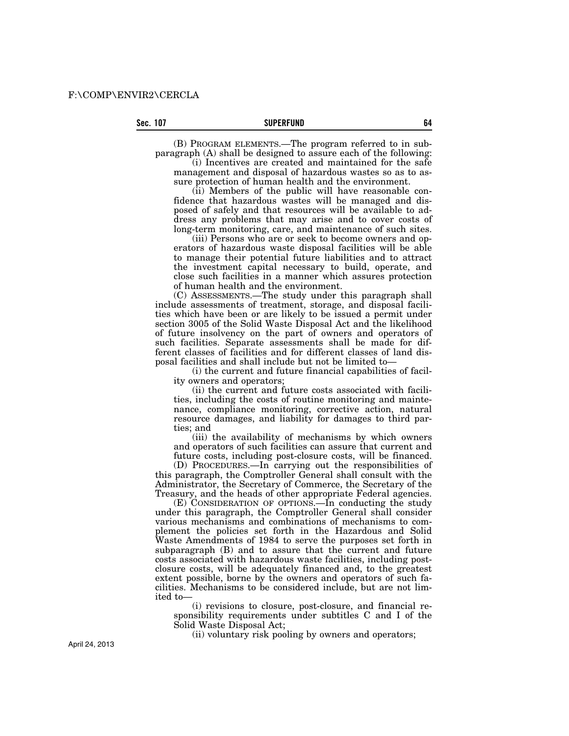(B) PROGRAM ELEMENTS.—The program referred to in subparagraph (A) shall be designed to assure each of the following:

(i) Incentives are created and maintained for the safe management and disposal of hazardous wastes so as to assure protection of human health and the environment.

(ii) Members of the public will have reasonable confidence that hazardous wastes will be managed and disposed of safely and that resources will be available to address any problems that may arise and to cover costs of long-term monitoring, care, and maintenance of such sites.

(iii) Persons who are or seek to become owners and operators of hazardous waste disposal facilities will be able to manage their potential future liabilities and to attract the investment capital necessary to build, operate, and close such facilities in a manner which assures protection of human health and the environment.

(C) ASSESSMENTS.—The study under this paragraph shall include assessments of treatment, storage, and disposal facilities which have been or are likely to be issued a permit under section 3005 of the Solid Waste Disposal Act and the likelihood of future insolvency on the part of owners and operators of such facilities. Separate assessments shall be made for different classes of facilities and for different classes of land disposal facilities and shall include but not be limited to—

(i) the current and future financial capabilities of facility owners and operators;

(ii) the current and future costs associated with facilities, including the costs of routine monitoring and maintenance, compliance monitoring, corrective action, natural resource damages, and liability for damages to third parties; and

(iii) the availability of mechanisms by which owners and operators of such facilities can assure that current and future costs, including post-closure costs, will be financed.

(D) PROCEDURES.—In carrying out the responsibilities of this paragraph, the Comptroller General shall consult with the Administrator, the Secretary of Commerce, the Secretary of the Treasury, and the heads of other appropriate Federal agencies.

(E) CONSIDERATION OF OPTIONS.—In conducting the study under this paragraph, the Comptroller General shall consider various mechanisms and combinations of mechanisms to complement the policies set forth in the Hazardous and Solid Waste Amendments of 1984 to serve the purposes set forth in subparagraph (B) and to assure that the current and future costs associated with hazardous waste facilities, including post-closure costs, will be adequately financed and, to the greatest extent possible, borne by the owners and operators of such facilities. Mechanisms to be considered include, but are not limited to—

(i) revisions to closure, post-closure, and financial responsibility requirements under subtitles C and I of the Solid Waste Disposal Act;

(ii) voluntary risk pooling by owners and operators;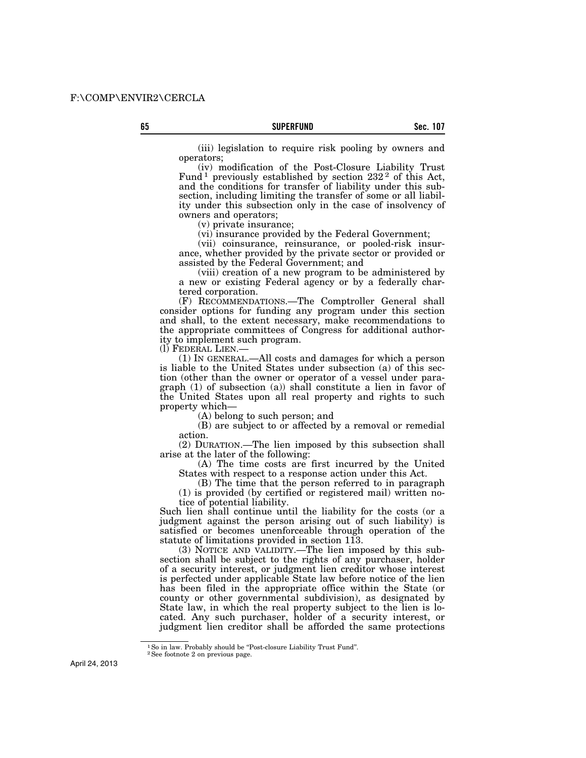(iii) legislation to require risk pooling by owners and operators;

(iv) modification of the Post-Closure Liability Trust Fund[1] previously established by section 232[2] of this Act, and the conditions for transfer of liability under this subsection, including limiting the transfer of some or all liability under this subsection only in the case of insolvency of owners and operators;

(v) private insurance;

(vi) insurance provided by the Federal Government;

(vii) coinsurance, reinsurance, or pooled-risk insurance, whether provided by the private sector or provided or assisted by the Federal Government; and

(viii) creation of a new program to be administered by a new or existing Federal agency or by a federally chartered corporation.

(F) RECOMMENDATIONS.—The Comptroller General shall consider options for funding any program under this section and shall, to the extent necessary, make recommendations to the appropriate committees of Congress for additional authority to implement such program.

(l) FEDERAL LIEN.—

(1) IN GENERAL.—All costs and damages for which a person is liable to the United States under subsection (a) of this section (other than the owner or operator of a vessel under paragraph (1) of subsection (a)) shall constitute a lien in favor of the United States upon all real property and rights to such property which—

(A) belong to such person; and

(B) are subject to or affected by a removal or remedial action.

(2) DURATION.—The lien imposed by this subsection shall arise at the later of the following:

(A) The time costs are first incurred by the United States with respect to a response action under this Act.

(B) The time that the person referred to in paragraph (1) is provided (by certified or registered mail) written notice of potential liability.

Such lien shall continue until the liability for the costs (or a judgment against the person arising out of such liability) is satisfied or becomes unenforceable through operation of the statute of limitations provided in section 113.

(3) NOTICE AND VALIDITY.—The lien imposed by this subsection shall be subject to the rights of any purchaser, holder of a security interest, or judgment lien creditor whose interest is perfected under applicable State law before notice of the lien has been filed in the appropriate office within the State (or county or other governmental subdivision), as designated by State law, in which the real property subject to the lien is located. Any such purchaser, holder of a security interest, or judgment lien creditor shall be afforded the same protections

---

[1] So in law. Probably should be "Post-closure Liability Trust Fund".

[2] See footnote 2 on previous page.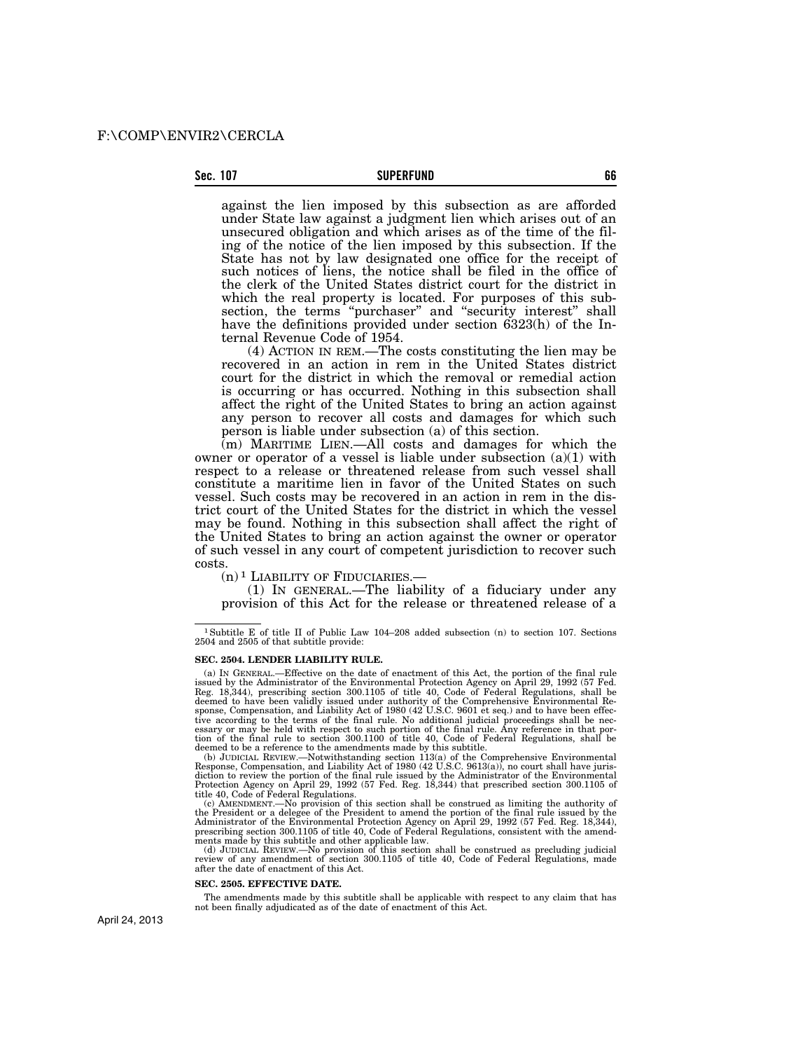against the lien imposed by this subsection as are afforded under State law against a judgment lien which arises out of an unsecured obligation and which arises as of the time of the filing of the notice of the lien imposed by this subsection. If the State has not by law designated one office for the receipt of such notices of liens, the notice shall be filed in the office of the clerk of the United States district court for the district in which the real property is located. For purposes of this subsection, the terms "purchaser" and "security interest" shall have the definitions provided under section 6323(h) of the Internal Revenue Code of 1954.

(4) ACTION IN REM.—The costs constituting the lien may be recovered in an action in rem in the United States district court for the district in which the removal or remedial action is occurring or has occurred. Nothing in this subsection shall affect the right of the United States to bring an action against any person to recover all costs and damages for which such person is liable under subsection (a) of this section.

(m) MARITIME LIEN.—All costs and damages for which the owner or operator of a vessel is liable under subsection (a)(1) with respect to a release or threatened release from such vessel shall constitute a maritime lien in favor of the United States on such vessel. Such costs may be recovered in an action in rem in the district court of the United States for the district in which the vessel may be found. Nothing in this subsection shall affect the right of the United States to bring an action against the owner or operator of such vessel in any court of competent jurisdiction to recover such costs.

(n)[1] LIABILITY OF FIDUCIARIES.—

(1) IN GENERAL.—The liability of a fiduciary under any provision of this Act for the release or threatened release of a

---

[1] Subtitle E of title II of Public Law 104–208 added subsection (n) to section 107. Sections 2504 and 2505 of that subtitle provide:

**SEC. 2504. LENDER LIABILITY RULE.**

(a) IN GENERAL.—Effective on the date of enactment of this Act, the portion of the final rule issued by the Administrator of the Environmental Protection Agency on April 29, 1992 (57 Fed. Reg. 18,344), prescribing section 300.1105 of title 40, Code of Federal Regulations, shall be deemed to have been validly issued under authority of the Comprehensive Environmental Response, Compensation, and Liability Act of 1980 (42 U.S.C. 9601 et seq.) and to have been effective according to the terms of the final rule. No additional judicial proceedings shall be necessary or may be held with respect to such portion of the final rule. Any reference in that portion of the final rule to section 300.1100 of title 40, Code of Federal Regulations, shall be deemed to be a reference to the amendments made by this subtitle.

(b) JUDICIAL REVIEW.—Notwithstanding section 113(a) of the Comprehensive Environmental Response, Compensation, and Liability Act of 1980 (42 U.S.C. 9613(a)), no court shall have jurisdiction to review the portion of the final rule issued by the Administrator of the Environmental Protection Agency on April 29, 1992 (57 Fed. Reg. 18,344) that prescribed section 300.1105 of title 40, Code of Federal Regulations.

(c) AMENDMENT.—No provision of this section shall be construed as limiting the authority of the President or a delegee of the President to amend the portion of the final rule issued by the Administrator of the Environmental Protection Agency on April 29, 1992 (57 Fed. Reg. 18,344), prescribing section 300.1105 of title 40, Code of Federal Regulations, consistent with the amendments made by this subtitle and other applicable law.

(d) JUDICIAL REVIEW.—No provision of this section shall be construed as precluding judicial review of any amendment of section 300.1105 of title 40, Code of Federal Regulations, made after the date of enactment of this Act.

**SEC. 2505. EFFECTIVE DATE.**

The amendments made by this subtitle shall be applicable with respect to any claim that has not been finally adjudicated as of the date of enactment of this Act.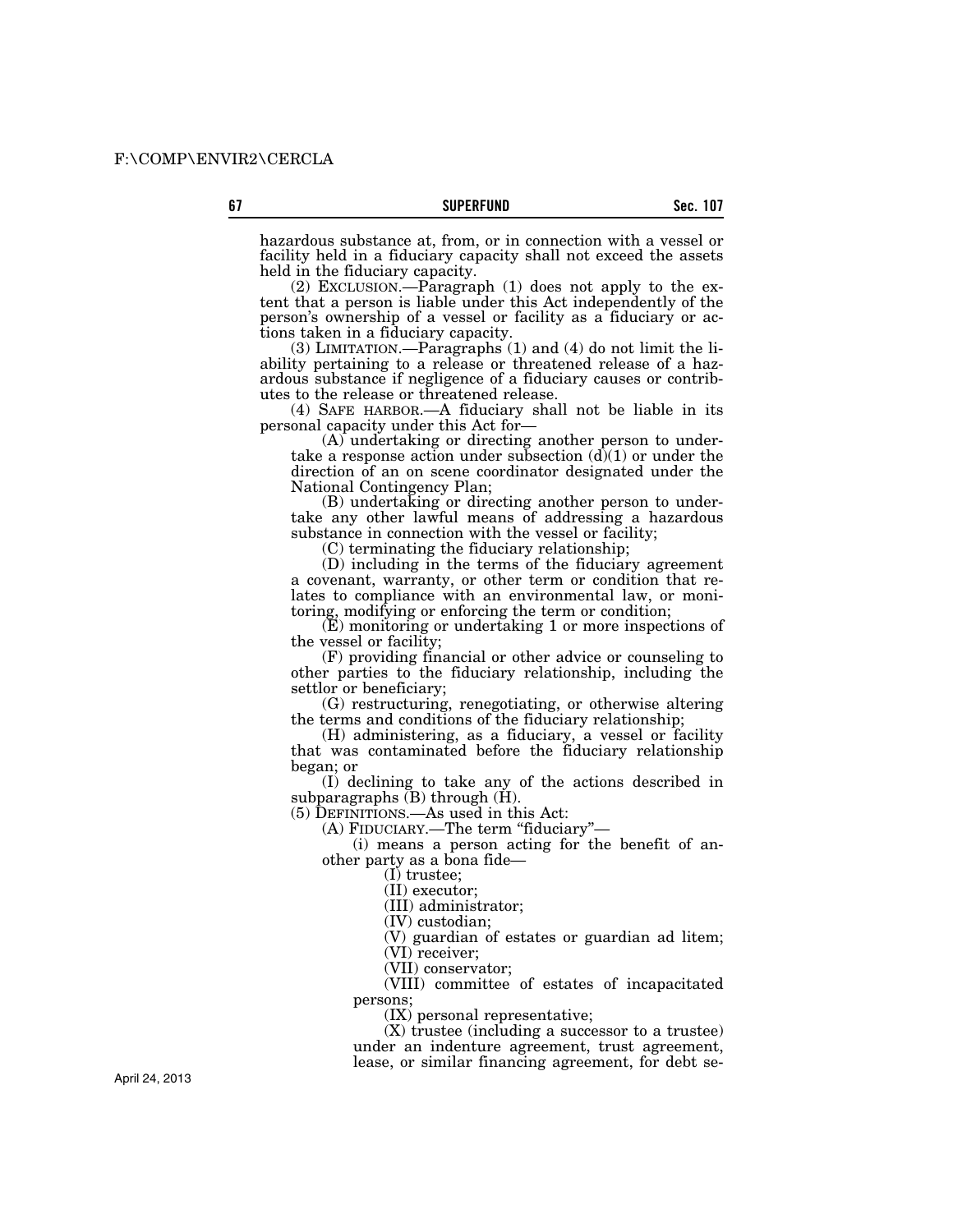hazardous substance at, from, or in connection with a vessel or facility held in a fiduciary capacity shall not exceed the assets held in the fiduciary capacity.

(2) EXCLUSION.—Paragraph (1) does not apply to the extent that a person is liable under this Act independently of the person's ownership of a vessel or facility as a fiduciary or actions taken in a fiduciary capacity.

(3) LIMITATION.—Paragraphs (1) and (4) do not limit the liability pertaining to a release or threatened release of a hazardous substance if negligence of a fiduciary causes or contributes to the release or threatened release.

(4) SAFE HARBOR.—A fiduciary shall not be liable in its personal capacity under this Act for—

(A) undertaking or directing another person to undertake a response action under subsection (d)(1) or under the direction of an on scene coordinator designated under the National Contingency Plan;

(B) undertaking or directing another person to undertake any other lawful means of addressing a hazardous substance in connection with the vessel or facility;

(C) terminating the fiduciary relationship;

(D) including in the terms of the fiduciary agreement a covenant, warranty, or other term or condition that relates to compliance with an environmental law, or monitoring, modifying or enforcing the term or condition;

(E) monitoring or undertaking 1 or more inspections of the vessel or facility;

(F) providing financial or other advice or counseling to other parties to the fiduciary relationship, including the settlor or beneficiary;

(G) restructuring, renegotiating, or otherwise altering the terms and conditions of the fiduciary relationship;

(H) administering, as a fiduciary, a vessel or facility that was contaminated before the fiduciary relationship began; or

(I) declining to take any of the actions described in subparagraphs (B) through (H).

(5) DEFINITIONS.—As used in this Act:

(A) FIDUCIARY.—The term "fiduciary"—

(i) means a person acting for the benefit of another party as a bona fide—

(I) trustee;

(II) executor;

(III) administrator;

(IV) custodian;

(V) guardian of estates or guardian ad litem;

(VI) receiver;

(VII) conservator;

(VIII) committee of estates of incapacitated persons;

(IX) personal representative;

(X) trustee (including a successor to a trustee) under an indenture agreement, trust agreement, lease, or similar financing agreement, for debt se-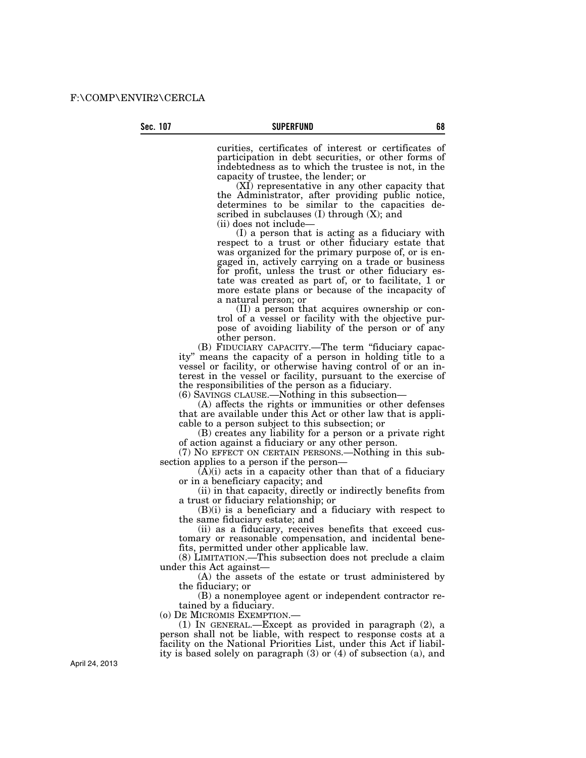curities, certificates of interest or certificates of participation in debt securities, or other forms of indebtedness as to which the trustee is not, in the capacity of trustee, the lender; or

(XI) representative in any other capacity that the Administrator, after providing public notice, determines to be similar to the capacities described in subclauses (I) through (X); and

(ii) does not include—

(I) a person that is acting as a fiduciary with respect to a trust or other fiduciary estate that was organized for the primary purpose of, or is engaged in, actively carrying on a trade or business for profit, unless the trust or other fiduciary estate was created as part of, or to facilitate, 1 or more estate plans or because of the incapacity of a natural person; or

(II) a person that acquires ownership or control of a vessel or facility with the objective purpose of avoiding liability of the person or of any other person.

(B) FIDUCIARY CAPACITY.—The term "fiduciary capacity" means the capacity of a person in holding title to a vessel or facility, or otherwise having control of or an interest in the vessel or facility, pursuant to the exercise of the responsibilities of the person as a fiduciary.

(6) SAVINGS CLAUSE.—Nothing in this subsection—

(A) affects the rights or immunities or other defenses that are available under this Act or other law that is applicable to a person subject to this subsection; or

(B) creates any liability for a person or a private right of action against a fiduciary or any other person.

(7) NO EFFECT ON CERTAIN PERSONS.—Nothing in this subsection applies to a person if the person—

(A)(i) acts in a capacity other than that of a fiduciary or in a beneficiary capacity; and

(ii) in that capacity, directly or indirectly benefits from a trust or fiduciary relationship; or

(B)(i) is a beneficiary and a fiduciary with respect to the same fiduciary estate; and

(ii) as a fiduciary, receives benefits that exceed customary or reasonable compensation, and incidental benefits, permitted under other applicable law.

(8) LIMITATION.—This subsection does not preclude a claim under this Act against—

(A) the assets of the estate or trust administered by the fiduciary; or

(B) a nonemployee agent or independent contractor retained by a fiduciary.

(o) DE MICROMIS EXEMPTION.—

(1) IN GENERAL.—Except as provided in paragraph (2), a person shall not be liable, with respect to response costs at a facility on the National Priorities List, under this Act if liability is based solely on paragraph (3) or (4) of subsection (a), and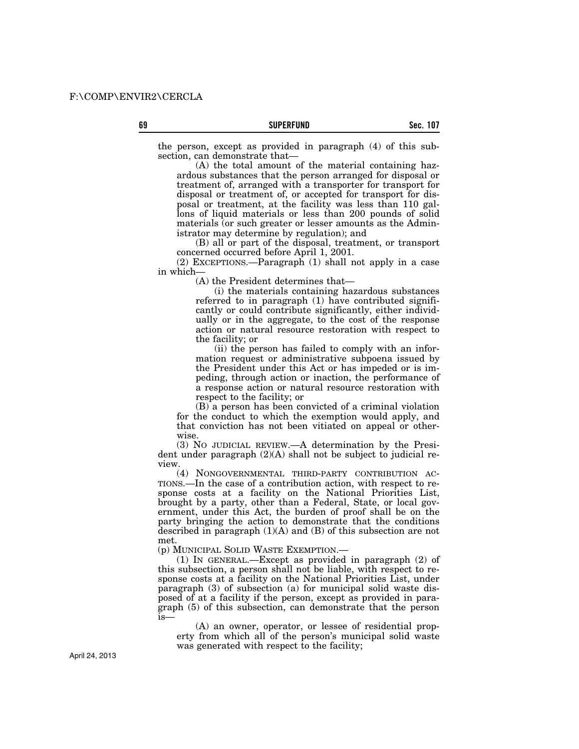the person, except as provided in paragraph (4) of this subsection, can demonstrate that—

(A) the total amount of the material containing hazardous substances that the person arranged for disposal or treatment of, arranged with a transporter for transport for disposal or treatment of, or accepted for transport for disposal or treatment, at the facility was less than 110 gallons of liquid materials or less than 200 pounds of solid materials (or such greater or lesser amounts as the Administrator may determine by regulation); and

(B) all or part of the disposal, treatment, or transport concerned occurred before April 1, 2001.

(2) EXCEPTIONS.—Paragraph (1) shall not apply in a case in which—

(A) the President determines that—

(i) the materials containing hazardous substances referred to in paragraph (1) have contributed significantly or could contribute significantly, either individually or in the aggregate, to the cost of the response action or natural resource restoration with respect to the facility; or

(ii) the person has failed to comply with an information request or administrative subpoena issued by the President under this Act or has impeded or is impeding, through action or inaction, the performance of a response action or natural resource restoration with respect to the facility; or

(B) a person has been convicted of a criminal violation for the conduct to which the exemption would apply, and that conviction has not been vitiated on appeal or otherwise.

(3) NO JUDICIAL REVIEW.—A determination by the President under paragraph (2)(A) shall not be subject to judicial review.

(4) NONGOVERNMENTAL THIRD-PARTY CONTRIBUTION ACTIONS.—In the case of a contribution action, with respect to response costs at a facility on the National Priorities List, brought by a party, other than a Federal, State, or local government, under this Act, the burden of proof shall be on the party bringing the action to demonstrate that the conditions described in paragraph (1)(A) and (B) of this subsection are not met.

(p) MUNICIPAL SOLID WASTE EXEMPTION.—

(1) IN GENERAL.—Except as provided in paragraph (2) of this subsection, a person shall not be liable, with respect to response costs at a facility on the National Priorities List, under paragraph (3) of subsection (a) for municipal solid waste disposed of at a facility if the person, except as provided in paragraph (5) of this subsection, can demonstrate that the person is—

(A) an owner, operator, or lessee of residential property from which all of the person's municipal solid waste was generated with respect to the facility;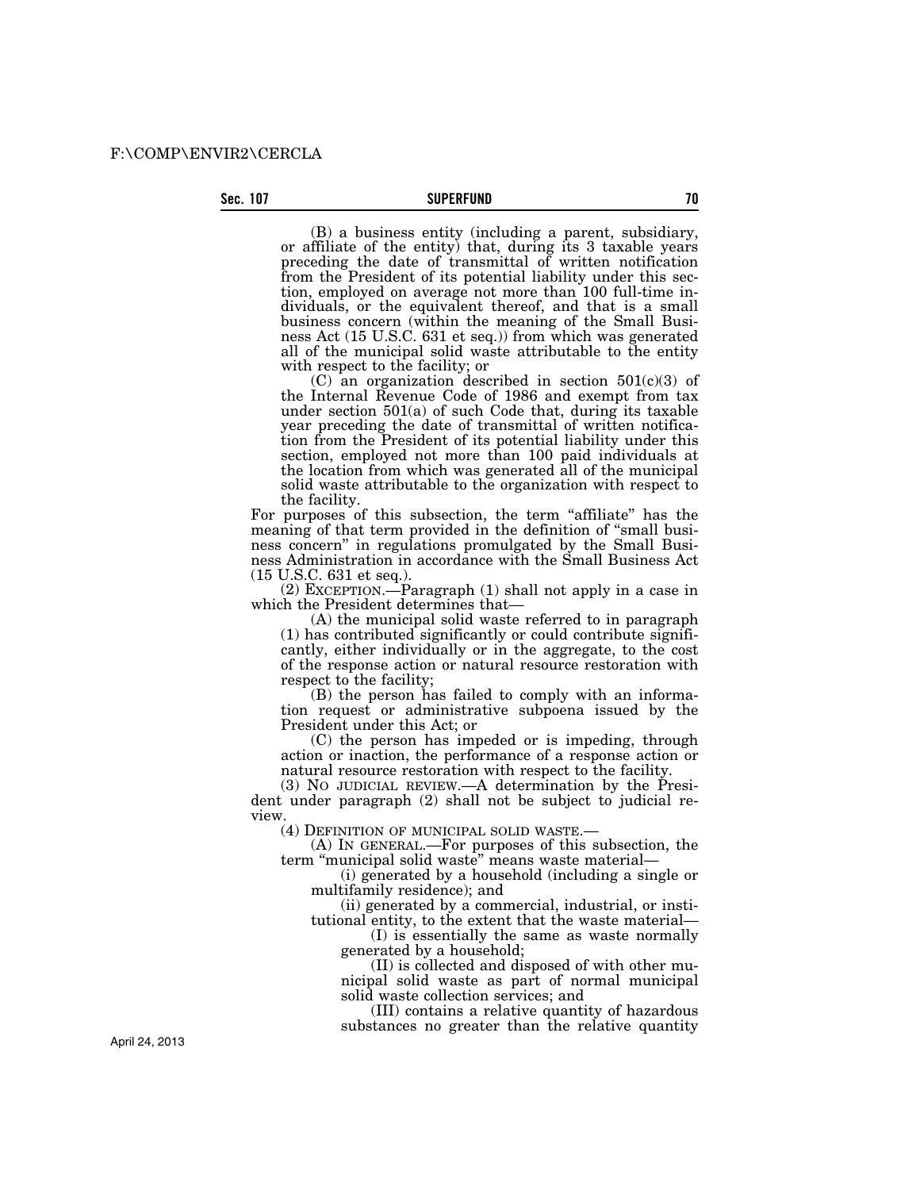(B) a business entity (including a parent, subsidiary, or affiliate of the entity) that, during its 3 taxable years preceding the date of transmittal of written notification from the President of its potential liability under this section, employed on average not more than 100 full-time individuals, or the equivalent thereof, and that is a small business concern (within the meaning of the Small Business Act (15 U.S.C. 631 et seq.)) from which was generated all of the municipal solid waste attributable to the entity with respect to the facility; or

(C) an organization described in section 501(c)(3) of the Internal Revenue Code of 1986 and exempt from tax under section 501(a) of such Code that, during its taxable year preceding the date of transmittal of written notification from the President of its potential liability under this section, employed not more than 100 paid individuals at the location from which was generated all of the municipal solid waste attributable to the organization with respect to the facility.

For purposes of this subsection, the term "affiliate" has the meaning of that term provided in the definition of "small business concern" in regulations promulgated by the Small Business Administration in accordance with the Small Business Act (15 U.S.C. 631 et seq.).

(2) EXCEPTION.—Paragraph (1) shall not apply in a case in which the President determines that—

(A) the municipal solid waste referred to in paragraph (1) has contributed significantly or could contribute significantly, either individually or in the aggregate, to the cost of the response action or natural resource restoration with respect to the facility;

(B) the person has failed to comply with an information request or administrative subpoena issued by the President under this Act; or

(C) the person has impeded or is impeding, through action or inaction, the performance of a response action or natural resource restoration with respect to the facility.

(3) NO JUDICIAL REVIEW.—A determination by the President under paragraph (2) shall not be subject to judicial review.

(4) DEFINITION OF MUNICIPAL SOLID WASTE.—

(A) IN GENERAL.—For purposes of this subsection, the term "municipal solid waste" means waste material—

(i) generated by a household (including a single or multifamily residence); and

(ii) generated by a commercial, industrial, or institutional entity, to the extent that the waste material—

(I) is essentially the same as waste normally generated by a household;

(II) is collected and disposed of with other municipal solid waste as part of normal municipal solid waste collection services; and

(III) contains a relative quantity of hazardous substances no greater than the relative quantity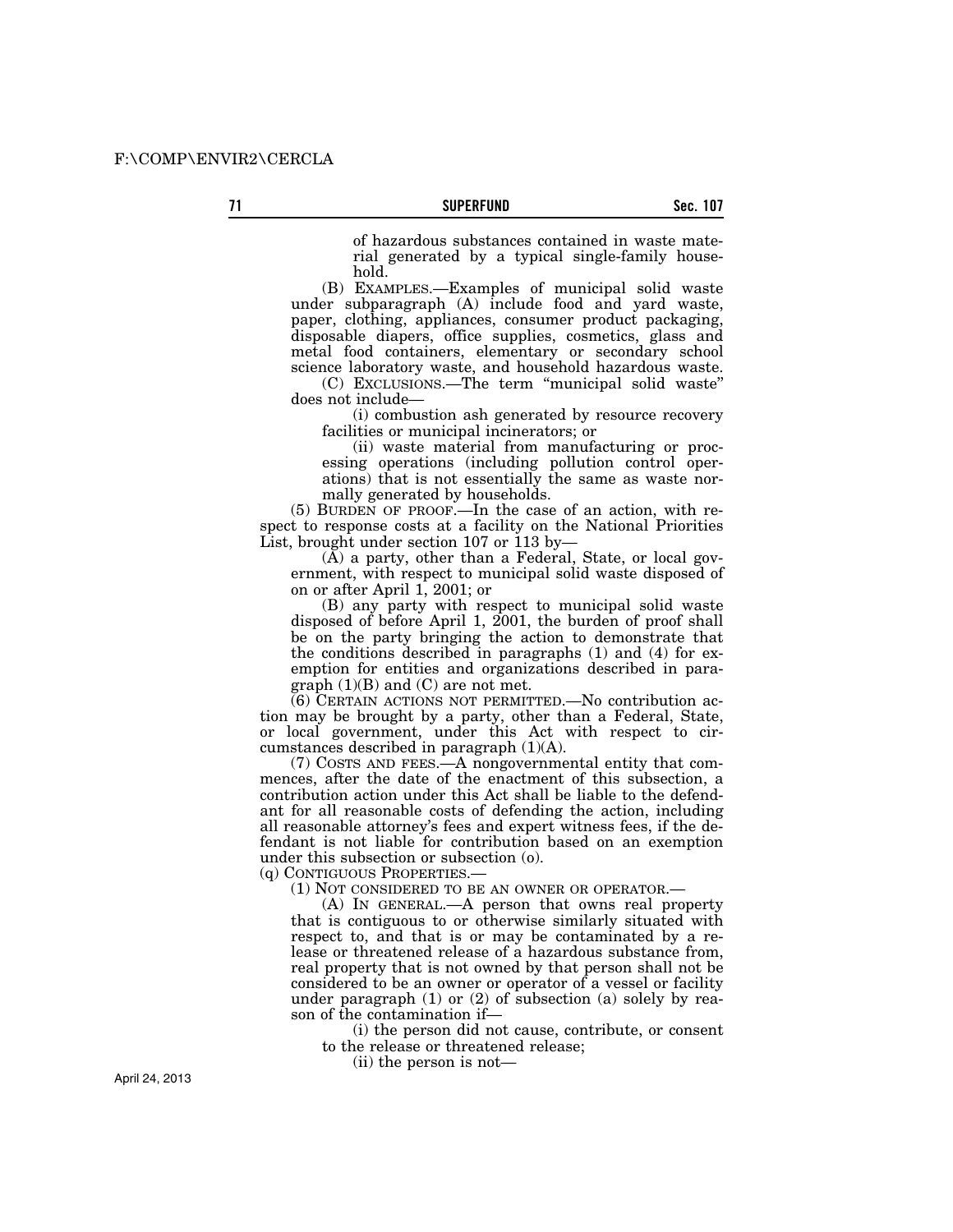of hazardous substances contained in waste material generated by a typical single-family household.

(B) EXAMPLES.—Examples of municipal solid waste under subparagraph (A) include food and yard waste, paper, clothing, appliances, consumer product packaging, disposable diapers, office supplies, cosmetics, glass and metal food containers, elementary or secondary school science laboratory waste, and household hazardous waste.

(C) EXCLUSIONS.—The term "municipal solid waste" does not include—

(i) combustion ash generated by resource recovery facilities or municipal incinerators; or

(ii) waste material from manufacturing or processing operations (including pollution control operations) that is not essentially the same as waste normally generated by households.

(5) BURDEN OF PROOF.—In the case of an action, with respect to response costs at a facility on the National Priorities List, brought under section 107 or 113 by—

(A) a party, other than a Federal, State, or local government, with respect to municipal solid waste disposed of on or after April 1, 2001; or

(B) any party with respect to municipal solid waste disposed of before April 1, 2001, the burden of proof shall be on the party bringing the action to demonstrate that the conditions described in paragraphs (1) and (4) for exemption for entities and organizations described in paragraph (1)(B) and (C) are not met.

(6) CERTAIN ACTIONS NOT PERMITTED.—No contribution action may be brought by a party, other than a Federal, State, or local government, under this Act with respect to circumstances described in paragraph (1)(A).

(7) COSTS AND FEES.—A nongovernmental entity that commences, after the date of the enactment of this subsection, a contribution action under this Act shall be liable to the defendant for all reasonable costs of defending the action, including all reasonable attorney's fees and expert witness fees, if the defendant is not liable for contribution based on an exemption under this subsection or subsection (o).

(q) CONTIGUOUS PROPERTIES.—

(1) NOT CONSIDERED TO BE AN OWNER OR OPERATOR.—

(A) IN GENERAL.—A person that owns real property that is contiguous to or otherwise similarly situated with respect to, and that is or may be contaminated by a release or threatened release of a hazardous substance from, real property that is not owned by that person shall not be considered to be an owner or operator of a vessel or facility under paragraph (1) or (2) of subsection (a) solely by reason of the contamination if—

(i) the person did not cause, contribute, or consent to the release or threatened release;

(ii) the person is not—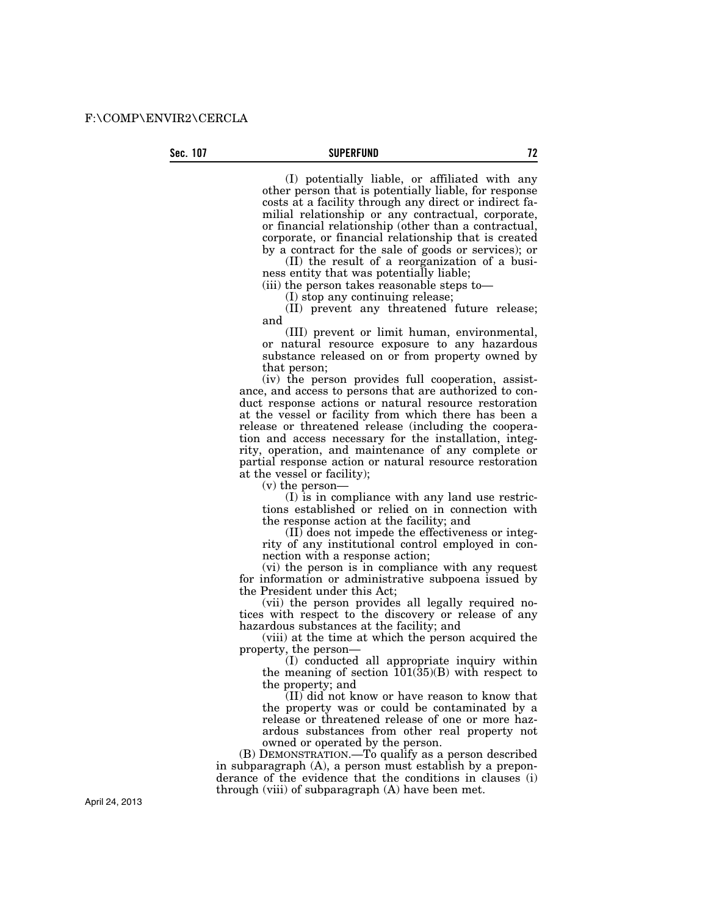(I) potentially liable, or affiliated with any other person that is potentially liable, for response costs at a facility through any direct or indirect familial relationship or any contractual, corporate, or financial relationship (other than a contractual, corporate, or financial relationship that is created by a contract for the sale of goods or services); or

(II) the result of a reorganization of a business entity that was potentially liable;

(iii) the person takes reasonable steps to—

(I) stop any continuing release;

(II) prevent any threatened future release; and

(III) prevent or limit human, environmental, or natural resource exposure to any hazardous substance released on or from property owned by that person;

(iv) the person provides full cooperation, assistance, and access to persons that are authorized to conduct response actions or natural resource restoration at the vessel or facility from which there has been a release or threatened release (including the cooperation and access necessary for the installation, integrity, operation, and maintenance of any complete or partial response action or natural resource restoration at the vessel or facility);

(v) the person—

(I) is in compliance with any land use restrictions established or relied on in connection with the response action at the facility; and

(II) does not impede the effectiveness or integrity of any institutional control employed in connection with a response action;

(vi) the person is in compliance with any request for information or administrative subpoena issued by the President under this Act;

(vii) the person provides all legally required notices with respect to the discovery or release of any hazardous substances at the facility; and

(viii) at the time at which the person acquired the property, the person—

(I) conducted all appropriate inquiry within the meaning of section 101(35)(B) with respect to the property; and

(II) did not know or have reason to know that the property was or could be contaminated by a release or threatened release of one or more hazardous substances from other real property not owned or operated by the person.

(B) DEMONSTRATION.—To qualify as a person described in subparagraph (A), a person must establish by a preponderance of the evidence that the conditions in clauses (i) through (viii) of subparagraph (A) have been met.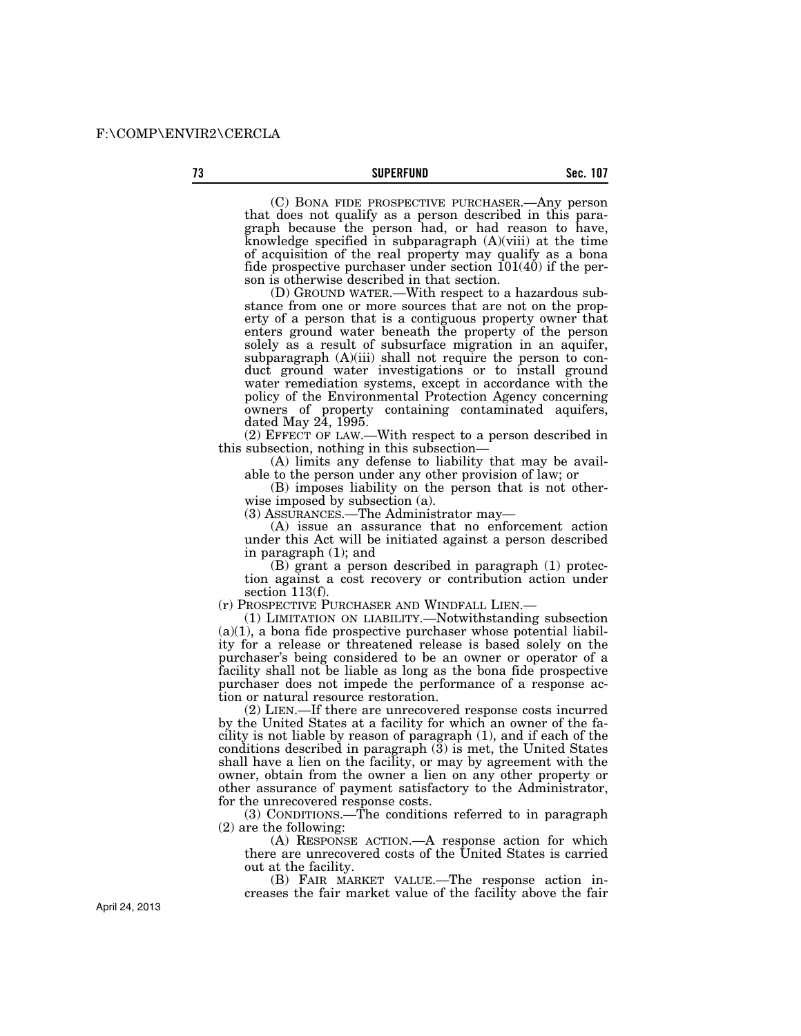(C) BONA FIDE PROSPECTIVE PURCHASER.—Any person that does not qualify as a person described in this paragraph because the person had, or had reason to have, knowledge specified in subparagraph (A)(viii) at the time of acquisition of the real property may qualify as a bona fide prospective purchaser under section 101(40) if the person is otherwise described in that section.

(D) GROUND WATER.—With respect to a hazardous substance from one or more sources that are not on the property of a person that is a contiguous property owner that enters ground water beneath the property of the person solely as a result of subsurface migration in an aquifer, subparagraph (A)(iii) shall not require the person to conduct ground water investigations or to install ground water remediation systems, except in accordance with the policy of the Environmental Protection Agency concerning owners of property containing contaminated aquifers, dated May 24, 1995.

(2) EFFECT OF LAW.—With respect to a person described in this subsection, nothing in this subsection—

(A) limits any defense to liability that may be available to the person under any other provision of law; or

(B) imposes liability on the person that is not otherwise imposed by subsection (a).

(3) ASSURANCES.—The Administrator may—

(A) issue an assurance that no enforcement action under this Act will be initiated against a person described in paragraph (1); and

(B) grant a person described in paragraph (1) protection against a cost recovery or contribution action under section 113(f).

(r) PROSPECTIVE PURCHASER AND WINDFALL LIEN.—

(1) LIMITATION ON LIABILITY.—Notwithstanding subsection (a)(1), a bona fide prospective purchaser whose potential liability for a release or threatened release is based solely on the purchaser's being considered to be an owner or operator of a facility shall not be liable as long as the bona fide prospective purchaser does not impede the performance of a response action or natural resource restoration.

(2) LIEN.—If there are unrecovered response costs incurred by the United States at a facility for which an owner of the facility is not liable by reason of paragraph (1), and if each of the conditions described in paragraph (3) is met, the United States shall have a lien on the facility, or may by agreement with the owner, obtain from the owner a lien on any other property or other assurance of payment satisfactory to the Administrator, for the unrecovered response costs.

(3) CONDITIONS.—The conditions referred to in paragraph (2) are the following:

(A) RESPONSE ACTION.—A response action for which there are unrecovered costs of the United States is carried out at the facility.

(B) FAIR MARKET VALUE.—The response action increases the fair market value of the facility above the fair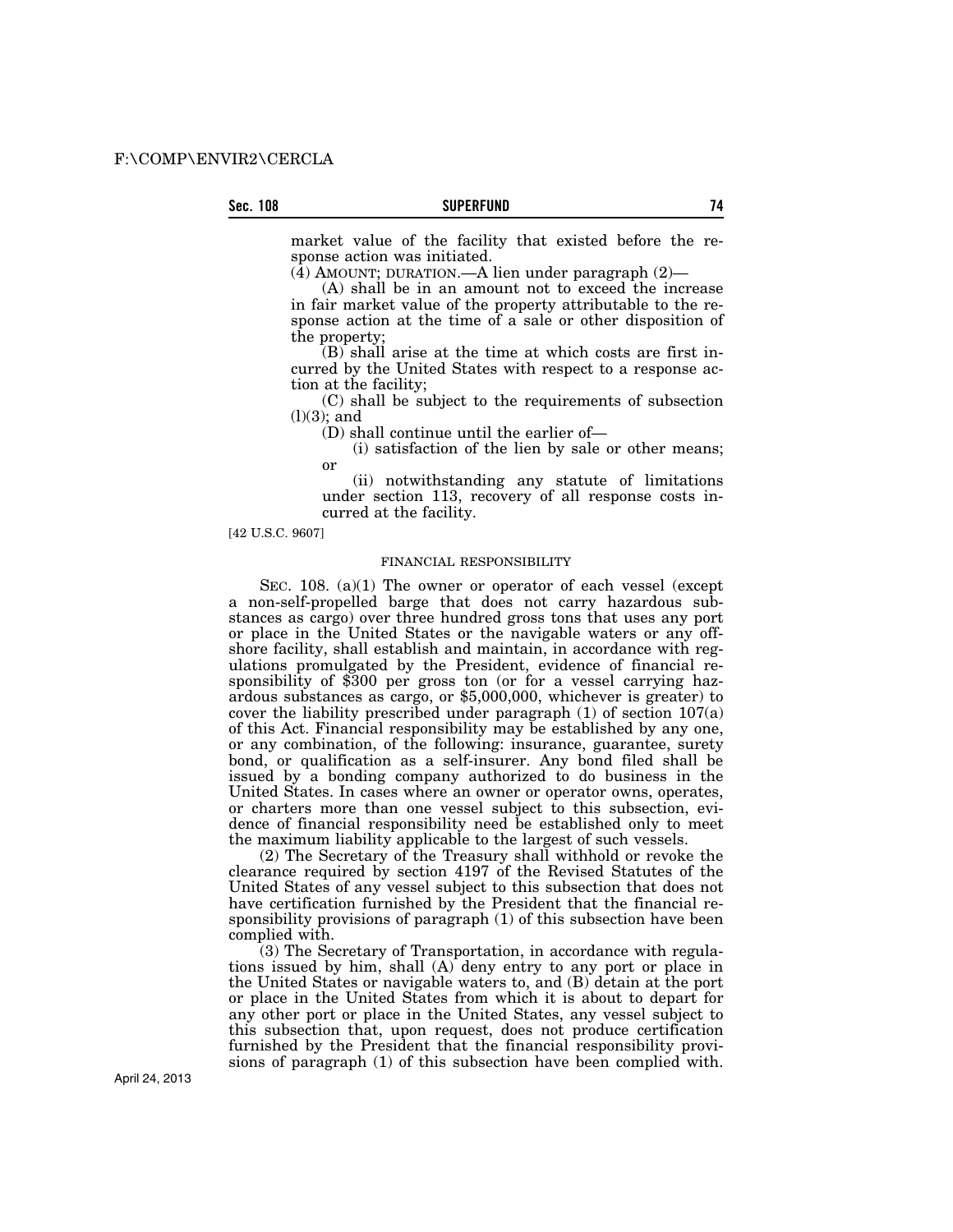market value of the facility that existed before the response action was initiated.

(4) AMOUNT; DURATION.—A lien under paragraph (2)—

(A) shall be in an amount not to exceed the increase in fair market value of the property attributable to the response action at the time of a sale or other disposition of the property;

(B) shall arise at the time at which costs are first incurred by the United States with respect to a response action at the facility;

(C) shall be subject to the requirements of subsection (l)(3); and

(D) shall continue until the earlier of—

(i) satisfaction of the lien by sale or other means; or

(ii) notwithstanding any statute of limitations under section 113, recovery of all response costs incurred at the facility.

[42 U.S.C. 9607]

FINANCIAL RESPONSIBILITY

SEC. 108. (a)(1) The owner or operator of each vessel (except a non-self-propelled barge that does not carry hazardous substances as cargo) over three hundred gross tons that uses any port or place in the United States or the navigable waters or any offshore facility, shall establish and maintain, in accordance with regulations promulgated by the President, evidence of financial responsibility of $300 per gross ton (or for a vessel carrying hazardous substances as cargo, or $5,000,000, whichever is greater) to cover the liability prescribed under paragraph (1) of section 107(a) of this Act. Financial responsibility may be established by any one, or any combination, of the following: insurance, guarantee, surety bond, or qualification as a self-insurer. Any bond filed shall be issued by a bonding company authorized to do business in the United States. In cases where an owner or operator owns, operates, or charters more than one vessel subject to this subsection, evidence of financial responsibility need be established only to meet the maximum liability applicable to the largest of such vessels.

(2) The Secretary of the Treasury shall withhold or revoke the clearance required by section 4197 of the Revised Statutes of the United States of any vessel subject to this subsection that does not have certification furnished by the President that the financial responsibility provisions of paragraph (1) of this subsection have been complied with.

(3) The Secretary of Transportation, in accordance with regulations issued by him, shall (A) deny entry to any port or place in the United States or navigable waters to, and (B) detain at the port or place in the United States from which it is about to depart for any other port or place in the United States, any vessel subject to this subsection that, upon request, does not produce certification furnished by the President that the financial responsibility provisions of paragraph (1) of this subsection have been complied with.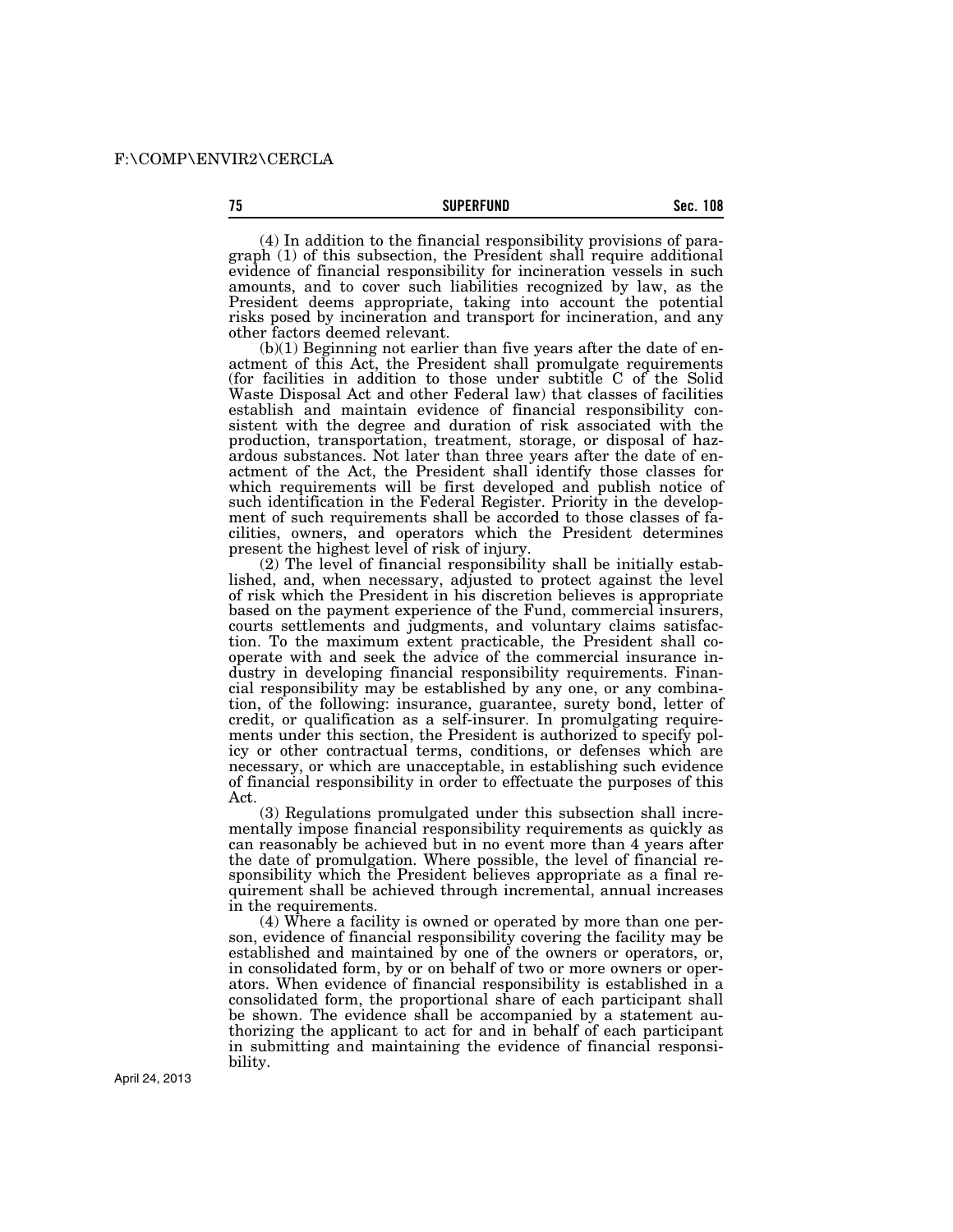(4) In addition to the financial responsibility provisions of paragraph (1) of this subsection, the President shall require additional evidence of financial responsibility for incineration vessels in such amounts, and to cover such liabilities recognized by law, as the President deems appropriate, taking into account the potential risks posed by incineration and transport for incineration, and any other factors deemed relevant.

(b)(1) Beginning not earlier than five years after the date of enactment of this Act, the President shall promulgate requirements (for facilities in addition to those under subtitle C of the Solid Waste Disposal Act and other Federal law) that classes of facilities establish and maintain evidence of financial responsibility consistent with the degree and duration of risk associated with the production, transportation, treatment, storage, or disposal of hazardous substances. Not later than three years after the date of enactment of the Act, the President shall identify those classes for which requirements will be first developed and publish notice of such identification in the Federal Register. Priority in the development of such requirements shall be accorded to those classes of facilities, owners, and operators which the President determines present the highest level of risk of injury.

(2) The level of financial responsibility shall be initially established, and, when necessary, adjusted to protect against the level of risk which the President in his discretion believes is appropriate based on the payment experience of the Fund, commercial insurers, courts settlements and judgments, and voluntary claims satisfaction. To the maximum extent practicable, the President shall cooperate with and seek the advice of the commercial insurance industry in developing financial responsibility requirements. Financial responsibility may be established by any one, or any combination, of the following: insurance, guarantee, surety bond, letter of credit, or qualification as a self-insurer. In promulgating requirements under this section, the President is authorized to specify policy or other contractual terms, conditions, or defenses which are necessary, or which are unacceptable, in establishing such evidence of financial responsibility in order to effectuate the purposes of this Act.

(3) Regulations promulgated under this subsection shall incrementally impose financial responsibility requirements as quickly as can reasonably be achieved but in no event more than 4 years after the date of promulgation. Where possible, the level of financial responsibility which the President believes appropriate as a final requirement shall be achieved through incremental, annual increases in the requirements.

(4) Where a facility is owned or operated by more than one person, evidence of financial responsibility covering the facility may be established and maintained by one of the owners or operators, or, in consolidated form, by or on behalf of two or more owners or operators. When evidence of financial responsibility is established in a consolidated form, the proportional share of each participant shall be shown. The evidence shall be accompanied by a statement authorizing the applicant to act for and in behalf of each participant in submitting and maintaining the evidence of financial responsibility.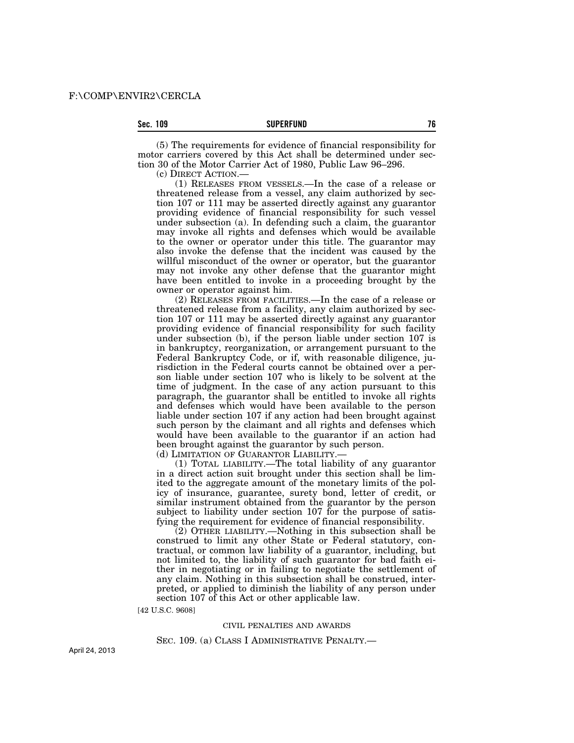(5) The requirements for evidence of financial responsibility for motor carriers covered by this Act shall be determined under section 30 of the Motor Carrier Act of 1980, Public Law 96–296.

(c) DIRECT ACTION.—

(1) RELEASES FROM VESSELS.—In the case of a release or threatened release from a vessel, any claim authorized by section 107 or 111 may be asserted directly against any guarantor providing evidence of financial responsibility for such vessel under subsection (a). In defending such a claim, the guarantor may invoke all rights and defenses which would be available to the owner or operator under this title. The guarantor may also invoke the defense that the incident was caused by the willful misconduct of the owner or operator, but the guarantor may not invoke any other defense that the guarantor might have been entitled to invoke in a proceeding brought by the owner or operator against him.

(2) RELEASES FROM FACILITIES.—In the case of a release or threatened release from a facility, any claim authorized by section 107 or 111 may be asserted directly against any guarantor providing evidence of financial responsibility for such facility under subsection (b), if the person liable under section 107 is in bankruptcy, reorganization, or arrangement pursuant to the Federal Bankruptcy Code, or if, with reasonable diligence, jurisdiction in the Federal courts cannot be obtained over a person liable under section 107 who is likely to be solvent at the time of judgment. In the case of any action pursuant to this paragraph, the guarantor shall be entitled to invoke all rights and defenses which would have been available to the person liable under section 107 if any action had been brought against such person by the claimant and all rights and defenses which would have been available to the guarantor if an action had been brought against the guarantor by such person.

(d) LIMITATION OF GUARANTOR LIABILITY.—

(1) TOTAL LIABILITY.—The total liability of any guarantor in a direct action suit brought under this section shall be limited to the aggregate amount of the monetary limits of the policy of insurance, guarantee, surety bond, letter of credit, or similar instrument obtained from the guarantor by the person subject to liability under section 107 for the purpose of satisfying the requirement for evidence of financial responsibility.

(2) OTHER LIABILITY.—Nothing in this subsection shall be construed to limit any other State or Federal statutory, contractual, or common law liability of a guarantor, including, but not limited to, the liability of such guarantor for bad faith either in negotiating or in failing to negotiate the settlement of any claim. Nothing in this subsection shall be construed, interpreted, or applied to diminish the liability of any person under section 107 of this Act or other applicable law.

[42 U.S.C. 9608]

CIVIL PENALTIES AND AWARDS

SEC. 109. (a) CLASS I ADMINISTRATIVE PENALTY.—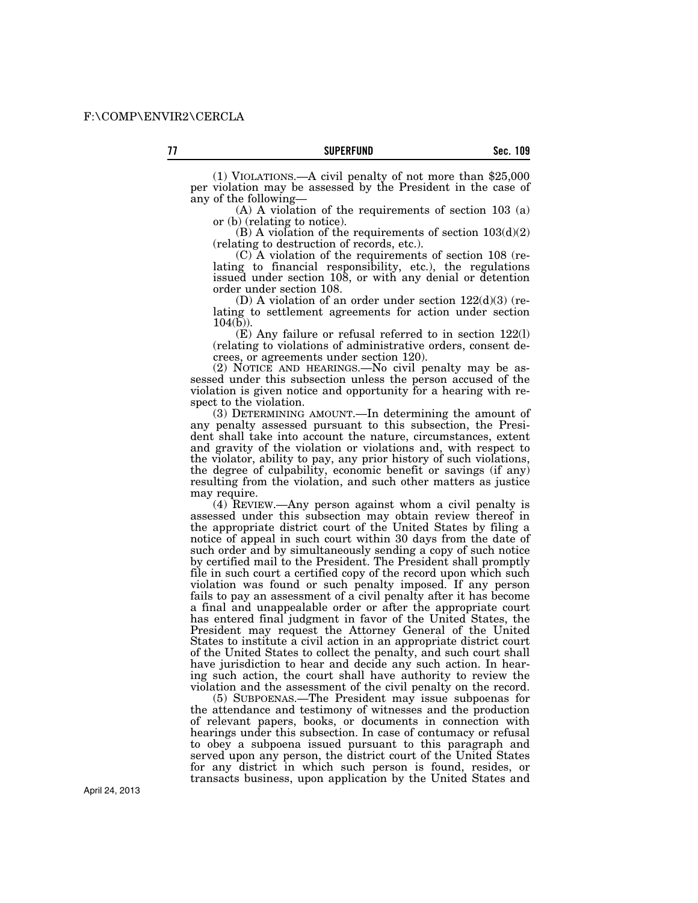(1) VIOLATIONS.—A civil penalty of not more than $25,000 per violation may be assessed by the President in the case of any of the following—

(A) A violation of the requirements of section 103 (a) or (b) (relating to notice).

(B) A violation of the requirements of section 103(d)(2) (relating to destruction of records, etc.).

(C) A violation of the requirements of section 108 (relating to financial responsibility, etc.), the regulations issued under section 108, or with any denial or detention order under section 108.

(D) A violation of an order under section 122(d)(3) (relating to settlement agreements for action under section 104(b)).

(E) Any failure or refusal referred to in section 122(l) (relating to violations of administrative orders, consent decrees, or agreements under section 120).

(2) NOTICE AND HEARINGS.—No civil penalty may be assessed under this subsection unless the person accused of the violation is given notice and opportunity for a hearing with respect to the violation.

(3) DETERMINING AMOUNT.—In determining the amount of any penalty assessed pursuant to this subsection, the President shall take into account the nature, circumstances, extent and gravity of the violation or violations and, with respect to the violator, ability to pay, any prior history of such violations, the degree of culpability, economic benefit or savings (if any) resulting from the violation, and such other matters as justice may require.

(4) REVIEW.—Any person against whom a civil penalty is assessed under this subsection may obtain review thereof in the appropriate district court of the United States by filing a notice of appeal in such court within 30 days from the date of such order and by simultaneously sending a copy of such notice by certified mail to the President. The President shall promptly file in such court a certified copy of the record upon which such violation was found or such penalty imposed. If any person fails to pay an assessment of a civil penalty after it has become a final and unappealable order or after the appropriate court has entered final judgment in favor of the United States, the President may request the Attorney General of the United States to institute a civil action in an appropriate district court of the United States to collect the penalty, and such court shall have jurisdiction to hear and decide any such action. In hearing such action, the court shall have authority to review the violation and the assessment of the civil penalty on the record.

(5) SUBPOENAS.—The President may issue subpoenas for the attendance and testimony of witnesses and the production of relevant papers, books, or documents in connection with hearings under this subsection. In case of contumacy or refusal to obey a subpoena issued pursuant to this paragraph and served upon any person, the district court of the United States for any district in which such person is found, resides, or transacts business, upon application by the United States and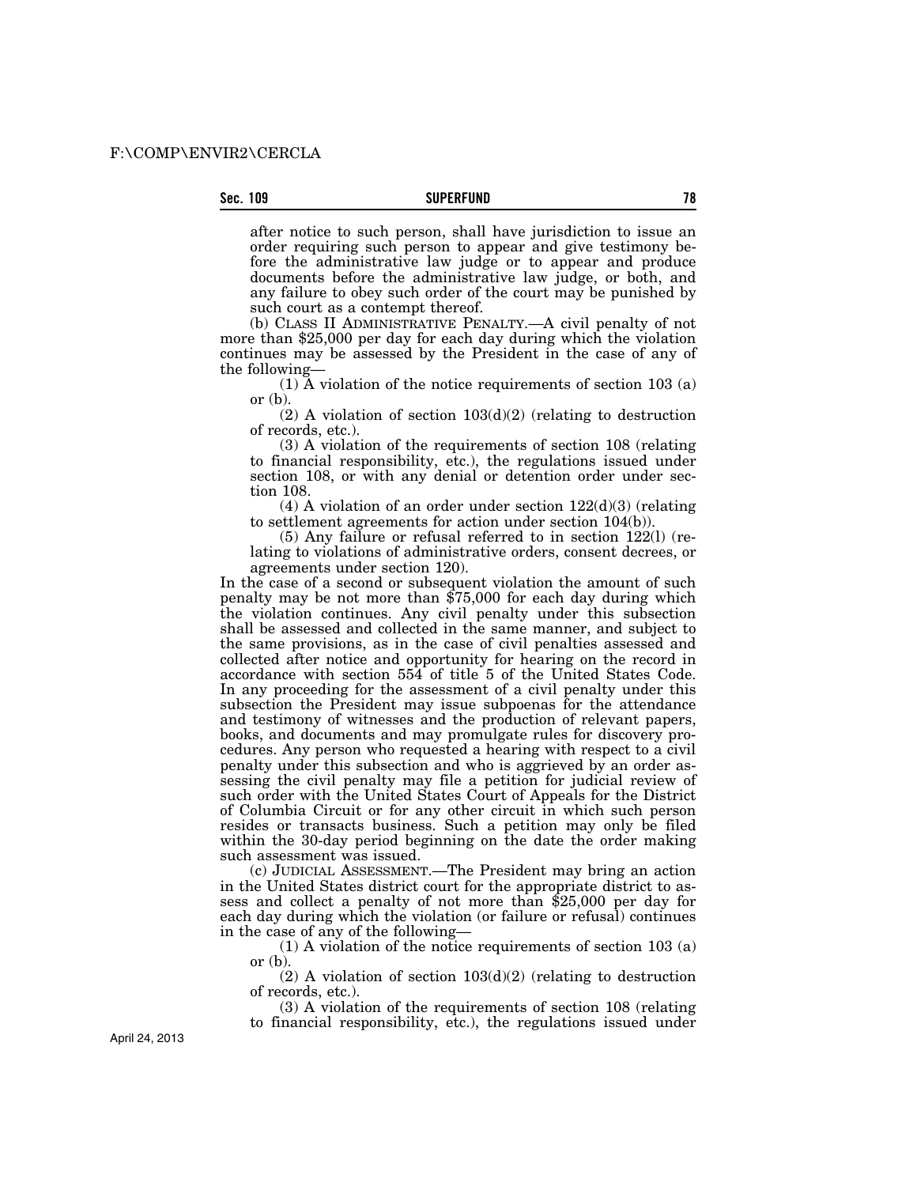after notice to such person, shall have jurisdiction to issue an order requiring such person to appear and give testimony before the administrative law judge or to appear and produce documents before the administrative law judge, or both, and any failure to obey such order of the court may be punished by such court as a contempt thereof.

(b) CLASS II ADMINISTRATIVE PENALTY.—A civil penalty of not more than $25,000 per day for each day during which the violation continues may be assessed by the President in the case of any of the following—

(1) A violation of the notice requirements of section 103 (a) or (b).

(2) A violation of section 103(d)(2) (relating to destruction of records, etc.).

(3) A violation of the requirements of section 108 (relating to financial responsibility, etc.), the regulations issued under section 108, or with any denial or detention order under section 108.

(4) A violation of an order under section 122(d)(3) (relating to settlement agreements for action under section 104(b)).

(5) Any failure or refusal referred to in section 122(l) (relating to violations of administrative orders, consent decrees, or agreements under section 120).

In the case of a second or subsequent violation the amount of such penalty may be not more than $75,000 for each day during which the violation continues. Any civil penalty under this subsection shall be assessed and collected in the same manner, and subject to the same provisions, as in the case of civil penalties assessed and collected after notice and opportunity for hearing on the record in accordance with section 554 of title 5 of the United States Code. In any proceeding for the assessment of a civil penalty under this subsection the President may issue subpoenas for the attendance and testimony of witnesses and the production of relevant papers, books, and documents and may promulgate rules for discovery procedures. Any person who requested a hearing with respect to a civil penalty under this subsection and who is aggrieved by an order assessing the civil penalty may file a petition for judicial review of such order with the United States Court of Appeals for the District of Columbia Circuit or for any other circuit in which such person resides or transacts business. Such a petition may only be filed within the 30-day period beginning on the date the order making such assessment was issued.

(c) JUDICIAL ASSESSMENT.—The President may bring an action in the United States district court for the appropriate district to assess and collect a penalty of not more than $25,000 per day for each day during which the violation (or failure or refusal) continues in the case of any of the following—

(1) A violation of the notice requirements of section 103 (a) or (b).

(2) A violation of section 103(d)(2) (relating to destruction of records, etc.).

(3) A violation of the requirements of section 108 (relating to financial responsibility, etc.), the regulations issued under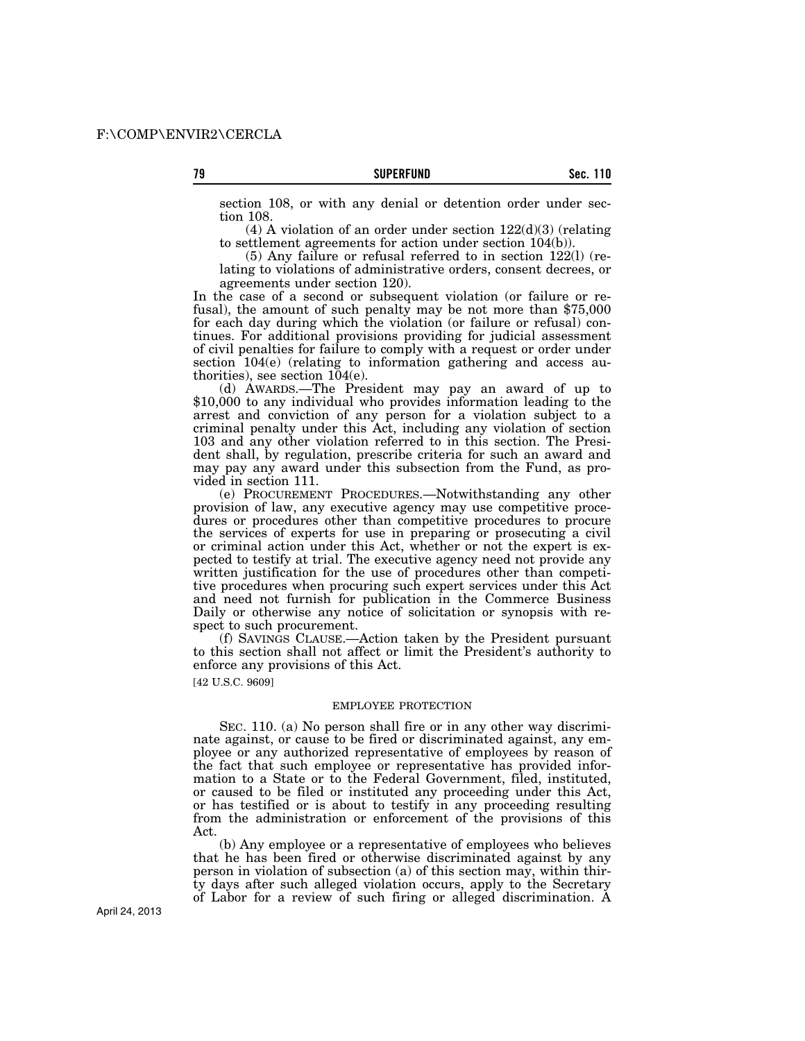section 108, or with any denial or detention order under section 108.

(4) A violation of an order under section 122(d)(3) (relating to settlement agreements for action under section 104(b)).

(5) Any failure or refusal referred to in section 122(l) (relating to violations of administrative orders, consent decrees, or agreements under section 120).

In the case of a second or subsequent violation (or failure or refusal), the amount of such penalty may be not more than $75,000 for each day during which the violation (or failure or refusal) continues. For additional provisions providing for judicial assessment of civil penalties for failure to comply with a request or order under section 104(e) (relating to information gathering and access authorities), see section 104(e).

(d) AWARDS.—The President may pay an award of up to $10,000 to any individual who provides information leading to the arrest and conviction of any person for a violation subject to a criminal penalty under this Act, including any violation of section 103 and any other violation referred to in this section. The President shall, by regulation, prescribe criteria for such an award and may pay any award under this subsection from the Fund, as provided in section 111.

(e) PROCUREMENT PROCEDURES.—Notwithstanding any other provision of law, any executive agency may use competitive procedures or procedures other than competitive procedures to procure the services of experts for use in preparing or prosecuting a civil or criminal action under this Act, whether or not the expert is expected to testify at trial. The executive agency need not provide any written justification for the use of procedures other than competitive procedures when procuring such expert services under this Act and need not furnish for publication in the Commerce Business Daily or otherwise any notice of solicitation or synopsis with respect to such procurement.

(f) SAVINGS CLAUSE.—Action taken by the President pursuant to this section shall not affect or limit the President's authority to enforce any provisions of this Act.

[42 U.S.C. 9609]

## EMPLOYEE PROTECTION

SEC. 110. (a) No person shall fire or in any other way discriminate against, or cause to be fired or discriminated against, any employee or any authorized representative of employees by reason of the fact that such employee or representative has provided information to a State or to the Federal Government, filed, instituted, or caused to be filed or instituted any proceeding under this Act, or has testified or is about to testify in any proceeding resulting from the administration or enforcement of the provisions of this Act.

(b) Any employee or a representative of employees who believes that he has been fired or otherwise discriminated against by any person in violation of subsection (a) of this section may, within thirty days after such alleged violation occurs, apply to the Secretary of Labor for a review of such firing or alleged discrimination. A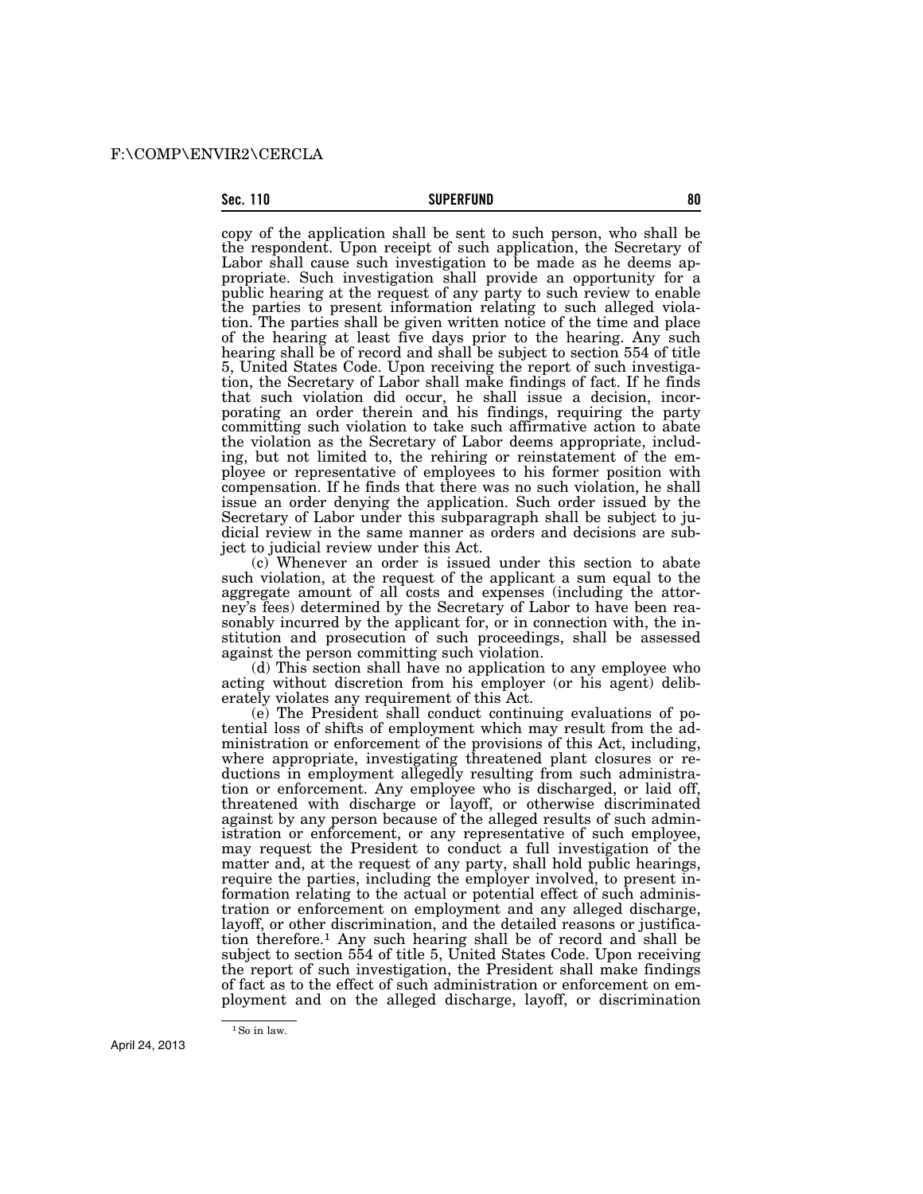copy of the application shall be sent to such person, who shall be the respondent. Upon receipt of such application, the Secretary of Labor shall cause such investigation to be made as he deems appropriate. Such investigation shall provide an opportunity for a public hearing at the request of any party to such review to enable the parties to present information relating to such alleged violation. The parties shall be given written notice of the time and place of the hearing at least five days prior to the hearing. Any such hearing shall be of record and shall be subject to section 554 of title 5, United States Code. Upon receiving the report of such investigation, the Secretary of Labor shall make findings of fact. If he finds that such violation did occur, he shall issue a decision, incorporating an order therein and his findings, requiring the party committing such violation to take such affirmative action to abate the violation as the Secretary of Labor deems appropriate, including, but not limited to, the rehiring or reinstatement of the employee or representative of employees to his former position with compensation. If he finds that there was no such violation, he shall issue an order denying the application. Such order issued by the Secretary of Labor under this subparagraph shall be subject to judicial review in the same manner as orders and decisions are subject to judicial review under this Act.

(c) Whenever an order is issued under this section to abate such violation, at the request of the applicant a sum equal to the aggregate amount of all costs and expenses (including the attorney's fees) determined by the Secretary of Labor to have been reasonably incurred by the applicant for, or in connection with, the institution and prosecution of such proceedings, shall be assessed against the person committing such violation.

(d) This section shall have no application to any employee who acting without discretion from his employer (or his agent) deliberately violates any requirement of this Act.

(e) The President shall conduct continuing evaluations of potential loss of shifts of employment which may result from the administration or enforcement of the provisions of this Act, including, where appropriate, investigating threatened plant closures or reductions in employment allegedly resulting from such administration or enforcement. Any employee who is discharged, or laid off, threatened with discharge or layoff, or otherwise discriminated against by any person because of the alleged results of such administration or enforcement, or any representative of such employee, may request the President to conduct a full investigation of the matter and, at the request of any party, shall hold public hearings, require the parties, including the employer involved, to present information relating to the actual or potential effect of such administration or enforcement on employment and any alleged discharge, layoff, or other discrimination, and the detailed reasons or justification therefore.[1] Any such hearing shall be of record and shall be subject to section 554 of title 5, United States Code. Upon receiving the report of such investigation, the President shall make findings of fact as to the effect of such administration or enforcement on employment and on the alleged discharge, layoff, or discrimination

[1] So in law.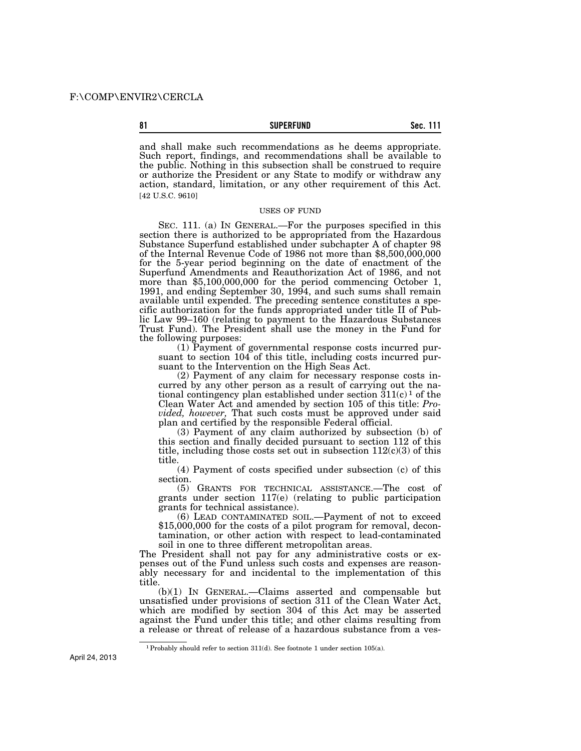and shall make such recommendations as he deems appropriate. Such report, findings, and recommendations shall be available to the public. Nothing in this subsection shall be construed to require or authorize the President or any State to modify or withdraw any action, standard, limitation, or any other requirement of this Act. [42 U.S.C. 9610]

## USES OF FUND

SEC. 111. (a) IN GENERAL.—For the purposes specified in this section there is authorized to be appropriated from the Hazardous Substance Superfund established under subchapter A of chapter 98 of the Internal Revenue Code of 1986 not more than $8,500,000,000 for the 5-year period beginning on the date of enactment of the Superfund Amendments and Reauthorization Act of 1986, and not more than $5,100,000,000 for the period commencing October 1, 1991, and ending September 30, 1994, and such sums shall remain available until expended. The preceding sentence constitutes a specific authorization for the funds appropriated under title II of Public Law 99–160 (relating to payment to the Hazardous Substances Trust Fund). The President shall use the money in the Fund for the following purposes:

(1) Payment of governmental response costs incurred pursuant to section 104 of this title, including costs incurred pursuant to the Intervention on the High Seas Act.

(2) Payment of any claim for necessary response costs incurred by any other person as a result of carrying out the national contingency plan established under section 311(c)[1] of the Clean Water Act and amended by section 105 of this title: *Provided, however,* That such costs must be approved under said plan and certified by the responsible Federal official.

(3) Payment of any claim authorized by subsection (b) of this section and finally decided pursuant to section 112 of this title, including those costs set out in subsection 112(c)(3) of this title.

(4) Payment of costs specified under subsection (c) of this section.

(5) GRANTS FOR TECHNICAL ASSISTANCE.—The cost of grants under section 117(e) (relating to public participation grants for technical assistance).

(6) LEAD CONTAMINATED SOIL.—Payment of not to exceed $15,000,000 for the costs of a pilot program for removal, decontamination, or other action with respect to lead-contaminated soil in one to three different metropolitan areas.

The President shall not pay for any administrative costs or expenses out of the Fund unless such costs and expenses are reasonably necessary for and incidental to the implementation of this title.

(b)(1) IN GENERAL.—Claims asserted and compensable but unsatisfied under provisions of section 311 of the Clean Water Act, which are modified by section 304 of this Act may be asserted against the Fund under this title; and other claims resulting from a release or threat of release of a hazardous substance from a ves-

---

[1] Probably should refer to section 311(d). See footnote 1 under section 105(a).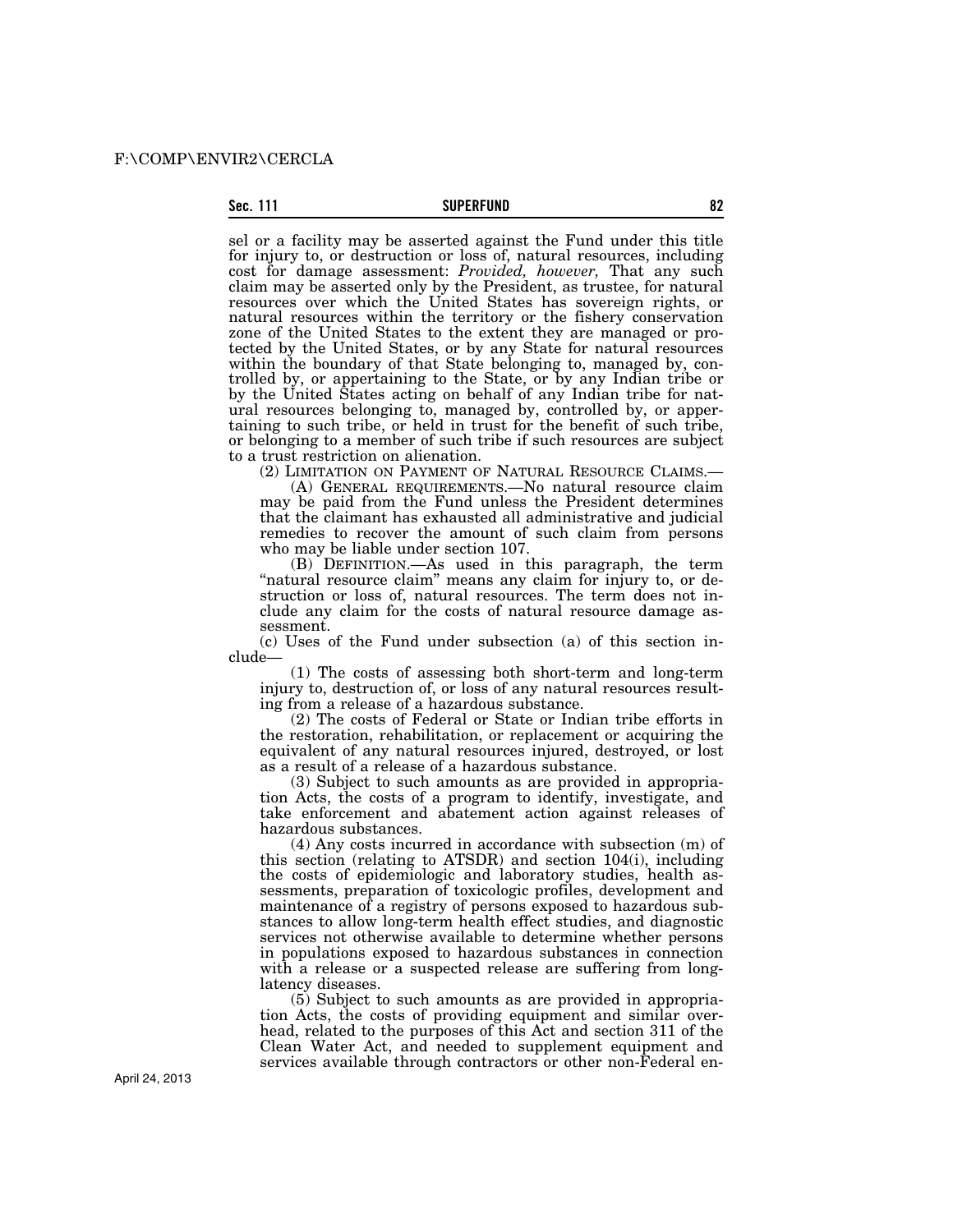sel or a facility may be asserted against the Fund under this title for injury to, or destruction or loss of, natural resources, including cost for damage assessment: *Provided, however,* That any such claim may be asserted only by the President, as trustee, for natural resources over which the United States has sovereign rights, or natural resources within the territory or the fishery conservation zone of the United States to the extent they are managed or protected by the United States, or by any State for natural resources within the boundary of that State belonging to, managed by, controlled by, or appertaining to the State, or by any Indian tribe or by the United States acting on behalf of any Indian tribe for natural resources belonging to, managed by, controlled by, or appertaining to such tribe, or held in trust for the benefit of such tribe, or belonging to a member of such tribe if such resources are subject to a trust restriction on alienation.

(2) LIMITATION ON PAYMENT OF NATURAL RESOURCE CLAIMS.—

(A) GENERAL REQUIREMENTS.—No natural resource claim may be paid from the Fund unless the President determines that the claimant has exhausted all administrative and judicial remedies to recover the amount of such claim from persons who may be liable under section 107.

(B) DEFINITION.—As used in this paragraph, the term "natural resource claim" means any claim for injury to, or destruction or loss of, natural resources. The term does not include any claim for the costs of natural resource damage assessment.

(c) Uses of the Fund under subsection (a) of this section include—

(1) The costs of assessing both short-term and long-term injury to, destruction of, or loss of any natural resources resulting from a release of a hazardous substance.

(2) The costs of Federal or State or Indian tribe efforts in the restoration, rehabilitation, or replacement or acquiring the equivalent of any natural resources injured, destroyed, or lost as a result of a release of a hazardous substance.

(3) Subject to such amounts as are provided in appropriation Acts, the costs of a program to identify, investigate, and take enforcement and abatement action against releases of hazardous substances.

(4) Any costs incurred in accordance with subsection (m) of this section (relating to ATSDR) and section 104(i), including the costs of epidemiologic and laboratory studies, health assessments, preparation of toxicologic profiles, development and maintenance of a registry of persons exposed to hazardous substances to allow long-term health effect studies, and diagnostic services not otherwise available to determine whether persons in populations exposed to hazardous substances in connection with a release or a suspected release are suffering from long-latency diseases.

(5) Subject to such amounts as are provided in appropriation Acts, the costs of providing equipment and similar overhead, related to the purposes of this Act and section 311 of the Clean Water Act, and needed to supplement equipment and services available through contractors or other non-Federal en-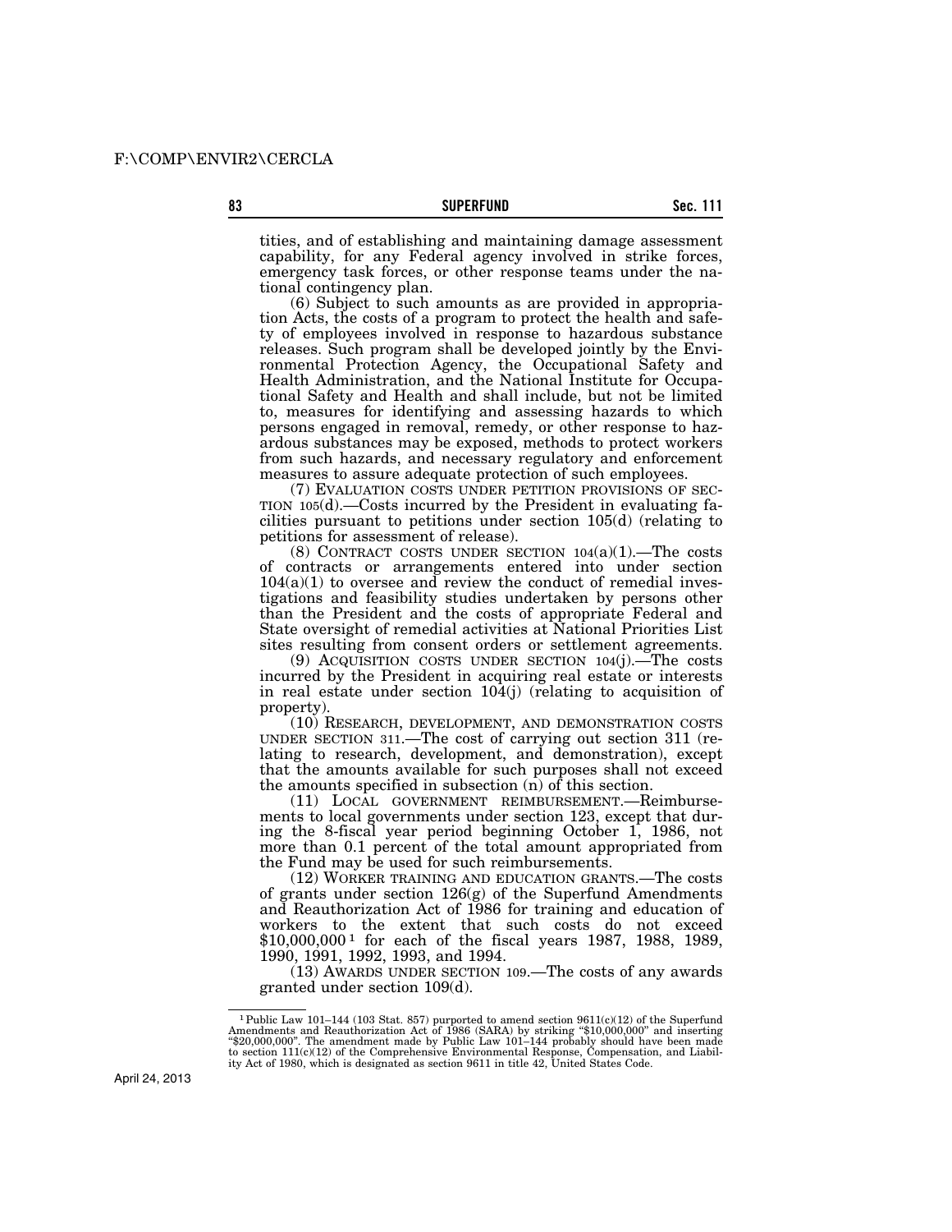tities, and of establishing and maintaining damage assessment capability, for any Federal agency involved in strike forces, emergency task forces, or other response teams under the national contingency plan.

(6) Subject to such amounts as are provided in appropriation Acts, the costs of a program to protect the health and safety of employees involved in response to hazardous substance releases. Such program shall be developed jointly by the Environmental Protection Agency, the Occupational Safety and Health Administration, and the National Institute for Occupational Safety and Health and shall include, but not be limited to, measures for identifying and assessing hazards to which persons engaged in removal, remedy, or other response to hazardous substances may be exposed, methods to protect workers from such hazards, and necessary regulatory and enforcement measures to assure adequate protection of such employees.

(7) EVALUATION COSTS UNDER PETITION PROVISIONS OF SECTION 105(d).—Costs incurred by the President in evaluating facilities pursuant to petitions under section 105(d) (relating to petitions for assessment of release).

(8) CONTRACT COSTS UNDER SECTION 104(a)(1).—The costs of contracts or arrangements entered into under section 104(a)(1) to oversee and review the conduct of remedial investigations and feasibility studies undertaken by persons other than the President and the costs of appropriate Federal and State oversight of remedial activities at National Priorities List sites resulting from consent orders or settlement agreements.

(9) ACQUISITION COSTS UNDER SECTION 104(j).—The costs incurred by the President in acquiring real estate or interests in real estate under section 104(j) (relating to acquisition of property).

(10) RESEARCH, DEVELOPMENT, AND DEMONSTRATION COSTS UNDER SECTION 311.—The cost of carrying out section 311 (relating to research, development, and demonstration), except that the amounts available for such purposes shall not exceed the amounts specified in subsection (n) of this section.

(11) LOCAL GOVERNMENT REIMBURSEMENT.—Reimbursements to local governments under section 123, except that during the 8-fiscal year period beginning October 1, 1986, not more than 0.1 percent of the total amount appropriated from the Fund may be used for such reimbursements.

(12) WORKER TRAINING AND EDUCATION GRANTS.—The costs of grants under section 126(g) of the Superfund Amendments and Reauthorization Act of 1986 for training and education of workers to the extent that such costs do not exceed $10,000,000[1] for each of the fiscal years 1987, 1988, 1989, 1990, 1991, 1992, 1993, and 1994.

(13) AWARDS UNDER SECTION 109.—The costs of any awards granted under section 109(d).

---

[1] Public Law 101–144 (103 Stat. 857) purported to amend section 9611(c)(12) of the Superfund Amendments and Reauthorization Act of 1986 (SARA) by striking "$10,000,000" and inserting "$20,000,000". The amendment made by Public Law 101–144 probably should have been made to section 111(c)(12) of the Comprehensive Environmental Response, Compensation, and Liability Act of 1980, which is designated as section 9611 in title 42, United States Code.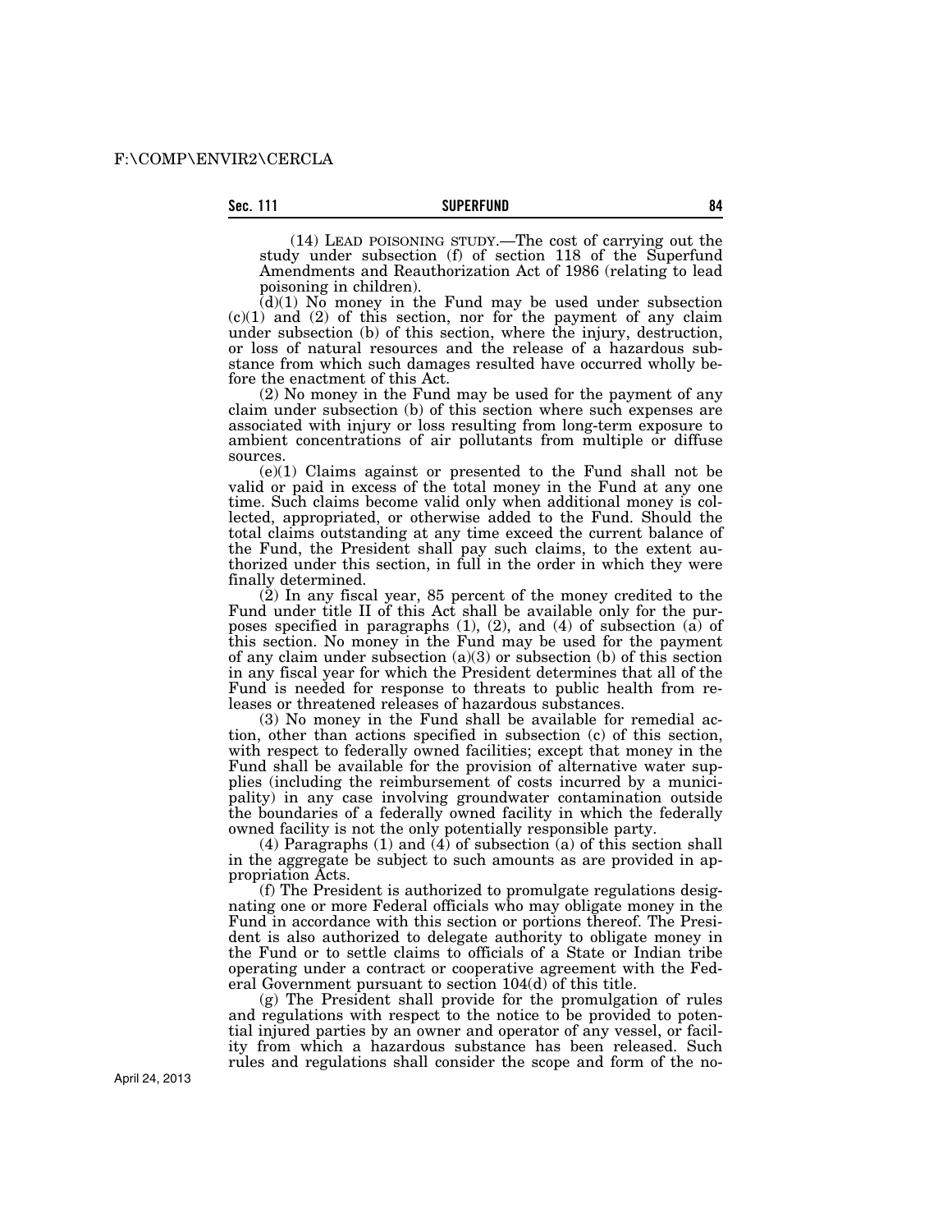(14) LEAD POISONING STUDY.—The cost of carrying out the study under subsection (f) of section 118 of the Superfund Amendments and Reauthorization Act of 1986 (relating to lead poisoning in children).

(d)(1) No money in the Fund may be used under subsection (c)(1) and (2) of this section, nor for the payment of any claim under subsection (b) of this section, where the injury, destruction, or loss of natural resources and the release of a hazardous substance from which such damages resulted have occurred wholly before the enactment of this Act.

(2) No money in the Fund may be used for the payment of any claim under subsection (b) of this section where such expenses are associated with injury or loss resulting from long-term exposure to ambient concentrations of air pollutants from multiple or diffuse sources.

(e)(1) Claims against or presented to the Fund shall not be valid or paid in excess of the total money in the Fund at any one time. Such claims become valid only when additional money is collected, appropriated, or otherwise added to the Fund. Should the total claims outstanding at any time exceed the current balance of the Fund, the President shall pay such claims, to the extent authorized under this section, in full in the order in which they were finally determined.

(2) In any fiscal year, 85 percent of the money credited to the Fund under title II of this Act shall be available only for the purposes specified in paragraphs (1), (2), and (4) of subsection (a) of this section. No money in the Fund may be used for the payment of any claim under subsection (a)(3) or subsection (b) of this section in any fiscal year for which the President determines that all of the Fund is needed for response to threats to public health from releases or threatened releases of hazardous substances.

(3) No money in the Fund shall be available for remedial action, other than actions specified in subsection (c) of this section, with respect to federally owned facilities; except that money in the Fund shall be available for the provision of alternative water supplies (including the reimbursement of costs incurred by a municipality) in any case involving groundwater contamination outside the boundaries of a federally owned facility in which the federally owned facility is not the only potentially responsible party.

(4) Paragraphs (1) and (4) of subsection (a) of this section shall in the aggregate be subject to such amounts as are provided in appropriation Acts.

(f) The President is authorized to promulgate regulations designating one or more Federal officials who may obligate money in the Fund in accordance with this section or portions thereof. The President is also authorized to delegate authority to obligate money in the Fund or to settle claims to officials of a State or Indian tribe operating under a contract or cooperative agreement with the Federal Government pursuant to section 104(d) of this title.

(g) The President shall provide for the promulgation of rules and regulations with respect to the notice to be provided to potential injured parties by an owner and operator of any vessel, or facility from which a hazardous substance has been released. Such rules and regulations shall consider the scope and form of the no-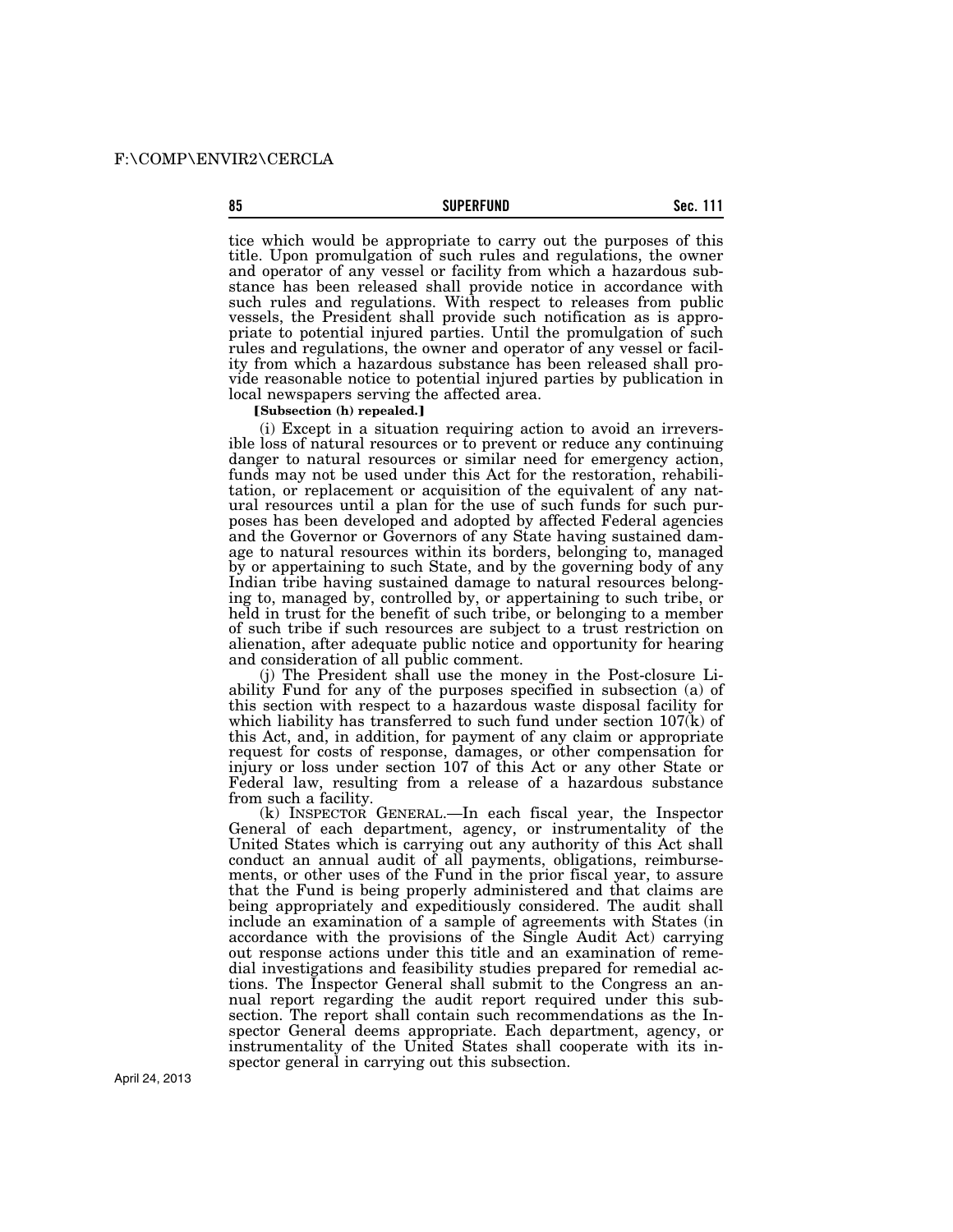tice which would be appropriate to carry out the purposes of this title. Upon promulgation of such rules and regulations, the owner and operator of any vessel or facility from which a hazardous substance has been released shall provide notice in accordance with such rules and regulations. With respect to releases from public vessels, the President shall provide such notification as is appropriate to potential injured parties. Until the promulgation of such rules and regulations, the owner and operator of any vessel or facility from which a hazardous substance has been released shall provide reasonable notice to potential injured parties by publication in local newspapers serving the affected area.

**[Subsection (h) repealed.]**

(i) Except in a situation requiring action to avoid an irreversible loss of natural resources or to prevent or reduce any continuing danger to natural resources or similar need for emergency action, funds may not be used under this Act for the restoration, rehabilitation, or replacement or acquisition of the equivalent of any natural resources until a plan for the use of such funds for such purposes has been developed and adopted by affected Federal agencies and the Governor or Governors of any State having sustained damage to natural resources within its borders, belonging to, managed by or appertaining to such State, and by the governing body of any Indian tribe having sustained damage to natural resources belonging to, managed by, controlled by, or appertaining to such tribe, or held in trust for the benefit of such tribe, or belonging to a member of such tribe if such resources are subject to a trust restriction on alienation, after adequate public notice and opportunity for hearing and consideration of all public comment.

(j) The President shall use the money in the Post-closure Liability Fund for any of the purposes specified in subsection (a) of this section with respect to a hazardous waste disposal facility for which liability has transferred to such fund under section 107(k) of this Act, and, in addition, for payment of any claim or appropriate request for costs of response, damages, or other compensation for injury or loss under section 107 of this Act or any other State or Federal law, resulting from a release of a hazardous substance from such a facility.

(k) INSPECTOR GENERAL.—In each fiscal year, the Inspector General of each department, agency, or instrumentality of the United States which is carrying out any authority of this Act shall conduct an annual audit of all payments, obligations, reimbursements, or other uses of the Fund in the prior fiscal year, to assure that the Fund is being properly administered and that claims are being appropriately and expeditiously considered. The audit shall include an examination of a sample of agreements with States (in accordance with the provisions of the Single Audit Act) carrying out response actions under this title and an examination of remedial investigations and feasibility studies prepared for remedial actions. The Inspector General shall submit to the Congress an annual report regarding the audit report required under this subsection. The report shall contain such recommendations as the Inspector General deems appropriate. Each department, agency, or instrumentality of the United States shall cooperate with its inspector general in carrying out this subsection.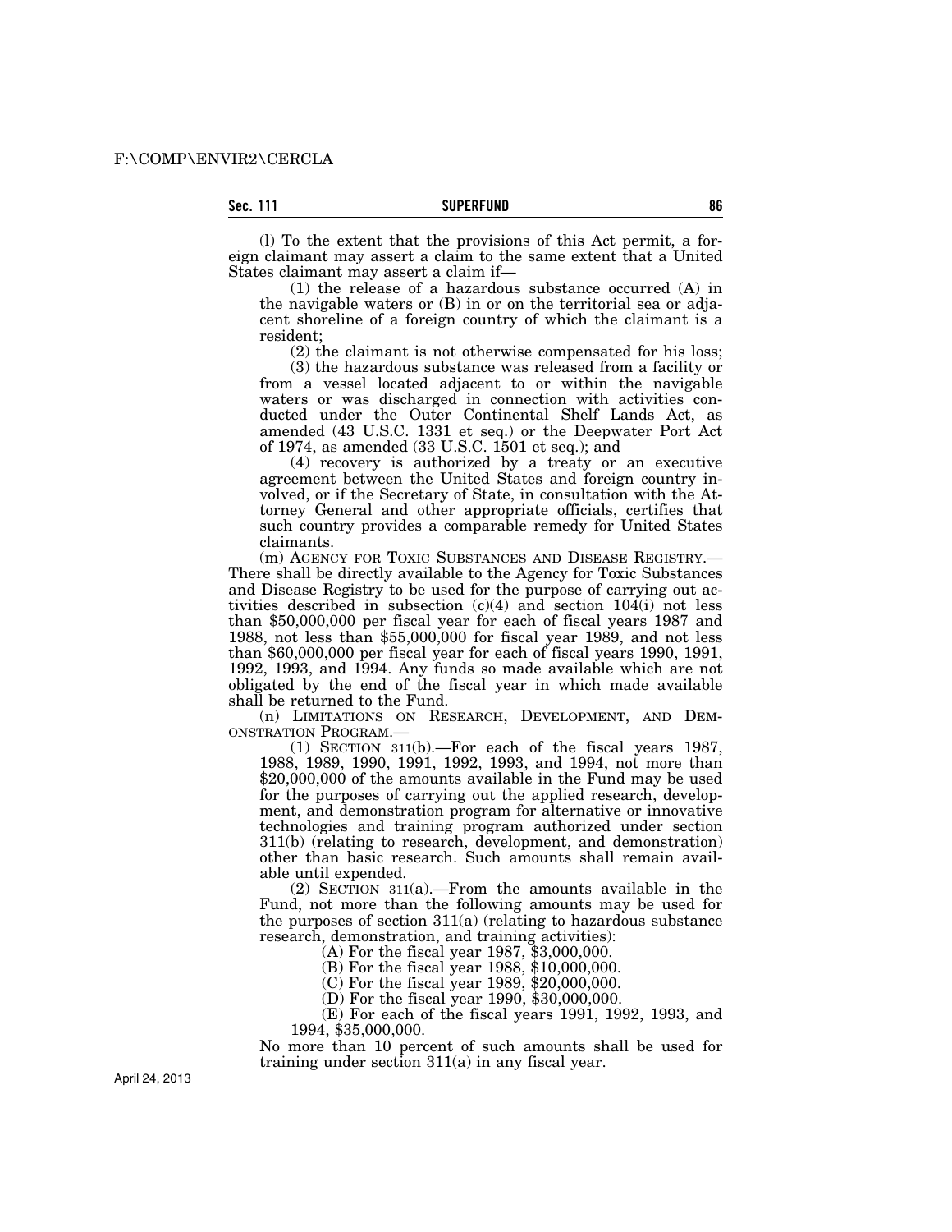(l) To the extent that the provisions of this Act permit, a foreign claimant may assert a claim to the same extent that a United States claimant may assert a claim if—

(1) the release of a hazardous substance occurred (A) in the navigable waters or (B) in or on the territorial sea or adjacent shoreline of a foreign country of which the claimant is a resident;

(2) the claimant is not otherwise compensated for his loss;

(3) the hazardous substance was released from a facility or from a vessel located adjacent to or within the navigable waters or was discharged in connection with activities conducted under the Outer Continental Shelf Lands Act, as amended (43 U.S.C. 1331 et seq.) or the Deepwater Port Act of 1974, as amended (33 U.S.C. 1501 et seq.); and

(4) recovery is authorized by a treaty or an executive agreement between the United States and foreign country involved, or if the Secretary of State, in consultation with the Attorney General and other appropriate officials, certifies that such country provides a comparable remedy for United States claimants.

(m) AGENCY FOR TOXIC SUBSTANCES AND DISEASE REGISTRY.—There shall be directly available to the Agency for Toxic Substances and Disease Registry to be used for the purpose of carrying out activities described in subsection (c)(4) and section 104(i) not less than $50,000,000 per fiscal year for each of fiscal years 1987 and 1988, not less than $55,000,000 for fiscal year 1989, and not less than $60,000,000 per fiscal year for each of fiscal years 1990, 1991, 1992, 1993, and 1994. Any funds so made available which are not obligated by the end of the fiscal year in which made available shall be returned to the Fund.

(n) LIMITATIONS ON RESEARCH, DEVELOPMENT, AND DEMONSTRATION PROGRAM.—

(1) SECTION 311(b).—For each of the fiscal years 1987, 1988, 1989, 1990, 1991, 1992, 1993, and 1994, not more than $20,000,000 of the amounts available in the Fund may be used for the purposes of carrying out the applied research, development, and demonstration program for alternative or innovative technologies and training program authorized under section 311(b) (relating to research, development, and demonstration) other than basic research. Such amounts shall remain available until expended.

(2) SECTION 311(a).—From the amounts available in the Fund, not more than the following amounts may be used for the purposes of section 311(a) (relating to hazardous substance research, demonstration, and training activities):

(A) For the fiscal year 1987, $3,000,000.

(B) For the fiscal year 1988, $10,000,000.

(C) For the fiscal year 1989, $20,000,000.

(D) For the fiscal year 1990, $30,000,000.

(E) For each of the fiscal years 1991, 1992, 1993, and 1994, $35,000,000.

No more than 10 percent of such amounts shall be used for training under section 311(a) in any fiscal year.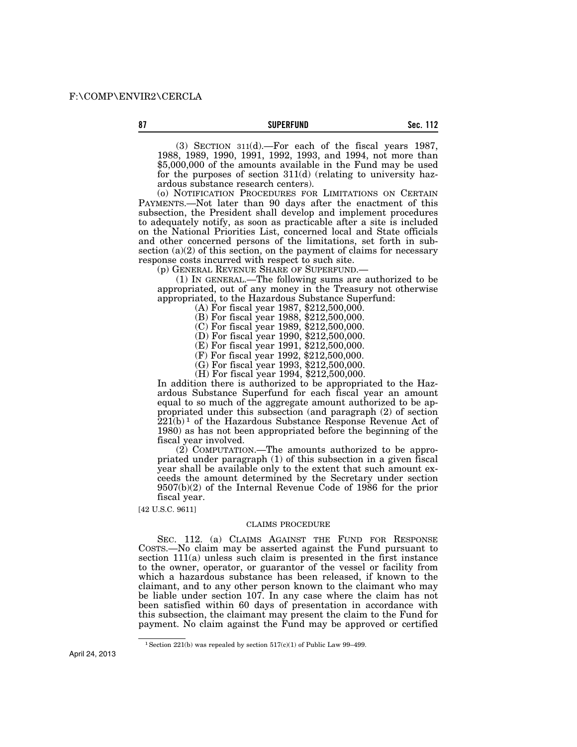(3) SECTION 311(d).—For each of the fiscal years 1987, 1988, 1989, 1990, 1991, 1992, 1993, and 1994, not more than $5,000,000 of the amounts available in the Fund may be used for the purposes of section 311(d) (relating to university hazardous substance research centers).

(o) NOTIFICATION PROCEDURES FOR LIMITATIONS ON CERTAIN PAYMENTS.—Not later than 90 days after the enactment of this subsection, the President shall develop and implement procedures to adequately notify, as soon as practicable after a site is included on the National Priorities List, concerned local and State officials and other concerned persons of the limitations, set forth in subsection (a)(2) of this section, on the payment of claims for necessary response costs incurred with respect to such site.

(p) GENERAL REVENUE SHARE OF SUPERFUND.—

(1) IN GENERAL.—The following sums are authorized to be appropriated, out of any money in the Treasury not otherwise appropriated, to the Hazardous Substance Superfund:

(A) For fiscal year 1987, $212,500,000.

(B) For fiscal year 1988, $212,500,000.

(C) For fiscal year 1989, $212,500,000.

(D) For fiscal year 1990, $212,500,000.

(E) For fiscal year 1991, $212,500,000.

(F) For fiscal year 1992, $212,500,000.

(G) For fiscal year 1993, $212,500,000.

(H) For fiscal year 1994, $212,500,000.

In addition there is authorized to be appropriated to the Hazardous Substance Superfund for each fiscal year an amount equal to so much of the aggregate amount authorized to be appropriated under this subsection (and paragraph (2) of section 221(b)[1] of the Hazardous Substance Response Revenue Act of 1980) as has not been appropriated before the beginning of the fiscal year involved.

(2) COMPUTATION.—The amounts authorized to be appropriated under paragraph (1) of this subsection in a given fiscal year shall be available only to the extent that such amount exceeds the amount determined by the Secretary under section 9507(b)(2) of the Internal Revenue Code of 1986 for the prior fiscal year.

[42 U.S.C. 9611]

CLAIMS PROCEDURE

SEC. 112. (a) CLAIMS AGAINST THE FUND FOR RESPONSE COSTS.—No claim may be asserted against the Fund pursuant to section 111(a) unless such claim is presented in the first instance to the owner, operator, or guarantor of the vessel or facility from which a hazardous substance has been released, if known to the claimant, and to any other person known to the claimant who may be liable under section 107. In any case where the claim has not been satisfied within 60 days of presentation in accordance with this subsection, the claimant may present the claim to the Fund for payment. No claim against the Fund may be approved or certified

[1] Section 221(b) was repealed by section 517(c)(1) of Public Law 99–499.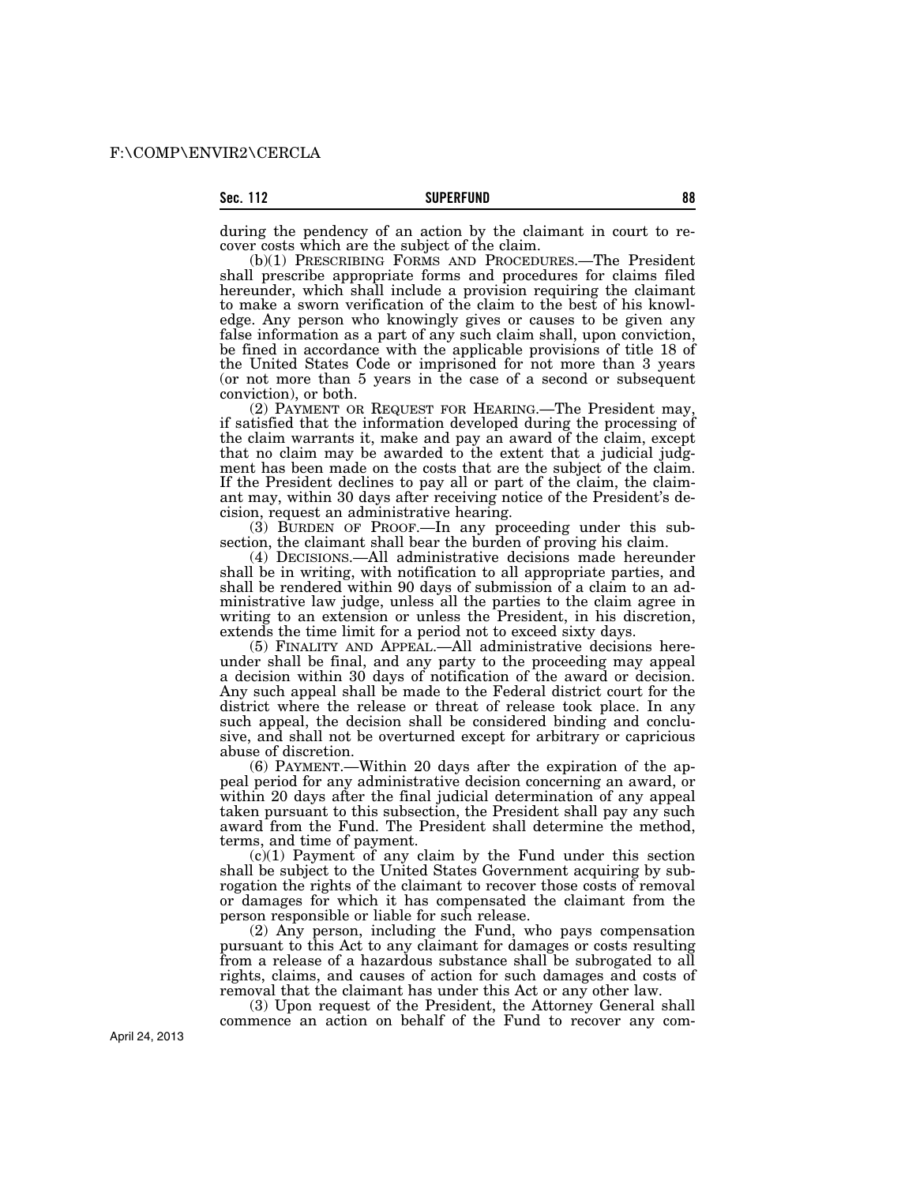during the pendency of an action by the claimant in court to recover costs which are the subject of the claim.

(b)(1) PRESCRIBING FORMS AND PROCEDURES.—The President shall prescribe appropriate forms and procedures for claims filed hereunder, which shall include a provision requiring the claimant to make a sworn verification of the claim to the best of his knowledge. Any person who knowingly gives or causes to be given any false information as a part of any such claim shall, upon conviction, be fined in accordance with the applicable provisions of title 18 of the United States Code or imprisoned for not more than 3 years (or not more than 5 years in the case of a second or subsequent conviction), or both.

(2) PAYMENT OR REQUEST FOR HEARING.—The President may, if satisfied that the information developed during the processing of the claim warrants it, make and pay an award of the claim, except that no claim may be awarded to the extent that a judicial judgment has been made on the costs that are the subject of the claim. If the President declines to pay all or part of the claim, the claimant may, within 30 days after receiving notice of the President's decision, request an administrative hearing.

(3) BURDEN OF PROOF.—In any proceeding under this subsection, the claimant shall bear the burden of proving his claim.

(4) DECISIONS.—All administrative decisions made hereunder shall be in writing, with notification to all appropriate parties, and shall be rendered within 90 days of submission of a claim to an administrative law judge, unless all the parties to the claim agree in writing to an extension or unless the President, in his discretion, extends the time limit for a period not to exceed sixty days.

(5) FINALITY AND APPEAL.—All administrative decisions hereunder shall be final, and any party to the proceeding may appeal a decision within 30 days of notification of the award or decision. Any such appeal shall be made to the Federal district court for the district where the release or threat of release took place. In any such appeal, the decision shall be considered binding and conclusive, and shall not be overturned except for arbitrary or capricious abuse of discretion.

(6) PAYMENT.—Within 20 days after the expiration of the appeal period for any administrative decision concerning an award, or within 20 days after the final judicial determination of any appeal taken pursuant to this subsection, the President shall pay any such award from the Fund. The President shall determine the method, terms, and time of payment.

(c)(1) Payment of any claim by the Fund under this section shall be subject to the United States Government acquiring by subrogation the rights of the claimant to recover those costs of removal or damages for which it has compensated the claimant from the person responsible or liable for such release.

(2) Any person, including the Fund, who pays compensation pursuant to this Act to any claimant for damages or costs resulting from a release of a hazardous substance shall be subrogated to all rights, claims, and causes of action for such damages and costs of removal that the claimant has under this Act or any other law.

(3) Upon request of the President, the Attorney General shall commence an action on behalf of the Fund to recover any com-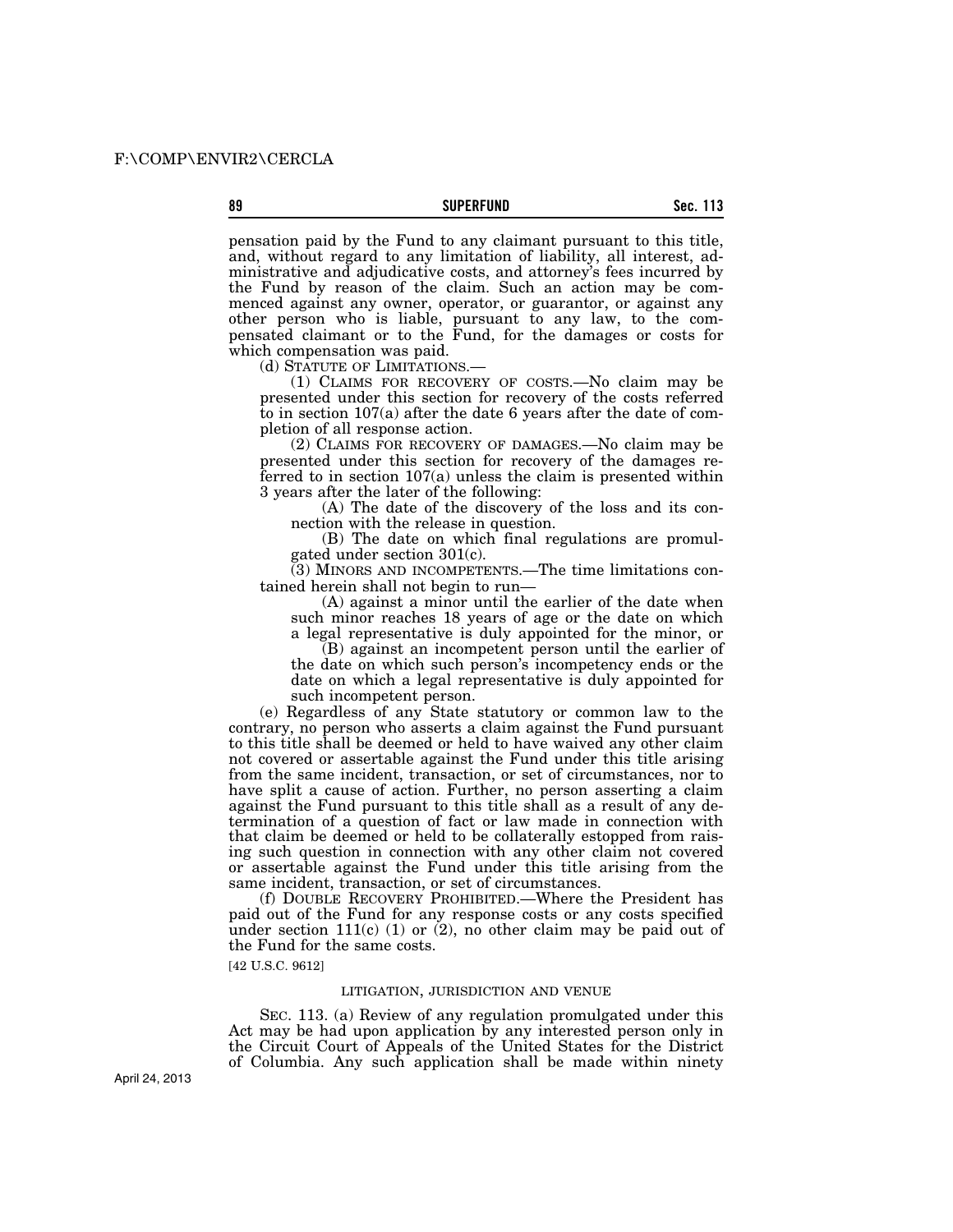pensation paid by the Fund to any claimant pursuant to this title, and, without regard to any limitation of liability, all interest, administrative and adjudicative costs, and attorney's fees incurred by the Fund by reason of the claim. Such an action may be commenced against any owner, operator, or guarantor, or against any other person who is liable, pursuant to any law, to the compensated claimant or to the Fund, for the damages or costs for which compensation was paid.

(d) STATUTE OF LIMITATIONS.—

(1) CLAIMS FOR RECOVERY OF COSTS.—No claim may be presented under this section for recovery of the costs referred to in section 107(a) after the date 6 years after the date of completion of all response action.

(2) CLAIMS FOR RECOVERY OF DAMAGES.—No claim may be presented under this section for recovery of the damages referred to in section 107(a) unless the claim is presented within 3 years after the later of the following:

(A) The date of the discovery of the loss and its connection with the release in question.

(B) The date on which final regulations are promulgated under section 301(c).

(3) MINORS AND INCOMPETENTS.—The time limitations contained herein shall not begin to run—

(A) against a minor until the earlier of the date when such minor reaches 18 years of age or the date on which a legal representative is duly appointed for the minor, or

(B) against an incompetent person until the earlier of the date on which such person's incompetency ends or the date on which a legal representative is duly appointed for such incompetent person.

(e) Regardless of any State statutory or common law to the contrary, no person who asserts a claim against the Fund pursuant to this title shall be deemed or held to have waived any other claim not covered or assertable against the Fund under this title arising from the same incident, transaction, or set of circumstances, nor to have split a cause of action. Further, no person asserting a claim against the Fund pursuant to this title shall as a result of any determination of a question of fact or law made in connection with that claim be deemed or held to be collaterally estopped from raising such question in connection with any other claim not covered or assertable against the Fund under this title arising from the same incident, transaction, or set of circumstances.

(f) DOUBLE RECOVERY PROHIBITED.—Where the President has paid out of the Fund for any response costs or any costs specified under section 111(c) (1) or (2), no other claim may be paid out of the Fund for the same costs.

[42 U.S.C. 9612]

LITIGATION, JURISDICTION AND VENUE

SEC. 113. (a) Review of any regulation promulgated under this Act may be had upon application by any interested person only in the Circuit Court of Appeals of the United States for the District of Columbia. Any such application shall be made within ninety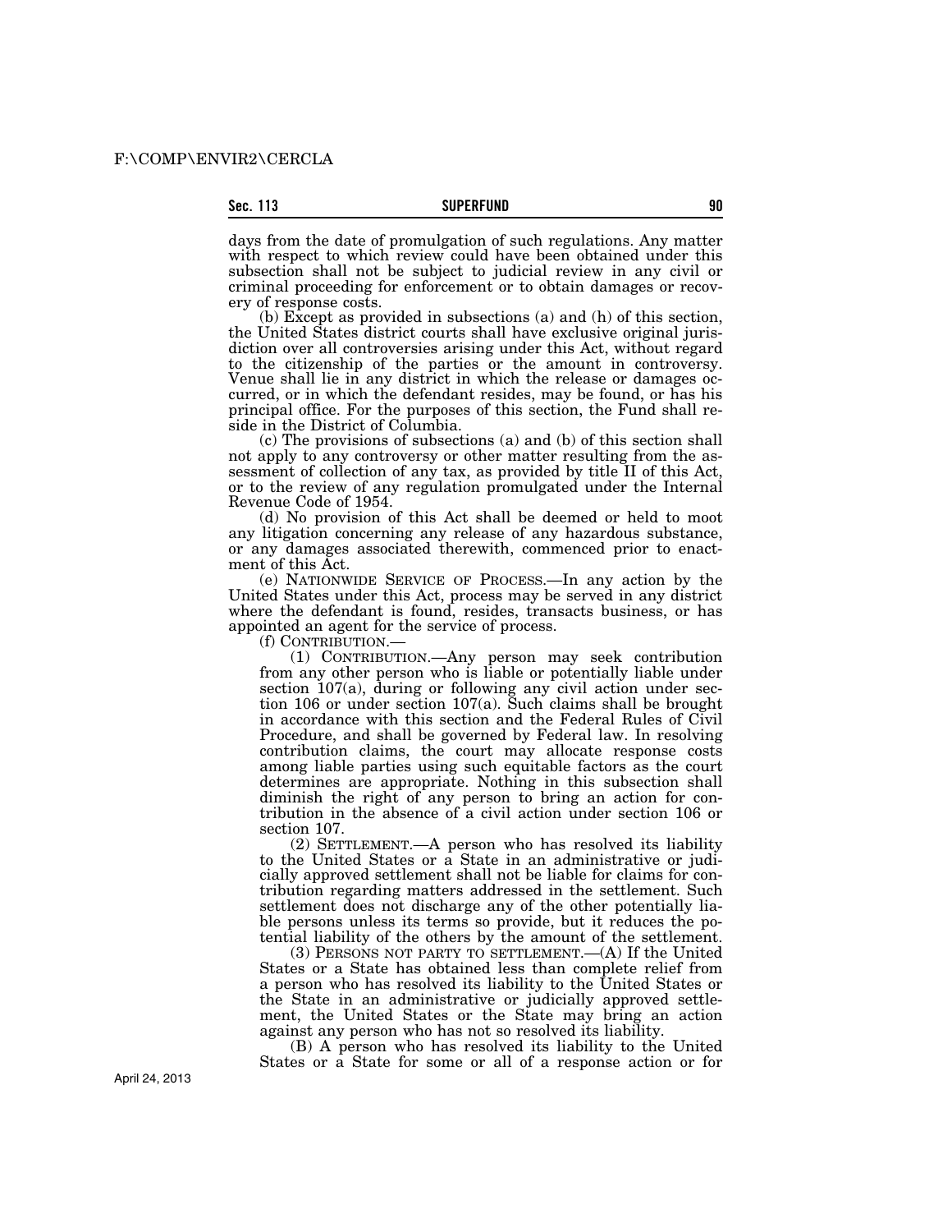days from the date of promulgation of such regulations. Any matter with respect to which review could have been obtained under this subsection shall not be subject to judicial review in any civil or criminal proceeding for enforcement or to obtain damages or recovery of response costs.

(b) Except as provided in subsections (a) and (h) of this section, the United States district courts shall have exclusive original jurisdiction over all controversies arising under this Act, without regard to the citizenship of the parties or the amount in controversy. Venue shall lie in any district in which the release or damages occurred, or in which the defendant resides, may be found, or has his principal office. For the purposes of this section, the Fund shall reside in the District of Columbia.

(c) The provisions of subsections (a) and (b) of this section shall not apply to any controversy or other matter resulting from the assessment of collection of any tax, as provided by title II of this Act, or to the review of any regulation promulgated under the Internal Revenue Code of 1954.

(d) No provision of this Act shall be deemed or held to moot any litigation concerning any release of any hazardous substance, or any damages associated therewith, commenced prior to enactment of this Act.

(e) NATIONWIDE SERVICE OF PROCESS.—In any action by the United States under this Act, process may be served in any district where the defendant is found, resides, transacts business, or has appointed an agent for the service of process.

(f) CONTRIBUTION.—

(1) CONTRIBUTION.—Any person may seek contribution from any other person who is liable or potentially liable under section 107(a), during or following any civil action under section 106 or under section 107(a). Such claims shall be brought in accordance with this section and the Federal Rules of Civil Procedure, and shall be governed by Federal law. In resolving contribution claims, the court may allocate response costs among liable parties using such equitable factors as the court determines are appropriate. Nothing in this subsection shall diminish the right of any person to bring an action for contribution in the absence of a civil action under section 106 or section 107.

(2) SETTLEMENT.—A person who has resolved its liability to the United States or a State in an administrative or judicially approved settlement shall not be liable for claims for contribution regarding matters addressed in the settlement. Such settlement does not discharge any of the other potentially liable persons unless its terms so provide, but it reduces the potential liability of the others by the amount of the settlement.

(3) PERSONS NOT PARTY TO SETTLEMENT.—(A) If the United States or a State has obtained less than complete relief from a person who has resolved its liability to the United States or the State in an administrative or judicially approved settlement, the United States or the State may bring an action against any person who has not so resolved its liability.

(B) A person who has resolved its liability to the United States or a State for some or all of a response action or for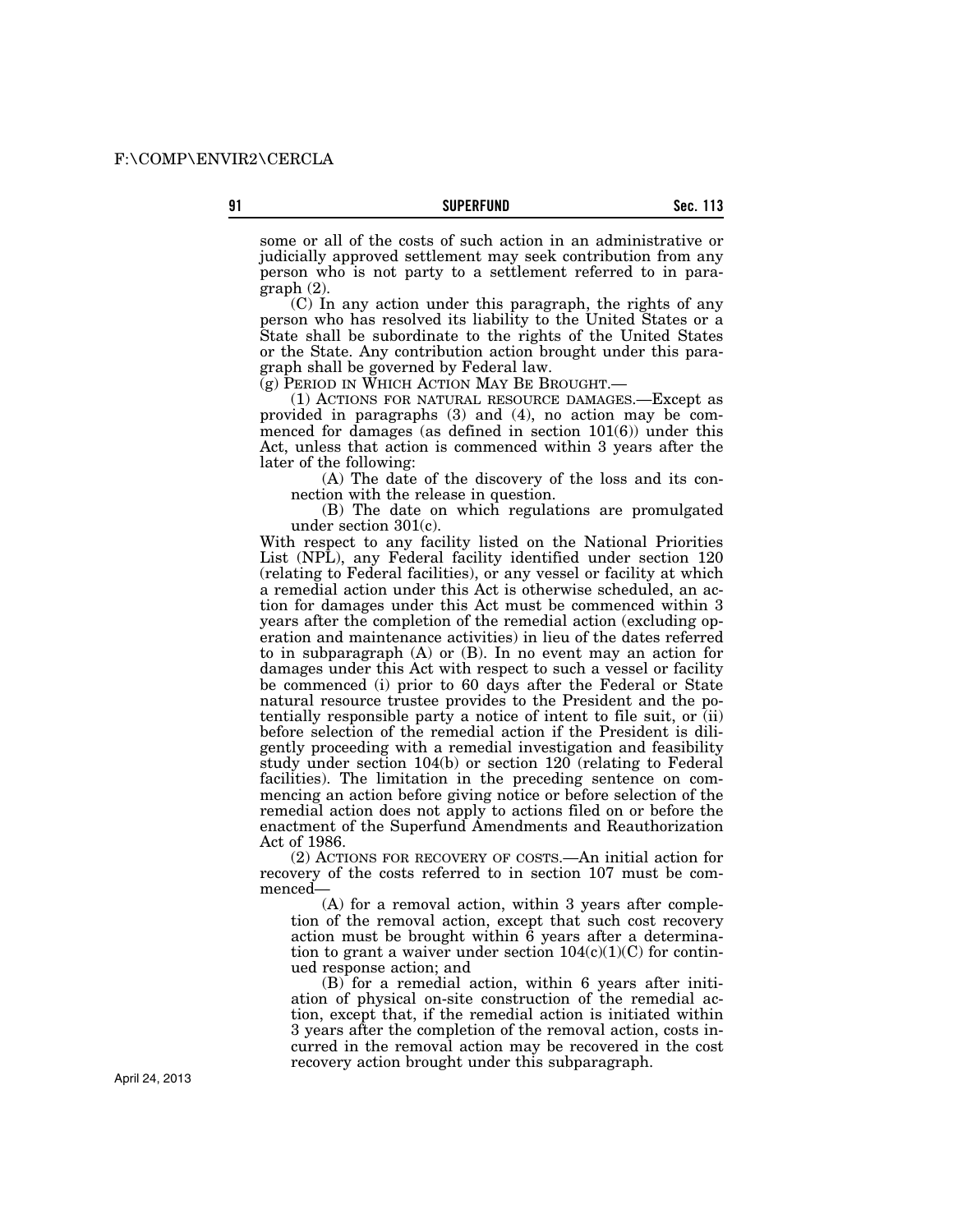some or all of the costs of such action in an administrative or judicially approved settlement may seek contribution from any person who is not party to a settlement referred to in paragraph (2).

(C) In any action under this paragraph, the rights of any person who has resolved its liability to the United States or a State shall be subordinate to the rights of the United States or the State. Any contribution action brought under this paragraph shall be governed by Federal law.

(g) PERIOD IN WHICH ACTION MAY BE BROUGHT.—

(1) ACTIONS FOR NATURAL RESOURCE DAMAGES.—Except as provided in paragraphs (3) and (4), no action may be commenced for damages (as defined in section 101(6)) under this Act, unless that action is commenced within 3 years after the later of the following:

(A) The date of the discovery of the loss and its connection with the release in question.

(B) The date on which regulations are promulgated under section 301(c).

With respect to any facility listed on the National Priorities List (NPL), any Federal facility identified under section 120 (relating to Federal facilities), or any vessel or facility at which a remedial action under this Act is otherwise scheduled, an action for damages under this Act must be commenced within 3 years after the completion of the remedial action (excluding operation and maintenance activities) in lieu of the dates referred to in subparagraph (A) or (B). In no event may an action for damages under this Act with respect to such a vessel or facility be commenced (i) prior to 60 days after the Federal or State natural resource trustee provides to the President and the potentially responsible party a notice of intent to file suit, or (ii) before selection of the remedial action if the President is diligently proceeding with a remedial investigation and feasibility study under section 104(b) or section 120 (relating to Federal facilities). The limitation in the preceding sentence on commencing an action before giving notice or before selection of the remedial action does not apply to actions filed on or before the enactment of the Superfund Amendments and Reauthorization Act of 1986.

(2) ACTIONS FOR RECOVERY OF COSTS.—An initial action for recovery of the costs referred to in section 107 must be commenced—

(A) for a removal action, within 3 years after completion of the removal action, except that such cost recovery action must be brought within 6 years after a determination to grant a waiver under section 104(c)(1)(C) for continued response action; and

(B) for a remedial action, within 6 years after initiation of physical on-site construction of the remedial action, except that, if the remedial action is initiated within 3 years after the completion of the removal action, costs incurred in the removal action may be recovered in the cost recovery action brought under this subparagraph.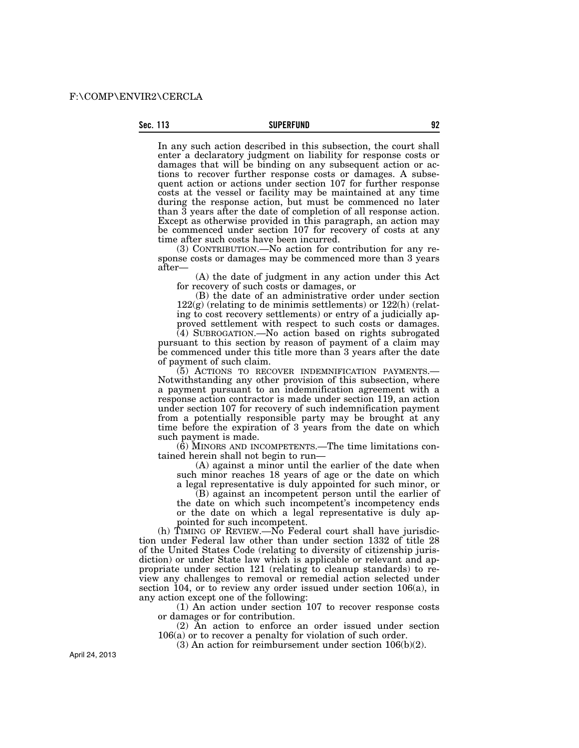In any such action described in this subsection, the court shall enter a declaratory judgment on liability for response costs or damages that will be binding on any subsequent action or actions to recover further response costs or damages. A subsequent action or actions under section 107 for further response costs at the vessel or facility may be maintained at any time during the response action, but must be commenced no later than 3 years after the date of completion of all response action. Except as otherwise provided in this paragraph, an action may be commenced under section 107 for recovery of costs at any time after such costs have been incurred.

(3) CONTRIBUTION.—No action for contribution for any response costs or damages may be commenced more than 3 years after—

(A) the date of judgment in any action under this Act for recovery of such costs or damages, or

(B) the date of an administrative order under section 122(g) (relating to de minimis settlements) or 122(h) (relating to cost recovery settlements) or entry of a judicially approved settlement with respect to such costs or damages.

(4) SUBROGATION.—No action based on rights subrogated pursuant to this section by reason of payment of a claim may be commenced under this title more than 3 years after the date of payment of such claim.

(5) ACTIONS TO RECOVER INDEMNIFICATION PAYMENTS.—Notwithstanding any other provision of this subsection, where a payment pursuant to an indemnification agreement with a response action contractor is made under section 119, an action under section 107 for recovery of such indemnification payment from a potentially responsible party may be brought at any time before the expiration of 3 years from the date on which such payment is made.

(6) MINORS AND INCOMPETENTS.—The time limitations contained herein shall not begin to run—

(A) against a minor until the earlier of the date when such minor reaches 18 years of age or the date on which a legal representative is duly appointed for such minor, or

(B) against an incompetent person until the earlier of the date on which such incompetent's incompetency ends or the date on which a legal representative is duly appointed for such incompetent.

(h) TIMING OF REVIEW.—No Federal court shall have jurisdiction under Federal law other than under section 1332 of title 28 of the United States Code (relating to diversity of citizenship jurisdiction) or under State law which is applicable or relevant and appropriate under section 121 (relating to cleanup standards) to review any challenges to removal or remedial action selected under section 104, or to review any order issued under section 106(a), in any action except one of the following:

(1) An action under section 107 to recover response costs or damages or for contribution.

(2) An action to enforce an order issued under section 106(a) or to recover a penalty for violation of such order.

(3) An action for reimbursement under section 106(b)(2).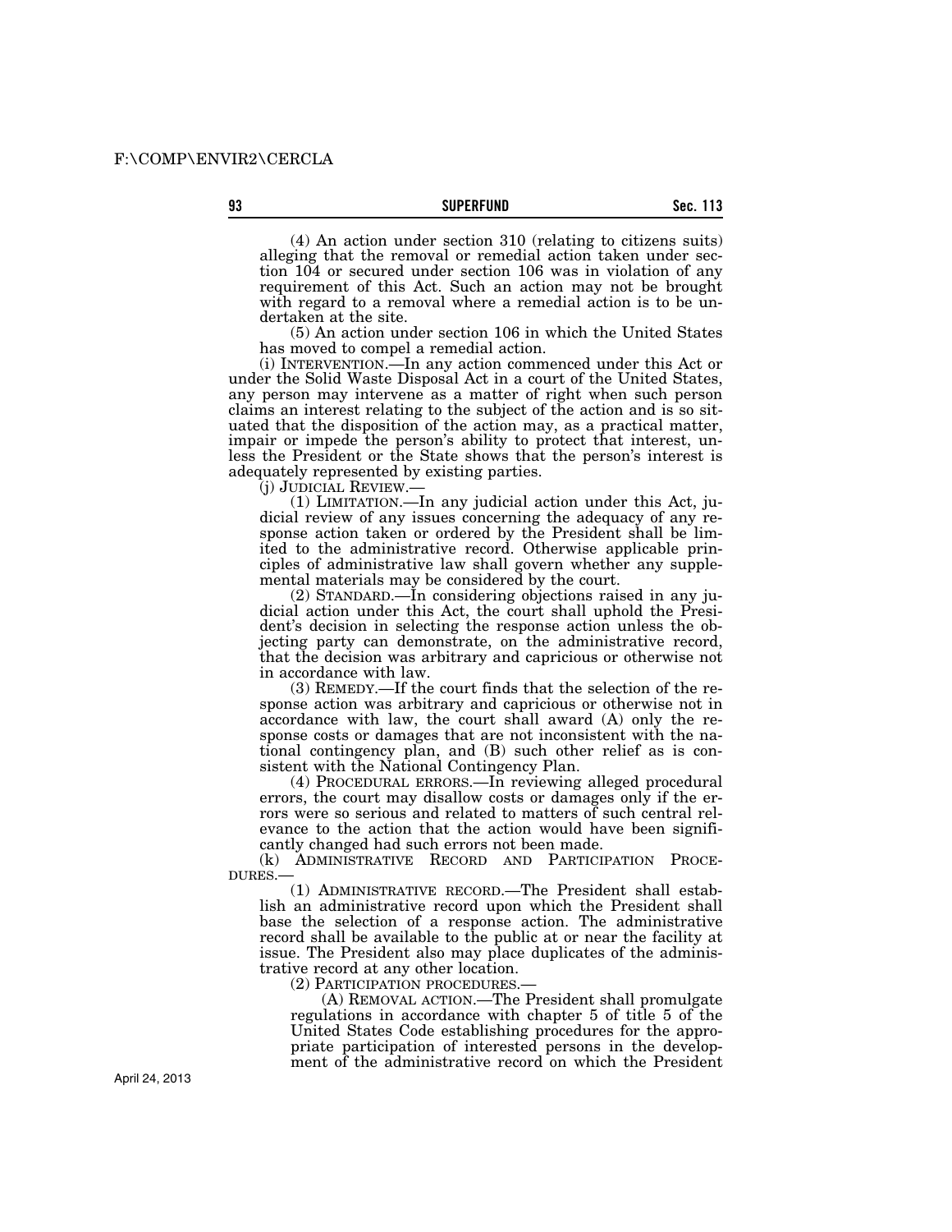(4) An action under section 310 (relating to citizens suits) alleging that the removal or remedial action taken under section 104 or secured under section 106 was in violation of any requirement of this Act. Such an action may not be brought with regard to a removal where a remedial action is to be undertaken at the site.

(5) An action under section 106 in which the United States has moved to compel a remedial action.

(i) INTERVENTION.—In any action commenced under this Act or under the Solid Waste Disposal Act in a court of the United States, any person may intervene as a matter of right when such person claims an interest relating to the subject of the action and is so situated that the disposition of the action may, as a practical matter, impair or impede the person's ability to protect that interest, unless the President or the State shows that the person's interest is adequately represented by existing parties.

(j) JUDICIAL REVIEW.—

(1) LIMITATION.—In any judicial action under this Act, judicial review of any issues concerning the adequacy of any response action taken or ordered by the President shall be limited to the administrative record. Otherwise applicable principles of administrative law shall govern whether any supplemental materials may be considered by the court.

(2) STANDARD.—In considering objections raised in any judicial action under this Act, the court shall uphold the President's decision in selecting the response action unless the objecting party can demonstrate, on the administrative record, that the decision was arbitrary and capricious or otherwise not in accordance with law.

(3) REMEDY.—If the court finds that the selection of the response action was arbitrary and capricious or otherwise not in accordance with law, the court shall award (A) only the response costs or damages that are not inconsistent with the national contingency plan, and (B) such other relief as is consistent with the National Contingency Plan.

(4) PROCEDURAL ERRORS.—In reviewing alleged procedural errors, the court may disallow costs or damages only if the errors were so serious and related to matters of such central relevance to the action that the action would have been significantly changed had such errors not been made.

(k) ADMINISTRATIVE RECORD AND PARTICIPATION PROCEDURES.—

(1) ADMINISTRATIVE RECORD.—The President shall establish an administrative record upon which the President shall base the selection of a response action. The administrative record shall be available to the public at or near the facility at issue. The President also may place duplicates of the administrative record at any other location.

(2) PARTICIPATION PROCEDURES.—

(A) REMOVAL ACTION.—The President shall promulgate regulations in accordance with chapter 5 of title 5 of the United States Code establishing procedures for the appropriate participation of interested persons in the development of the administrative record on which the President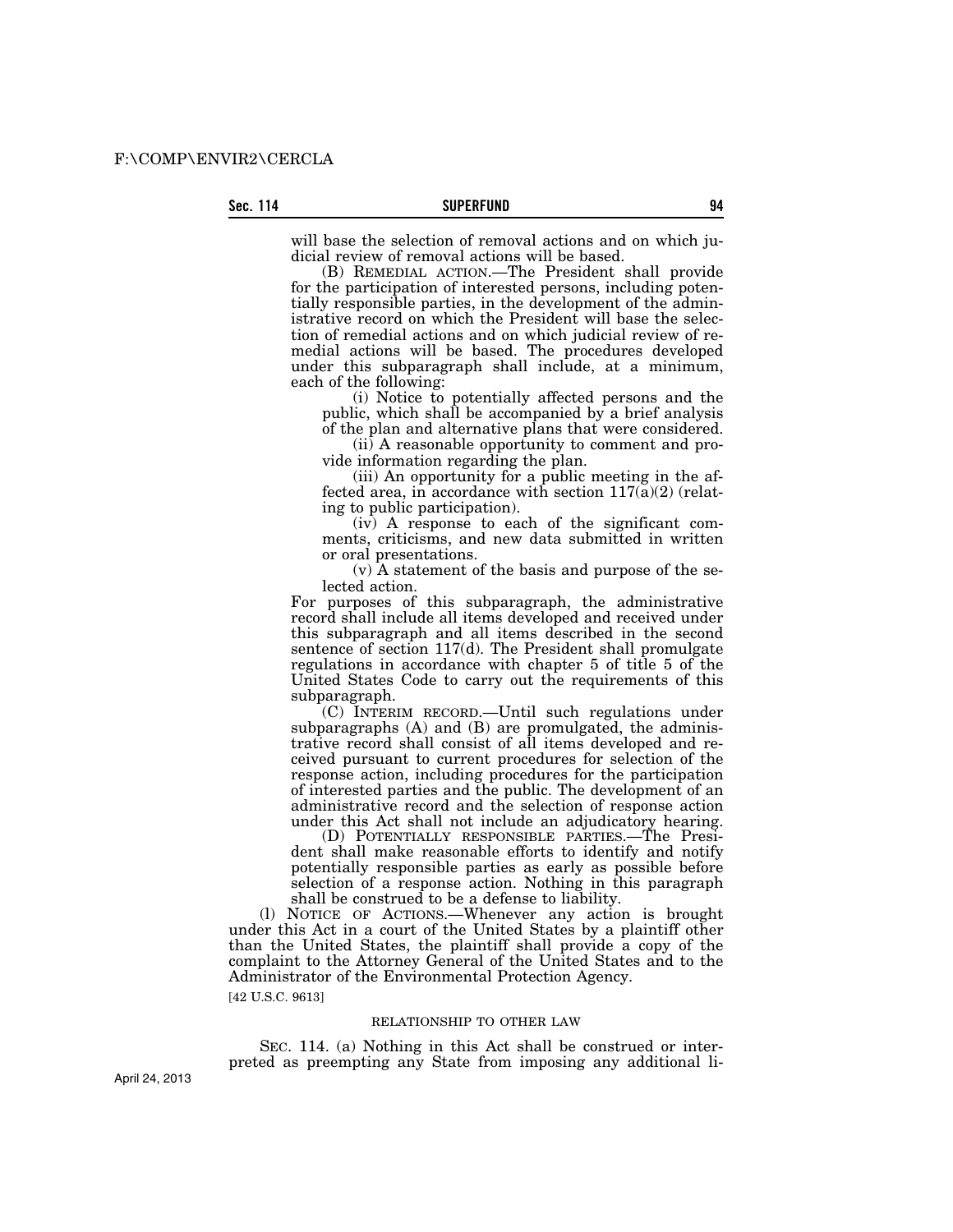will base the selection of removal actions and on which judicial review of removal actions will be based.

(B) REMEDIAL ACTION.—The President shall provide for the participation of interested persons, including potentially responsible parties, in the development of the administrative record on which the President will base the selection of remedial actions and on which judicial review of remedial actions will be based. The procedures developed under this subparagraph shall include, at a minimum, each of the following:

(i) Notice to potentially affected persons and the public, which shall be accompanied by a brief analysis of the plan and alternative plans that were considered.

(ii) A reasonable opportunity to comment and provide information regarding the plan.

(iii) An opportunity for a public meeting in the affected area, in accordance with section 117(a)(2) (relating to public participation).

(iv) A response to each of the significant comments, criticisms, and new data submitted in written or oral presentations.

(v) A statement of the basis and purpose of the selected action.

For purposes of this subparagraph, the administrative record shall include all items developed and received under this subparagraph and all items described in the second sentence of section 117(d). The President shall promulgate regulations in accordance with chapter 5 of title 5 of the United States Code to carry out the requirements of this subparagraph.

(C) INTERIM RECORD.—Until such regulations under subparagraphs (A) and (B) are promulgated, the administrative record shall consist of all items developed and received pursuant to current procedures for selection of the response action, including procedures for the participation of interested parties and the public. The development of an administrative record and the selection of response action under this Act shall not include an adjudicatory hearing.

(D) POTENTIALLY RESPONSIBLE PARTIES.—The President shall make reasonable efforts to identify and notify potentially responsible parties as early as possible before selection of a response action. Nothing in this paragraph shall be construed to be a defense to liability.

(l) NOTICE OF ACTIONS.—Whenever any action is brought under this Act in a court of the United States by a plaintiff other than the United States, the plaintiff shall provide a copy of the complaint to the Attorney General of the United States and to the Administrator of the Environmental Protection Agency.

[42 U.S.C. 9613]

RELATIONSHIP TO OTHER LAW

SEC. 114. (a) Nothing in this Act shall be construed or interpreted as preempting any State from imposing any additional li-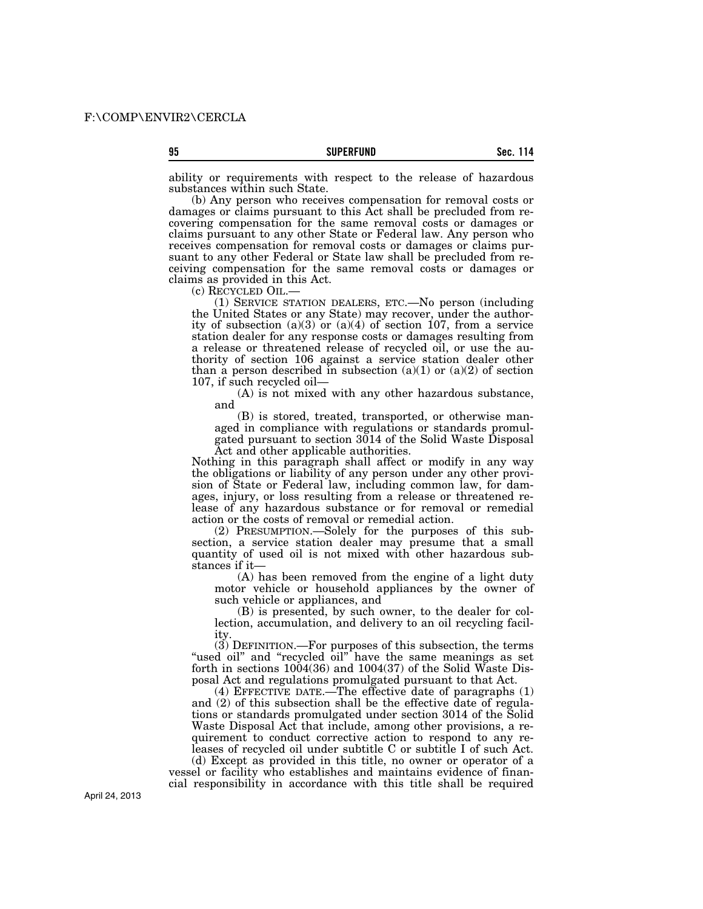ability or requirements with respect to the release of hazardous substances within such State.

(b) Any person who receives compensation for removal costs or damages or claims pursuant to this Act shall be precluded from recovering compensation for the same removal costs or damages or claims pursuant to any other State or Federal law. Any person who receives compensation for removal costs or damages or claims pursuant to any other Federal or State law shall be precluded from receiving compensation for the same removal costs or damages or claims as provided in this Act.

(c) RECYCLED OIL.—

(1) SERVICE STATION DEALERS, ETC.—No person (including the United States or any State) may recover, under the authority of subsection (a)(3) or (a)(4) of section 107, from a service station dealer for any response costs or damages resulting from a release or threatened release of recycled oil, or use the authority of section 106 against a service station dealer other than a person described in subsection (a)(1) or (a)(2) of section 107, if such recycled oil—

(A) is not mixed with any other hazardous substance, and

(B) is stored, treated, transported, or otherwise managed in compliance with regulations or standards promulgated pursuant to section 3014 of the Solid Waste Disposal Act and other applicable authorities.

Nothing in this paragraph shall affect or modify in any way the obligations or liability of any person under any other provision of State or Federal law, including common law, for damages, injury, or loss resulting from a release or threatened release of any hazardous substance or for removal or remedial action or the costs of removal or remedial action.

(2) PRESUMPTION.—Solely for the purposes of this subsection, a service station dealer may presume that a small quantity of used oil is not mixed with other hazardous substances if it—

(A) has been removed from the engine of a light duty motor vehicle or household appliances by the owner of such vehicle or appliances, and

(B) is presented, by such owner, to the dealer for collection, accumulation, and delivery to an oil recycling facility.

(3) DEFINITION.—For purposes of this subsection, the terms "used oil" and "recycled oil" have the same meanings as set forth in sections 1004(36) and 1004(37) of the Solid Waste Disposal Act and regulations promulgated pursuant to that Act.

(4) EFFECTIVE DATE.—The effective date of paragraphs (1) and (2) of this subsection shall be the effective date of regulations or standards promulgated under section 3014 of the Solid Waste Disposal Act that include, among other provisions, a requirement to conduct corrective action to respond to any releases of recycled oil under subtitle C or subtitle I of such Act.

(d) Except as provided in this title, no owner or operator of a vessel or facility who establishes and maintains evidence of financial responsibility in accordance with this title shall be required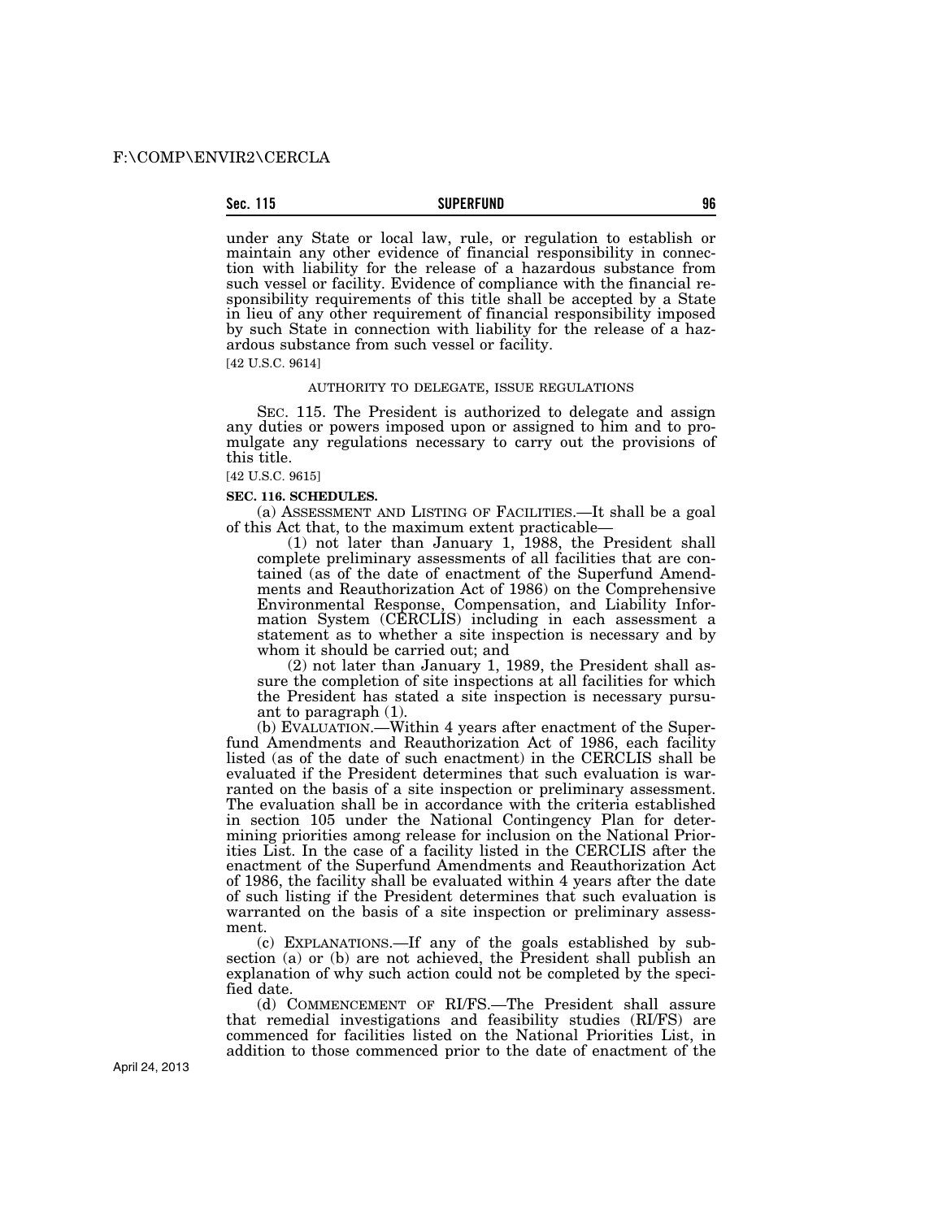under any State or local law, rule, or regulation to establish or maintain any other evidence of financial responsibility in connection with liability for the release of a hazardous substance from such vessel or facility. Evidence of compliance with the financial responsibility requirements of this title shall be accepted by a State in lieu of any other requirement of financial responsibility imposed by such State in connection with liability for the release of a hazardous substance from such vessel or facility.

[42 U.S.C. 9614]

AUTHORITY TO DELEGATE, ISSUE REGULATIONS

SEC. 115. The President is authorized to delegate and assign any duties or powers imposed upon or assigned to him and to promulgate any regulations necessary to carry out the provisions of this title.

[42 U.S.C. 9615]

**SEC. 116. SCHEDULES.**

(a) ASSESSMENT AND LISTING OF FACILITIES.—It shall be a goal of this Act that, to the maximum extent practicable—

(1) not later than January 1, 1988, the President shall complete preliminary assessments of all facilities that are contained (as of the date of enactment of the Superfund Amendments and Reauthorization Act of 1986) on the Comprehensive Environmental Response, Compensation, and Liability Information System (CERCLIS) including in each assessment a statement as to whether a site inspection is necessary and by whom it should be carried out; and

(2) not later than January 1, 1989, the President shall assure the completion of site inspections at all facilities for which the President has stated a site inspection is necessary pursuant to paragraph (1).

(b) EVALUATION.—Within 4 years after enactment of the Superfund Amendments and Reauthorization Act of 1986, each facility listed (as of the date of such enactment) in the CERCLIS shall be evaluated if the President determines that such evaluation is warranted on the basis of a site inspection or preliminary assessment. The evaluation shall be in accordance with the criteria established in section 105 under the National Contingency Plan for determining priorities among release for inclusion on the National Priorities List. In the case of a facility listed in the CERCLIS after the enactment of the Superfund Amendments and Reauthorization Act of 1986, the facility shall be evaluated within 4 years after the date of such listing if the President determines that such evaluation is warranted on the basis of a site inspection or preliminary assessment.

(c) EXPLANATIONS.—If any of the goals established by subsection (a) or (b) are not achieved, the President shall publish an explanation of why such action could not be completed by the specified date.

(d) COMMENCEMENT OF RI/FS.—The President shall assure that remedial investigations and feasibility studies (RI/FS) are commenced for facilities listed on the National Priorities List, in addition to those commenced prior to the date of enactment of the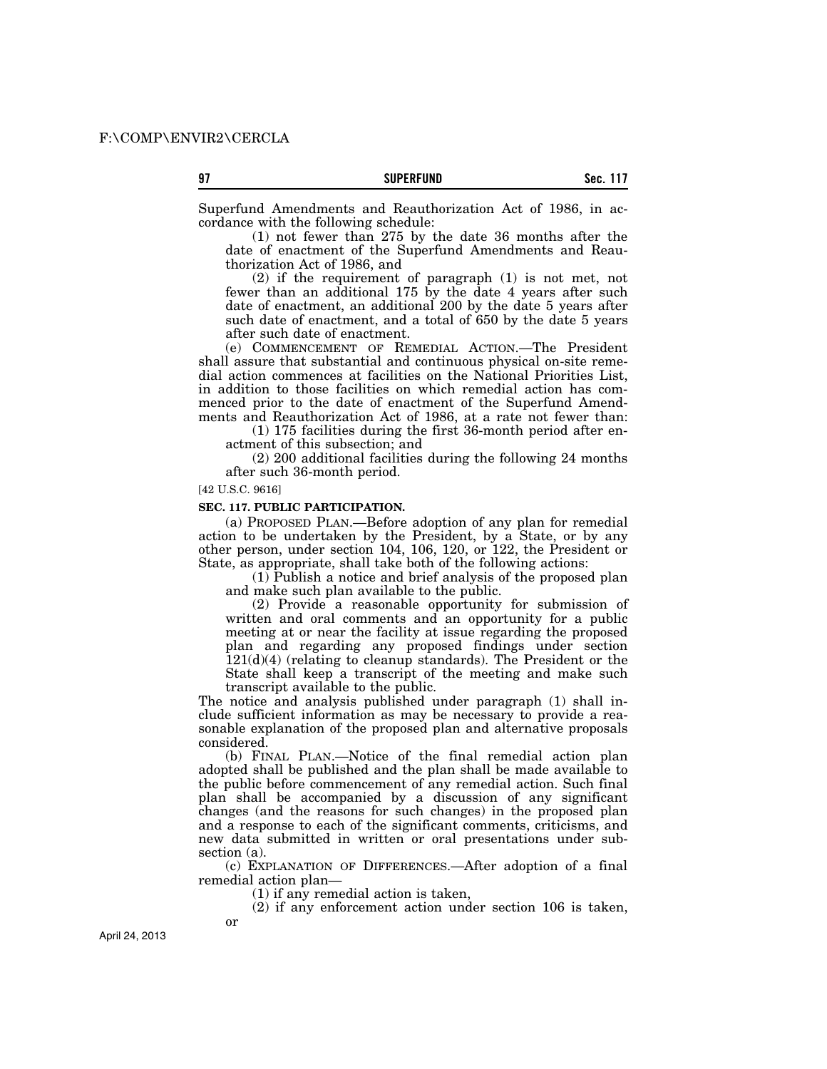Superfund Amendments and Reauthorization Act of 1986, in accordance with the following schedule:

(1) not fewer than 275 by the date 36 months after the date of enactment of the Superfund Amendments and Reauthorization Act of 1986, and

(2) if the requirement of paragraph (1) is not met, not fewer than an additional 175 by the date 4 years after such date of enactment, an additional 200 by the date 5 years after such date of enactment, and a total of 650 by the date 5 years after such date of enactment.

(e) COMMENCEMENT OF REMEDIAL ACTION.—The President shall assure that substantial and continuous physical on-site remedial action commences at facilities on the National Priorities List, in addition to those facilities on which remedial action has commenced prior to the date of enactment of the Superfund Amendments and Reauthorization Act of 1986, at a rate not fewer than:

(1) 175 facilities during the first 36-month period after enactment of this subsection; and

(2) 200 additional facilities during the following 24 months after such 36-month period.

[42 U.S.C. 9616]

**SEC. 117. PUBLIC PARTICIPATION.**

(a) PROPOSED PLAN.—Before adoption of any plan for remedial action to be undertaken by the President, by a State, or by any other person, under section 104, 106, 120, or 122, the President or State, as appropriate, shall take both of the following actions:

(1) Publish a notice and brief analysis of the proposed plan and make such plan available to the public.

(2) Provide a reasonable opportunity for submission of written and oral comments and an opportunity for a public meeting at or near the facility at issue regarding the proposed plan and regarding any proposed findings under section 121(d)(4) (relating to cleanup standards). The President or the State shall keep a transcript of the meeting and make such transcript available to the public.

The notice and analysis published under paragraph (1) shall include sufficient information as may be necessary to provide a reasonable explanation of the proposed plan and alternative proposals considered.

(b) FINAL PLAN.—Notice of the final remedial action plan adopted shall be published and the plan shall be made available to the public before commencement of any remedial action. Such final plan shall be accompanied by a discussion of any significant changes (and the reasons for such changes) in the proposed plan and a response to each of the significant comments, criticisms, and new data submitted in written or oral presentations under subsection (a).

(c) EXPLANATION OF DIFFERENCES.—After adoption of a final remedial action plan—

(1) if any remedial action is taken,

(2) if any enforcement action under section 106 is taken, or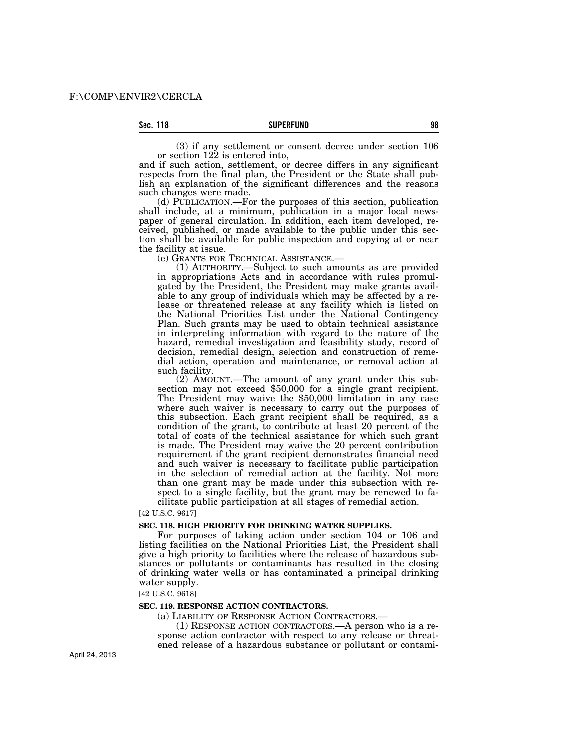(3) if any settlement or consent decree under section 106 or section 122 is entered into,

and if such action, settlement, or decree differs in any significant respects from the final plan, the President or the State shall publish an explanation of the significant differences and the reasons such changes were made.

(d) PUBLICATION.—For the purposes of this section, publication shall include, at a minimum, publication in a major local newspaper of general circulation. In addition, each item developed, received, published, or made available to the public under this section shall be available for public inspection and copying at or near the facility at issue.

(e) GRANTS FOR TECHNICAL ASSISTANCE.—

(1) AUTHORITY.—Subject to such amounts as are provided in appropriations Acts and in accordance with rules promulgated by the President, the President may make grants available to any group of individuals which may be affected by a release or threatened release at any facility which is listed on the National Priorities List under the National Contingency Plan. Such grants may be used to obtain technical assistance in interpreting information with regard to the nature of the hazard, remedial investigation and feasibility study, record of decision, remedial design, selection and construction of remedial action, operation and maintenance, or removal action at such facility.

(2) AMOUNT.—The amount of any grant under this subsection may not exceed $50,000 for a single grant recipient. The President may waive the $50,000 limitation in any case where such waiver is necessary to carry out the purposes of this subsection. Each grant recipient shall be required, as a condition of the grant, to contribute at least 20 percent of the total of costs of the technical assistance for which such grant is made. The President may waive the 20 percent contribution requirement if the grant recipient demonstrates financial need and such waiver is necessary to facilitate public participation in the selection of remedial action at the facility. Not more than one grant may be made under this subsection with respect to a single facility, but the grant may be renewed to facilitate public participation at all stages of remedial action.

[42 U.S.C. 9617]

**SEC. 118. HIGH PRIORITY FOR DRINKING WATER SUPPLIES.**

For purposes of taking action under section 104 or 106 and listing facilities on the National Priorities List, the President shall give a high priority to facilities where the release of hazardous substances or pollutants or contaminants has resulted in the closing of drinking water wells or has contaminated a principal drinking water supply.

[42 U.S.C. 9618]

**SEC. 119. RESPONSE ACTION CONTRACTORS.**

(a) LIABILITY OF RESPONSE ACTION CONTRACTORS.—

(1) RESPONSE ACTION CONTRACTORS.—A person who is a response action contractor with respect to any release or threatened release of a hazardous substance or pollutant or contami-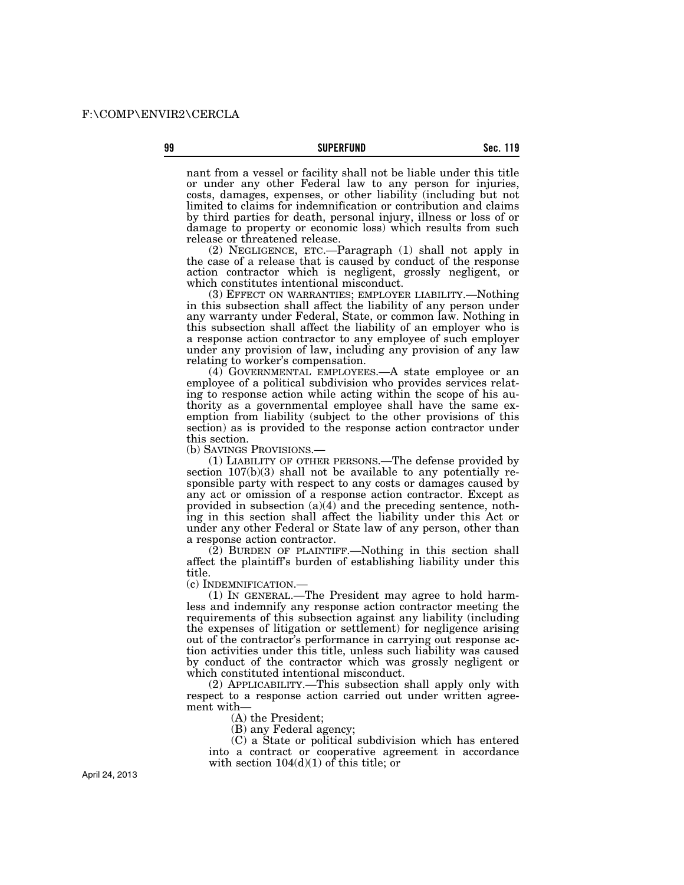nant from a vessel or facility shall not be liable under this title or under any other Federal law to any person for injuries, costs, damages, expenses, or other liability (including but not limited to claims for indemnification or contribution and claims by third parties for death, personal injury, illness or loss of or damage to property or economic loss) which results from such release or threatened release.

(2) NEGLIGENCE, ETC.—Paragraph (1) shall not apply in the case of a release that is caused by conduct of the response action contractor which is negligent, grossly negligent, or which constitutes intentional misconduct.

(3) EFFECT ON WARRANTIES; EMPLOYER LIABILITY.—Nothing in this subsection shall affect the liability of any person under any warranty under Federal, State, or common law. Nothing in this subsection shall affect the liability of an employer who is a response action contractor to any employee of such employer under any provision of law, including any provision of any law relating to worker's compensation.

(4) GOVERNMENTAL EMPLOYEES.—A state employee or an employee of a political subdivision who provides services relating to response action while acting within the scope of his authority as a governmental employee shall have the same exemption from liability (subject to the other provisions of this section) as is provided to the response action contractor under this section.

(b) SAVINGS PROVISIONS.—

(1) LIABILITY OF OTHER PERSONS.—The defense provided by section 107(b)(3) shall not be available to any potentially responsible party with respect to any costs or damages caused by any act or omission of a response action contractor. Except as provided in subsection (a)(4) and the preceding sentence, nothing in this section shall affect the liability under this Act or under any other Federal or State law of any person, other than a response action contractor.

(2) BURDEN OF PLAINTIFF.—Nothing in this section shall affect the plaintiff's burden of establishing liability under this title.

(c) INDEMNIFICATION.—

(1) IN GENERAL.—The President may agree to hold harmless and indemnify any response action contractor meeting the requirements of this subsection against any liability (including the expenses of litigation or settlement) for negligence arising out of the contractor's performance in carrying out response action activities under this title, unless such liability was caused by conduct of the contractor which was grossly negligent or which constituted intentional misconduct.

(2) APPLICABILITY.—This subsection shall apply only with respect to a response action carried out under written agreement with—

(A) the President;

(B) any Federal agency;

(C) a State or political subdivision which has entered into a contract or cooperative agreement in accordance with section 104(d)(1) of this title; or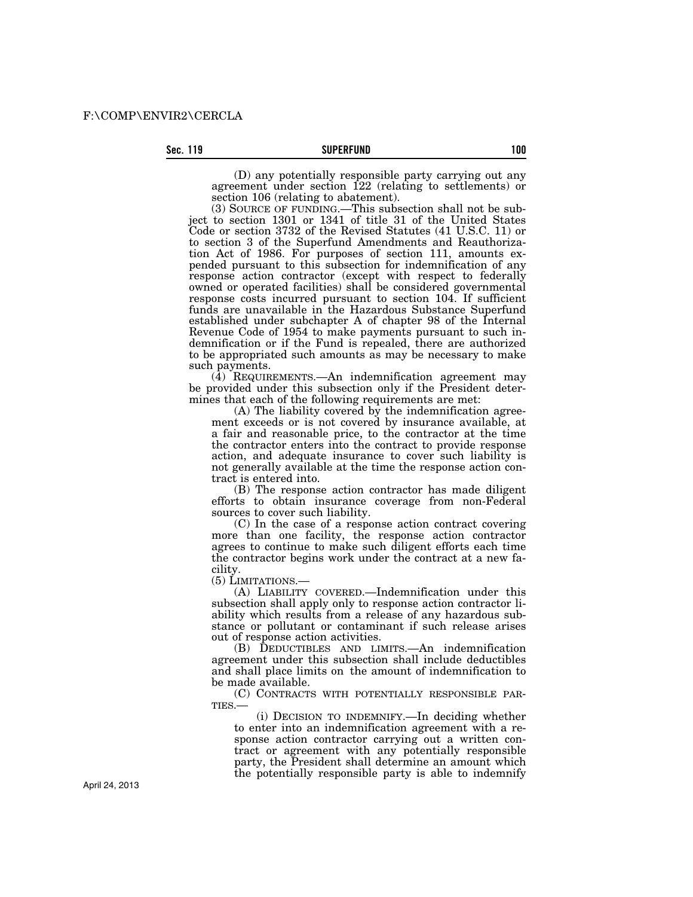(D) any potentially responsible party carrying out any agreement under section 122 (relating to settlements) or section 106 (relating to abatement).

(3) SOURCE OF FUNDING.—This subsection shall not be subject to section 1301 or 1341 of title 31 of the United States Code or section 3732 of the Revised Statutes (41 U.S.C. 11) or to section 3 of the Superfund Amendments and Reauthorization Act of 1986. For purposes of section 111, amounts expended pursuant to this subsection for indemnification of any response action contractor (except with respect to federally owned or operated facilities) shall be considered governmental response costs incurred pursuant to section 104. If sufficient funds are unavailable in the Hazardous Substance Superfund established under subchapter A of chapter 98 of the Internal Revenue Code of 1954 to make payments pursuant to such indemnification or if the Fund is repealed, there are authorized to be appropriated such amounts as may be necessary to make such payments.

(4) REQUIREMENTS.—An indemnification agreement may be provided under this subsection only if the President determines that each of the following requirements are met:

(A) The liability covered by the indemnification agreement exceeds or is not covered by insurance available, at a fair and reasonable price, to the contractor at the time the contractor enters into the contract to provide response action, and adequate insurance to cover such liability is not generally available at the time the response action contract is entered into.

(B) The response action contractor has made diligent efforts to obtain insurance coverage from non-Federal sources to cover such liability.

(C) In the case of a response action contract covering more than one facility, the response action contractor agrees to continue to make such diligent efforts each time the contractor begins work under the contract at a new facility.

(5) LIMITATIONS.—

(A) LIABILITY COVERED.—Indemnification under this subsection shall apply only to response action contractor liability which results from a release of any hazardous substance or pollutant or contaminant if such release arises out of response action activities.

(B) DEDUCTIBLES AND LIMITS.—An indemnification agreement under this subsection shall include deductibles and shall place limits on the amount of indemnification to be made available.

(C) CONTRACTS WITH POTENTIALLY RESPONSIBLE PARTIES.—

(i) DECISION TO INDEMNIFY.—In deciding whether to enter into an indemnification agreement with a response action contractor carrying out a written contract or agreement with any potentially responsible party, the President shall determine an amount which the potentially responsible party is able to indemnify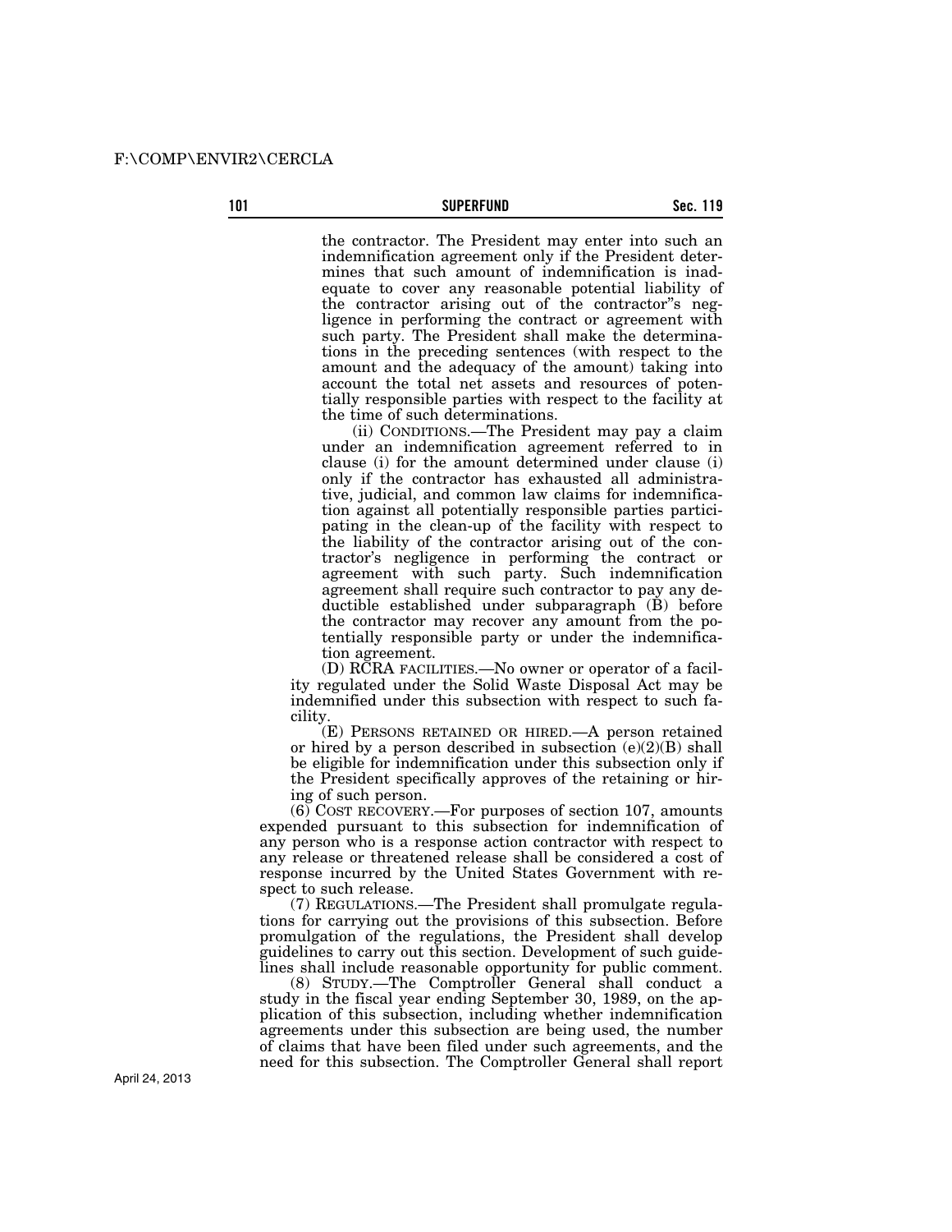the contractor. The President may enter into such an indemnification agreement only if the President determines that such amount of indemnification is inadequate to cover any reasonable potential liability of the contractor arising out of the contractor"s negligence in performing the contract or agreement with such party. The President shall make the determinations in the preceding sentences (with respect to the amount and the adequacy of the amount) taking into account the total net assets and resources of potentially responsible parties with respect to the facility at the time of such determinations.

(ii) CONDITIONS.—The President may pay a claim under an indemnification agreement referred to in clause (i) for the amount determined under clause (i) only if the contractor has exhausted all administrative, judicial, and common law claims for indemnification against all potentially responsible parties participating in the clean-up of the facility with respect to the liability of the contractor arising out of the contractor's negligence in performing the contract or agreement with such party. Such indemnification agreement shall require such contractor to pay any deductible established under subparagraph (B) before the contractor may recover any amount from the potentially responsible party or under the indemnification agreement.

(D) RCRA FACILITIES.—No owner or operator of a facility regulated under the Solid Waste Disposal Act may be indemnified under this subsection with respect to such facility.

(E) PERSONS RETAINED OR HIRED.—A person retained or hired by a person described in subsection (e)(2)(B) shall be eligible for indemnification under this subsection only if the President specifically approves of the retaining or hiring of such person.

(6) COST RECOVERY.—For purposes of section 107, amounts expended pursuant to this subsection for indemnification of any person who is a response action contractor with respect to any release or threatened release shall be considered a cost of response incurred by the United States Government with respect to such release.

(7) REGULATIONS.—The President shall promulgate regulations for carrying out the provisions of this subsection. Before promulgation of the regulations, the President shall develop guidelines to carry out this section. Development of such guidelines shall include reasonable opportunity for public comment.

(8) STUDY.—The Comptroller General shall conduct a study in the fiscal year ending September 30, 1989, on the application of this subsection, including whether indemnification agreements under this subsection are being used, the number of claims that have been filed under such agreements, and the need for this subsection. The Comptroller General shall report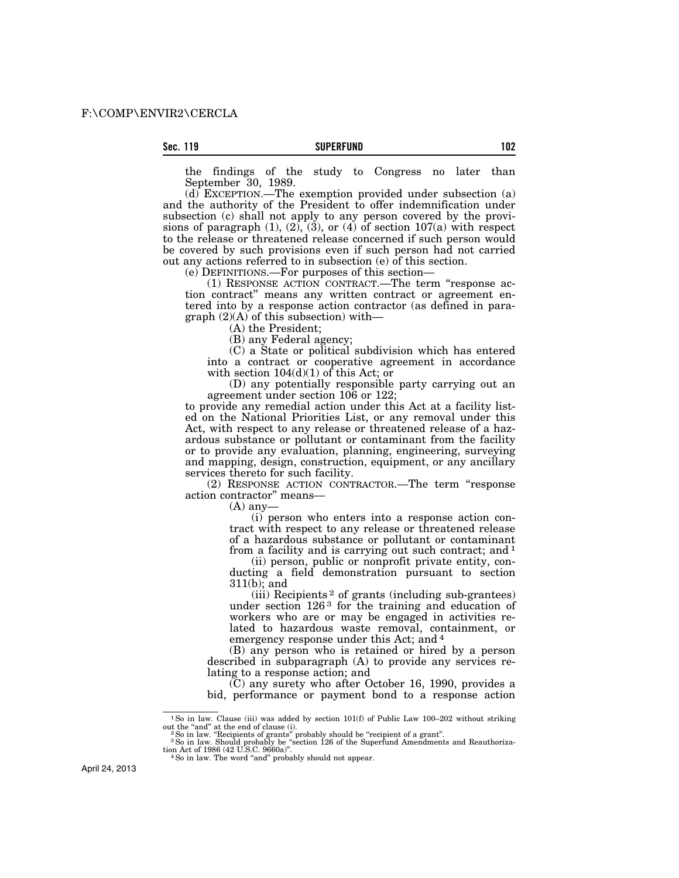the findings of the study to Congress no later than September 30, 1989.

(d) EXCEPTION.—The exemption provided under subsection (a) and the authority of the President to offer indemnification under subsection (c) shall not apply to any person covered by the provisions of paragraph (1), (2), (3), or (4) of section 107(a) with respect to the release or threatened release concerned if such person would be covered by such provisions even if such person had not carried out any actions referred to in subsection (e) of this section.

(e) DEFINITIONS.—For purposes of this section—

(1) RESPONSE ACTION CONTRACT.—The term "response action contract" means any written contract or agreement entered into by a response action contractor (as defined in paragraph (2)(A) of this subsection) with—

(A) the President;

(B) any Federal agency;

(C) a State or political subdivision which has entered into a contract or cooperative agreement in accordance with section 104(d)(1) of this Act; or

(D) any potentially responsible party carrying out an agreement under section 106 or 122;

to provide any remedial action under this Act at a facility listed on the National Priorities List, or any removal under this Act, with respect to any release or threatened release of a hazardous substance or pollutant or contaminant from the facility or to provide any evaluation, planning, engineering, surveying and mapping, design, construction, equipment, or any ancillary services thereto for such facility.

(2) RESPONSE ACTION CONTRACTOR.—The term "response action contractor" means—

(A) any—

(i) person who enters into a response action contract with respect to any release or threatened release of a hazardous substance or pollutant or contaminant from a facility and is carrying out such contract; and [1]

(ii) person, public or nonprofit private entity, conducting a field demonstration pursuant to section 311(b); and

(iii) Recipients [2] of grants (including sub-grantees) under section 126 [3] for the training and education of workers who are or may be engaged in activities related to hazardous waste removal, containment, or emergency response under this Act; and [4]

(B) any person who is retained or hired by a person described in subparagraph (A) to provide any services relating to a response action; and

(C) any surety who after October 16, 1990, provides a bid, performance or payment bond to a response action

---

[1] So in law. Clause (iii) was added by section 101(f) of Public Law 100–202 without striking out the "and" at the end of clause (i).

[2] So in law. "Recipients of grants" probably should be "recipient of a grant".

[3] So in law. Should probably be "section 126 of the Superfund Amendments and Reauthorization Act of 1986 (42 U.S.C. 9660a)".

[4] So in law. The word "and" probably should not appear.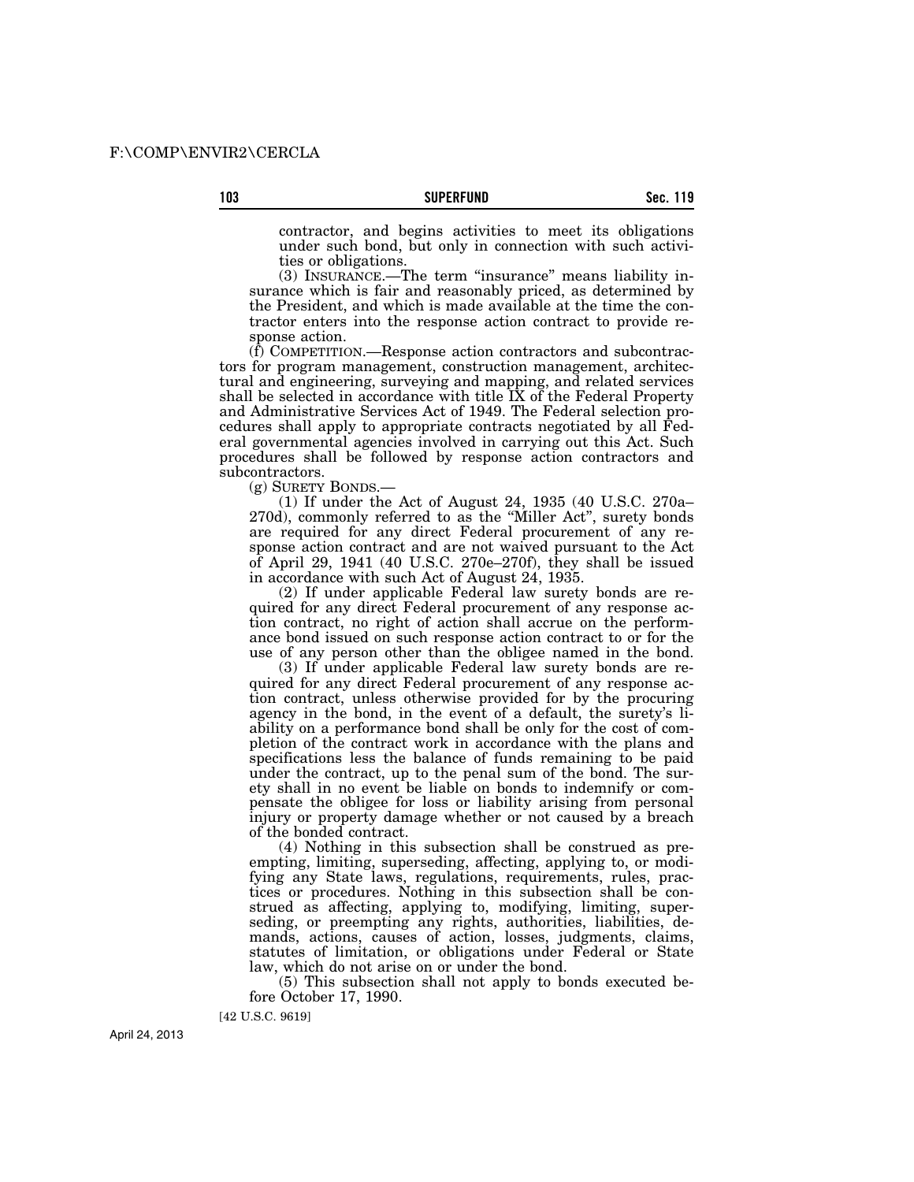contractor, and begins activities to meet its obligations under such bond, but only in connection with such activities or obligations.

(3) INSURANCE.—The term "insurance" means liability insurance which is fair and reasonably priced, as determined by the President, and which is made available at the time the contractor enters into the response action contract to provide response action.

(f) COMPETITION.—Response action contractors and subcontractors for program management, construction management, architectural and engineering, surveying and mapping, and related services shall be selected in accordance with title IX of the Federal Property and Administrative Services Act of 1949. The Federal selection procedures shall apply to appropriate contracts negotiated by all Federal governmental agencies involved in carrying out this Act. Such procedures shall be followed by response action contractors and subcontractors.

(g) SURETY BONDS.—

(1) If under the Act of August 24, 1935 (40 U.S.C. 270a–270d), commonly referred to as the "Miller Act", surety bonds are required for any direct Federal procurement of any response action contract and are not waived pursuant to the Act of April 29, 1941 (40 U.S.C. 270e–270f), they shall be issued in accordance with such Act of August 24, 1935.

(2) If under applicable Federal law surety bonds are required for any direct Federal procurement of any response action contract, no right of action shall accrue on the performance bond issued on such response action contract to or for the use of any person other than the obligee named in the bond.

(3) If under applicable Federal law surety bonds are required for any direct Federal procurement of any response action contract, unless otherwise provided for by the procuring agency in the bond, in the event of a default, the surety's liability on a performance bond shall be only for the cost of completion of the contract work in accordance with the plans and specifications less the balance of funds remaining to be paid under the contract, up to the penal sum of the bond. The surety shall in no event be liable on bonds to indemnify or compensate the obligee for loss or liability arising from personal injury or property damage whether or not caused by a breach of the bonded contract.

(4) Nothing in this subsection shall be construed as preempting, limiting, superseding, affecting, applying to, or modifying any State laws, regulations, requirements, rules, practices or procedures. Nothing in this subsection shall be construed as affecting, applying to, modifying, limiting, superseding, or preempting any rights, authorities, liabilities, demands, actions, causes of action, losses, judgments, claims, statutes of limitation, or obligations under Federal or State law, which do not arise on or under the bond.

(5) This subsection shall not apply to bonds executed before October 17, 1990.

[42 U.S.C. 9619]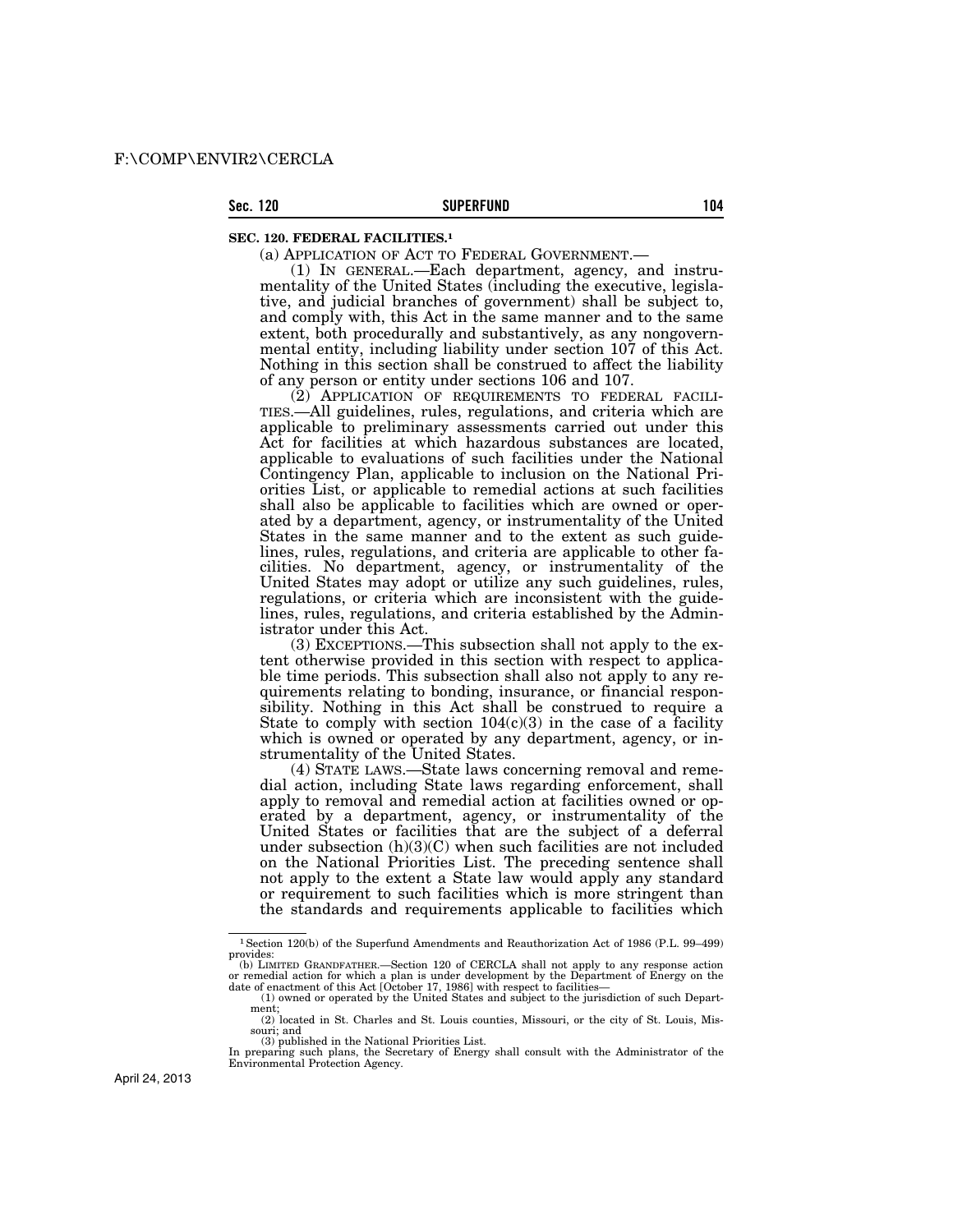**SEC. 120. FEDERAL FACILITIES.[1]**

(a) APPLICATION OF ACT TO FEDERAL GOVERNMENT.—

(1) IN GENERAL.—Each department, agency, and instrumentality of the United States (including the executive, legislative, and judicial branches of government) shall be subject to, and comply with, this Act in the same manner and to the same extent, both procedurally and substantively, as any nongovernmental entity, including liability under section 107 of this Act. Nothing in this section shall be construed to affect the liability of any person or entity under sections 106 and 107.

(2) APPLICATION OF REQUIREMENTS TO FEDERAL FACILITIES.—All guidelines, rules, regulations, and criteria which are applicable to preliminary assessments carried out under this Act for facilities at which hazardous substances are located, applicable to evaluations of such facilities under the National Contingency Plan, applicable to inclusion on the National Priorities List, or applicable to remedial actions at such facilities shall also be applicable to facilities which are owned or operated by a department, agency, or instrumentality of the United States in the same manner and to the extent as such guidelines, rules, regulations, and criteria are applicable to other facilities. No department, agency, or instrumentality of the United States may adopt or utilize any such guidelines, rules, regulations, or criteria which are inconsistent with the guidelines, rules, regulations, and criteria established by the Administrator under this Act.

(3) EXCEPTIONS.—This subsection shall not apply to the extent otherwise provided in this section with respect to applicable time periods. This subsection shall also not apply to any requirements relating to bonding, insurance, or financial responsibility. Nothing in this Act shall be construed to require a State to comply with section 104(c)(3) in the case of a facility which is owned or operated by any department, agency, or instrumentality of the United States.

(4) STATE LAWS.—State laws concerning removal and remedial action, including State laws regarding enforcement, shall apply to removal and remedial action at facilities owned or operated by a department, agency, or instrumentality of the United States or facilities that are the subject of a deferral under subsection (h)(3)(C) when such facilities are not included on the National Priorities List. The preceding sentence shall not apply to the extent a State law would apply any standard or requirement to such facilities which is more stringent than the standards and requirements applicable to facilities which

---

[1] Section 120(b) of the Superfund Amendments and Reauthorization Act of 1986 (P.L. 99–499) provides:

(b) LIMITED GRANDFATHER.—Section 120 of CERCLA shall not apply to any response action or remedial action for which a plan is under development by the Department of Energy on the date of enactment of this Act [October 17, 1986] with respect to facilities—

(1) owned or operated by the United States and subject to the jurisdiction of such Department;

(2) located in St. Charles and St. Louis counties, Missouri, or the city of St. Louis, Missouri; and

(3) published in the National Priorities List.

In preparing such plans, the Secretary of Energy shall consult with the Administrator of the Environmental Protection Agency.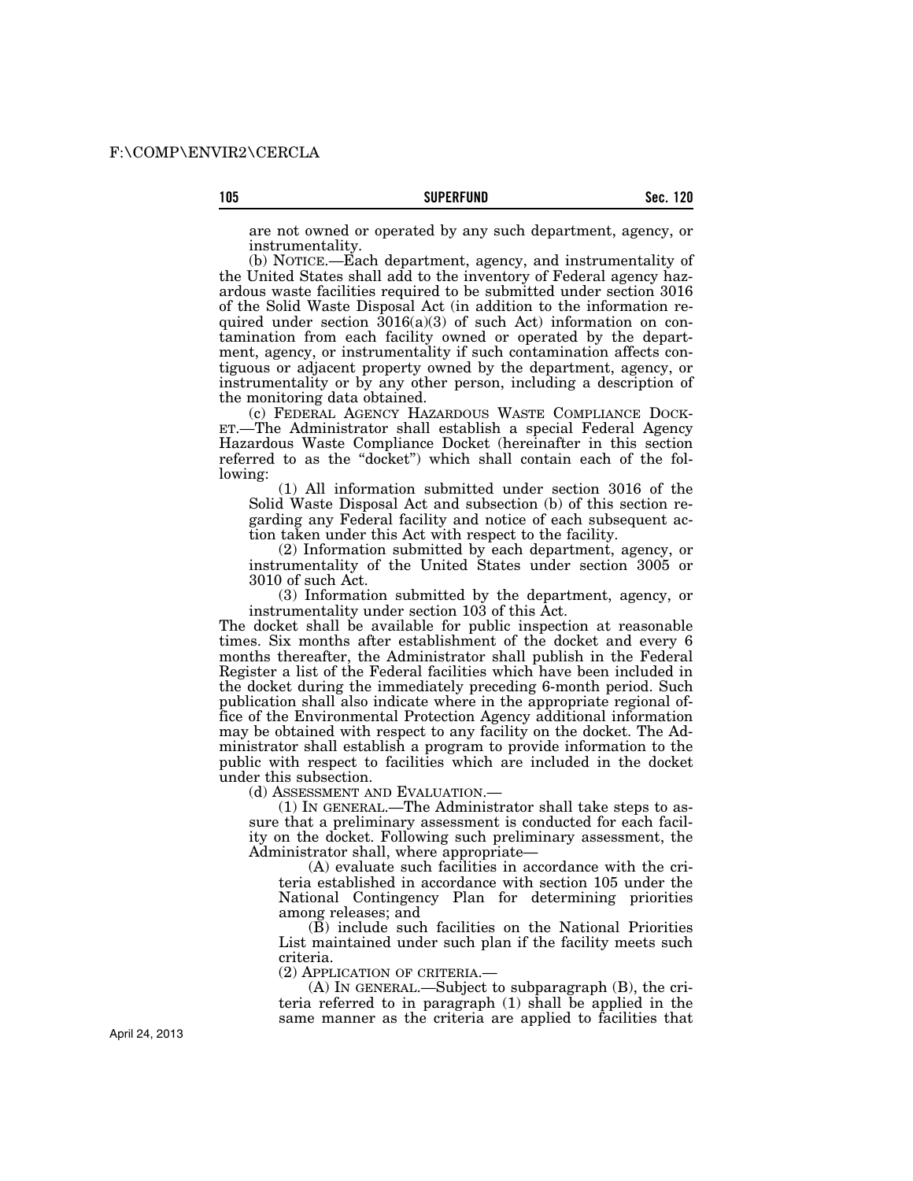are not owned or operated by any such department, agency, or instrumentality.

(b) NOTICE.—Each department, agency, and instrumentality of the United States shall add to the inventory of Federal agency hazardous waste facilities required to be submitted under section 3016 of the Solid Waste Disposal Act (in addition to the information required under section 3016(a)(3) of such Act) information on contamination from each facility owned or operated by the department, agency, or instrumentality if such contamination affects contiguous or adjacent property owned by the department, agency, or instrumentality or by any other person, including a description of the monitoring data obtained.

(c) FEDERAL AGENCY HAZARDOUS WASTE COMPLIANCE DOCKET.—The Administrator shall establish a special Federal Agency Hazardous Waste Compliance Docket (hereinafter in this section referred to as the "docket") which shall contain each of the following:

(1) All information submitted under section 3016 of the Solid Waste Disposal Act and subsection (b) of this section regarding any Federal facility and notice of each subsequent action taken under this Act with respect to the facility.

(2) Information submitted by each department, agency, or instrumentality of the United States under section 3005 or 3010 of such Act.

(3) Information submitted by the department, agency, or instrumentality under section 103 of this Act.

The docket shall be available for public inspection at reasonable times. Six months after establishment of the docket and every 6 months thereafter, the Administrator shall publish in the Federal Register a list of the Federal facilities which have been included in the docket during the immediately preceding 6-month period. Such publication shall also indicate where in the appropriate regional office of the Environmental Protection Agency additional information may be obtained with respect to any facility on the docket. The Administrator shall establish a program to provide information to the public with respect to facilities which are included in the docket under this subsection.

(d) ASSESSMENT AND EVALUATION.—

(1) IN GENERAL.—The Administrator shall take steps to assure that a preliminary assessment is conducted for each facility on the docket. Following such preliminary assessment, the Administrator shall, where appropriate—

(A) evaluate such facilities in accordance with the criteria established in accordance with section 105 under the National Contingency Plan for determining priorities among releases; and

(B) include such facilities on the National Priorities List maintained under such plan if the facility meets such criteria.

(2) APPLICATION OF CRITERIA.—

(A) IN GENERAL.—Subject to subparagraph (B), the criteria referred to in paragraph (1) shall be applied in the same manner as the criteria are applied to facilities that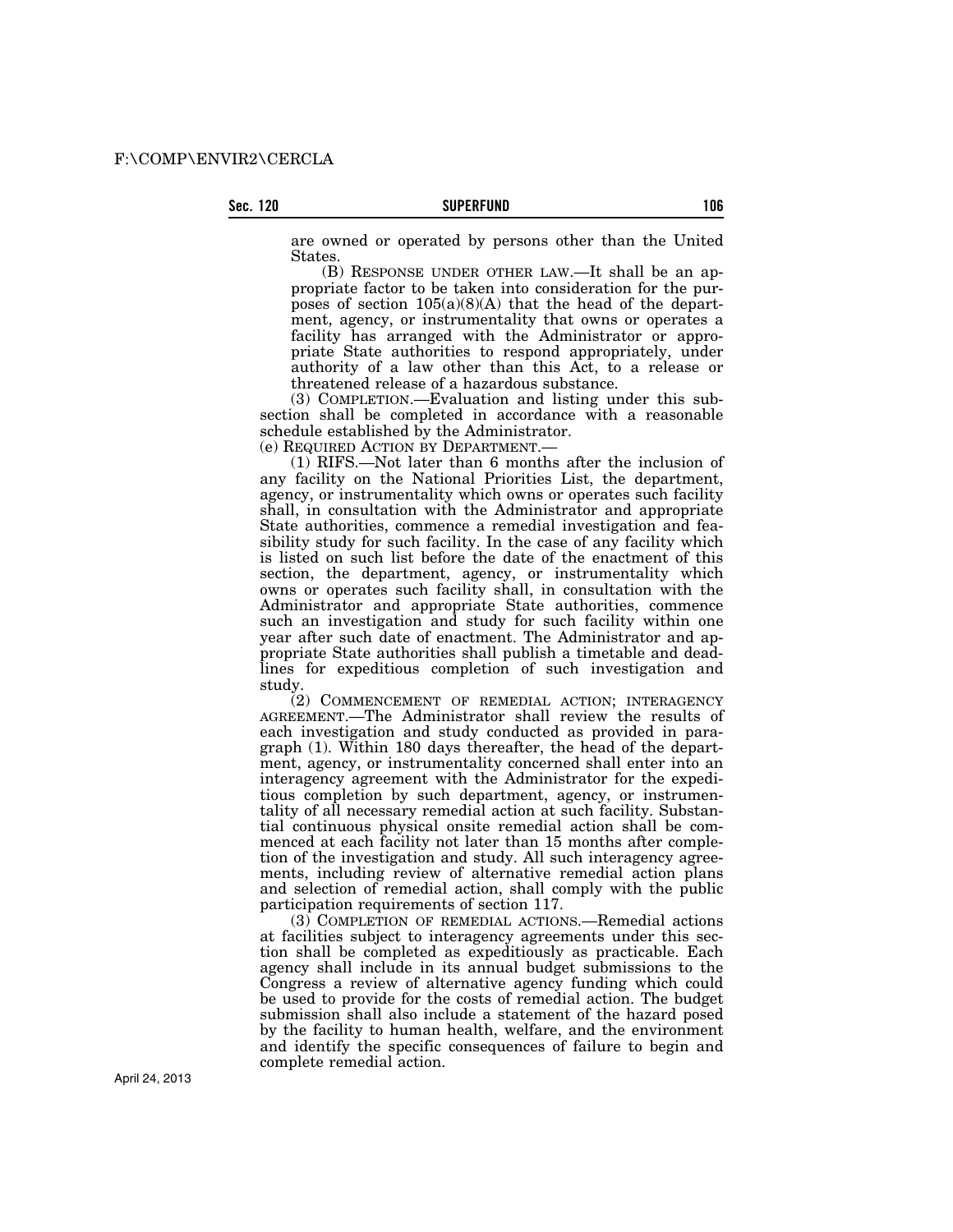are owned or operated by persons other than the United States.

(B) RESPONSE UNDER OTHER LAW.—It shall be an appropriate factor to be taken into consideration for the purposes of section 105(a)(8)(A) that the head of the department, agency, or instrumentality that owns or operates a facility has arranged with the Administrator or appropriate State authorities to respond appropriately, under authority of a law other than this Act, to a release or threatened release of a hazardous substance.

(3) COMPLETION.—Evaluation and listing under this subsection shall be completed in accordance with a reasonable schedule established by the Administrator.

(e) REQUIRED ACTION BY DEPARTMENT.—

(1) RIFS.—Not later than 6 months after the inclusion of any facility on the National Priorities List, the department, agency, or instrumentality which owns or operates such facility shall, in consultation with the Administrator and appropriate State authorities, commence a remedial investigation and feasibility study for such facility. In the case of any facility which is listed on such list before the date of the enactment of this section, the department, agency, or instrumentality which owns or operates such facility shall, in consultation with the Administrator and appropriate State authorities, commence such an investigation and study for such facility within one year after such date of enactment. The Administrator and appropriate State authorities shall publish a timetable and deadlines for expeditious completion of such investigation and study.

(2) COMMENCEMENT OF REMEDIAL ACTION; INTERAGENCY AGREEMENT.—The Administrator shall review the results of each investigation and study conducted as provided in paragraph (1). Within 180 days thereafter, the head of the department, agency, or instrumentality concerned shall enter into an interagency agreement with the Administrator for the expeditious completion by such department, agency, or instrumentality of all necessary remedial action at such facility. Substantial continuous physical onsite remedial action shall be commenced at each facility not later than 15 months after completion of the investigation and study. All such interagency agreements, including review of alternative remedial action plans and selection of remedial action, shall comply with the public participation requirements of section 117.

(3) COMPLETION OF REMEDIAL ACTIONS.—Remedial actions at facilities subject to interagency agreements under this section shall be completed as expeditiously as practicable. Each agency shall include in its annual budget submissions to the Congress a review of alternative agency funding which could be used to provide for the costs of remedial action. The budget submission shall also include a statement of the hazard posed by the facility to human health, welfare, and the environment and identify the specific consequences of failure to begin and complete remedial action.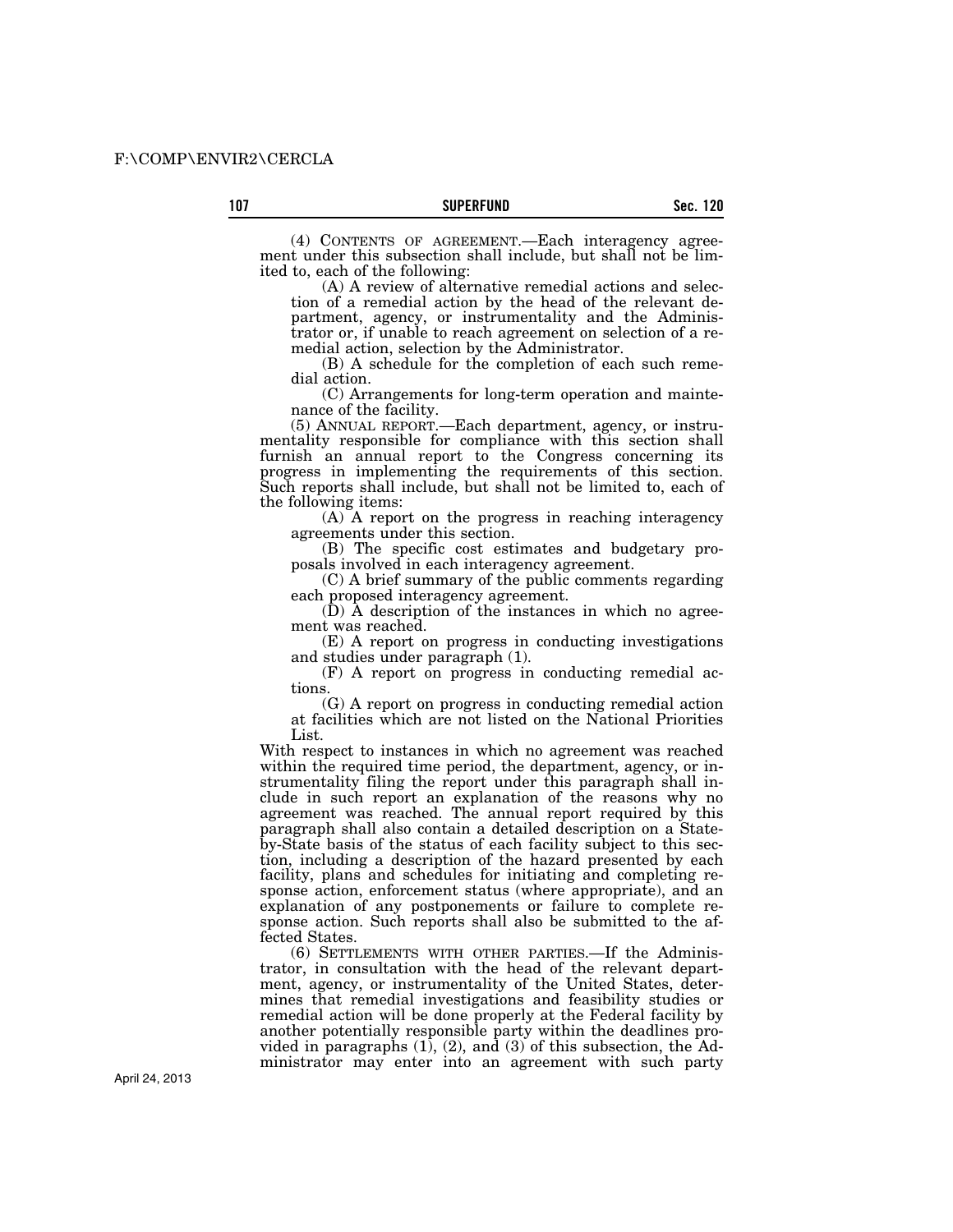(4) CONTENTS OF AGREEMENT.—Each interagency agreement under this subsection shall include, but shall not be limited to, each of the following:

(A) A review of alternative remedial actions and selection of a remedial action by the head of the relevant department, agency, or instrumentality and the Administrator or, if unable to reach agreement on selection of a remedial action, selection by the Administrator.

(B) A schedule for the completion of each such remedial action.

(C) Arrangements for long-term operation and maintenance of the facility.

(5) ANNUAL REPORT.—Each department, agency, or instrumentality responsible for compliance with this section shall furnish an annual report to the Congress concerning its progress in implementing the requirements of this section. Such reports shall include, but shall not be limited to, each of the following items:

(A) A report on the progress in reaching interagency agreements under this section.

(B) The specific cost estimates and budgetary proposals involved in each interagency agreement.

(C) A brief summary of the public comments regarding each proposed interagency agreement.

(D) A description of the instances in which no agreement was reached.

(E) A report on progress in conducting investigations and studies under paragraph (1).

(F) A report on progress in conducting remedial actions.

(G) A report on progress in conducting remedial action at facilities which are not listed on the National Priorities List.

With respect to instances in which no agreement was reached within the required time period, the department, agency, or instrumentality filing the report under this paragraph shall include in such report an explanation of the reasons why no agreement was reached. The annual report required by this paragraph shall also contain a detailed description on a State-by-State basis of the status of each facility subject to this section, including a description of the hazard presented by each facility, plans and schedules for initiating and completing response action, enforcement status (where appropriate), and an explanation of any postponements or failure to complete response action. Such reports shall also be submitted to the affected States.

(6) SETTLEMENTS WITH OTHER PARTIES.—If the Administrator, in consultation with the head of the relevant department, agency, or instrumentality of the United States, determines that remedial investigations and feasibility studies or remedial action will be done properly at the Federal facility by another potentially responsible party within the deadlines provided in paragraphs (1), (2), and (3) of this subsection, the Administrator may enter into an agreement with such party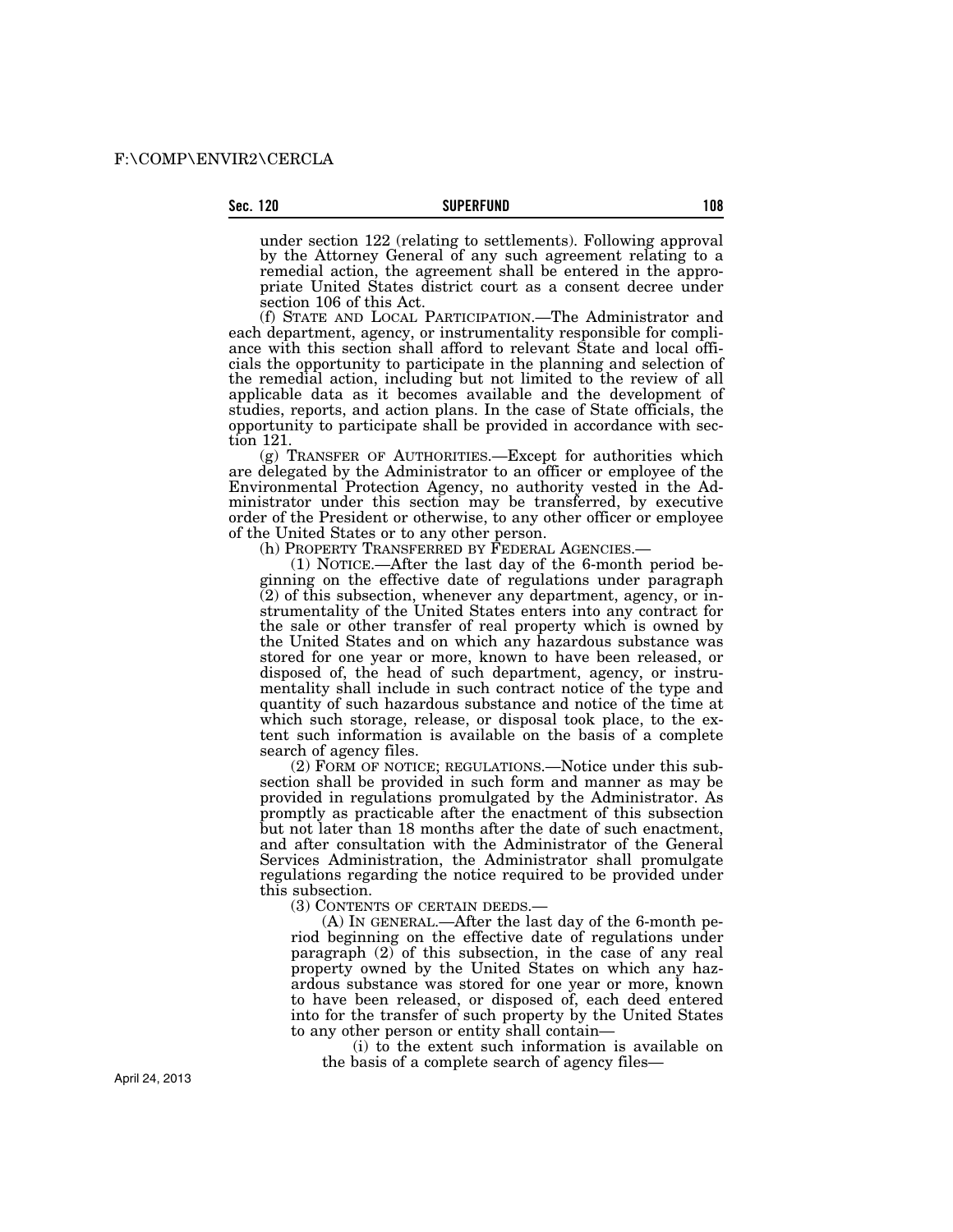under section 122 (relating to settlements). Following approval by the Attorney General of any such agreement relating to a remedial action, the agreement shall be entered in the appropriate United States district court as a consent decree under section 106 of this Act.

(f) STATE AND LOCAL PARTICIPATION.—The Administrator and each department, agency, or instrumentality responsible for compliance with this section shall afford to relevant State and local officials the opportunity to participate in the planning and selection of the remedial action, including but not limited to the review of all applicable data as it becomes available and the development of studies, reports, and action plans. In the case of State officials, the opportunity to participate shall be provided in accordance with section 121.

(g) TRANSFER OF AUTHORITIES.—Except for authorities which are delegated by the Administrator to an officer or employee of the Environmental Protection Agency, no authority vested in the Administrator under this section may be transferred, by executive order of the President or otherwise, to any other officer or employee of the United States or to any other person.

(h) PROPERTY TRANSFERRED BY FEDERAL AGENCIES.—

(1) NOTICE.—After the last day of the 6-month period beginning on the effective date of regulations under paragraph (2) of this subsection, whenever any department, agency, or instrumentality of the United States enters into any contract for the sale or other transfer of real property which is owned by the United States and on which any hazardous substance was stored for one year or more, known to have been released, or disposed of, the head of such department, agency, or instrumentality shall include in such contract notice of the type and quantity of such hazardous substance and notice of the time at which such storage, release, or disposal took place, to the extent such information is available on the basis of a complete search of agency files.

(2) FORM OF NOTICE; REGULATIONS.—Notice under this subsection shall be provided in such form and manner as may be provided in regulations promulgated by the Administrator. As promptly as practicable after the enactment of this subsection but not later than 18 months after the date of such enactment, and after consultation with the Administrator of the General Services Administration, the Administrator shall promulgate regulations regarding the notice required to be provided under this subsection.

(3) CONTENTS OF CERTAIN DEEDS.—

(A) IN GENERAL.—After the last day of the 6-month period beginning on the effective date of regulations under paragraph (2) of this subsection, in the case of any real property owned by the United States on which any hazardous substance was stored for one year or more, known to have been released, or disposed of, each deed entered into for the transfer of such property by the United States to any other person or entity shall contain—

(i) to the extent such information is available on the basis of a complete search of agency files—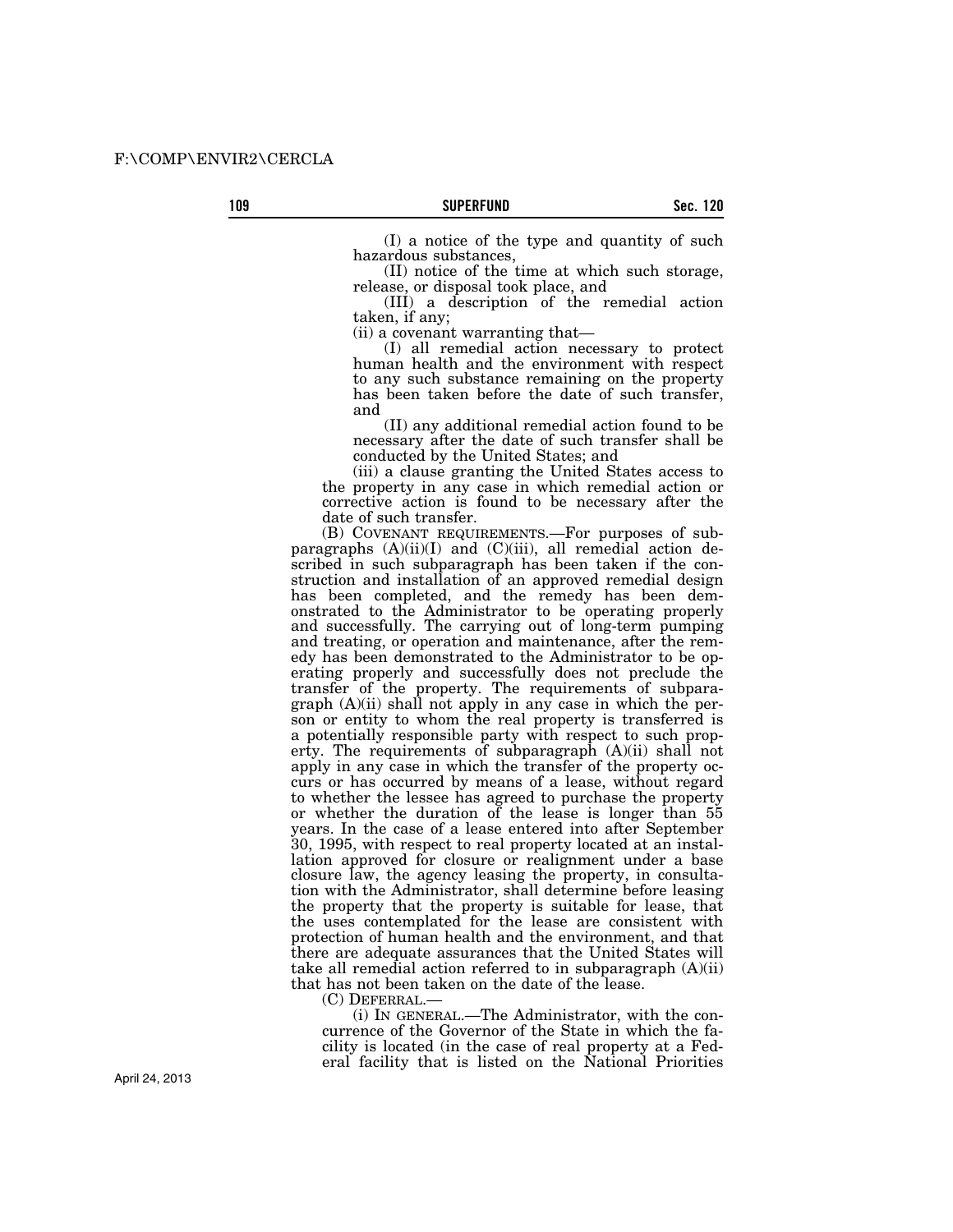(I) a notice of the type and quantity of such hazardous substances,

(II) notice of the time at which such storage, release, or disposal took place, and

(III) a description of the remedial action taken, if any;

(ii) a covenant warranting that—

(I) all remedial action necessary to protect human health and the environment with respect to any such substance remaining on the property has been taken before the date of such transfer, and

(II) any additional remedial action found to be necessary after the date of such transfer shall be conducted by the United States; and

(iii) a clause granting the United States access to the property in any case in which remedial action or corrective action is found to be necessary after the date of such transfer.

(B) COVENANT REQUIREMENTS.—For purposes of subparagraphs (A)(ii)(I) and (C)(iii), all remedial action described in such subparagraph has been taken if the construction and installation of an approved remedial design has been completed, and the remedy has been demonstrated to the Administrator to be operating properly and successfully. The carrying out of long-term pumping and treating, or operation and maintenance, after the remedy has been demonstrated to the Administrator to be operating properly and successfully does not preclude the transfer of the property. The requirements of subparagraph (A)(ii) shall not apply in any case in which the person or entity to whom the real property is transferred is a potentially responsible party with respect to such property. The requirements of subparagraph (A)(ii) shall not apply in any case in which the transfer of the property occurs or has occurred by means of a lease, without regard to whether the lessee has agreed to purchase the property or whether the duration of the lease is longer than 55 years. In the case of a lease entered into after September 30, 1995, with respect to real property located at an installation approved for closure or realignment under a base closure law, the agency leasing the property, in consultation with the Administrator, shall determine before leasing the property that the property is suitable for lease, that the uses contemplated for the lease are consistent with protection of human health and the environment, and that there are adequate assurances that the United States will take all remedial action referred to in subparagraph (A)(ii) that has not been taken on the date of the lease.

(C) DEFERRAL.—

(i) IN GENERAL.—The Administrator, with the concurrence of the Governor of the State in which the facility is located (in the case of real property at a Federal facility that is listed on the National Priorities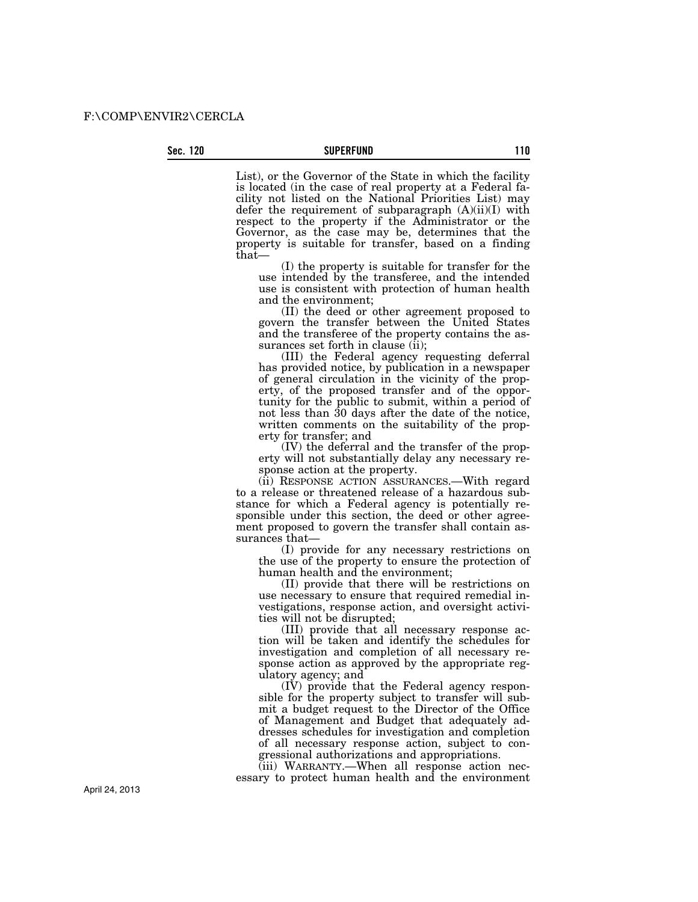List), or the Governor of the State in which the facility is located (in the case of real property at a Federal facility not listed on the National Priorities List) may defer the requirement of subparagraph (A)(ii)(I) with respect to the property if the Administrator or the Governor, as the case may be, determines that the property is suitable for transfer, based on a finding that—

(I) the property is suitable for transfer for the use intended by the transferee, and the intended use is consistent with protection of human health and the environment;

(II) the deed or other agreement proposed to govern the transfer between the United States and the transferee of the property contains the assurances set forth in clause (ii);

(III) the Federal agency requesting deferral has provided notice, by publication in a newspaper of general circulation in the vicinity of the property, of the proposed transfer and of the opportunity for the public to submit, within a period of not less than 30 days after the date of the notice, written comments on the suitability of the property for transfer; and

(IV) the deferral and the transfer of the property will not substantially delay any necessary response action at the property.

(ii) RESPONSE ACTION ASSURANCES.—With regard to a release or threatened release of a hazardous substance for which a Federal agency is potentially responsible under this section, the deed or other agreement proposed to govern the transfer shall contain assurances that—

(I) provide for any necessary restrictions on the use of the property to ensure the protection of human health and the environment;

(II) provide that there will be restrictions on use necessary to ensure that required remedial investigations, response action, and oversight activities will not be disrupted;

(III) provide that all necessary response action will be taken and identify the schedules for investigation and completion of all necessary response action as approved by the appropriate regulatory agency; and

(IV) provide that the Federal agency responsible for the property subject to transfer will submit a budget request to the Director of the Office of Management and Budget that adequately addresses schedules for investigation and completion of all necessary response action, subject to congressional authorizations and appropriations.

(iii) WARRANTY.—When all response action necessary to protect human health and the environment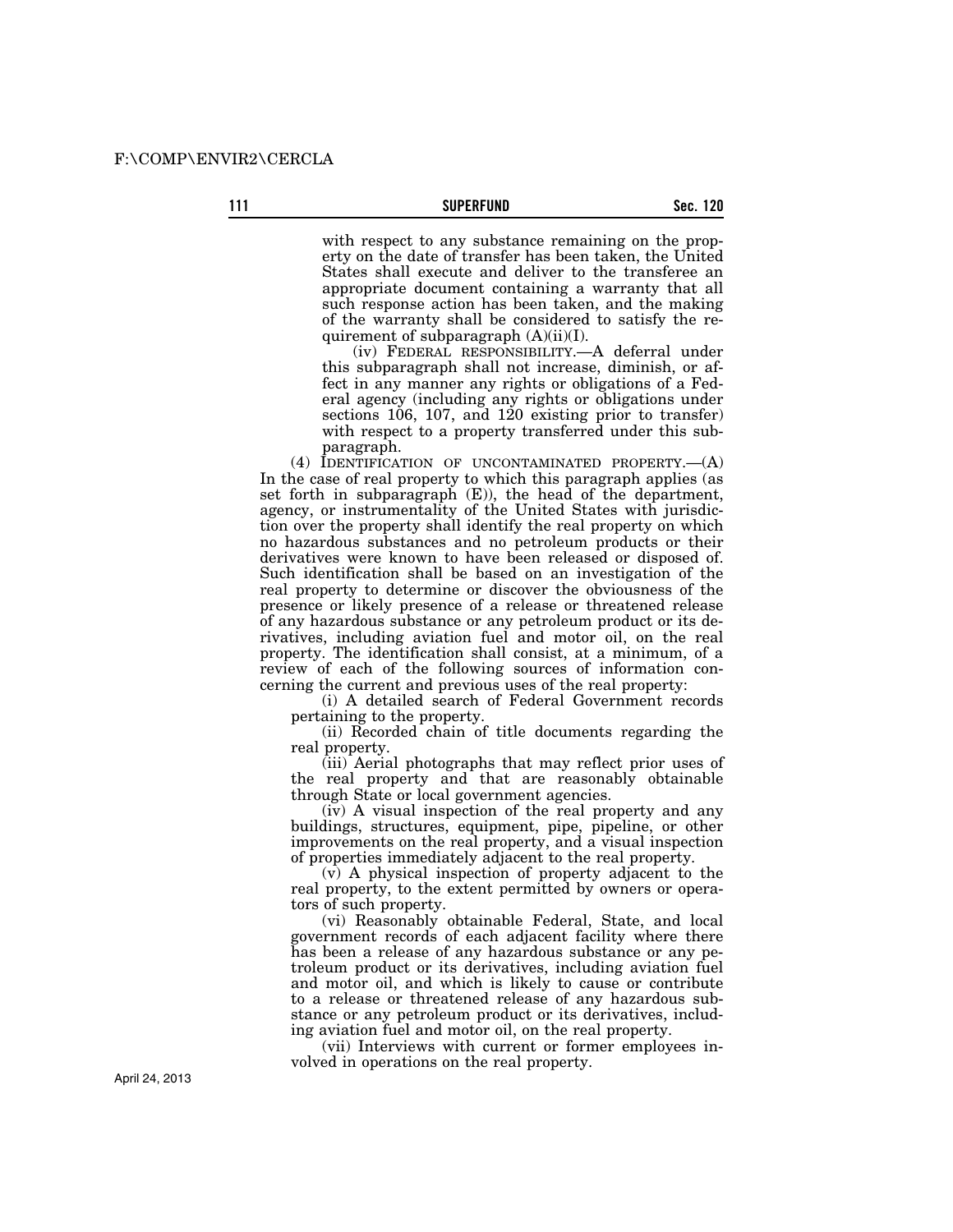with respect to any substance remaining on the property on the date of transfer has been taken, the United States shall execute and deliver to the transferee an appropriate document containing a warranty that all such response action has been taken, and the making of the warranty shall be considered to satisfy the requirement of subparagraph (A)(ii)(I).

(iv) FEDERAL RESPONSIBILITY.—A deferral under this subparagraph shall not increase, diminish, or affect in any manner any rights or obligations of a Federal agency (including any rights or obligations under sections 106, 107, and 120 existing prior to transfer) with respect to a property transferred under this subparagraph.

(4) IDENTIFICATION OF UNCONTAMINATED PROPERTY.—(A) In the case of real property to which this paragraph applies (as set forth in subparagraph (E)), the head of the department, agency, or instrumentality of the United States with jurisdiction over the property shall identify the real property on which no hazardous substances and no petroleum products or their derivatives were known to have been released or disposed of. Such identification shall be based on an investigation of the real property to determine or discover the obviousness of the presence or likely presence of a release or threatened release of any hazardous substance or any petroleum product or its derivatives, including aviation fuel and motor oil, on the real property. The identification shall consist, at a minimum, of a review of each of the following sources of information concerning the current and previous uses of the real property:

(i) A detailed search of Federal Government records pertaining to the property.

(ii) Recorded chain of title documents regarding the real property.

(iii) Aerial photographs that may reflect prior uses of the real property and that are reasonably obtainable through State or local government agencies.

(iv) A visual inspection of the real property and any buildings, structures, equipment, pipe, pipeline, or other improvements on the real property, and a visual inspection of properties immediately adjacent to the real property.

(v) A physical inspection of property adjacent to the real property, to the extent permitted by owners or operators of such property.

(vi) Reasonably obtainable Federal, State, and local government records of each adjacent facility where there has been a release of any hazardous substance or any petroleum product or its derivatives, including aviation fuel and motor oil, and which is likely to cause or contribute to a release or threatened release of any hazardous substance or any petroleum product or its derivatives, including aviation fuel and motor oil, on the real property.

(vii) Interviews with current or former employees involved in operations on the real property.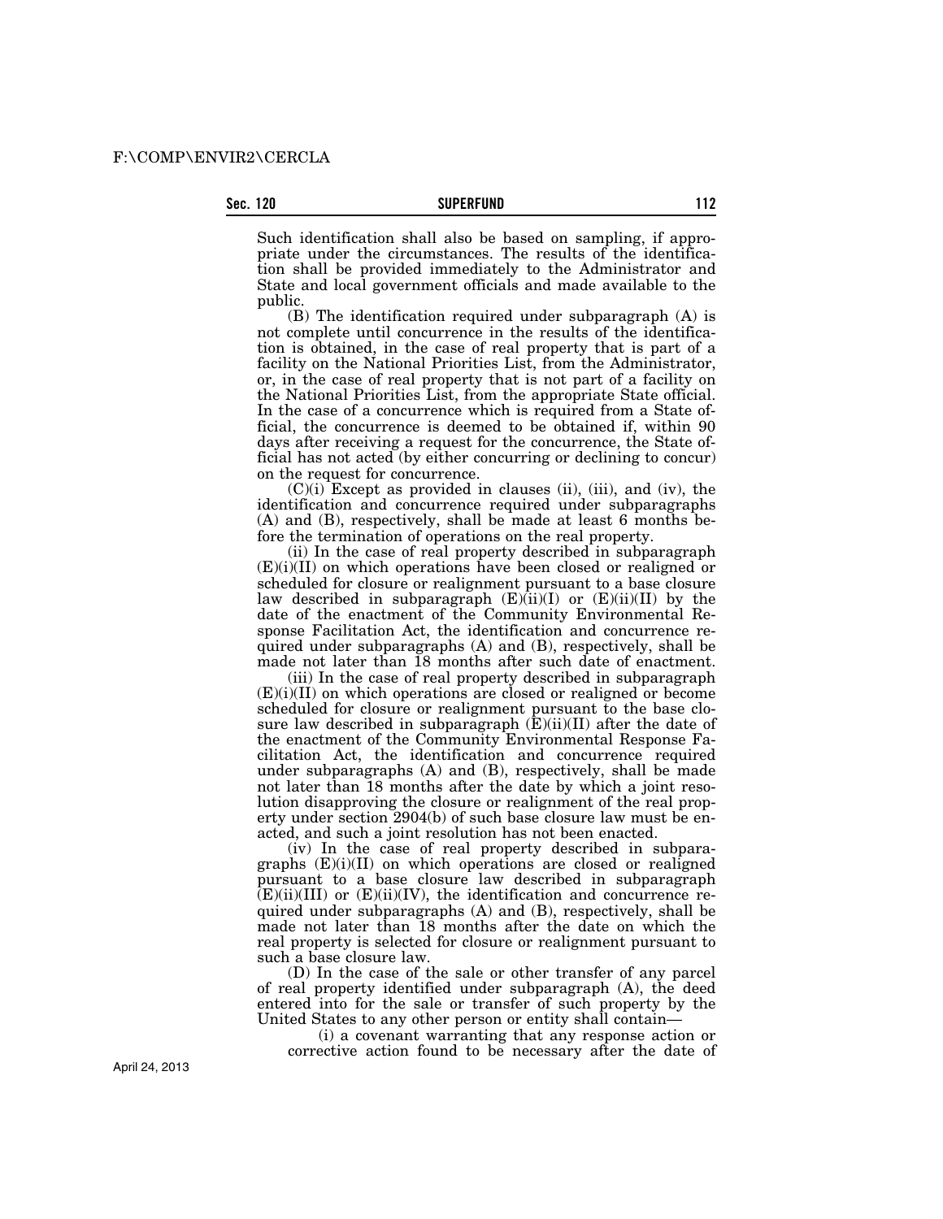Such identification shall also be based on sampling, if appropriate under the circumstances. The results of the identification shall be provided immediately to the Administrator and State and local government officials and made available to the public.

(B) The identification required under subparagraph (A) is not complete until concurrence in the results of the identification is obtained, in the case of real property that is part of a facility on the National Priorities List, from the Administrator, or, in the case of real property that is not part of a facility on the National Priorities List, from the appropriate State official. In the case of a concurrence which is required from a State official, the concurrence is deemed to be obtained if, within 90 days after receiving a request for the concurrence, the State official has not acted (by either concurring or declining to concur) on the request for concurrence.

(C)(i) Except as provided in clauses (ii), (iii), and (iv), the identification and concurrence required under subparagraphs (A) and (B), respectively, shall be made at least 6 months before the termination of operations on the real property.

(ii) In the case of real property described in subparagraph (E)(i)(II) on which operations have been closed or realigned or scheduled for closure or realignment pursuant to a base closure law described in subparagraph (E)(ii)(I) or (E)(ii)(II) by the date of the enactment of the Community Environmental Response Facilitation Act, the identification and concurrence required under subparagraphs (A) and (B), respectively, shall be made not later than 18 months after such date of enactment.

(iii) In the case of real property described in subparagraph (E)(i)(II) on which operations are closed or realigned or become scheduled for closure or realignment pursuant to the base closure law described in subparagraph (E)(ii)(II) after the date of the enactment of the Community Environmental Response Facilitation Act, the identification and concurrence required under subparagraphs (A) and (B), respectively, shall be made not later than 18 months after the date by which a joint resolution disapproving the closure or realignment of the real property under section 2904(b) of such base closure law must be enacted, and such a joint resolution has not been enacted.

(iv) In the case of real property described in subparagraphs (E)(i)(II) on which operations are closed or realigned pursuant to a base closure law described in subparagraph (E)(ii)(III) or (E)(ii)(IV), the identification and concurrence required under subparagraphs (A) and (B), respectively, shall be made not later than 18 months after the date on which the real property is selected for closure or realignment pursuant to such a base closure law.

(D) In the case of the sale or other transfer of any parcel of real property identified under subparagraph (A), the deed entered into for the sale or transfer of such property by the United States to any other person or entity shall contain—

(i) a covenant warranting that any response action or corrective action found to be necessary after the date of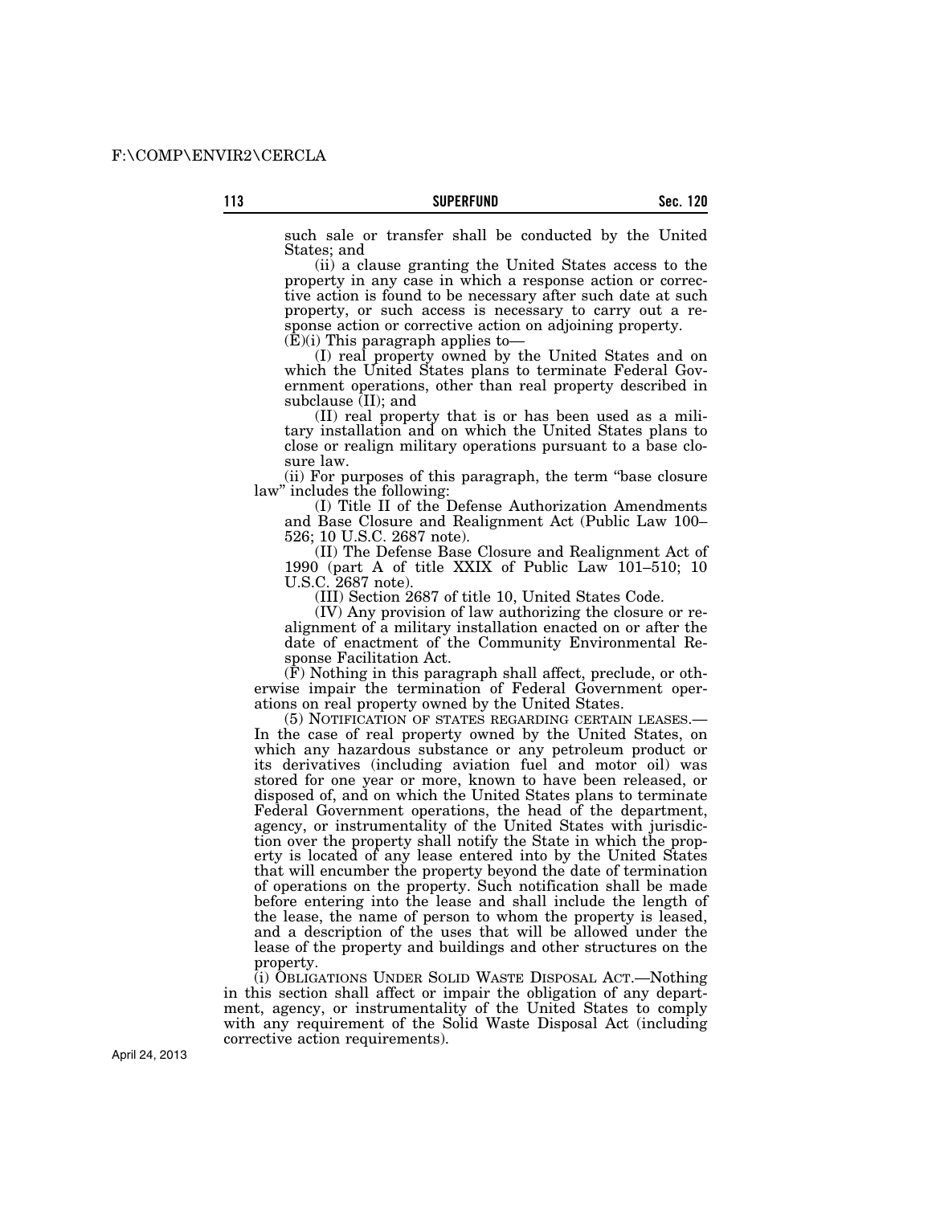such sale or transfer shall be conducted by the United States; and

(ii) a clause granting the United States access to the property in any case in which a response action or corrective action is found to be necessary after such date at such property, or such access is necessary to carry out a response action or corrective action on adjoining property.

(E)(i) This paragraph applies to—

(I) real property owned by the United States and on which the United States plans to terminate Federal Government operations, other than real property described in subclause (II); and

(II) real property that is or has been used as a military installation and on which the United States plans to close or realign military operations pursuant to a base closure law.

(ii) For purposes of this paragraph, the term "base closure law" includes the following:

(I) Title II of the Defense Authorization Amendments and Base Closure and Realignment Act (Public Law 100–526; 10 U.S.C. 2687 note).

(II) The Defense Base Closure and Realignment Act of 1990 (part A of title XXIX of Public Law 101–510; 10 U.S.C. 2687 note).

(III) Section 2687 of title 10, United States Code.

(IV) Any provision of law authorizing the closure or realignment of a military installation enacted on or after the date of enactment of the Community Environmental Response Facilitation Act.

(F) Nothing in this paragraph shall affect, preclude, or otherwise impair the termination of Federal Government operations on real property owned by the United States.

(5) NOTIFICATION OF STATES REGARDING CERTAIN LEASES.—In the case of real property owned by the United States, on which any hazardous substance or any petroleum product or its derivatives (including aviation fuel and motor oil) was stored for one year or more, known to have been released, or disposed of, and on which the United States plans to terminate Federal Government operations, the head of the department, agency, or instrumentality of the United States with jurisdiction over the property shall notify the State in which the property is located of any lease entered into by the United States that will encumber the property beyond the date of termination of operations on the property. Such notification shall be made before entering into the lease and shall include the length of the lease, the name of person to whom the property is leased, and a description of the uses that will be allowed under the lease of the property and buildings and other structures on the property.

(i) OBLIGATIONS UNDER SOLID WASTE DISPOSAL ACT.—Nothing in this section shall affect or impair the obligation of any department, agency, or instrumentality of the United States to comply with any requirement of the Solid Waste Disposal Act (including corrective action requirements).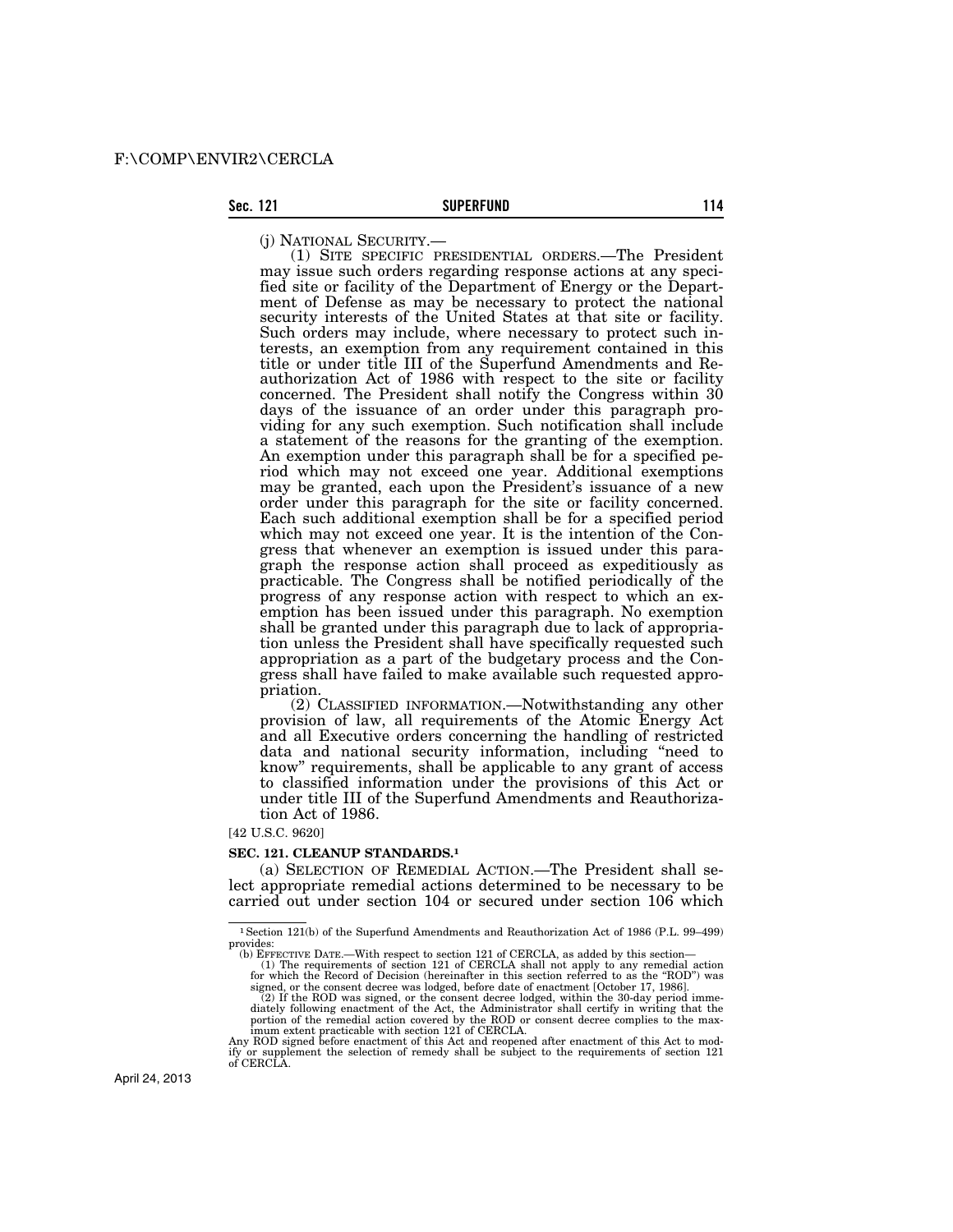(j) NATIONAL SECURITY.—

(1) SITE SPECIFIC PRESIDENTIAL ORDERS.—The President may issue such orders regarding response actions at any specified site or facility of the Department of Energy or the Department of Defense as may be necessary to protect the national security interests of the United States at that site or facility. Such orders may include, where necessary to protect such interests, an exemption from any requirement contained in this title or under title III of the Superfund Amendments and Reauthorization Act of 1986 with respect to the site or facility concerned. The President shall notify the Congress within 30 days of the issuance of an order under this paragraph providing for any such exemption. Such notification shall include a statement of the reasons for the granting of the exemption. An exemption under this paragraph shall be for a specified period which may not exceed one year. Additional exemptions may be granted, each upon the President's issuance of a new order under this paragraph for the site or facility concerned. Each such additional exemption shall be for a specified period which may not exceed one year. It is the intention of the Congress that whenever an exemption is issued under this paragraph the response action shall proceed as expeditiously as practicable. The Congress shall be notified periodically of the progress of any response action with respect to which an exemption has been issued under this paragraph. No exemption shall be granted under this paragraph due to lack of appropriation unless the President shall have specifically requested such appropriation as a part of the budgetary process and the Congress shall have failed to make available such requested appropriation.

(2) CLASSIFIED INFORMATION.—Notwithstanding any other provision of law, all requirements of the Atomic Energy Act and all Executive orders concerning the handling of restricted data and national security information, including "need to know" requirements, shall be applicable to any grant of access to classified information under the provisions of this Act or under title III of the Superfund Amendments and Reauthorization Act of 1986.

[42 U.S.C. 9620]

**SEC. 121. CLEANUP STANDARDS.[1]**

(a) SELECTION OF REMEDIAL ACTION.—The President shall select appropriate remedial actions determined to be necessary to be carried out under section 104 or secured under section 106 which

---

[1] Section 121(b) of the Superfund Amendments and Reauthorization Act of 1986 (P.L. 99–499) provides:

(b) EFFECTIVE DATE.—With respect to section 121 of CERCLA, as added by this section—

(1) The requirements of section 121 of CERCLA shall not apply to any remedial action for which the Record of Decision (hereinafter in this section referred to as the "ROD") was signed, or the consent decree was lodged, before date of enactment [October 17, 1986].

(2) If the ROD was signed, or the consent decree lodged, within the 30-day period immediately following enactment of the Act, the Administrator shall certify in writing that the portion of the remedial action covered by the ROD or consent decree complies to the maximum extent practicable with section 121 of CERCLA.

Any ROD signed before enactment of this Act and reopened after enactment of this Act to modify or supplement the selection of remedy shall be subject to the requirements of section 121 of CERCLA.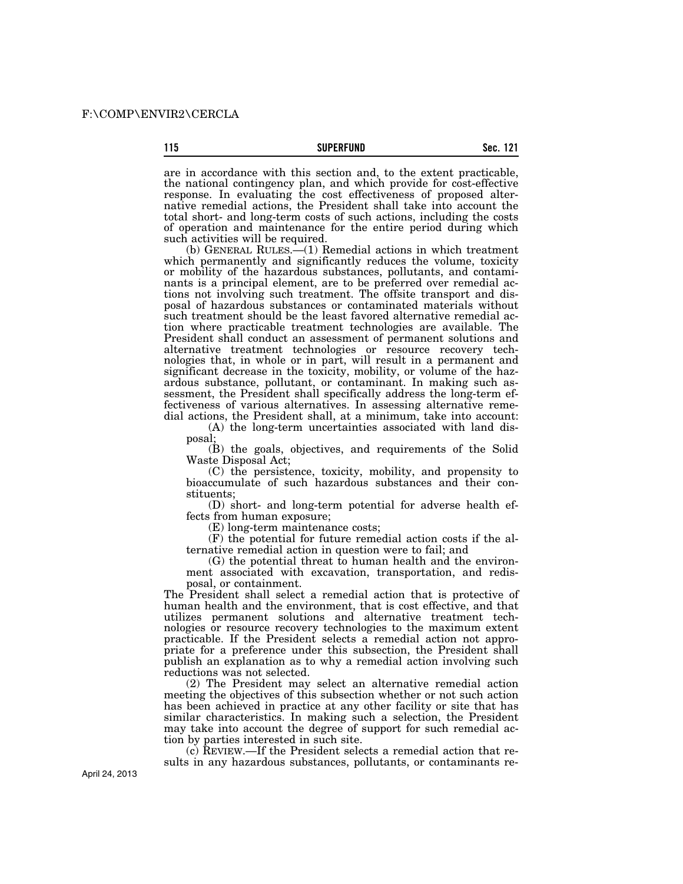are in accordance with this section and, to the extent practicable, the national contingency plan, and which provide for cost-effective response. In evaluating the cost effectiveness of proposed alternative remedial actions, the President shall take into account the total short- and long-term costs of such actions, including the costs of operation and maintenance for the entire period during which such activities will be required.

(b) GENERAL RULES.—(1) Remedial actions in which treatment which permanently and significantly reduces the volume, toxicity or mobility of the hazardous substances, pollutants, and contaminants is a principal element, are to be preferred over remedial actions not involving such treatment. The offsite transport and disposal of hazardous substances or contaminated materials without such treatment should be the least favored alternative remedial action where practicable treatment technologies are available. The President shall conduct an assessment of permanent solutions and alternative treatment technologies or resource recovery technologies that, in whole or in part, will result in a permanent and significant decrease in the toxicity, mobility, or volume of the hazardous substance, pollutant, or contaminant. In making such assessment, the President shall specifically address the long-term effectiveness of various alternatives. In assessing alternative remedial actions, the President shall, at a minimum, take into account:

(A) the long-term uncertainties associated with land disposal;

(B) the goals, objectives, and requirements of the Solid Waste Disposal Act;

(C) the persistence, toxicity, mobility, and propensity to bioaccumulate of such hazardous substances and their constituents;

(D) short- and long-term potential for adverse health effects from human exposure;

(E) long-term maintenance costs;

(F) the potential for future remedial action costs if the alternative remedial action in question were to fail; and

(G) the potential threat to human health and the environment associated with excavation, transportation, and redisposal, or containment.

The President shall select a remedial action that is protective of human health and the environment, that is cost effective, and that utilizes permanent solutions and alternative treatment technologies or resource recovery technologies to the maximum extent practicable. If the President selects a remedial action not appropriate for a preference under this subsection, the President shall publish an explanation as to why a remedial action involving such reductions was not selected.

(2) The President may select an alternative remedial action meeting the objectives of this subsection whether or not such action has been achieved in practice at any other facility or site that has similar characteristics. In making such a selection, the President may take into account the degree of support for such remedial action by parties interested in such site.

(c) REVIEW.—If the President selects a remedial action that results in any hazardous substances, pollutants, or contaminants re-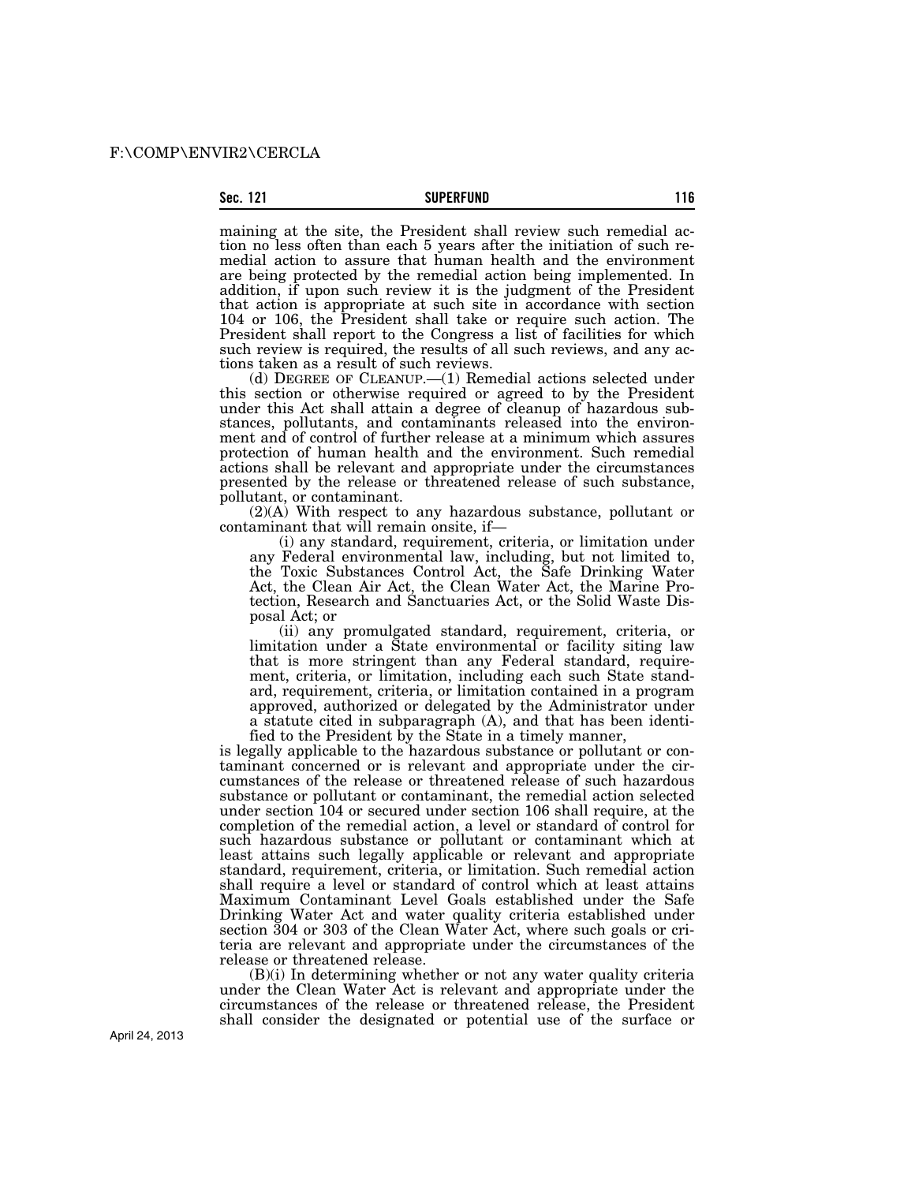maining at the site, the President shall review such remedial action no less often than each 5 years after the initiation of such remedial action to assure that human health and the environment are being protected by the remedial action being implemented. In addition, if upon such review it is the judgment of the President that action is appropriate at such site in accordance with section 104 or 106, the President shall take or require such action. The President shall report to the Congress a list of facilities for which such review is required, the results of all such reviews, and any actions taken as a result of such reviews.

(d) DEGREE OF CLEANUP.—(1) Remedial actions selected under this section or otherwise required or agreed to by the President under this Act shall attain a degree of cleanup of hazardous substances, pollutants, and contaminants released into the environment and of control of further release at a minimum which assures protection of human health and the environment. Such remedial actions shall be relevant and appropriate under the circumstances presented by the release or threatened release of such substance, pollutant, or contaminant.

(2)(A) With respect to any hazardous substance, pollutant or contaminant that will remain onsite, if—

(i) any standard, requirement, criteria, or limitation under any Federal environmental law, including, but not limited to, the Toxic Substances Control Act, the Safe Drinking Water Act, the Clean Air Act, the Clean Water Act, the Marine Protection, Research and Sanctuaries Act, or the Solid Waste Disposal Act; or

(ii) any promulgated standard, requirement, criteria, or limitation under a State environmental or facility siting law that is more stringent than any Federal standard, requirement, criteria, or limitation, including each such State standard, requirement, criteria, or limitation contained in a program approved, authorized or delegated by the Administrator under a statute cited in subparagraph (A), and that has been identified to the President by the State in a timely manner,

is legally applicable to the hazardous substance or pollutant or contaminant concerned or is relevant and appropriate under the circumstances of the release or threatened release of such hazardous substance or pollutant or contaminant, the remedial action selected under section 104 or secured under section 106 shall require, at the completion of the remedial action, a level or standard of control for such hazardous substance or pollutant or contaminant which at least attains such legally applicable or relevant and appropriate standard, requirement, criteria, or limitation. Such remedial action shall require a level or standard of control which at least attains Maximum Contaminant Level Goals established under the Safe Drinking Water Act and water quality criteria established under section 304 or 303 of the Clean Water Act, where such goals or criteria are relevant and appropriate under the circumstances of the release or threatened release.

(B)(i) In determining whether or not any water quality criteria under the Clean Water Act is relevant and appropriate under the circumstances of the release or threatened release, the President shall consider the designated or potential use of the surface or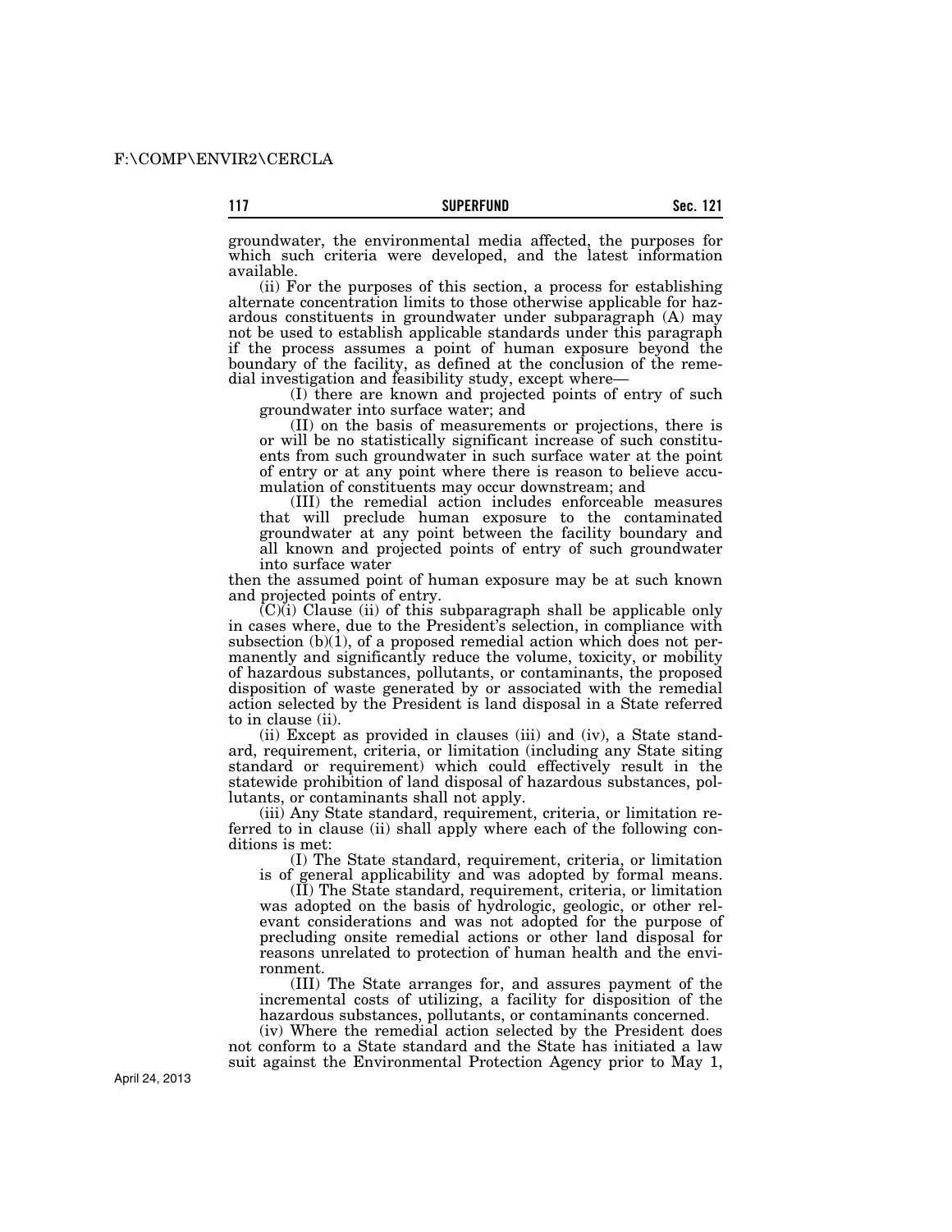groundwater, the environmental media affected, the purposes for which such criteria were developed, and the latest information available.

(ii) For the purposes of this section, a process for establishing alternate concentration limits to those otherwise applicable for hazardous constituents in groundwater under subparagraph (A) may not be used to establish applicable standards under this paragraph if the process assumes a point of human exposure beyond the boundary of the facility, as defined at the conclusion of the remedial investigation and feasibility study, except where—

(I) there are known and projected points of entry of such groundwater into surface water; and

(II) on the basis of measurements or projections, there is or will be no statistically significant increase of such constituents from such groundwater in such surface water at the point of entry or at any point where there is reason to believe accumulation of constituents may occur downstream; and

(III) the remedial action includes enforceable measures that will preclude human exposure to the contaminated groundwater at any point between the facility boundary and all known and projected points of entry of such groundwater into surface water

then the assumed point of human exposure may be at such known and projected points of entry.

(C)(i) Clause (ii) of this subparagraph shall be applicable only in cases where, due to the President's selection, in compliance with subsection (b)(1), of a proposed remedial action which does not permanently and significantly reduce the volume, toxicity, or mobility of hazardous substances, pollutants, or contaminants, the proposed disposition of waste generated by or associated with the remedial action selected by the President is land disposal in a State referred to in clause (ii).

(ii) Except as provided in clauses (iii) and (iv), a State standard, requirement, criteria, or limitation (including any State siting standard or requirement) which could effectively result in the statewide prohibition of land disposal of hazardous substances, pollutants, or contaminants shall not apply.

(iii) Any State standard, requirement, criteria, or limitation referred to in clause (ii) shall apply where each of the following conditions is met:

(I) The State standard, requirement, criteria, or limitation is of general applicability and was adopted by formal means.

(II) The State standard, requirement, criteria, or limitation was adopted on the basis of hydrologic, geologic, or other relevant considerations and was not adopted for the purpose of precluding onsite remedial actions or other land disposal for reasons unrelated to protection of human health and the environment.

(III) The State arranges for, and assures payment of the incremental costs of utilizing, a facility for disposition of the hazardous substances, pollutants, or contaminants concerned.

(iv) Where the remedial action selected by the President does not conform to a State standard and the State has initiated a law suit against the Environmental Protection Agency prior to May 1,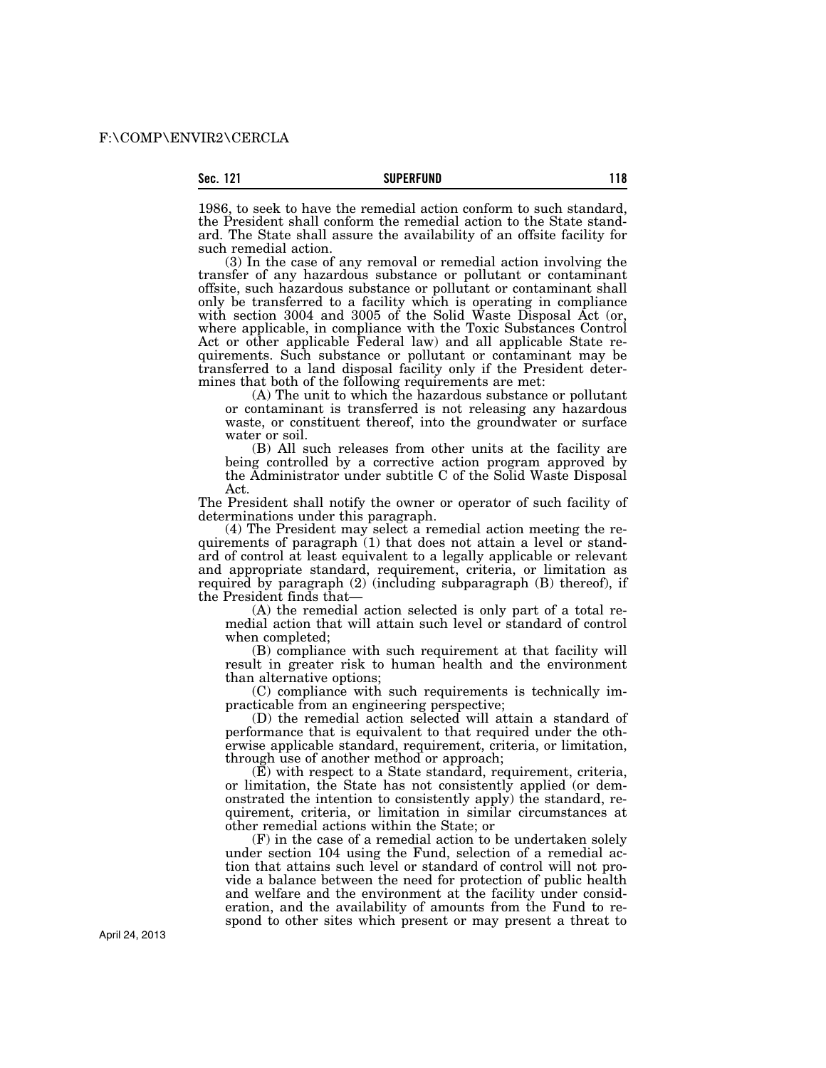1986, to seek to have the remedial action conform to such standard, the President shall conform the remedial action to the State standard. The State shall assure the availability of an offsite facility for such remedial action.

(3) In the case of any removal or remedial action involving the transfer of any hazardous substance or pollutant or contaminant offsite, such hazardous substance or pollutant or contaminant shall only be transferred to a facility which is operating in compliance with section 3004 and 3005 of the Solid Waste Disposal Act (or, where applicable, in compliance with the Toxic Substances Control Act or other applicable Federal law) and all applicable State requirements. Such substance or pollutant or contaminant may be transferred to a land disposal facility only if the President determines that both of the following requirements are met:

(A) The unit to which the hazardous substance or pollutant or contaminant is transferred is not releasing any hazardous waste, or constituent thereof, into the groundwater or surface water or soil.

(B) All such releases from other units at the facility are being controlled by a corrective action program approved by the Administrator under subtitle C of the Solid Waste Disposal Act.

The President shall notify the owner or operator of such facility of determinations under this paragraph.

(4) The President may select a remedial action meeting the requirements of paragraph (1) that does not attain a level or standard of control at least equivalent to a legally applicable or relevant and appropriate standard, requirement, criteria, or limitation as required by paragraph (2) (including subparagraph (B) thereof), if the President finds that—

(A) the remedial action selected is only part of a total remedial action that will attain such level or standard of control when completed;

(B) compliance with such requirement at that facility will result in greater risk to human health and the environment than alternative options;

(C) compliance with such requirements is technically impracticable from an engineering perspective;

(D) the remedial action selected will attain a standard of performance that is equivalent to that required under the otherwise applicable standard, requirement, criteria, or limitation, through use of another method or approach;

(E) with respect to a State standard, requirement, criteria, or limitation, the State has not consistently applied (or demonstrated the intention to consistently apply) the standard, requirement, criteria, or limitation in similar circumstances at other remedial actions within the State; or

(F) in the case of a remedial action to be undertaken solely under section 104 using the Fund, selection of a remedial action that attains such level or standard of control will not provide a balance between the need for protection of public health and welfare and the environment at the facility under consideration, and the availability of amounts from the Fund to respond to other sites which present or may present a threat to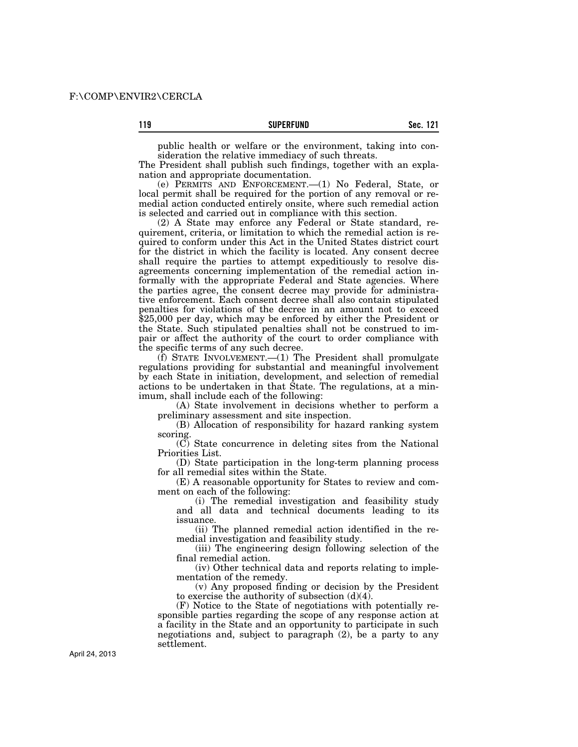public health or welfare or the environment, taking into consideration the relative immediacy of such threats.

The President shall publish such findings, together with an explanation and appropriate documentation.

(e) PERMITS AND ENFORCEMENT.—(1) No Federal, State, or local permit shall be required for the portion of any removal or remedial action conducted entirely onsite, where such remedial action is selected and carried out in compliance with this section.

(2) A State may enforce any Federal or State standard, requirement, criteria, or limitation to which the remedial action is required to conform under this Act in the United States district court for the district in which the facility is located. Any consent decree shall require the parties to attempt expeditiously to resolve disagreements concerning implementation of the remedial action informally with the appropriate Federal and State agencies. Where the parties agree, the consent decree may provide for administrative enforcement. Each consent decree shall also contain stipulated penalties for violations of the decree in an amount not to exceed $25,000 per day, which may be enforced by either the President or the State. Such stipulated penalties shall not be construed to impair or affect the authority of the court to order compliance with the specific terms of any such decree.

(f) STATE INVOLVEMENT.—(1) The President shall promulgate regulations providing for substantial and meaningful involvement by each State in initiation, development, and selection of remedial actions to be undertaken in that State. The regulations, at a minimum, shall include each of the following:

(A) State involvement in decisions whether to perform a preliminary assessment and site inspection.

(B) Allocation of responsibility for hazard ranking system scoring.

(C) State concurrence in deleting sites from the National Priorities List.

(D) State participation in the long-term planning process for all remedial sites within the State.

(E) A reasonable opportunity for States to review and comment on each of the following:

(i) The remedial investigation and feasibility study and all data and technical documents leading to its issuance.

(ii) The planned remedial action identified in the remedial investigation and feasibility study.

(iii) The engineering design following selection of the final remedial action.

(iv) Other technical data and reports relating to implementation of the remedy.

(v) Any proposed finding or decision by the President to exercise the authority of subsection (d)(4).

(F) Notice to the State of negotiations with potentially responsible parties regarding the scope of any response action at a facility in the State and an opportunity to participate in such negotiations and, subject to paragraph (2), be a party to any settlement.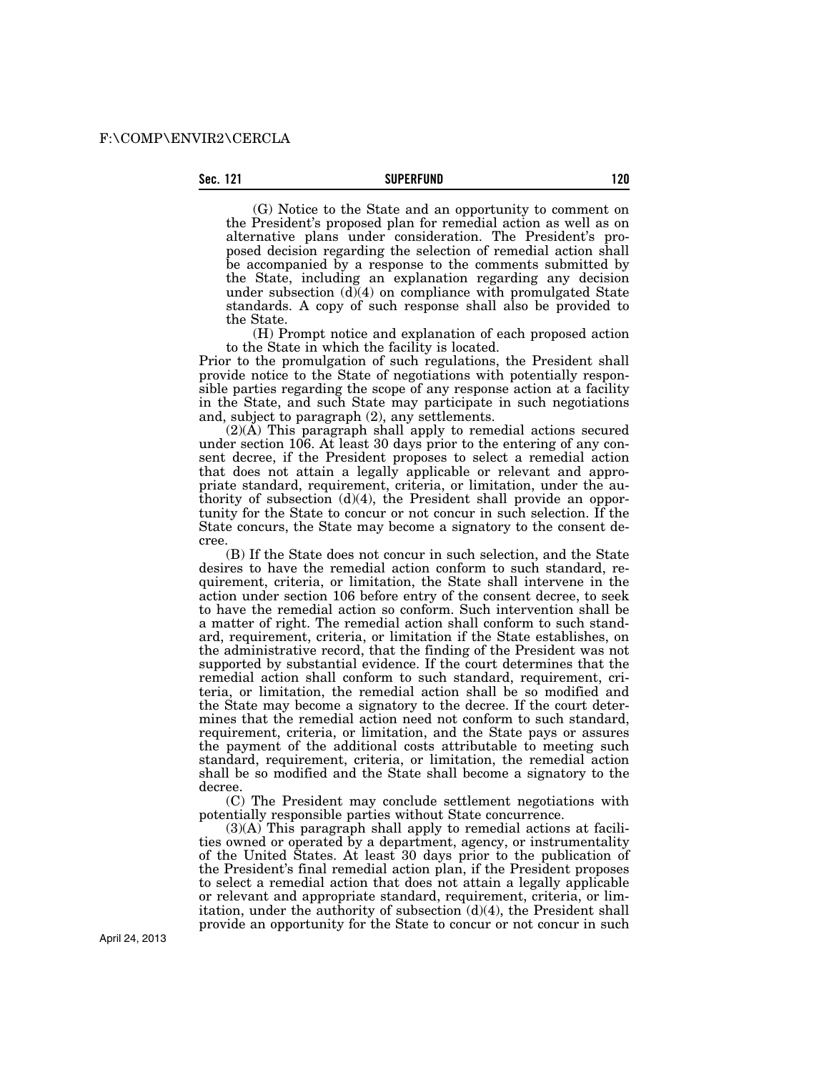(G) Notice to the State and an opportunity to comment on the President's proposed plan for remedial action as well as on alternative plans under consideration. The President's proposed decision regarding the selection of remedial action shall be accompanied by a response to the comments submitted by the State, including an explanation regarding any decision under subsection (d)(4) on compliance with promulgated State standards. A copy of such response shall also be provided to the State.

(H) Prompt notice and explanation of each proposed action to the State in which the facility is located.

Prior to the promulgation of such regulations, the President shall provide notice to the State of negotiations with potentially responsible parties regarding the scope of any response action at a facility in the State, and such State may participate in such negotiations and, subject to paragraph (2), any settlements.

(2)(A) This paragraph shall apply to remedial actions secured under section 106. At least 30 days prior to the entering of any consent decree, if the President proposes to select a remedial action that does not attain a legally applicable or relevant and appropriate standard, requirement, criteria, or limitation, under the authority of subsection (d)(4), the President shall provide an opportunity for the State to concur or not concur in such selection. If the State concurs, the State may become a signatory to the consent decree.

(B) If the State does not concur in such selection, and the State desires to have the remedial action conform to such standard, requirement, criteria, or limitation, the State shall intervene in the action under section 106 before entry of the consent decree, to seek to have the remedial action so conform. Such intervention shall be a matter of right. The remedial action shall conform to such standard, requirement, criteria, or limitation if the State establishes, on the administrative record, that the finding of the President was not supported by substantial evidence. If the court determines that the remedial action shall conform to such standard, requirement, criteria, or limitation, the remedial action shall be so modified and the State may become a signatory to the decree. If the court determines that the remedial action need not conform to such standard, requirement, criteria, or limitation, and the State pays or assures the payment of the additional costs attributable to meeting such standard, requirement, criteria, or limitation, the remedial action shall be so modified and the State shall become a signatory to the decree.

(C) The President may conclude settlement negotiations with potentially responsible parties without State concurrence.

(3)(A) This paragraph shall apply to remedial actions at facilities owned or operated by a department, agency, or instrumentality of the United States. At least 30 days prior to the publication of the President's final remedial action plan, if the President proposes to select a remedial action that does not attain a legally applicable or relevant and appropriate standard, requirement, criteria, or limitation, under the authority of subsection (d)(4), the President shall provide an opportunity for the State to concur or not concur in such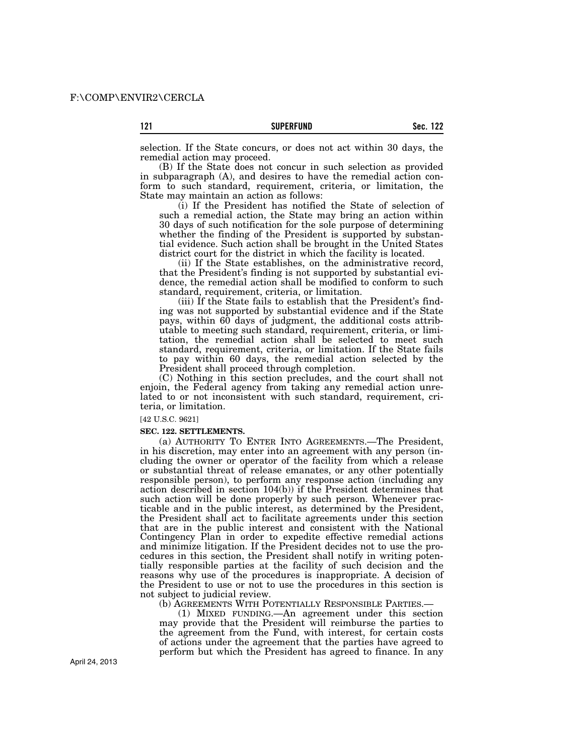selection. If the State concurs, or does not act within 30 days, the remedial action may proceed.

(B) If the State does not concur in such selection as provided in subparagraph (A), and desires to have the remedial action conform to such standard, requirement, criteria, or limitation, the State may maintain an action as follows:

(i) If the President has notified the State of selection of such a remedial action, the State may bring an action within 30 days of such notification for the sole purpose of determining whether the finding of the President is supported by substantial evidence. Such action shall be brought in the United States district court for the district in which the facility is located.

(ii) If the State establishes, on the administrative record, that the President's finding is not supported by substantial evidence, the remedial action shall be modified to conform to such standard, requirement, criteria, or limitation.

(iii) If the State fails to establish that the President's finding was not supported by substantial evidence and if the State pays, within 60 days of judgment, the additional costs attributable to meeting such standard, requirement, criteria, or limitation, the remedial action shall be selected to meet such standard, requirement, criteria, or limitation. If the State fails to pay within 60 days, the remedial action selected by the President shall proceed through completion.

(C) Nothing in this section precludes, and the court shall not enjoin, the Federal agency from taking any remedial action unrelated to or not inconsistent with such standard, requirement, criteria, or limitation.

[42 U.S.C. 9621]

**SEC. 122. SETTLEMENTS.**

(a) AUTHORITY TO ENTER INTO AGREEMENTS.—The President, in his discretion, may enter into an agreement with any person (including the owner or operator of the facility from which a release or substantial threat of release emanates, or any other potentially responsible person), to perform any response action (including any action described in section 104(b)) if the President determines that such action will be done properly by such person. Whenever practicable and in the public interest, as determined by the President, the President shall act to facilitate agreements under this section that are in the public interest and consistent with the National Contingency Plan in order to expedite effective remedial actions and minimize litigation. If the President decides not to use the procedures in this section, the President shall notify in writing potentially responsible parties at the facility of such decision and the reasons why use of the procedures is inappropriate. A decision of the President to use or not to use the procedures in this section is not subject to judicial review.

(b) AGREEMENTS WITH POTENTIALLY RESPONSIBLE PARTIES.—

(1) MIXED FUNDING.—An agreement under this section may provide that the President will reimburse the parties to the agreement from the Fund, with interest, for certain costs of actions under the agreement that the parties have agreed to perform but which the President has agreed to finance. In any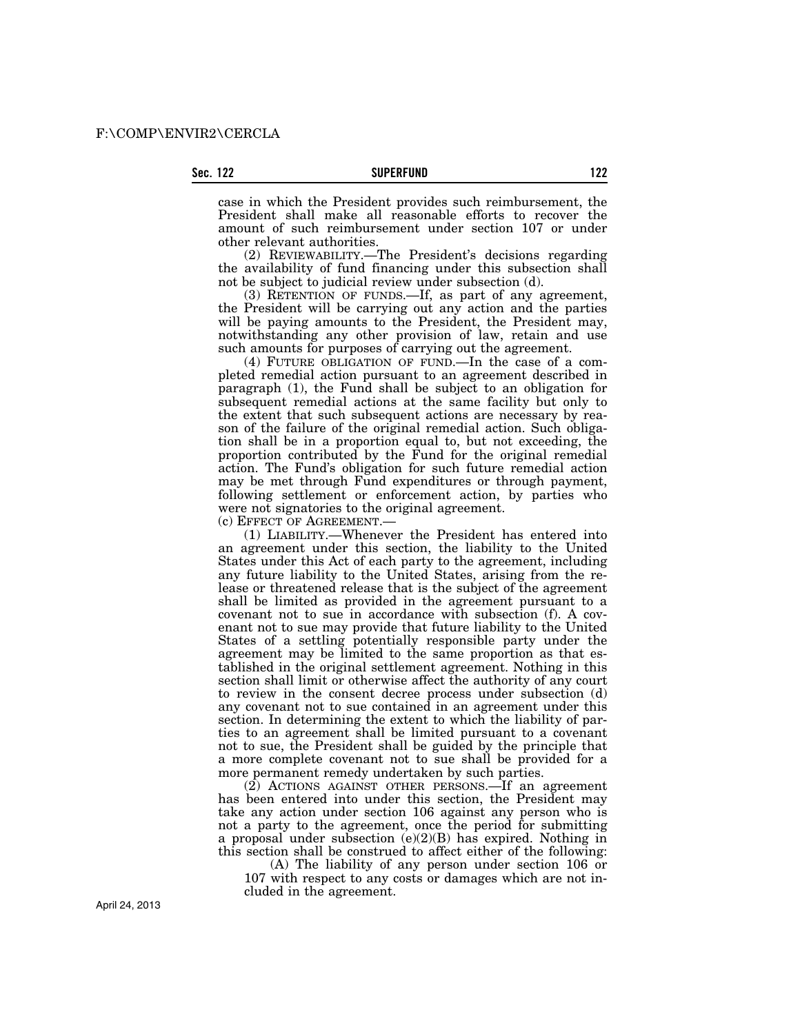case in which the President provides such reimbursement, the President shall make all reasonable efforts to recover the amount of such reimbursement under section 107 or under other relevant authorities.

(2) REVIEWABILITY.—The President's decisions regarding the availability of fund financing under this subsection shall not be subject to judicial review under subsection (d).

(3) RETENTION OF FUNDS.—If, as part of any agreement, the President will be carrying out any action and the parties will be paying amounts to the President, the President may, notwithstanding any other provision of law, retain and use such amounts for purposes of carrying out the agreement.

(4) FUTURE OBLIGATION OF FUND.—In the case of a completed remedial action pursuant to an agreement described in paragraph (1), the Fund shall be subject to an obligation for subsequent remedial actions at the same facility but only to the extent that such subsequent actions are necessary by reason of the failure of the original remedial action. Such obligation shall be in a proportion equal to, but not exceeding, the proportion contributed by the Fund for the original remedial action. The Fund's obligation for such future remedial action may be met through Fund expenditures or through payment, following settlement or enforcement action, by parties who were not signatories to the original agreement.

(c) EFFECT OF AGREEMENT.—

(1) LIABILITY.—Whenever the President has entered into an agreement under this section, the liability to the United States under this Act of each party to the agreement, including any future liability to the United States, arising from the release or threatened release that is the subject of the agreement shall be limited as provided in the agreement pursuant to a covenant not to sue in accordance with subsection (f). A covenant not to sue may provide that future liability to the United States of a settling potentially responsible party under the agreement may be limited to the same proportion as that established in the original settlement agreement. Nothing in this section shall limit or otherwise affect the authority of any court to review in the consent decree process under subsection (d) any covenant not to sue contained in an agreement under this section. In determining the extent to which the liability of parties to an agreement shall be limited pursuant to a covenant not to sue, the President shall be guided by the principle that a more complete covenant not to sue shall be provided for a more permanent remedy undertaken by such parties.

(2) ACTIONS AGAINST OTHER PERSONS.—If an agreement has been entered into under this section, the President may take any action under section 106 against any person who is not a party to the agreement, once the period for submitting a proposal under subsection (e)(2)(B) has expired. Nothing in this section shall be construed to affect either of the following:

(A) The liability of any person under section 106 or 107 with respect to any costs or damages which are not included in the agreement.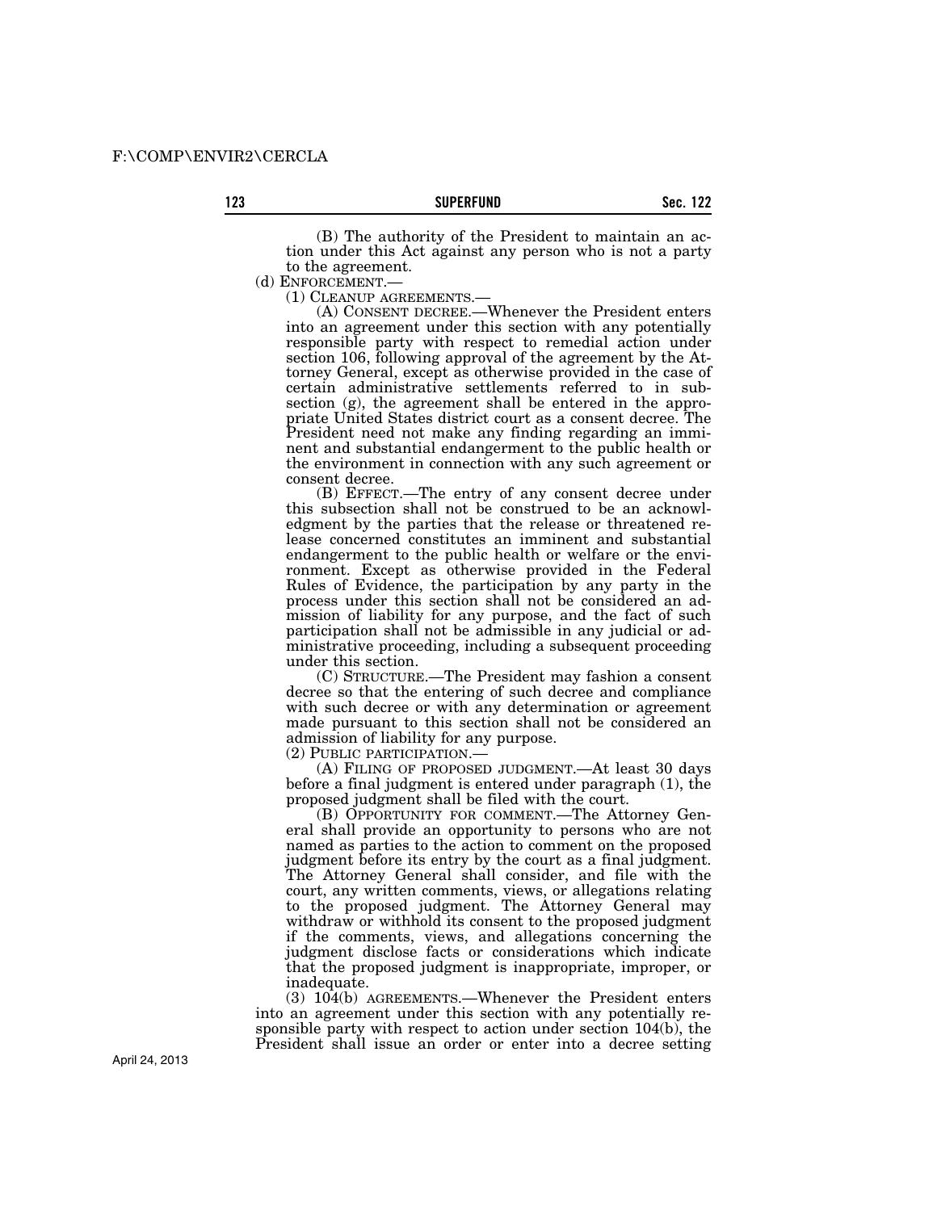(B) The authority of the President to maintain an action under this Act against any person who is not a party to the agreement.

(d) ENFORCEMENT.—

(1) CLEANUP AGREEMENTS.—

(A) CONSENT DECREE.—Whenever the President enters into an agreement under this section with any potentially responsible party with respect to remedial action under section 106, following approval of the agreement by the Attorney General, except as otherwise provided in the case of certain administrative settlements referred to in subsection (g), the agreement shall be entered in the appropriate United States district court as a consent decree. The President need not make any finding regarding an imminent and substantial endangerment to the public health or the environment in connection with any such agreement or consent decree.

(B) EFFECT.—The entry of any consent decree under this subsection shall not be construed to be an acknowledgment by the parties that the release or threatened release concerned constitutes an imminent and substantial endangerment to the public health or welfare or the environment. Except as otherwise provided in the Federal Rules of Evidence, the participation by any party in the process under this section shall not be considered an admission of liability for any purpose, and the fact of such participation shall not be admissible in any judicial or administrative proceeding, including a subsequent proceeding under this section.

(C) STRUCTURE.—The President may fashion a consent decree so that the entering of such decree and compliance with such decree or with any determination or agreement made pursuant to this section shall not be considered an admission of liability for any purpose.

(2) PUBLIC PARTICIPATION.—

(A) FILING OF PROPOSED JUDGMENT.—At least 30 days before a final judgment is entered under paragraph (1), the proposed judgment shall be filed with the court.

(B) OPPORTUNITY FOR COMMENT.—The Attorney General shall provide an opportunity to persons who are not named as parties to the action to comment on the proposed judgment before its entry by the court as a final judgment. The Attorney General shall consider, and file with the court, any written comments, views, or allegations relating to the proposed judgment. The Attorney General may withdraw or withhold its consent to the proposed judgment if the comments, views, and allegations concerning the judgment disclose facts or considerations which indicate that the proposed judgment is inappropriate, improper, or inadequate.

(3) 104(b) AGREEMENTS.—Whenever the President enters into an agreement under this section with any potentially responsible party with respect to action under section 104(b), the President shall issue an order or enter into a decree setting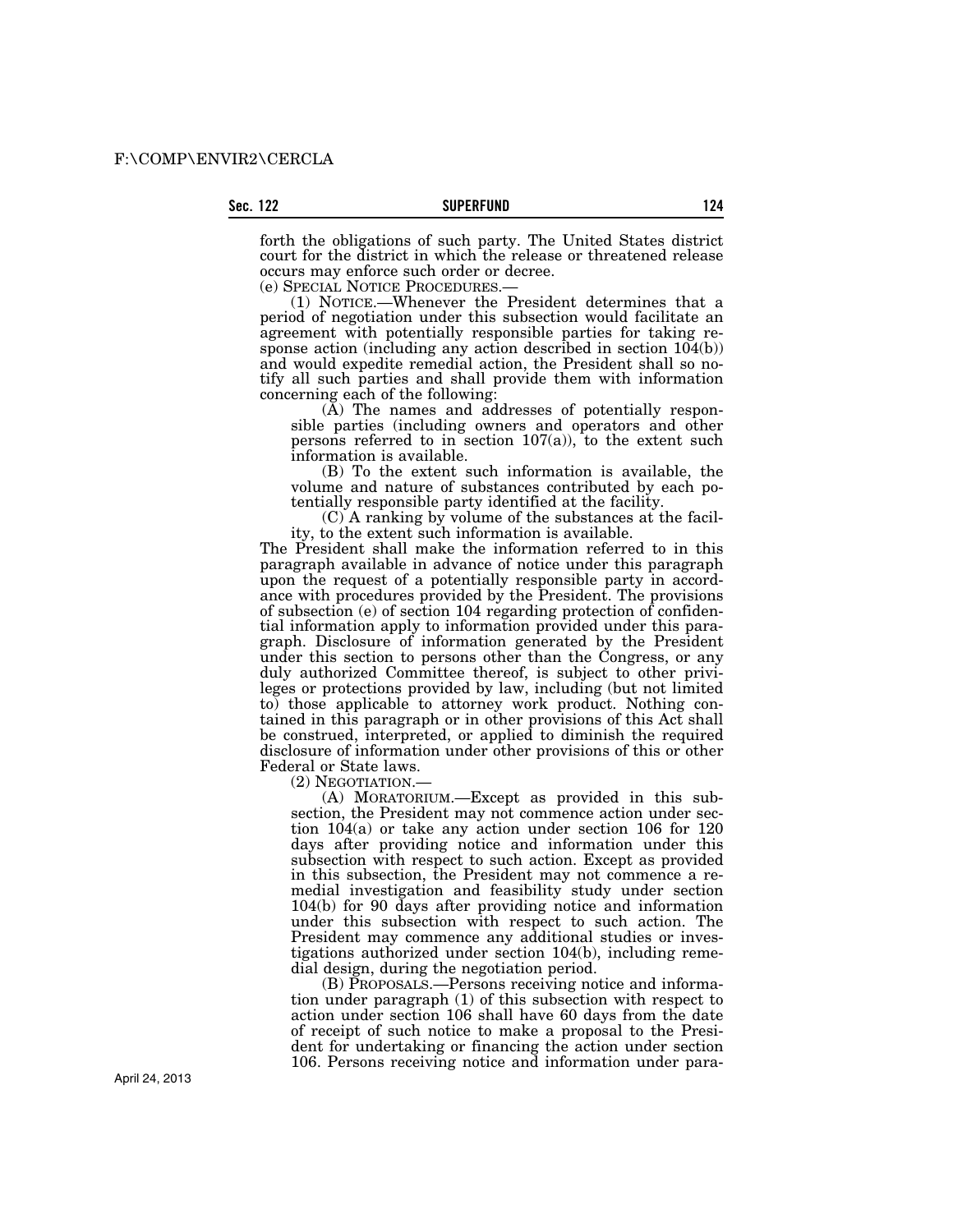forth the obligations of such party. The United States district court for the district in which the release or threatened release occurs may enforce such order or decree.

(e) SPECIAL NOTICE PROCEDURES.—

(1) NOTICE.—Whenever the President determines that a period of negotiation under this subsection would facilitate an agreement with potentially responsible parties for taking response action (including any action described in section 104(b)) and would expedite remedial action, the President shall so notify all such parties and shall provide them with information concerning each of the following:

(A) The names and addresses of potentially responsible parties (including owners and operators and other persons referred to in section 107(a)), to the extent such information is available.

(B) To the extent such information is available, the volume and nature of substances contributed by each potentially responsible party identified at the facility.

(C) A ranking by volume of the substances at the facility, to the extent such information is available.

The President shall make the information referred to in this paragraph available in advance of notice under this paragraph upon the request of a potentially responsible party in accordance with procedures provided by the President. The provisions of subsection (e) of section 104 regarding protection of confidential information apply to information provided under this paragraph. Disclosure of information generated by the President under this section to persons other than the Congress, or any duly authorized Committee thereof, is subject to other privileges or protections provided by law, including (but not limited to) those applicable to attorney work product. Nothing contained in this paragraph or in other provisions of this Act shall be construed, interpreted, or applied to diminish the required disclosure of information under other provisions of this or other Federal or State laws.

(2) NEGOTIATION.—

(A) MORATORIUM.—Except as provided in this subsection, the President may not commence action under section 104(a) or take any action under section 106 for 120 days after providing notice and information under this subsection with respect to such action. Except as provided in this subsection, the President may not commence a remedial investigation and feasibility study under section 104(b) for 90 days after providing notice and information under this subsection with respect to such action. The President may commence any additional studies or investigations authorized under section 104(b), including remedial design, during the negotiation period.

(B) PROPOSALS.—Persons receiving notice and information under paragraph (1) of this subsection with respect to action under section 106 shall have 60 days from the date of receipt of such notice to make a proposal to the President for undertaking or financing the action under section 106. Persons receiving notice and information under para-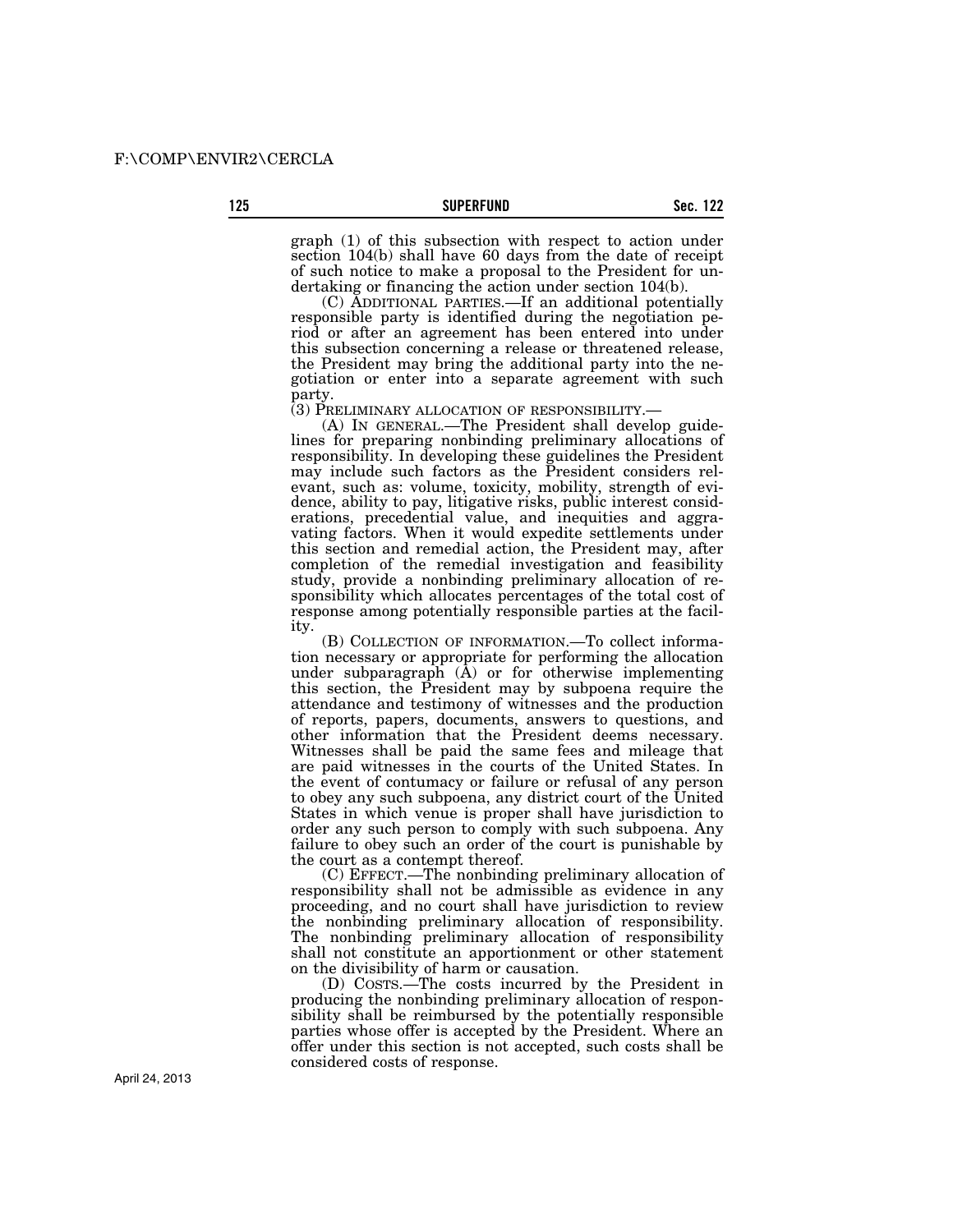graph (1) of this subsection with respect to action under section 104(b) shall have 60 days from the date of receipt of such notice to make a proposal to the President for undertaking or financing the action under section 104(b).

(C) ADDITIONAL PARTIES.—If an additional potentially responsible party is identified during the negotiation period or after an agreement has been entered into under this subsection concerning a release or threatened release, the President may bring the additional party into the negotiation or enter into a separate agreement with such party.

(3) PRELIMINARY ALLOCATION OF RESPONSIBILITY.—

(A) IN GENERAL.—The President shall develop guidelines for preparing nonbinding preliminary allocations of responsibility. In developing these guidelines the President may include such factors as the President considers relevant, such as: volume, toxicity, mobility, strength of evidence, ability to pay, litigative risks, public interest considerations, precedential value, and inequities and aggravating factors. When it would expedite settlements under this section and remedial action, the President may, after completion of the remedial investigation and feasibility study, provide a nonbinding preliminary allocation of responsibility which allocates percentages of the total cost of response among potentially responsible parties at the facility.

(B) COLLECTION OF INFORMATION.—To collect information necessary or appropriate for performing the allocation under subparagraph (A) or for otherwise implementing this section, the President may by subpoena require the attendance and testimony of witnesses and the production of reports, papers, documents, answers to questions, and other information that the President deems necessary. Witnesses shall be paid the same fees and mileage that are paid witnesses in the courts of the United States. In the event of contumacy or failure or refusal of any person to obey any such subpoena, any district court of the United States in which venue is proper shall have jurisdiction to order any such person to comply with such subpoena. Any failure to obey such an order of the court is punishable by the court as a contempt thereof.

(C) EFFECT.—The nonbinding preliminary allocation of responsibility shall not be admissible as evidence in any proceeding, and no court shall have jurisdiction to review the nonbinding preliminary allocation of responsibility. The nonbinding preliminary allocation of responsibility shall not constitute an apportionment or other statement on the divisibility of harm or causation.

(D) COSTS.—The costs incurred by the President in producing the nonbinding preliminary allocation of responsibility shall be reimbursed by the potentially responsible parties whose offer is accepted by the President. Where an offer under this section is not accepted, such costs shall be considered costs of response.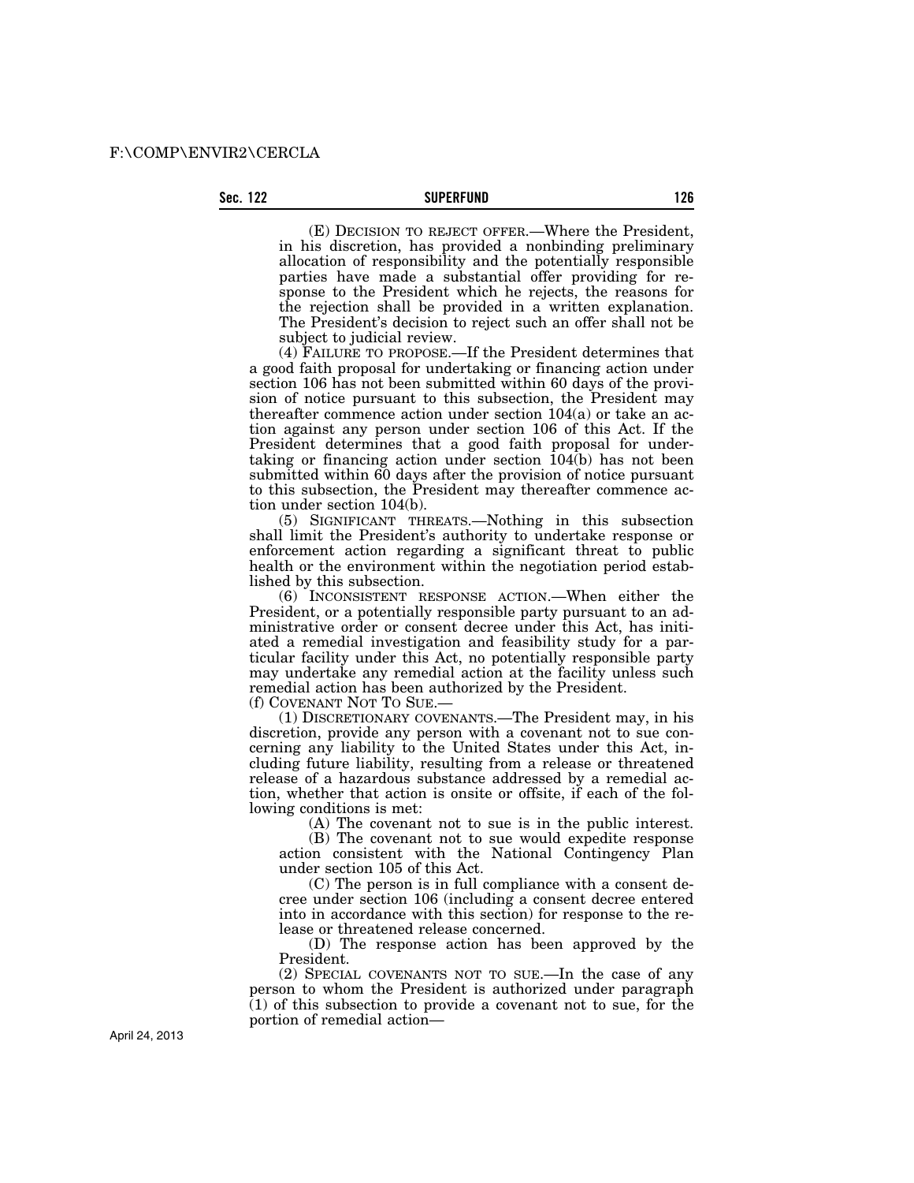(E) DECISION TO REJECT OFFER.—Where the President, in his discretion, has provided a nonbinding preliminary allocation of responsibility and the potentially responsible parties have made a substantial offer providing for response to the President which he rejects, the reasons for the rejection shall be provided in a written explanation. The President's decision to reject such an offer shall not be subject to judicial review.

(4) FAILURE TO PROPOSE.—If the President determines that a good faith proposal for undertaking or financing action under section 106 has not been submitted within 60 days of the provision of notice pursuant to this subsection, the President may thereafter commence action under section 104(a) or take an action against any person under section 106 of this Act. If the President determines that a good faith proposal for undertaking or financing action under section 104(b) has not been submitted within 60 days after the provision of notice pursuant to this subsection, the President may thereafter commence action under section 104(b).

(5) SIGNIFICANT THREATS.—Nothing in this subsection shall limit the President's authority to undertake response or enforcement action regarding a significant threat to public health or the environment within the negotiation period established by this subsection.

(6) INCONSISTENT RESPONSE ACTION.—When either the President, or a potentially responsible party pursuant to an administrative order or consent decree under this Act, has initiated a remedial investigation and feasibility study for a particular facility under this Act, no potentially responsible party may undertake any remedial action at the facility unless such remedial action has been authorized by the President.

(f) COVENANT NOT TO SUE.—

(1) DISCRETIONARY COVENANTS.—The President may, in his discretion, provide any person with a covenant not to sue concerning any liability to the United States under this Act, including future liability, resulting from a release or threatened release of a hazardous substance addressed by a remedial action, whether that action is onsite or offsite, if each of the following conditions is met:

(A) The covenant not to sue is in the public interest.

(B) The covenant not to sue would expedite response action consistent with the National Contingency Plan under section 105 of this Act.

(C) The person is in full compliance with a consent decree under section 106 (including a consent decree entered into in accordance with this section) for response to the release or threatened release concerned.

(D) The response action has been approved by the President.

(2) SPECIAL COVENANTS NOT TO SUE.—In the case of any person to whom the President is authorized under paragraph (1) of this subsection to provide a covenant not to sue, for the portion of remedial action—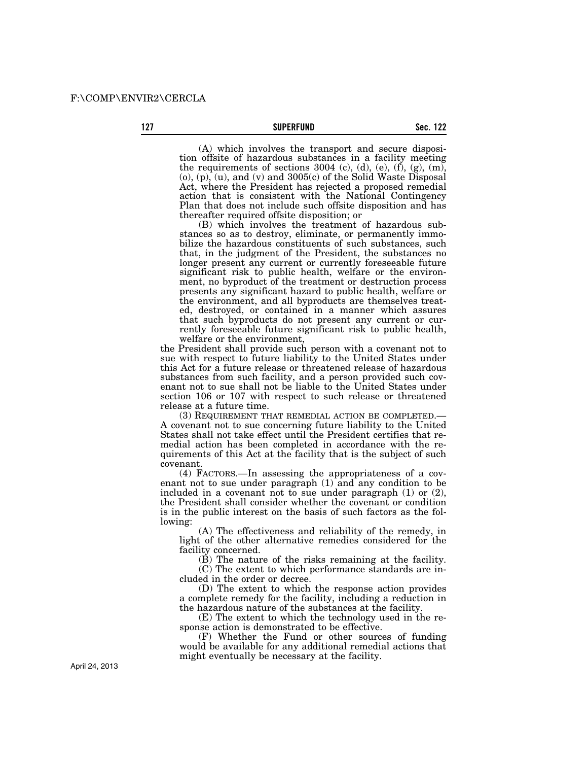(A) which involves the transport and secure disposition offsite of hazardous substances in a facility meeting the requirements of sections 3004 (c), (d), (e), (f), (g), (m), (o), (p), (u), and (v) and 3005(c) of the Solid Waste Disposal Act, where the President has rejected a proposed remedial action that is consistent with the National Contingency Plan that does not include such offsite disposition and has thereafter required offsite disposition; or

(B) which involves the treatment of hazardous substances so as to destroy, eliminate, or permanently immobilize the hazardous constituents of such substances, such that, in the judgment of the President, the substances no longer present any current or currently foreseeable future significant risk to public health, welfare or the environment, no byproduct of the treatment or destruction process presents any significant hazard to public health, welfare or the environment, and all byproducts are themselves treated, destroyed, or contained in a manner which assures that such byproducts do not present any current or currently foreseeable future significant risk to public health, welfare or the environment,

the President shall provide such person with a covenant not to sue with respect to future liability to the United States under this Act for a future release or threatened release of hazardous substances from such facility, and a person provided such covenant not to sue shall not be liable to the United States under section 106 or 107 with respect to such release or threatened release at a future time.

(3) REQUIREMENT THAT REMEDIAL ACTION BE COMPLETED.—A covenant not to sue concerning future liability to the United States shall not take effect until the President certifies that remedial action has been completed in accordance with the requirements of this Act at the facility that is the subject of such covenant.

(4) FACTORS.—In assessing the appropriateness of a covenant not to sue under paragraph (1) and any condition to be included in a covenant not to sue under paragraph (1) or (2), the President shall consider whether the covenant or condition is in the public interest on the basis of such factors as the following:

(A) The effectiveness and reliability of the remedy, in light of the other alternative remedies considered for the facility concerned.

(B) The nature of the risks remaining at the facility.

(C) The extent to which performance standards are included in the order or decree.

(D) The extent to which the response action provides a complete remedy for the facility, including a reduction in the hazardous nature of the substances at the facility.

(E) The extent to which the technology used in the response action is demonstrated to be effective.

(F) Whether the Fund or other sources of funding would be available for any additional remedial actions that might eventually be necessary at the facility.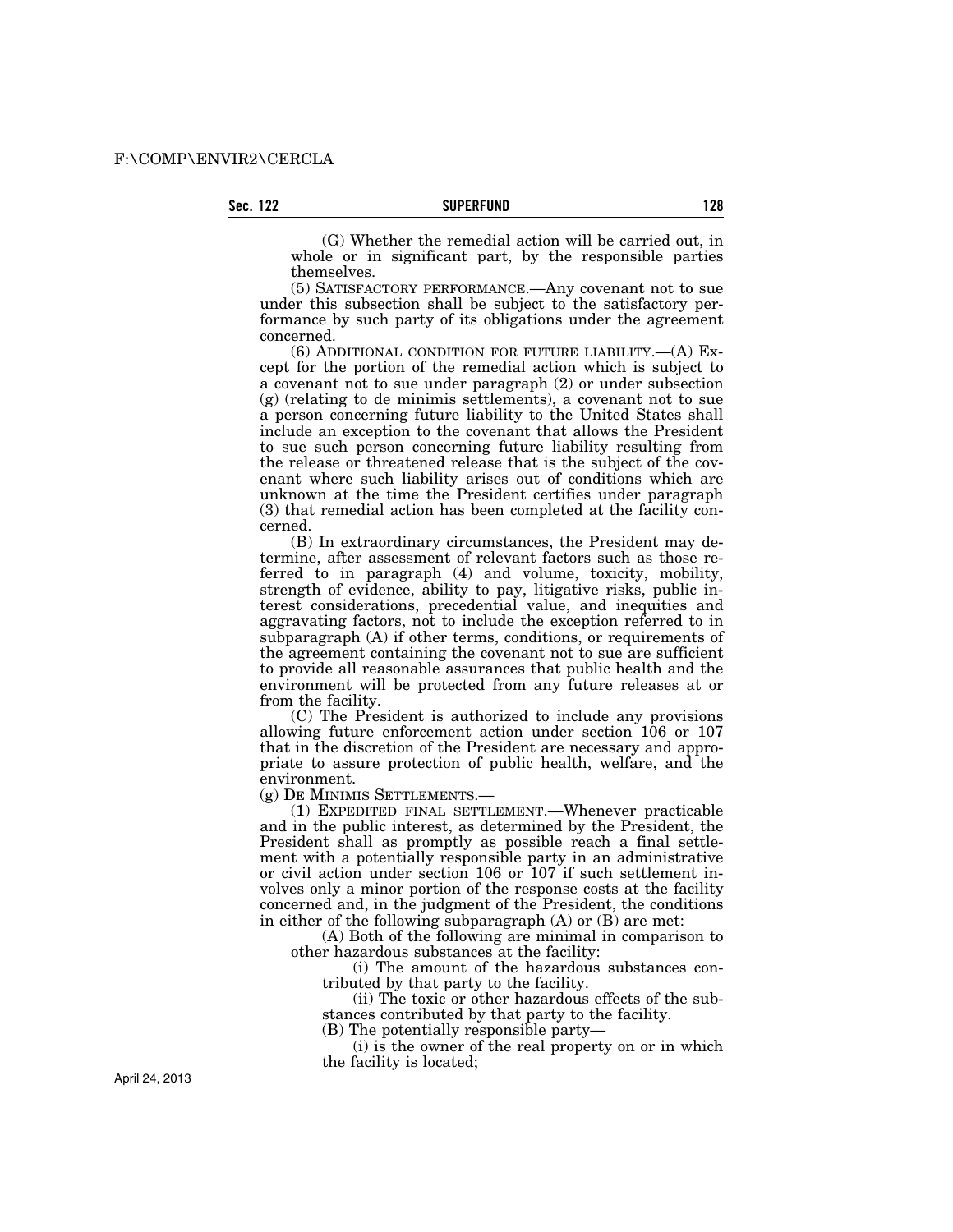(G) Whether the remedial action will be carried out, in whole or in significant part, by the responsible parties themselves.

(5) SATISFACTORY PERFORMANCE.—Any covenant not to sue under this subsection shall be subject to the satisfactory performance by such party of its obligations under the agreement concerned.

(6) ADDITIONAL CONDITION FOR FUTURE LIABILITY.—(A) Except for the portion of the remedial action which is subject to a covenant not to sue under paragraph (2) or under subsection (g) (relating to de minimis settlements), a covenant not to sue a person concerning future liability to the United States shall include an exception to the covenant that allows the President to sue such person concerning future liability resulting from the release or threatened release that is the subject of the covenant where such liability arises out of conditions which are unknown at the time the President certifies under paragraph (3) that remedial action has been completed at the facility concerned.

(B) In extraordinary circumstances, the President may determine, after assessment of relevant factors such as those referred to in paragraph (4) and volume, toxicity, mobility, strength of evidence, ability to pay, litigative risks, public interest considerations, precedential value, and inequities and aggravating factors, not to include the exception referred to in subparagraph (A) if other terms, conditions, or requirements of the agreement containing the covenant not to sue are sufficient to provide all reasonable assurances that public health and the environment will be protected from any future releases at or from the facility.

(C) The President is authorized to include any provisions allowing future enforcement action under section 106 or 107 that in the discretion of the President are necessary and appropriate to assure protection of public health, welfare, and the environment.

(g) DE MINIMIS SETTLEMENTS.—

(1) EXPEDITED FINAL SETTLEMENT.—Whenever practicable and in the public interest, as determined by the President, the President shall as promptly as possible reach a final settlement with a potentially responsible party in an administrative or civil action under section 106 or 107 if such settlement involves only a minor portion of the response costs at the facility concerned and, in the judgment of the President, the conditions in either of the following subparagraph (A) or (B) are met:

(A) Both of the following are minimal in comparison to other hazardous substances at the facility:

(i) The amount of the hazardous substances contributed by that party to the facility.

(ii) The toxic or other hazardous effects of the substances contributed by that party to the facility.

(B) The potentially responsible party—

(i) is the owner of the real property on or in which the facility is located;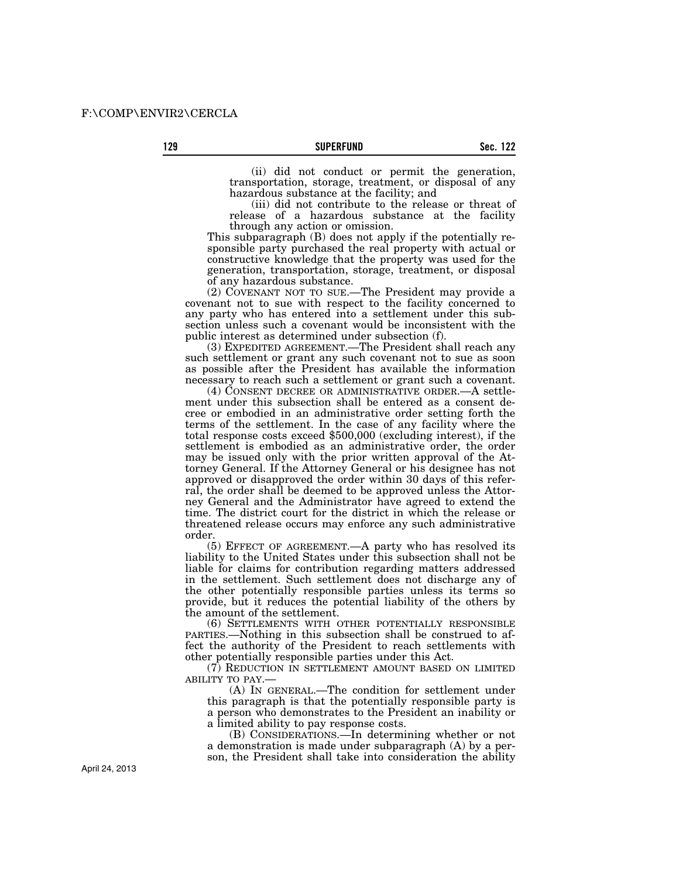(ii) did not conduct or permit the generation, transportation, storage, treatment, or disposal of any hazardous substance at the facility; and

(iii) did not contribute to the release or threat of release of a hazardous substance at the facility through any action or omission.

This subparagraph (B) does not apply if the potentially responsible party purchased the real property with actual or constructive knowledge that the property was used for the generation, transportation, storage, treatment, or disposal of any hazardous substance.

(2) COVENANT NOT TO SUE.—The President may provide a covenant not to sue with respect to the facility concerned to any party who has entered into a settlement under this subsection unless such a covenant would be inconsistent with the public interest as determined under subsection (f).

(3) EXPEDITED AGREEMENT.—The President shall reach any such settlement or grant any such covenant not to sue as soon as possible after the President has available the information necessary to reach such a settlement or grant such a covenant.

(4) CONSENT DECREE OR ADMINISTRATIVE ORDER.—A settlement under this subsection shall be entered as a consent decree or embodied in an administrative order setting forth the terms of the settlement. In the case of any facility where the total response costs exceed $500,000 (excluding interest), if the settlement is embodied as an administrative order, the order may be issued only with the prior written approval of the Attorney General. If the Attorney General or his designee has not approved or disapproved the order within 30 days of this referral, the order shall be deemed to be approved unless the Attorney General and the Administrator have agreed to extend the time. The district court for the district in which the release or threatened release occurs may enforce any such administrative order.

(5) EFFECT OF AGREEMENT.—A party who has resolved its liability to the United States under this subsection shall not be liable for claims for contribution regarding matters addressed in the settlement. Such settlement does not discharge any of the other potentially responsible parties unless its terms so provide, but it reduces the potential liability of the others by the amount of the settlement.

(6) SETTLEMENTS WITH OTHER POTENTIALLY RESPONSIBLE PARTIES.—Nothing in this subsection shall be construed to affect the authority of the President to reach settlements with other potentially responsible parties under this Act.

(7) REDUCTION IN SETTLEMENT AMOUNT BASED ON LIMITED ABILITY TO PAY.—

(A) IN GENERAL.—The condition for settlement under this paragraph is that the potentially responsible party is a person who demonstrates to the President an inability or a limited ability to pay response costs.

(B) CONSIDERATIONS.—In determining whether or not a demonstration is made under subparagraph (A) by a person, the President shall take into consideration the ability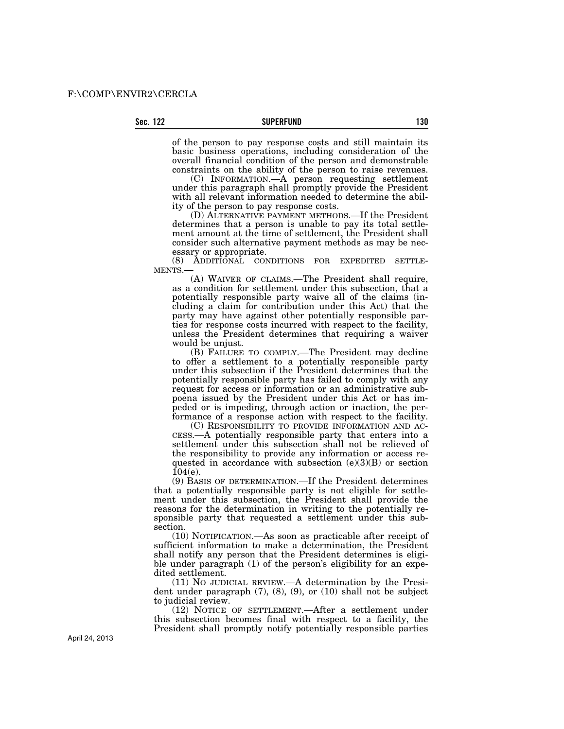of the person to pay response costs and still maintain its basic business operations, including consideration of the overall financial condition of the person and demonstrable constraints on the ability of the person to raise revenues.

(C) INFORMATION.—A person requesting settlement under this paragraph shall promptly provide the President with all relevant information needed to determine the ability of the person to pay response costs.

(D) ALTERNATIVE PAYMENT METHODS.—If the President determines that a person is unable to pay its total settlement amount at the time of settlement, the President shall consider such alternative payment methods as may be necessary or appropriate.

(8) ADDITIONAL CONDITIONS FOR EXPEDITED SETTLEMENTS.—

(A) WAIVER OF CLAIMS.—The President shall require, as a condition for settlement under this subsection, that a potentially responsible party waive all of the claims (including a claim for contribution under this Act) that the party may have against other potentially responsible parties for response costs incurred with respect to the facility, unless the President determines that requiring a waiver would be unjust.

(B) FAILURE TO COMPLY.—The President may decline to offer a settlement to a potentially responsible party under this subsection if the President determines that the potentially responsible party has failed to comply with any request for access or information or an administrative subpoena issued by the President under this Act or has impeded or is impeding, through action or inaction, the performance of a response action with respect to the facility.

(C) RESPONSIBILITY TO PROVIDE INFORMATION AND ACCESS.—A potentially responsible party that enters into a settlement under this subsection shall not be relieved of the responsibility to provide any information or access requested in accordance with subsection (e)(3)(B) or section 104(e).

(9) BASIS OF DETERMINATION.—If the President determines that a potentially responsible party is not eligible for settlement under this subsection, the President shall provide the reasons for the determination in writing to the potentially responsible party that requested a settlement under this subsection.

(10) NOTIFICATION.—As soon as practicable after receipt of sufficient information to make a determination, the President shall notify any person that the President determines is eligible under paragraph (1) of the person's eligibility for an expedited settlement.

(11) NO JUDICIAL REVIEW.—A determination by the President under paragraph (7), (8), (9), or (10) shall not be subject to judicial review.

(12) NOTICE OF SETTLEMENT.—After a settlement under this subsection becomes final with respect to a facility, the President shall promptly notify potentially responsible parties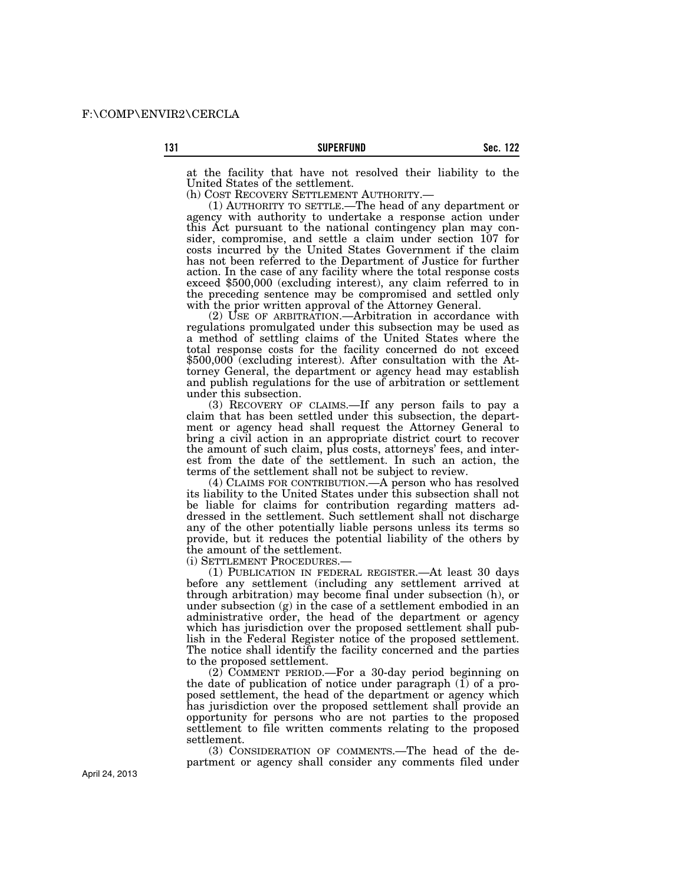at the facility that have not resolved their liability to the United States of the settlement.

(h) COST RECOVERY SETTLEMENT AUTHORITY.—

(1) AUTHORITY TO SETTLE.—The head of any department or agency with authority to undertake a response action under this Act pursuant to the national contingency plan may consider, compromise, and settle a claim under section 107 for costs incurred by the United States Government if the claim has not been referred to the Department of Justice for further action. In the case of any facility where the total response costs exceed $500,000 (excluding interest), any claim referred to in the preceding sentence may be compromised and settled only with the prior written approval of the Attorney General.

(2) USE OF ARBITRATION.—Arbitration in accordance with regulations promulgated under this subsection may be used as a method of settling claims of the United States where the total response costs for the facility concerned do not exceed $500,000 (excluding interest). After consultation with the Attorney General, the department or agency head may establish and publish regulations for the use of arbitration or settlement under this subsection.

(3) RECOVERY OF CLAIMS.—If any person fails to pay a claim that has been settled under this subsection, the department or agency head shall request the Attorney General to bring a civil action in an appropriate district court to recover the amount of such claim, plus costs, attorneys' fees, and interest from the date of the settlement. In such an action, the terms of the settlement shall not be subject to review.

(4) CLAIMS FOR CONTRIBUTION.—A person who has resolved its liability to the United States under this subsection shall not be liable for claims for contribution regarding matters addressed in the settlement. Such settlement shall not discharge any of the other potentially liable persons unless its terms so provide, but it reduces the potential liability of the others by the amount of the settlement.

(i) SETTLEMENT PROCEDURES.—

(1) PUBLICATION IN FEDERAL REGISTER.—At least 30 days before any settlement (including any settlement arrived at through arbitration) may become final under subsection (h), or under subsection (g) in the case of a settlement embodied in an administrative order, the head of the department or agency which has jurisdiction over the proposed settlement shall publish in the Federal Register notice of the proposed settlement. The notice shall identify the facility concerned and the parties to the proposed settlement.

(2) COMMENT PERIOD.—For a 30-day period beginning on the date of publication of notice under paragraph (1) of a proposed settlement, the head of the department or agency which has jurisdiction over the proposed settlement shall provide an opportunity for persons who are not parties to the proposed settlement to file written comments relating to the proposed settlement.

(3) CONSIDERATION OF COMMENTS.—The head of the department or agency shall consider any comments filed under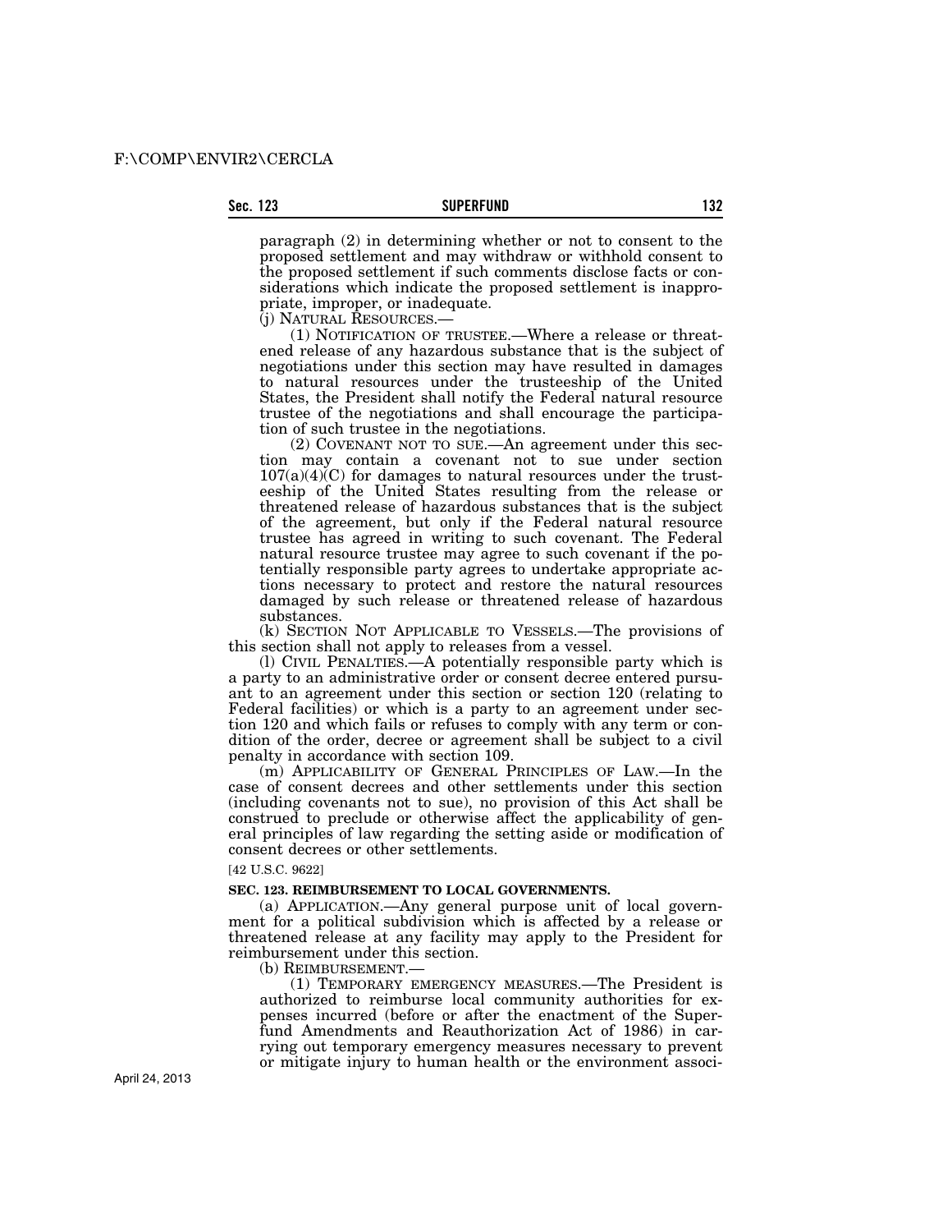paragraph (2) in determining whether or not to consent to the proposed settlement and may withdraw or withhold consent to the proposed settlement if such comments disclose facts or considerations which indicate the proposed settlement is inappropriate, improper, or inadequate.

(j) NATURAL RESOURCES.—

(1) NOTIFICATION OF TRUSTEE.—Where a release or threatened release of any hazardous substance that is the subject of negotiations under this section may have resulted in damages to natural resources under the trusteeship of the United States, the President shall notify the Federal natural resource trustee of the negotiations and shall encourage the participation of such trustee in the negotiations.

(2) COVENANT NOT TO SUE.—An agreement under this section may contain a covenant not to sue under section 107(a)(4)(C) for damages to natural resources under the trusteeship of the United States resulting from the release or threatened release of hazardous substances that is the subject of the agreement, but only if the Federal natural resource trustee has agreed in writing to such covenant. The Federal natural resource trustee may agree to such covenant if the potentially responsible party agrees to undertake appropriate actions necessary to protect and restore the natural resources damaged by such release or threatened release of hazardous substances.

(k) SECTION NOT APPLICABLE TO VESSELS.—The provisions of this section shall not apply to releases from a vessel.

(l) CIVIL PENALTIES.—A potentially responsible party which is a party to an administrative order or consent decree entered pursuant to an agreement under this section or section 120 (relating to Federal facilities) or which is a party to an agreement under section 120 and which fails or refuses to comply with any term or condition of the order, decree or agreement shall be subject to a civil penalty in accordance with section 109.

(m) APPLICABILITY OF GENERAL PRINCIPLES OF LAW.—In the case of consent decrees and other settlements under this section (including covenants not to sue), no provision of this Act shall be construed to preclude or otherwise affect the applicability of general principles of law regarding the setting aside or modification of consent decrees or other settlements.

[42 U.S.C. 9622]

**SEC. 123. REIMBURSEMENT TO LOCAL GOVERNMENTS.**

(a) APPLICATION.—Any general purpose unit of local government for a political subdivision which is affected by a release or threatened release at any facility may apply to the President for reimbursement under this section.

(b) REIMBURSEMENT.—

(1) TEMPORARY EMERGENCY MEASURES.—The President is authorized to reimburse local community authorities for expenses incurred (before or after the enactment of the Superfund Amendments and Reauthorization Act of 1986) in carrying out temporary emergency measures necessary to prevent or mitigate injury to human health or the environment associ-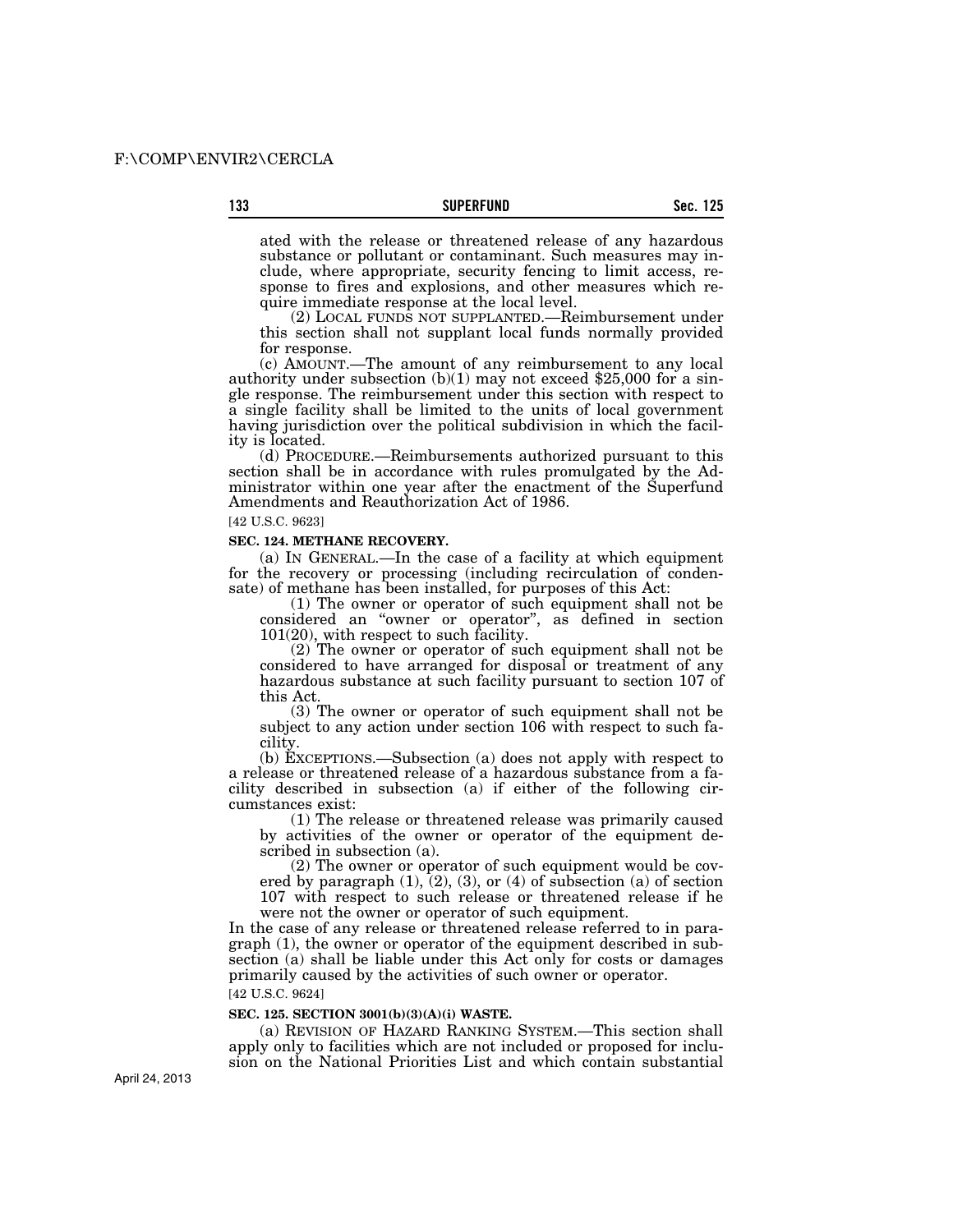ated with the release or threatened release of any hazardous substance or pollutant or contaminant. Such measures may include, where appropriate, security fencing to limit access, response to fires and explosions, and other measures which require immediate response at the local level.

(2) LOCAL FUNDS NOT SUPPLANTED.—Reimbursement under this section shall not supplant local funds normally provided for response.

(c) AMOUNT.—The amount of any reimbursement to any local authority under subsection (b)(1) may not exceed $25,000 for a single response. The reimbursement under this section with respect to a single facility shall be limited to the units of local government having jurisdiction over the political subdivision in which the facility is located.

(d) PROCEDURE.—Reimbursements authorized pursuant to this section shall be in accordance with rules promulgated by the Administrator within one year after the enactment of the Superfund Amendments and Reauthorization Act of 1986.

[42 U.S.C. 9623]

**SEC. 124. METHANE RECOVERY.**

(a) IN GENERAL.—In the case of a facility at which equipment for the recovery or processing (including recirculation of condensate) of methane has been installed, for purposes of this Act:

(1) The owner or operator of such equipment shall not be considered an "owner or operator", as defined in section 101(20), with respect to such facility.

(2) The owner or operator of such equipment shall not be considered to have arranged for disposal or treatment of any hazardous substance at such facility pursuant to section 107 of this Act.

(3) The owner or operator of such equipment shall not be subject to any action under section 106 with respect to such facility.

(b) EXCEPTIONS.—Subsection (a) does not apply with respect to a release or threatened release of a hazardous substance from a facility described in subsection (a) if either of the following circumstances exist:

(1) The release or threatened release was primarily caused by activities of the owner or operator of the equipment described in subsection (a).

(2) The owner or operator of such equipment would be covered by paragraph (1), (2), (3), or (4) of subsection (a) of section 107 with respect to such release or threatened release if he were not the owner or operator of such equipment.

In the case of any release or threatened release referred to in paragraph (1), the owner or operator of the equipment described in subsection (a) shall be liable under this Act only for costs or damages primarily caused by the activities of such owner or operator.

[42 U.S.C. 9624]

**SEC. 125. SECTION 3001(b)(3)(A)(i) WASTE.**

(a) REVISION OF HAZARD RANKING SYSTEM.—This section shall apply only to facilities which are not included or proposed for inclusion on the National Priorities List and which contain substantial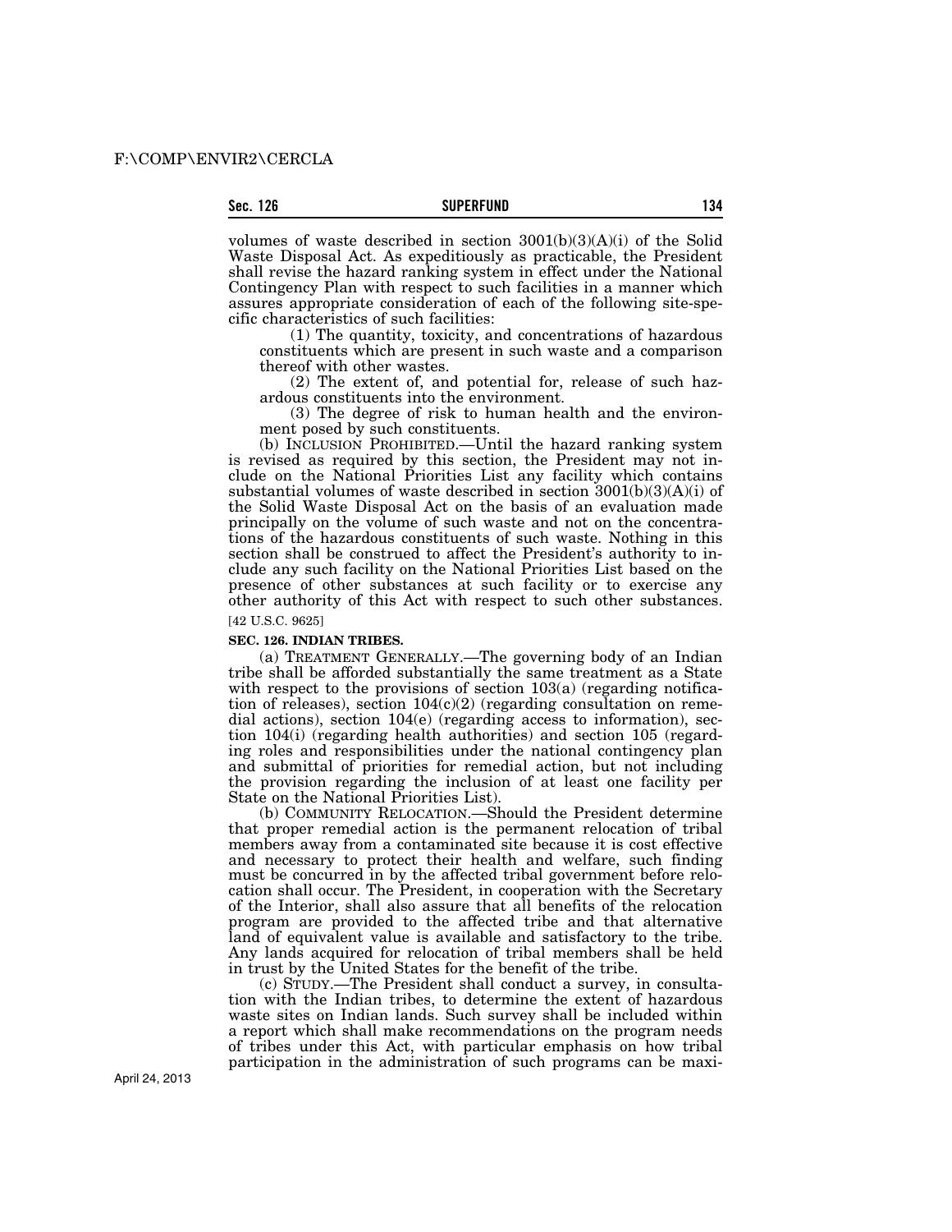volumes of waste described in section 3001(b)(3)(A)(i) of the Solid Waste Disposal Act. As expeditiously as practicable, the President shall revise the hazard ranking system in effect under the National Contingency Plan with respect to such facilities in a manner which assures appropriate consideration of each of the following site-specific characteristics of such facilities:

(1) The quantity, toxicity, and concentrations of hazardous constituents which are present in such waste and a comparison thereof with other wastes.

(2) The extent of, and potential for, release of such hazardous constituents into the environment.

(3) The degree of risk to human health and the environment posed by such constituents.

(b) INCLUSION PROHIBITED.—Until the hazard ranking system is revised as required by this section, the President may not include on the National Priorities List any facility which contains substantial volumes of waste described in section 3001(b)(3)(A)(i) of the Solid Waste Disposal Act on the basis of an evaluation made principally on the volume of such waste and not on the concentrations of the hazardous constituents of such waste. Nothing in this section shall be construed to affect the President's authority to include any such facility on the National Priorities List based on the presence of other substances at such facility or to exercise any other authority of this Act with respect to such other substances.

[42 U.S.C. 9625]

**SEC. 126. INDIAN TRIBES.**

(a) TREATMENT GENERALLY.—The governing body of an Indian tribe shall be afforded substantially the same treatment as a State with respect to the provisions of section 103(a) (regarding notification of releases), section 104(c)(2) (regarding consultation on remedial actions), section 104(e) (regarding access to information), section 104(i) (regarding health authorities) and section 105 (regarding roles and responsibilities under the national contingency plan and submittal of priorities for remedial action, but not including the provision regarding the inclusion of at least one facility per State on the National Priorities List).

(b) COMMUNITY RELOCATION.—Should the President determine that proper remedial action is the permanent relocation of tribal members away from a contaminated site because it is cost effective and necessary to protect their health and welfare, such finding must be concurred in by the affected tribal government before relocation shall occur. The President, in cooperation with the Secretary of the Interior, shall also assure that all benefits of the relocation program are provided to the affected tribe and that alternative land of equivalent value is available and satisfactory to the tribe. Any lands acquired for relocation of tribal members shall be held in trust by the United States for the benefit of the tribe.

(c) STUDY.—The President shall conduct a survey, in consultation with the Indian tribes, to determine the extent of hazardous waste sites on Indian lands. Such survey shall be included within a report which shall make recommendations on the program needs of tribes under this Act, with particular emphasis on how tribal participation in the administration of such programs can be maxi-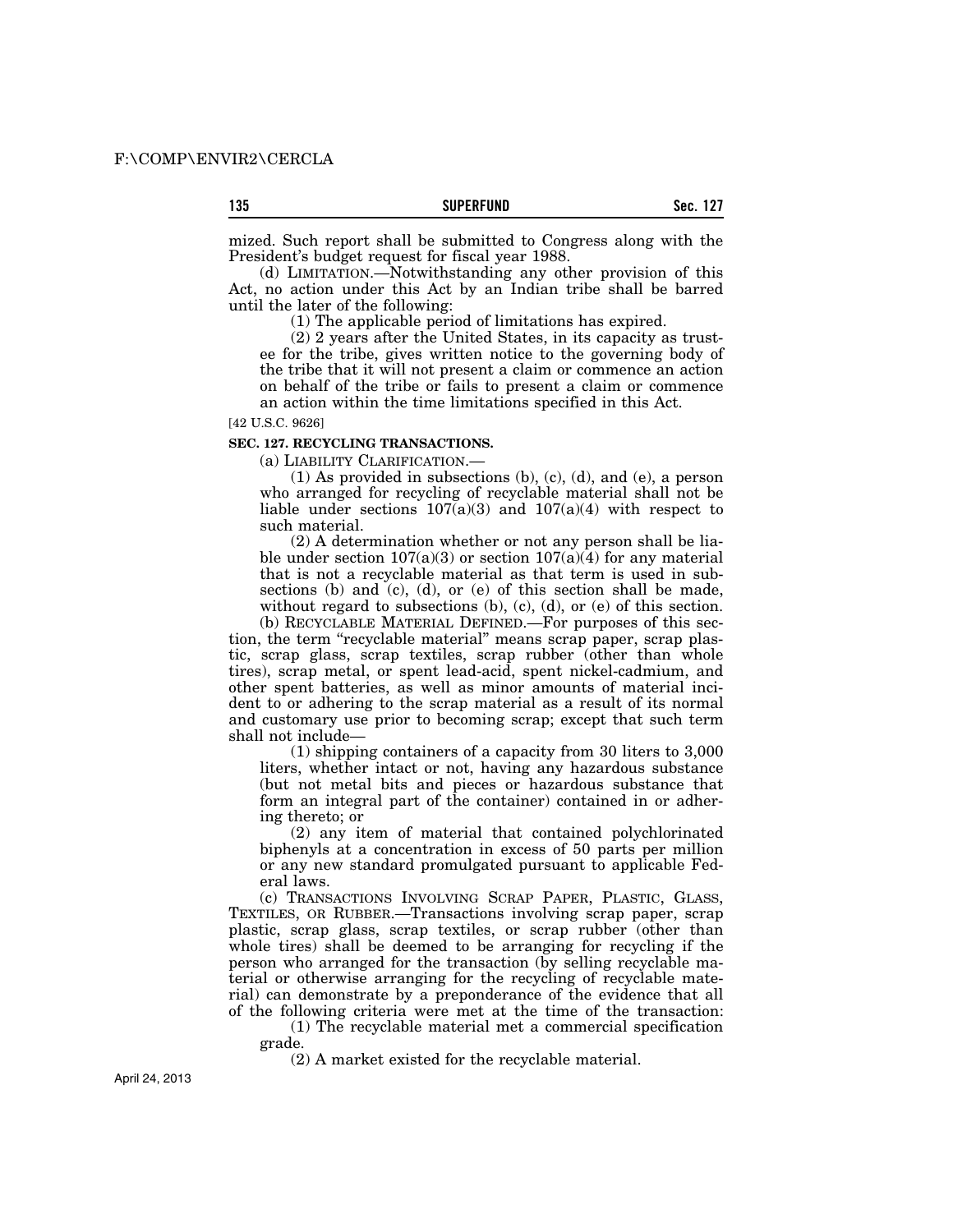mized. Such report shall be submitted to Congress along with the President's budget request for fiscal year 1988.

(d) LIMITATION.—Notwithstanding any other provision of this Act, no action under this Act by an Indian tribe shall be barred until the later of the following:

(1) The applicable period of limitations has expired.

(2) 2 years after the United States, in its capacity as trustee for the tribe, gives written notice to the governing body of the tribe that it will not present a claim or commence an action on behalf of the tribe or fails to present a claim or commence an action within the time limitations specified in this Act.

[42 U.S.C. 9626]

**SEC. 127. RECYCLING TRANSACTIONS.**

(a) LIABILITY CLARIFICATION.—

(1) As provided in subsections (b), (c), (d), and (e), a person who arranged for recycling of recyclable material shall not be liable under sections 107(a)(3) and 107(a)(4) with respect to such material.

(2) A determination whether or not any person shall be liable under section 107(a)(3) or section 107(a)(4) for any material that is not a recyclable material as that term is used in subsections (b) and (c), (d), or (e) of this section shall be made, without regard to subsections (b), (c), (d), or (e) of this section.

(b) RECYCLABLE MATERIAL DEFINED.—For purposes of this section, the term "recyclable material" means scrap paper, scrap plastic, scrap glass, scrap textiles, scrap rubber (other than whole tires), scrap metal, or spent lead-acid, spent nickel-cadmium, and other spent batteries, as well as minor amounts of material incident to or adhering to the scrap material as a result of its normal and customary use prior to becoming scrap; except that such term shall not include—

(1) shipping containers of a capacity from 30 liters to 3,000 liters, whether intact or not, having any hazardous substance (but not metal bits and pieces or hazardous substance that form an integral part of the container) contained in or adhering thereto; or

(2) any item of material that contained polychlorinated biphenyls at a concentration in excess of 50 parts per million or any new standard promulgated pursuant to applicable Federal laws.

(c) TRANSACTIONS INVOLVING SCRAP PAPER, PLASTIC, GLASS, TEXTILES, OR RUBBER.—Transactions involving scrap paper, scrap plastic, scrap glass, scrap textiles, or scrap rubber (other than whole tires) shall be deemed to be arranging for recycling if the person who arranged for the transaction (by selling recyclable material or otherwise arranging for the recycling of recyclable material) can demonstrate by a preponderance of the evidence that all of the following criteria were met at the time of the transaction:

(1) The recyclable material met a commercial specification grade.

(2) A market existed for the recyclable material.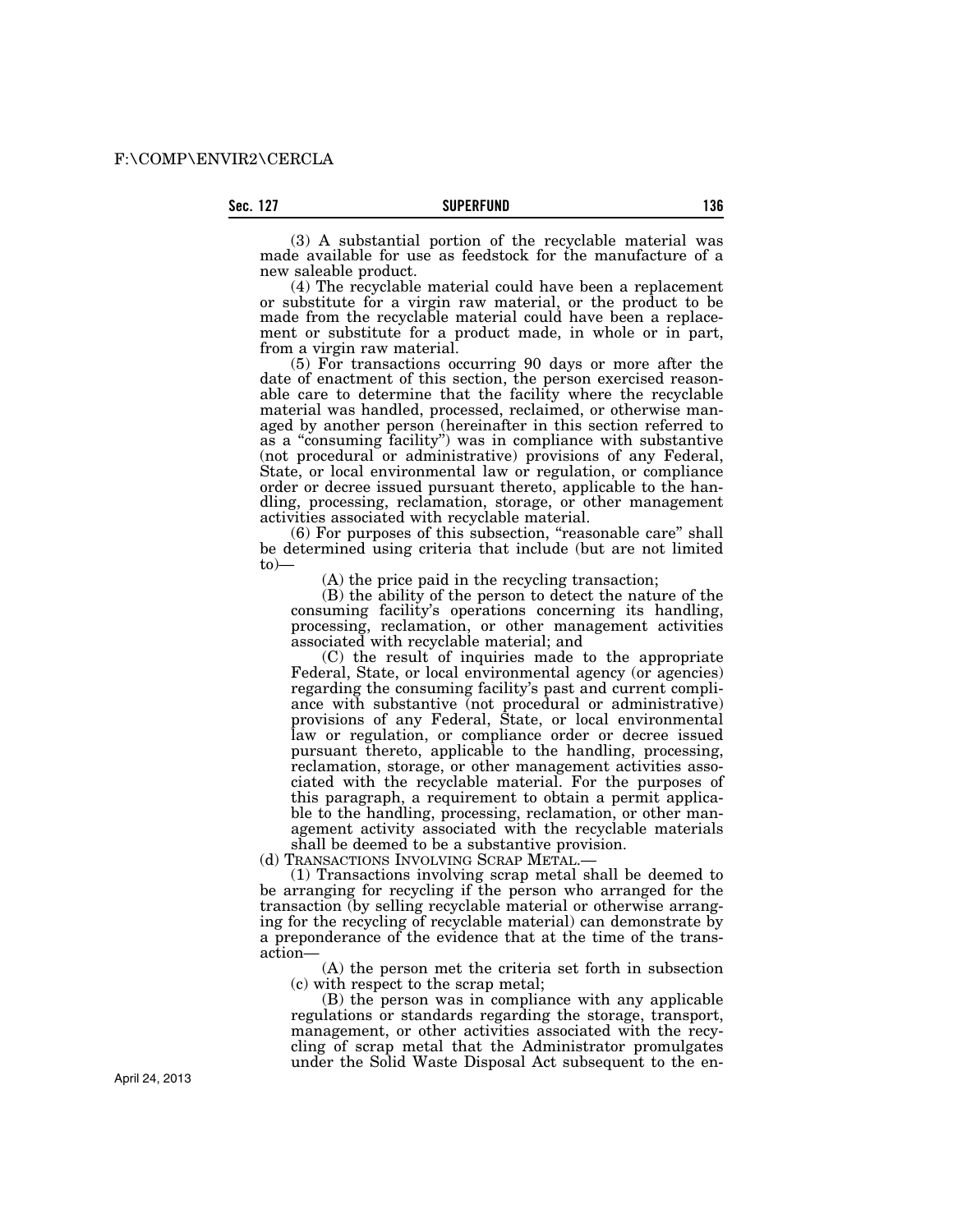(3) A substantial portion of the recyclable material was made available for use as feedstock for the manufacture of a new saleable product.

(4) The recyclable material could have been a replacement or substitute for a virgin raw material, or the product to be made from the recyclable material could have been a replacement or substitute for a product made, in whole or in part, from a virgin raw material.

(5) For transactions occurring 90 days or more after the date of enactment of this section, the person exercised reasonable care to determine that the facility where the recyclable material was handled, processed, reclaimed, or otherwise managed by another person (hereinafter in this section referred to as a "consuming facility") was in compliance with substantive (not procedural or administrative) provisions of any Federal, State, or local environmental law or regulation, or compliance order or decree issued pursuant thereto, applicable to the handling, processing, reclamation, storage, or other management activities associated with recyclable material.

(6) For purposes of this subsection, "reasonable care" shall be determined using criteria that include (but are not limited to)—

(A) the price paid in the recycling transaction;

(B) the ability of the person to detect the nature of the consuming facility's operations concerning its handling, processing, reclamation, or other management activities associated with recyclable material; and

(C) the result of inquiries made to the appropriate Federal, State, or local environmental agency (or agencies) regarding the consuming facility's past and current compliance with substantive (not procedural or administrative) provisions of any Federal, State, or local environmental law or regulation, or compliance order or decree issued pursuant thereto, applicable to the handling, processing, reclamation, storage, or other management activities associated with the recyclable material. For the purposes of this paragraph, a requirement to obtain a permit applicable to the handling, processing, reclamation, or other management activity associated with the recyclable materials shall be deemed to be a substantive provision.

(d) TRANSACTIONS INVOLVING SCRAP METAL.—

(1) Transactions involving scrap metal shall be deemed to be arranging for recycling if the person who arranged for the transaction (by selling recyclable material or otherwise arranging for the recycling of recyclable material) can demonstrate by a preponderance of the evidence that at the time of the transaction—

(A) the person met the criteria set forth in subsection (c) with respect to the scrap metal;

(B) the person was in compliance with any applicable regulations or standards regarding the storage, transport, management, or other activities associated with the recycling of scrap metal that the Administrator promulgates under the Solid Waste Disposal Act subsequent to the en-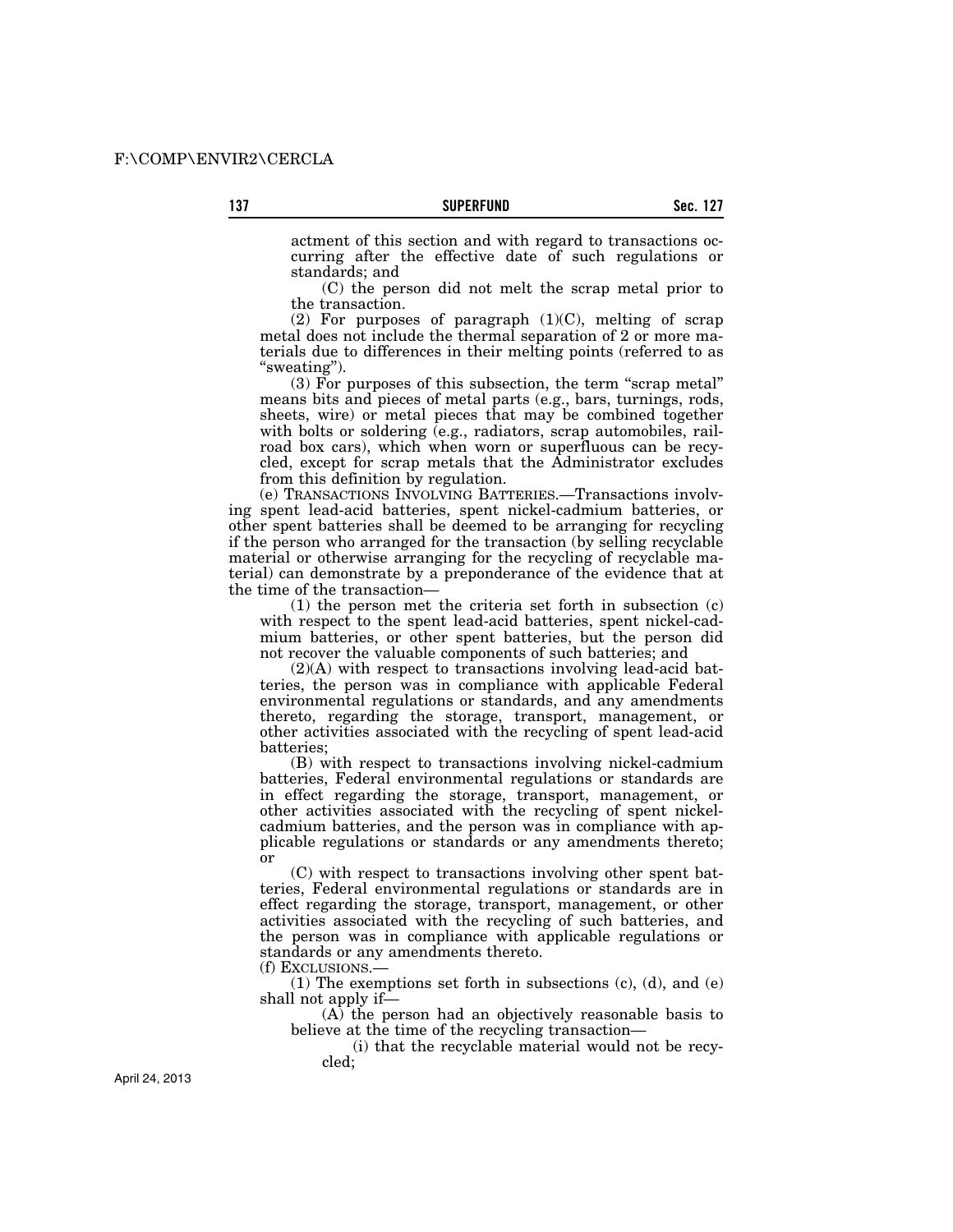actment of this section and with regard to transactions occurring after the effective date of such regulations or standards; and

(C) the person did not melt the scrap metal prior to the transaction.

(2) For purposes of paragraph (1)(C), melting of scrap metal does not include the thermal separation of 2 or more materials due to differences in their melting points (referred to as "sweating").

(3) For purposes of this subsection, the term "scrap metal" means bits and pieces of metal parts (e.g., bars, turnings, rods, sheets, wire) or metal pieces that may be combined together with bolts or soldering (e.g., radiators, scrap automobiles, railroad box cars), which when worn or superfluous can be recycled, except for scrap metals that the Administrator excludes from this definition by regulation.

(e) TRANSACTIONS INVOLVING BATTERIES.—Transactions involving spent lead-acid batteries, spent nickel-cadmium batteries, or other spent batteries shall be deemed to be arranging for recycling if the person who arranged for the transaction (by selling recyclable material or otherwise arranging for the recycling of recyclable material) can demonstrate by a preponderance of the evidence that at the time of the transaction—

(1) the person met the criteria set forth in subsection (c) with respect to the spent lead-acid batteries, spent nickel-cadmium batteries, or other spent batteries, but the person did not recover the valuable components of such batteries; and

(2)(A) with respect to transactions involving lead-acid batteries, the person was in compliance with applicable Federal environmental regulations or standards, and any amendments thereto, regarding the storage, transport, management, or other activities associated with the recycling of spent lead-acid batteries;

(B) with respect to transactions involving nickel-cadmium batteries, Federal environmental regulations or standards are in effect regarding the storage, transport, management, or other activities associated with the recycling of spent nickel-cadmium batteries, and the person was in compliance with applicable regulations or standards or any amendments thereto; or

(C) with respect to transactions involving other spent batteries, Federal environmental regulations or standards are in effect regarding the storage, transport, management, or other activities associated with the recycling of such batteries, and the person was in compliance with applicable regulations or standards or any amendments thereto.

(f) EXCLUSIONS.—

(1) The exemptions set forth in subsections (c), (d), and (e) shall not apply if—

(A) the person had an objectively reasonable basis to believe at the time of the recycling transaction—

(i) that the recyclable material would not be recycled;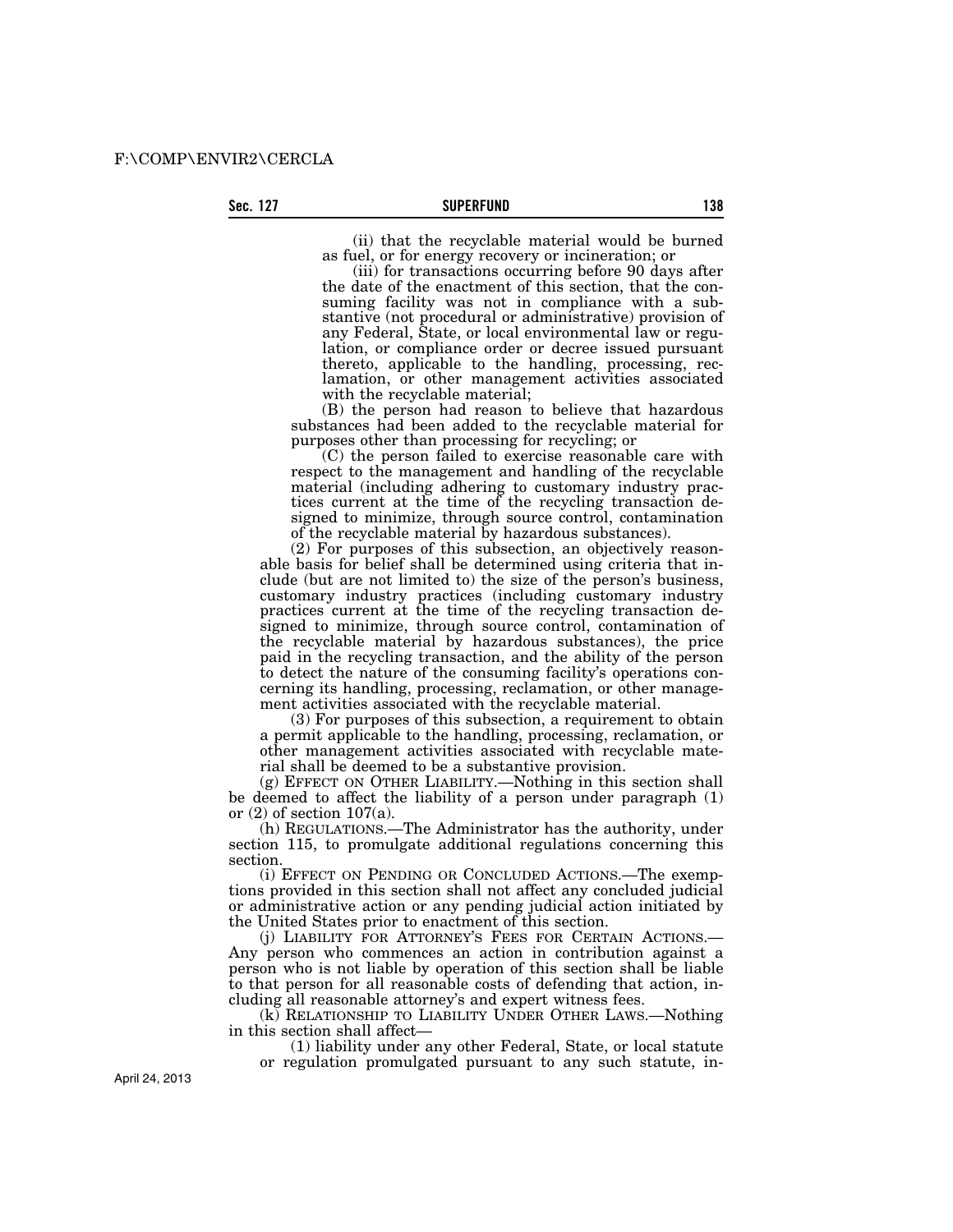(ii) that the recyclable material would be burned as fuel, or for energy recovery or incineration; or

(iii) for transactions occurring before 90 days after the date of the enactment of this section, that the consuming facility was not in compliance with a substantive (not procedural or administrative) provision of any Federal, State, or local environmental law or regulation, or compliance order or decree issued pursuant thereto, applicable to the handling, processing, reclamation, or other management activities associated with the recyclable material;

(B) the person had reason to believe that hazardous substances had been added to the recyclable material for purposes other than processing for recycling; or

(C) the person failed to exercise reasonable care with respect to the management and handling of the recyclable material (including adhering to customary industry practices current at the time of the recycling transaction designed to minimize, through source control, contamination of the recyclable material by hazardous substances).

(2) For purposes of this subsection, an objectively reasonable basis for belief shall be determined using criteria that include (but are not limited to) the size of the person's business, customary industry practices (including customary industry practices current at the time of the recycling transaction designed to minimize, through source control, contamination of the recyclable material by hazardous substances), the price paid in the recycling transaction, and the ability of the person to detect the nature of the consuming facility's operations concerning its handling, processing, reclamation, or other management activities associated with the recyclable material.

(3) For purposes of this subsection, a requirement to obtain a permit applicable to the handling, processing, reclamation, or other management activities associated with recyclable material shall be deemed to be a substantive provision.

(g) EFFECT ON OTHER LIABILITY.—Nothing in this section shall be deemed to affect the liability of a person under paragraph (1) or (2) of section 107(a).

(h) REGULATIONS.—The Administrator has the authority, under section 115, to promulgate additional regulations concerning this section.

(i) EFFECT ON PENDING OR CONCLUDED ACTIONS.—The exemptions provided in this section shall not affect any concluded judicial or administrative action or any pending judicial action initiated by the United States prior to enactment of this section.

(j) LIABILITY FOR ATTORNEY'S FEES FOR CERTAIN ACTIONS.—Any person who commences an action in contribution against a person who is not liable by operation of this section shall be liable to that person for all reasonable costs of defending that action, including all reasonable attorney's and expert witness fees.

(k) RELATIONSHIP TO LIABILITY UNDER OTHER LAWS.—Nothing in this section shall affect—

(1) liability under any other Federal, State, or local statute or regulation promulgated pursuant to any such statute, in-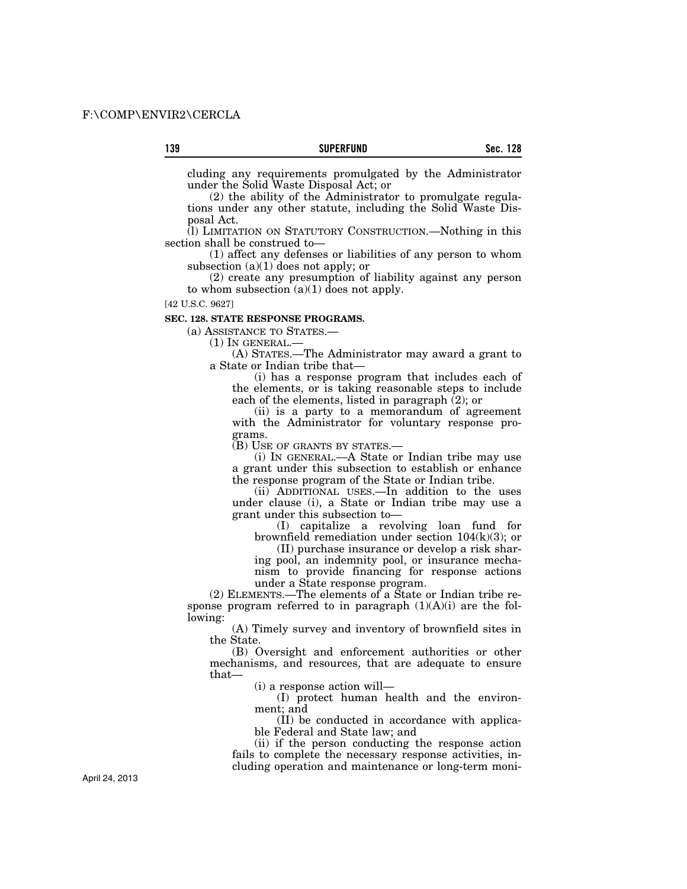cluding any requirements promulgated by the Administrator under the Solid Waste Disposal Act; or

(2) the ability of the Administrator to promulgate regulations under any other statute, including the Solid Waste Disposal Act.

(l) LIMITATION ON STATUTORY CONSTRUCTION.—Nothing in this section shall be construed to—

(1) affect any defenses or liabilities of any person to whom subsection (a)(1) does not apply; or

(2) create any presumption of liability against any person to whom subsection (a)(1) does not apply.

[42 U.S.C. 9627]

**SEC. 128. STATE RESPONSE PROGRAMS.**

(a) ASSISTANCE TO STATES.—

(1) IN GENERAL.—

(A) STATES.—The Administrator may award a grant to a State or Indian tribe that—

(i) has a response program that includes each of the elements, or is taking reasonable steps to include each of the elements, listed in paragraph (2); or

(ii) is a party to a memorandum of agreement with the Administrator for voluntary response programs.

(B) USE OF GRANTS BY STATES.—

(i) IN GENERAL.—A State or Indian tribe may use a grant under this subsection to establish or enhance the response program of the State or Indian tribe.

(ii) ADDITIONAL USES.—In addition to the uses under clause (i), a State or Indian tribe may use a grant under this subsection to—

(I) capitalize a revolving loan fund for brownfield remediation under section 104(k)(3); or

(II) purchase insurance or develop a risk sharing pool, an indemnity pool, or insurance mechanism to provide financing for response actions under a State response program.

(2) ELEMENTS.—The elements of a State or Indian tribe response program referred to in paragraph (1)(A)(i) are the following:

(A) Timely survey and inventory of brownfield sites in the State.

(B) Oversight and enforcement authorities or other mechanisms, and resources, that are adequate to ensure that—

(i) a response action will—

(I) protect human health and the environment; and

(II) be conducted in accordance with applicable Federal and State law; and

(ii) if the person conducting the response action fails to complete the necessary response activities, including operation and maintenance or long-term moni-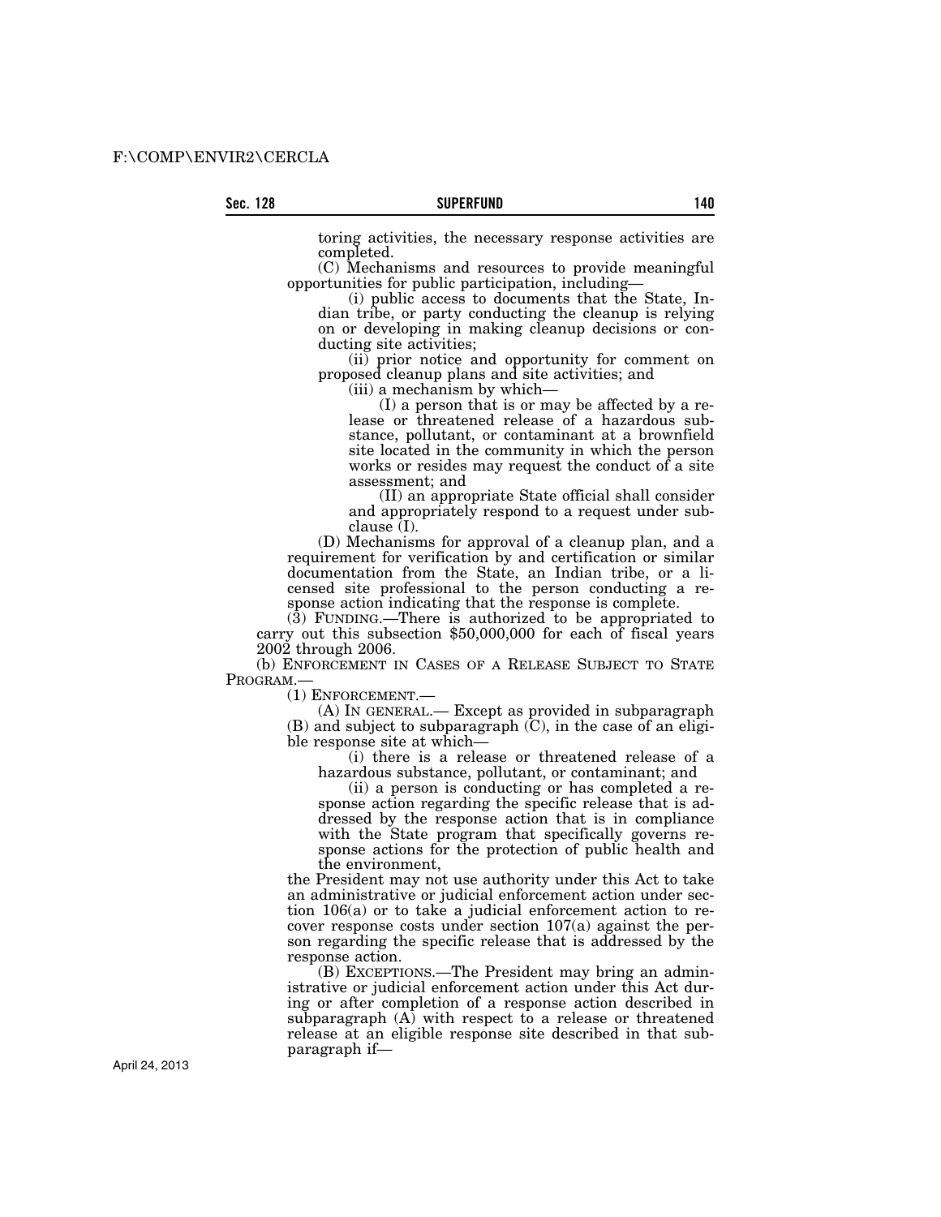toring activities, the necessary response activities are completed.

(C) Mechanisms and resources to provide meaningful opportunities for public participation, including—

(i) public access to documents that the State, Indian tribe, or party conducting the cleanup is relying on or developing in making cleanup decisions or conducting site activities;

(ii) prior notice and opportunity for comment on proposed cleanup plans and site activities; and

(iii) a mechanism by which—

(I) a person that is or may be affected by a release or threatened release of a hazardous substance, pollutant, or contaminant at a brownfield site located in the community in which the person works or resides may request the conduct of a site assessment; and

(II) an appropriate State official shall consider and appropriately respond to a request under subclause (I).

(D) Mechanisms for approval of a cleanup plan, and a requirement for verification by and certification or similar documentation from the State, an Indian tribe, or a licensed site professional to the person conducting a response action indicating that the response is complete.

(3) FUNDING.—There is authorized to be appropriated to carry out this subsection $50,000,000 for each of fiscal years 2002 through 2006.

(b) ENFORCEMENT IN CASES OF A RELEASE SUBJECT TO STATE PROGRAM.—

(1) ENFORCEMENT.—

(A) IN GENERAL.— Except as provided in subparagraph (B) and subject to subparagraph (C), in the case of an eligible response site at which—

(i) there is a release or threatened release of a hazardous substance, pollutant, or contaminant; and

(ii) a person is conducting or has completed a response action regarding the specific release that is addressed by the response action that is in compliance with the State program that specifically governs response actions for the protection of public health and the environment,

the President may not use authority under this Act to take an administrative or judicial enforcement action under section 106(a) or to take a judicial enforcement action to recover response costs under section 107(a) against the person regarding the specific release that is addressed by the response action.

(B) EXCEPTIONS.—The President may bring an administrative or judicial enforcement action under this Act during or after completion of a response action described in subparagraph (A) with respect to a release or threatened release at an eligible response site described in that subparagraph if—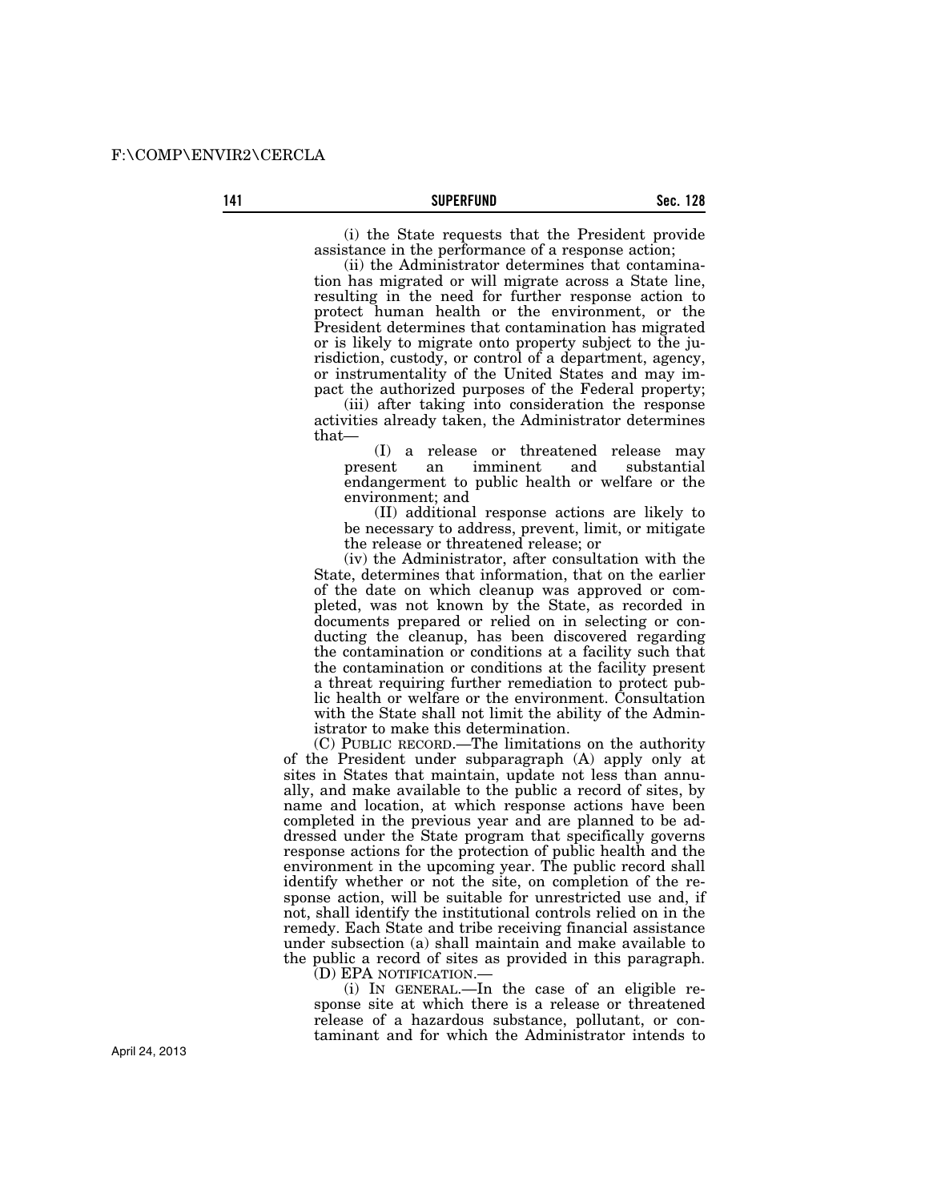(i) the State requests that the President provide assistance in the performance of a response action;

(ii) the Administrator determines that contamination has migrated or will migrate across a State line, resulting in the need for further response action to protect human health or the environment, or the President determines that contamination has migrated or is likely to migrate onto property subject to the jurisdiction, custody, or control of a department, agency, or instrumentality of the United States and may impact the authorized purposes of the Federal property;

(iii) after taking into consideration the response activities already taken, the Administrator determines that—

(I) a release or threatened release may present an imminent and substantial endangerment to public health or welfare or the environment; and

(II) additional response actions are likely to be necessary to address, prevent, limit, or mitigate the release or threatened release; or

(iv) the Administrator, after consultation with the State, determines that information, that on the earlier of the date on which cleanup was approved or completed, was not known by the State, as recorded in documents prepared or relied on in selecting or conducting the cleanup, has been discovered regarding the contamination or conditions at a facility such that the contamination or conditions at the facility present a threat requiring further remediation to protect public health or welfare or the environment. Consultation with the State shall not limit the ability of the Administrator to make this determination.

(C) PUBLIC RECORD.—The limitations on the authority of the President under subparagraph (A) apply only at sites in States that maintain, update not less than annually, and make available to the public a record of sites, by name and location, at which response actions have been completed in the previous year and are planned to be addressed under the State program that specifically governs response actions for the protection of public health and the environment in the upcoming year. The public record shall identify whether or not the site, on completion of the response action, will be suitable for unrestricted use and, if not, shall identify the institutional controls relied on in the remedy. Each State and tribe receiving financial assistance under subsection (a) shall maintain and make available to the public a record of sites as provided in this paragraph.

(D) EPA NOTIFICATION.—

(i) IN GENERAL.—In the case of an eligible response site at which there is a release or threatened release of a hazardous substance, pollutant, or contaminant and for which the Administrator intends to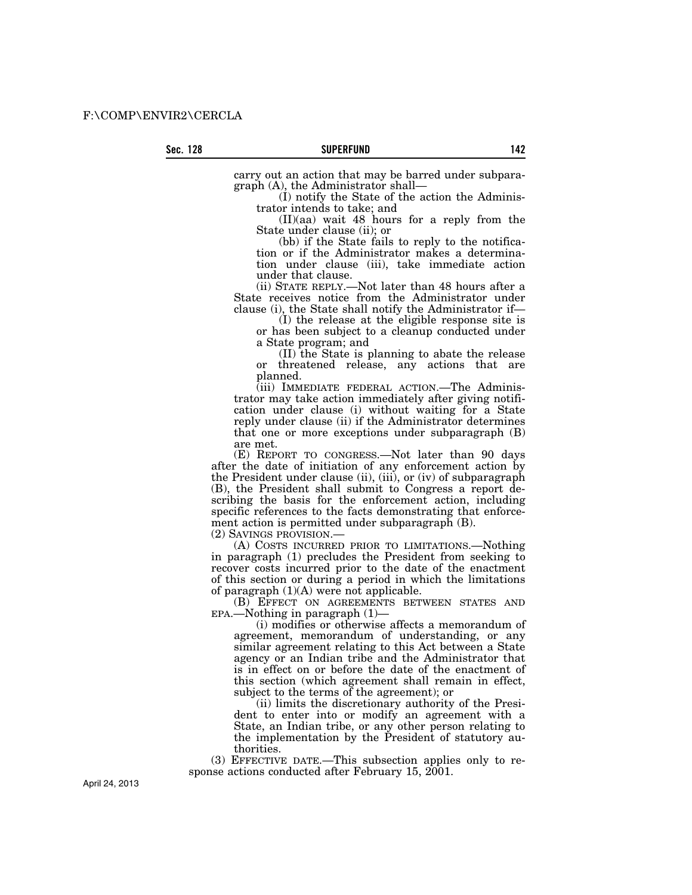carry out an action that may be barred under subparagraph (A), the Administrator shall—

(I) notify the State of the action the Administrator intends to take; and

(II)(aa) wait 48 hours for a reply from the State under clause (ii); or

(bb) if the State fails to reply to the notification or if the Administrator makes a determination under clause (iii), take immediate action under that clause.

(ii) STATE REPLY.—Not later than 48 hours after a State receives notice from the Administrator under clause (i), the State shall notify the Administrator if—

(I) the release at the eligible response site is or has been subject to a cleanup conducted under a State program; and

(II) the State is planning to abate the release or threatened release, any actions that are planned.

(iii) IMMEDIATE FEDERAL ACTION.—The Administrator may take action immediately after giving notification under clause (i) without waiting for a State reply under clause (ii) if the Administrator determines that one or more exceptions under subparagraph (B) are met.

(E) REPORT TO CONGRESS.—Not later than 90 days after the date of initiation of any enforcement action by the President under clause (ii), (iii), or (iv) of subparagraph (B), the President shall submit to Congress a report describing the basis for the enforcement action, including specific references to the facts demonstrating that enforcement action is permitted under subparagraph (B).

(2) SAVINGS PROVISION.—

(A) COSTS INCURRED PRIOR TO LIMITATIONS.—Nothing in paragraph (1) precludes the President from seeking to recover costs incurred prior to the date of the enactment of this section or during a period in which the limitations of paragraph (1)(A) were not applicable.

(B) EFFECT ON AGREEMENTS BETWEEN STATES AND EPA.—Nothing in paragraph (1)—

(i) modifies or otherwise affects a memorandum of agreement, memorandum of understanding, or any similar agreement relating to this Act between a State agency or an Indian tribe and the Administrator that is in effect on or before the date of the enactment of this section (which agreement shall remain in effect, subject to the terms of the agreement); or

(ii) limits the discretionary authority of the President to enter into or modify an agreement with a State, an Indian tribe, or any other person relating to the implementation by the President of statutory authorities.

(3) EFFECTIVE DATE.—This subsection applies only to response actions conducted after February 15, 2001.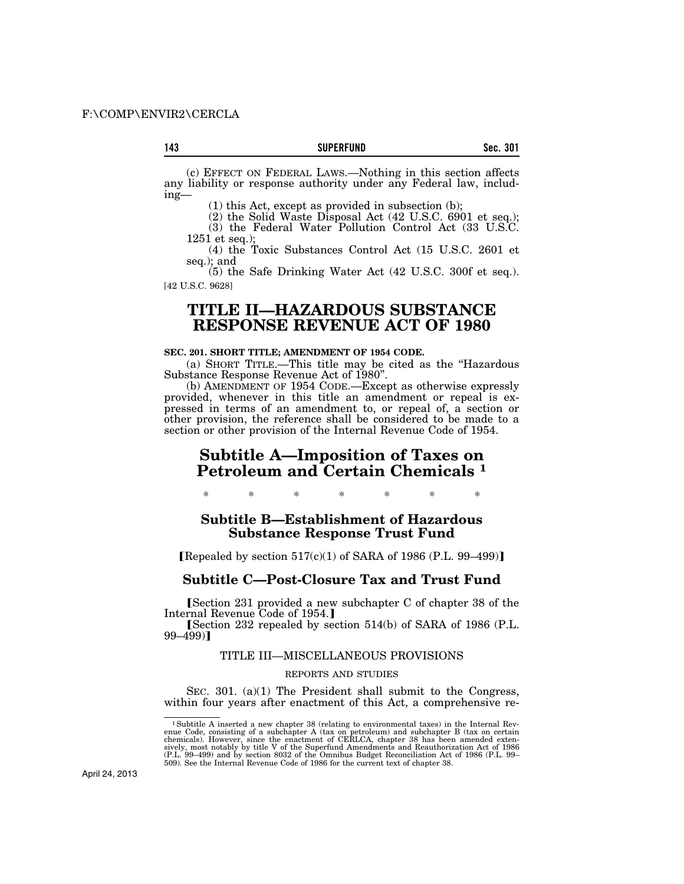(c) EFFECT ON FEDERAL LAWS.—Nothing in this section affects any liability or response authority under any Federal law, including—

(1) this Act, except as provided in subsection (b);

(2) the Solid Waste Disposal Act (42 U.S.C. 6901 et seq.);

(3) the Federal Water Pollution Control Act (33 U.S.C. 1251 et seq.);

(4) the Toxic Substances Control Act (15 U.S.C. 2601 et seq.); and

(5) the Safe Drinking Water Act (42 U.S.C. 300f et seq.).

[42 U.S.C. 9628]

# TITLE II—HAZARDOUS SUBSTANCE RESPONSE REVENUE ACT OF 1980

**SEC. 201. SHORT TITLE; AMENDMENT OF 1954 CODE.**

(a) SHORT TITLE.—This title may be cited as the "Hazardous Substance Response Revenue Act of 1980".

(b) AMENDMENT OF 1954 CODE.—Except as otherwise expressly provided, whenever in this title an amendment or repeal is expressed in terms of an amendment to, or repeal of, a section or other provision, the reference shall be considered to be made to a section or other provision of the Internal Revenue Code of 1954.

## Subtitle A—Imposition of Taxes on Petroleum and Certain Chemicals [1]

\* \* \* \* \* \* \*

### Subtitle B—Establishment of Hazardous Substance Response Trust Fund

【Repealed by section 517(c)(1) of SARA of 1986 (P.L. 99–499)】

### Subtitle C—Post-Closure Tax and Trust Fund

【Section 231 provided a new subchapter C of chapter 38 of the Internal Revenue Code of 1954.】

【Section 232 repealed by section 514(b) of SARA of 1986 (P.L. 99–499)】

TITLE III—MISCELLANEOUS PROVISIONS

REPORTS AND STUDIES

SEC. 301. (a)(1) The President shall submit to the Congress, within four years after enactment of this Act, a comprehensive re-

---

[1] Subtitle A inserted a new chapter 38 (relating to environmental taxes) in the Internal Revenue Code, consisting of a subchapter A (tax on petroleum) and subchapter B (tax on certain chemicals). However, since the enactment of CERLCA, chapter 38 has been amended extensively, most notably by title V of the Superfund Amendments and Reauthorization Act of 1986 (P.L. 99–499) and by section 8032 of the Omnibus Budget Reconciliation Act of 1986 (P.L. 99–509). See the Internal Revenue Code of 1986 for the current text of chapter 38.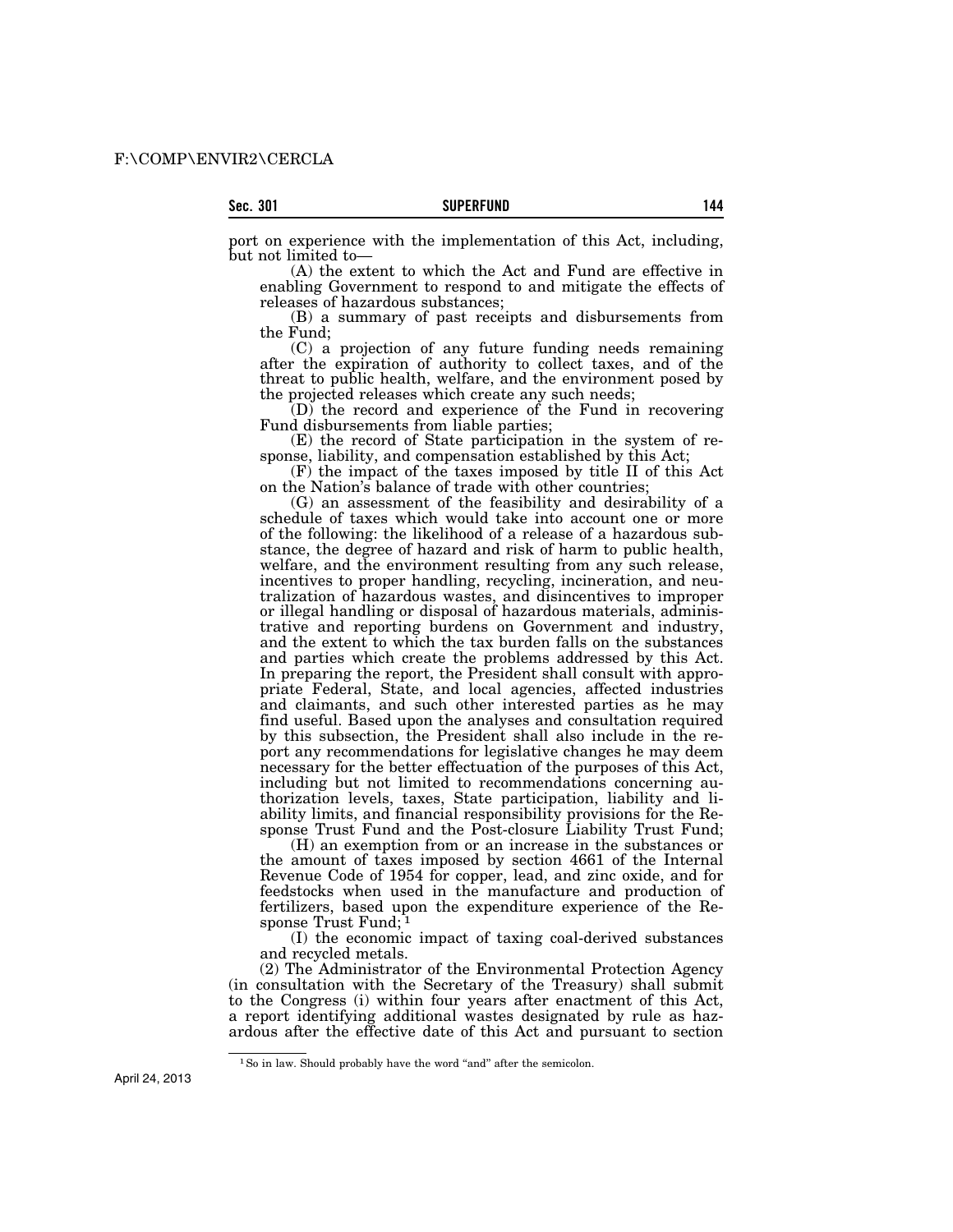port on experience with the implementation of this Act, including, but not limited to—

(A) the extent to which the Act and Fund are effective in enabling Government to respond to and mitigate the effects of releases of hazardous substances;

(B) a summary of past receipts and disbursements from the Fund;

(C) a projection of any future funding needs remaining after the expiration of authority to collect taxes, and of the threat to public health, welfare, and the environment posed by the projected releases which create any such needs;

(D) the record and experience of the Fund in recovering Fund disbursements from liable parties;

(E) the record of State participation in the system of response, liability, and compensation established by this Act;

(F) the impact of the taxes imposed by title II of this Act on the Nation's balance of trade with other countries;

(G) an assessment of the feasibility and desirability of a schedule of taxes which would take into account one or more of the following: the likelihood of a release of a hazardous substance, the degree of hazard and risk of harm to public health, welfare, and the environment resulting from any such release, incentives to proper handling, recycling, incineration, and neutralization of hazardous wastes, and disincentives to improper or illegal handling or disposal of hazardous materials, administrative and reporting burdens on Government and industry, and the extent to which the tax burden falls on the substances and parties which create the problems addressed by this Act. In preparing the report, the President shall consult with appropriate Federal, State, and local agencies, affected industries and claimants, and such other interested parties as he may find useful. Based upon the analyses and consultation required by this subsection, the President shall also include in the report any recommendations for legislative changes he may deem necessary for the better effectuation of the purposes of this Act, including but not limited to recommendations concerning authorization levels, taxes, State participation, liability and liability limits, and financial responsibility provisions for the Response Trust Fund and the Post-closure Liability Trust Fund;

(H) an exemption from or an increase in the substances or the amount of taxes imposed by section 4661 of the Internal Revenue Code of 1954 for copper, lead, and zinc oxide, and for feedstocks when used in the manufacture and production of fertilizers, based upon the expenditure experience of the Response Trust Fund; [1]

(I) the economic impact of taxing coal-derived substances and recycled metals.

(2) The Administrator of the Environmental Protection Agency (in consultation with the Secretary of the Treasury) shall submit to the Congress (i) within four years after enactment of this Act, a report identifying additional wastes designated by rule as hazardous after the effective date of this Act and pursuant to section

[1] So in law. Should probably have the word "and" after the semicolon.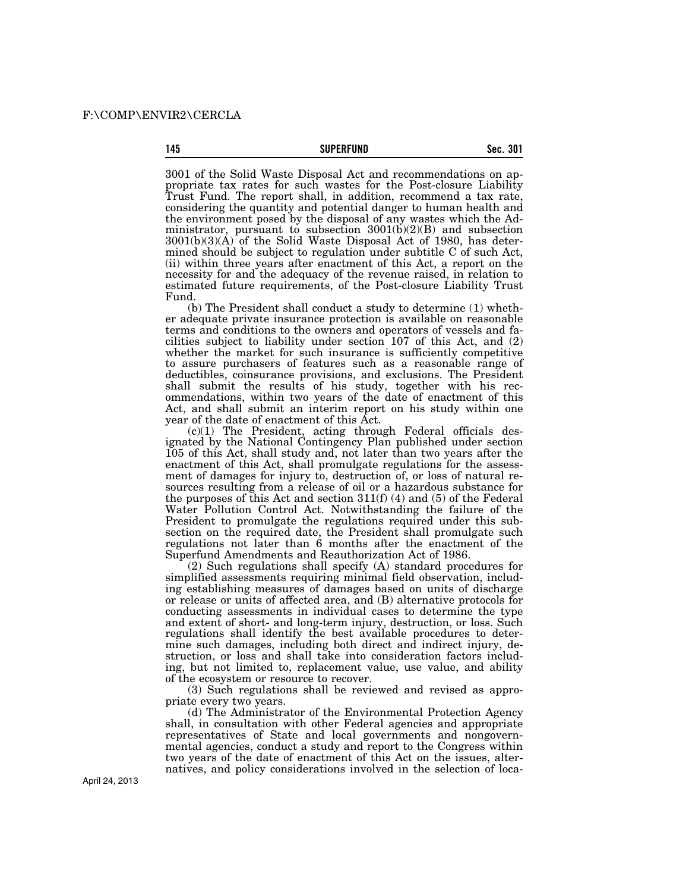3001 of the Solid Waste Disposal Act and recommendations on appropriate tax rates for such wastes for the Post-closure Liability Trust Fund. The report shall, in addition, recommend a tax rate, considering the quantity and potential danger to human health and the environment posed by the disposal of any wastes which the Administrator, pursuant to subsection 3001(b)(2)(B) and subsection 3001(b)(3)(A) of the Solid Waste Disposal Act of 1980, has determined should be subject to regulation under subtitle C of such Act, (ii) within three years after enactment of this Act, a report on the necessity for and the adequacy of the revenue raised, in relation to estimated future requirements, of the Post-closure Liability Trust Fund.

(b) The President shall conduct a study to determine (1) whether adequate private insurance protection is available on reasonable terms and conditions to the owners and operators of vessels and facilities subject to liability under section 107 of this Act, and (2) whether the market for such insurance is sufficiently competitive to assure purchasers of features such as a reasonable range of deductibles, coinsurance provisions, and exclusions. The President shall submit the results of his study, together with his recommendations, within two years of the date of enactment of this Act, and shall submit an interim report on his study within one year of the date of enactment of this Act.

(c)(1) The President, acting through Federal officials designated by the National Contingency Plan published under section 105 of this Act, shall study and, not later than two years after the enactment of this Act, shall promulgate regulations for the assessment of damages for injury to, destruction of, or loss of natural resources resulting from a release of oil or a hazardous substance for the purposes of this Act and section 311(f) (4) and (5) of the Federal Water Pollution Control Act. Notwithstanding the failure of the President to promulgate the regulations required under this subsection on the required date, the President shall promulgate such regulations not later than 6 months after the enactment of the Superfund Amendments and Reauthorization Act of 1986.

(2) Such regulations shall specify (A) standard procedures for simplified assessments requiring minimal field observation, including establishing measures of damages based on units of discharge or release or units of affected area, and (B) alternative protocols for conducting assessments in individual cases to determine the type and extent of short- and long-term injury, destruction, or loss. Such regulations shall identify the best available procedures to determine such damages, including both direct and indirect injury, destruction, or loss and shall take into consideration factors including, but not limited to, replacement value, use value, and ability of the ecosystem or resource to recover.

(3) Such regulations shall be reviewed and revised as appropriate every two years.

(d) The Administrator of the Environmental Protection Agency shall, in consultation with other Federal agencies and appropriate representatives of State and local governments and nongovernmental agencies, conduct a study and report to the Congress within two years of the date of enactment of this Act on the issues, alternatives, and policy considerations involved in the selection of loca-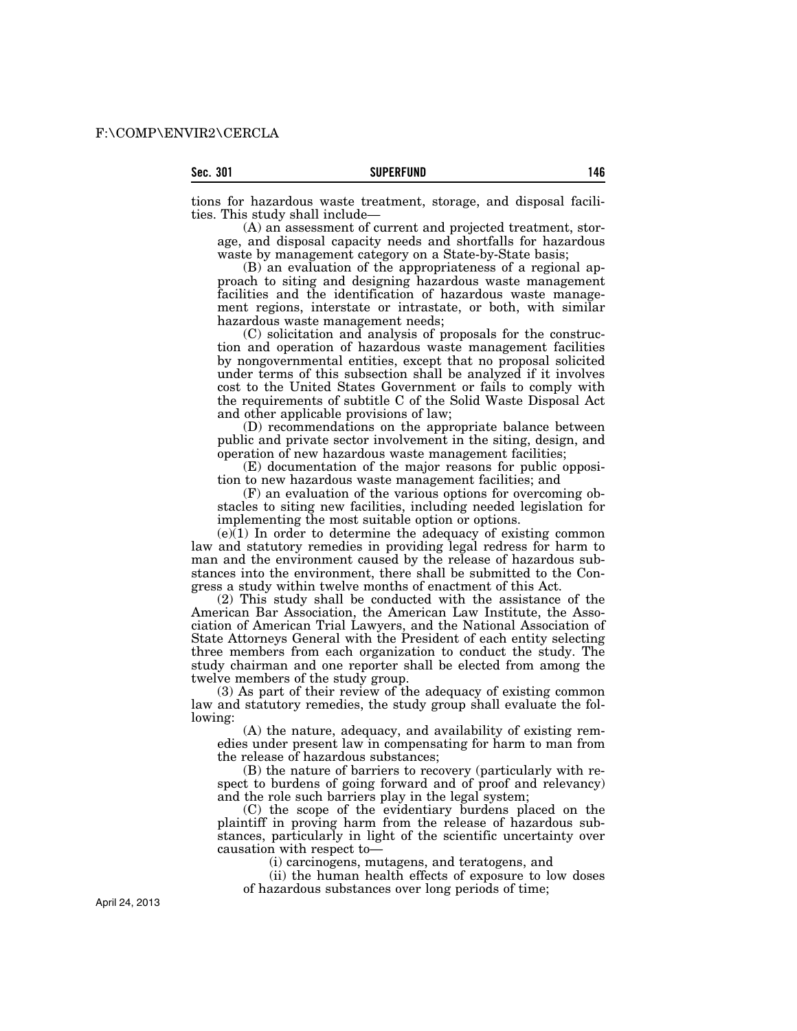tions for hazardous waste treatment, storage, and disposal facilities. This study shall include—

(A) an assessment of current and projected treatment, storage, and disposal capacity needs and shortfalls for hazardous waste by management category on a State-by-State basis;

(B) an evaluation of the appropriateness of a regional approach to siting and designing hazardous waste management facilities and the identification of hazardous waste management regions, interstate or intrastate, or both, with similar hazardous waste management needs;

(C) solicitation and analysis of proposals for the construction and operation of hazardous waste management facilities by nongovernmental entities, except that no proposal solicited under terms of this subsection shall be analyzed if it involves cost to the United States Government or fails to comply with the requirements of subtitle C of the Solid Waste Disposal Act and other applicable provisions of law;

(D) recommendations on the appropriate balance between public and private sector involvement in the siting, design, and operation of new hazardous waste management facilities;

(E) documentation of the major reasons for public opposition to new hazardous waste management facilities; and

(F) an evaluation of the various options for overcoming obstacles to siting new facilities, including needed legislation for implementing the most suitable option or options.

(e)(1) In order to determine the adequacy of existing common law and statutory remedies in providing legal redress for harm to man and the environment caused by the release of hazardous substances into the environment, there shall be submitted to the Congress a study within twelve months of enactment of this Act.

(2) This study shall be conducted with the assistance of the American Bar Association, the American Law Institute, the Association of American Trial Lawyers, and the National Association of State Attorneys General with the President of each entity selecting three members from each organization to conduct the study. The study chairman and one reporter shall be elected from among the twelve members of the study group.

(3) As part of their review of the adequacy of existing common law and statutory remedies, the study group shall evaluate the following:

(A) the nature, adequacy, and availability of existing remedies under present law in compensating for harm to man from the release of hazardous substances;

(B) the nature of barriers to recovery (particularly with respect to burdens of going forward and of proof and relevancy) and the role such barriers play in the legal system;

(C) the scope of the evidentiary burdens placed on the plaintiff in proving harm from the release of hazardous substances, particularly in light of the scientific uncertainty over causation with respect to—

(i) carcinogens, mutagens, and teratogens, and

(ii) the human health effects of exposure to low doses of hazardous substances over long periods of time;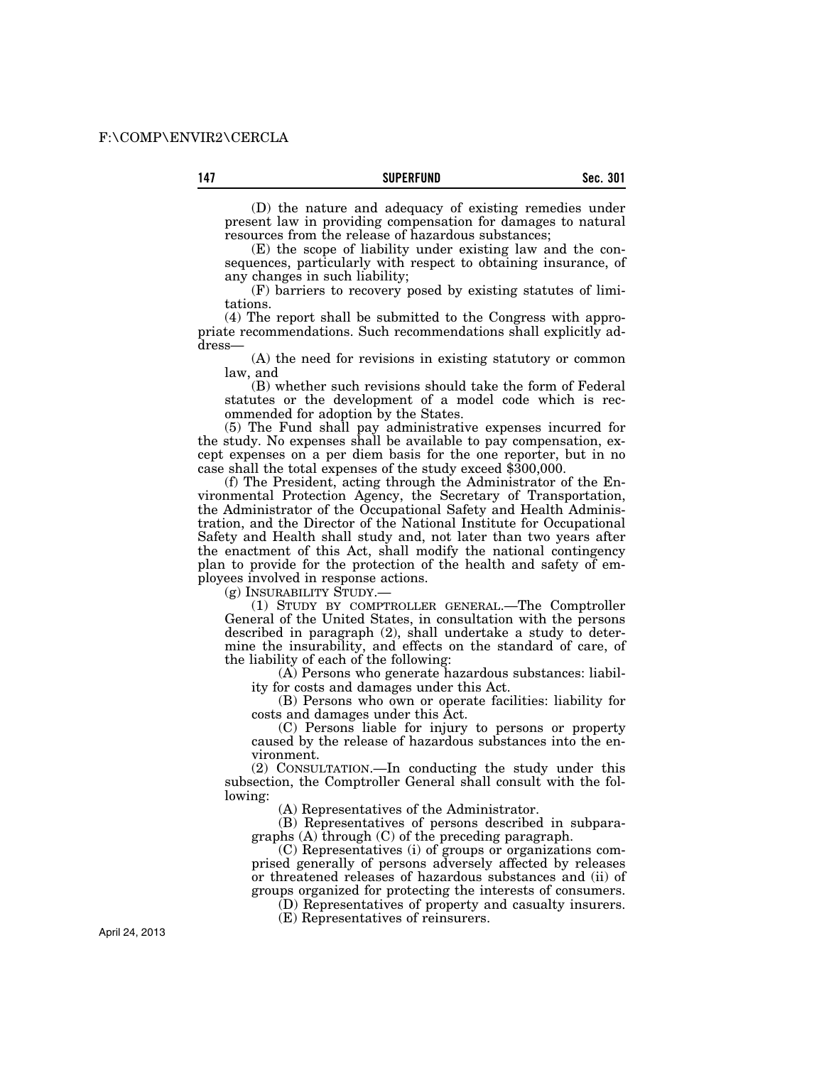(D) the nature and adequacy of existing remedies under present law in providing compensation for damages to natural resources from the release of hazardous substances;

(E) the scope of liability under existing law and the consequences, particularly with respect to obtaining insurance, of any changes in such liability;

(F) barriers to recovery posed by existing statutes of limitations.

(4) The report shall be submitted to the Congress with appropriate recommendations. Such recommendations shall explicitly address—

(A) the need for revisions in existing statutory or common law, and

(B) whether such revisions should take the form of Federal statutes or the development of a model code which is recommended for adoption by the States.

(5) The Fund shall pay administrative expenses incurred for the study. No expenses shall be available to pay compensation, except expenses on a per diem basis for the one reporter, but in no case shall the total expenses of the study exceed $300,000.

(f) The President, acting through the Administrator of the Environmental Protection Agency, the Secretary of Transportation, the Administrator of the Occupational Safety and Health Administration, and the Director of the National Institute for Occupational Safety and Health shall study and, not later than two years after the enactment of this Act, shall modify the national contingency plan to provide for the protection of the health and safety of employees involved in response actions.

(g) INSURABILITY STUDY.—

(1) STUDY BY COMPTROLLER GENERAL.—The Comptroller General of the United States, in consultation with the persons described in paragraph (2), shall undertake a study to determine the insurability, and effects on the standard of care, of the liability of each of the following:

(A) Persons who generate hazardous substances: liability for costs and damages under this Act.

(B) Persons who own or operate facilities: liability for costs and damages under this Act.

(C) Persons liable for injury to persons or property caused by the release of hazardous substances into the environment.

(2) CONSULTATION.—In conducting the study under this subsection, the Comptroller General shall consult with the following:

(A) Representatives of the Administrator.

(B) Representatives of persons described in subparagraphs (A) through (C) of the preceding paragraph.

(C) Representatives (i) of groups or organizations comprised generally of persons adversely affected by releases or threatened releases of hazardous substances and (ii) of groups organized for protecting the interests of consumers.

(D) Representatives of property and casualty insurers.

(E) Representatives of reinsurers.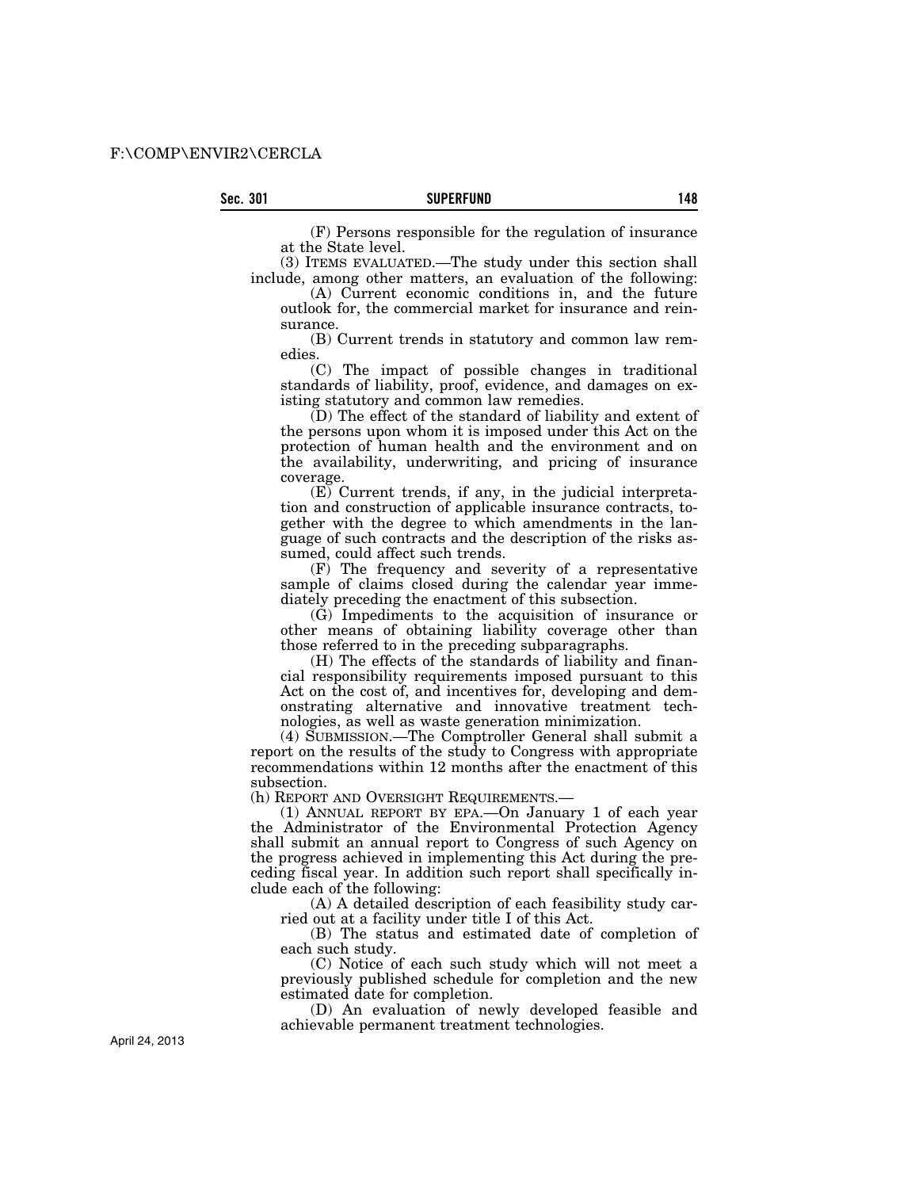(F) Persons responsible for the regulation of insurance at the State level.

(3) ITEMS EVALUATED.—The study under this section shall include, among other matters, an evaluation of the following:

(A) Current economic conditions in, and the future outlook for, the commercial market for insurance and reinsurance.

(B) Current trends in statutory and common law remedies.

(C) The impact of possible changes in traditional standards of liability, proof, evidence, and damages on existing statutory and common law remedies.

(D) The effect of the standard of liability and extent of the persons upon whom it is imposed under this Act on the protection of human health and the environment and on the availability, underwriting, and pricing of insurance coverage.

(E) Current trends, if any, in the judicial interpretation and construction of applicable insurance contracts, together with the degree to which amendments in the language of such contracts and the description of the risks assumed, could affect such trends.

(F) The frequency and severity of a representative sample of claims closed during the calendar year immediately preceding the enactment of this subsection.

(G) Impediments to the acquisition of insurance or other means of obtaining liability coverage other than those referred to in the preceding subparagraphs.

(H) The effects of the standards of liability and financial responsibility requirements imposed pursuant to this Act on the cost of, and incentives for, developing and demonstrating alternative and innovative treatment technologies, as well as waste generation minimization.

(4) SUBMISSION.—The Comptroller General shall submit a report on the results of the study to Congress with appropriate recommendations within 12 months after the enactment of this subsection.

(h) REPORT AND OVERSIGHT REQUIREMENTS.—

(1) ANNUAL REPORT BY EPA.—On January 1 of each year the Administrator of the Environmental Protection Agency shall submit an annual report to Congress of such Agency on the progress achieved in implementing this Act during the preceding fiscal year. In addition such report shall specifically include each of the following:

(A) A detailed description of each feasibility study carried out at a facility under title I of this Act.

(B) The status and estimated date of completion of each such study.

(C) Notice of each such study which will not meet a previously published schedule for completion and the new estimated date for completion.

(D) An evaluation of newly developed feasible and achievable permanent treatment technologies.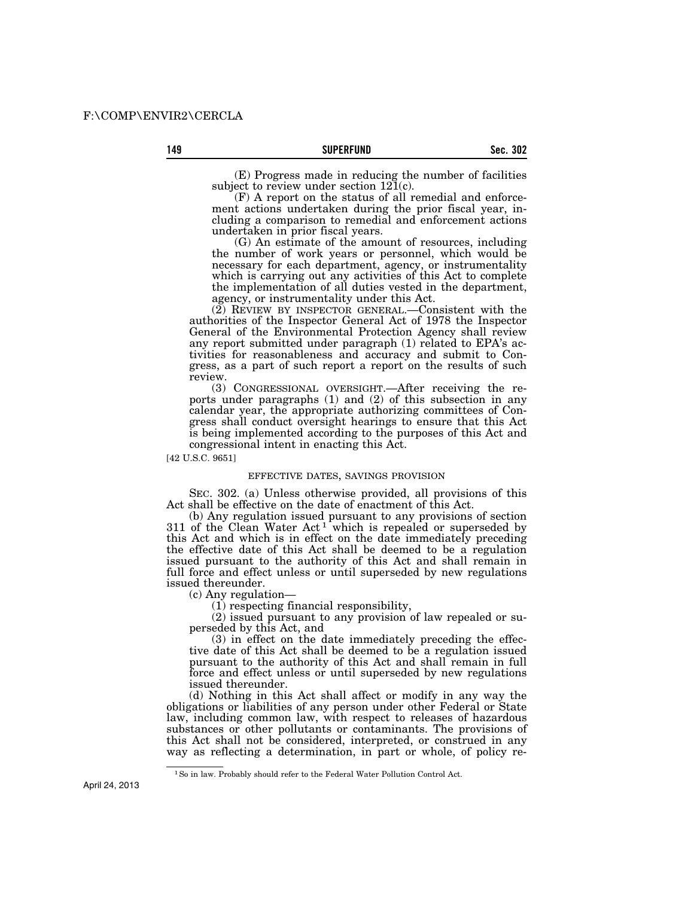(E) Progress made in reducing the number of facilities subject to review under section 121(c).

(F) A report on the status of all remedial and enforcement actions undertaken during the prior fiscal year, including a comparison to remedial and enforcement actions undertaken in prior fiscal years.

(G) An estimate of the amount of resources, including the number of work years or personnel, which would be necessary for each department, agency, or instrumentality which is carrying out any activities of this Act to complete the implementation of all duties vested in the department, agency, or instrumentality under this Act.

(2) REVIEW BY INSPECTOR GENERAL.—Consistent with the authorities of the Inspector General Act of 1978 the Inspector General of the Environmental Protection Agency shall review any report submitted under paragraph (1) related to EPA's activities for reasonableness and accuracy and submit to Congress, as a part of such report a report on the results of such review.

(3) CONGRESSIONAL OVERSIGHT.—After receiving the reports under paragraphs (1) and (2) of this subsection in any calendar year, the appropriate authorizing committees of Congress shall conduct oversight hearings to ensure that this Act is being implemented according to the purposes of this Act and congressional intent in enacting this Act.

[42 U.S.C. 9651]

EFFECTIVE DATES, SAVINGS PROVISION

SEC. 302. (a) Unless otherwise provided, all provisions of this Act shall be effective on the date of enactment of this Act.

(b) Any regulation issued pursuant to any provisions of section 311 of the Clean Water Act[1] which is repealed or superseded by this Act and which is in effect on the date immediately preceding the effective date of this Act shall be deemed to be a regulation issued pursuant to the authority of this Act and shall remain in full force and effect unless or until superseded by new regulations issued thereunder.

(c) Any regulation—

(1) respecting financial responsibility,

(2) issued pursuant to any provision of law repealed or superseded by this Act, and

(3) in effect on the date immediately preceding the effective date of this Act shall be deemed to be a regulation issued pursuant to the authority of this Act and shall remain in full force and effect unless or until superseded by new regulations issued thereunder.

(d) Nothing in this Act shall affect or modify in any way the obligations or liabilities of any person under other Federal or State law, including common law, with respect to releases of hazardous substances or other pollutants or contaminants. The provisions of this Act shall not be considered, interpreted, or construed in any way as reflecting a determination, in part or whole, of policy re-

[1] So in law. Probably should refer to the Federal Water Pollution Control Act.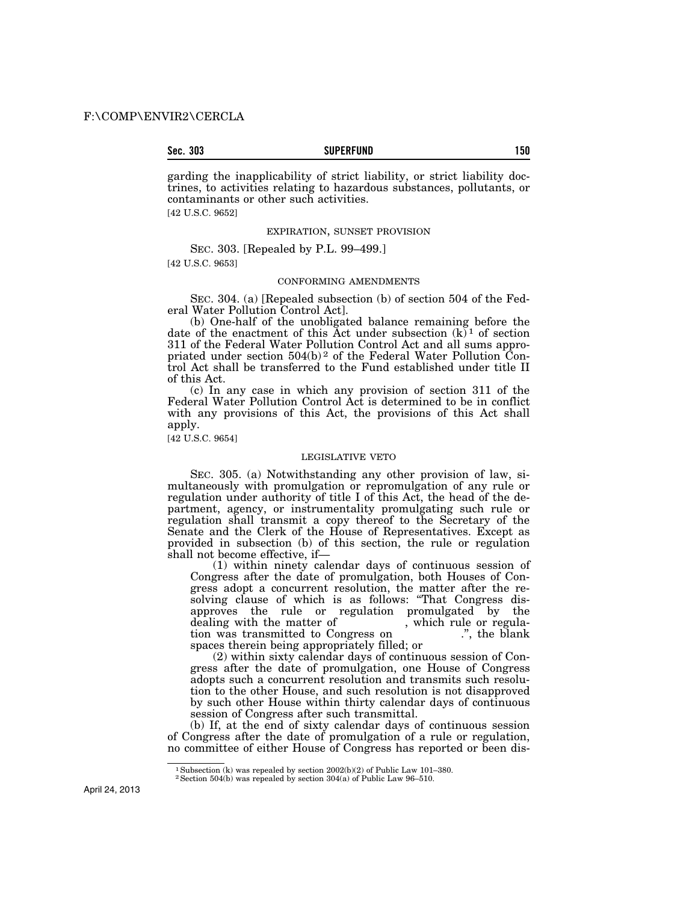garding the inapplicability of strict liability, or strict liability doctrines, to activities relating to hazardous substances, pollutants, or contaminants or other such activities.

[42 U.S.C. 9652]

EXPIRATION, SUNSET PROVISION

SEC. 303. [Repealed by P.L. 99–499.]

[42 U.S.C. 9653]

CONFORMING AMENDMENTS

SEC. 304. (a) [Repealed subsection (b) of section 504 of the Federal Water Pollution Control Act].

(b) One-half of the unobligated balance remaining before the date of the enactment of this Act under subsection (k)[1] of section 311 of the Federal Water Pollution Control Act and all sums appropriated under section 504(b)[2] of the Federal Water Pollution Control Act shall be transferred to the Fund established under title II of this Act.

(c) In any case in which any provision of section 311 of the Federal Water Pollution Control Act is determined to be in conflict with any provisions of this Act, the provisions of this Act shall apply.

[42 U.S.C. 9654]

LEGISLATIVE VETO

SEC. 305. (a) Notwithstanding any other provision of law, simultaneously with promulgation or repromulgation of any rule or regulation under authority of title I of this Act, the head of the department, agency, or instrumentality promulgating such rule or regulation shall transmit a copy thereof to the Secretary of the Senate and the Clerk of the House of Representatives. Except as provided in subsection (b) of this section, the rule or regulation shall not become effective, if—

(1) within ninety calendar days of continuous session of Congress after the date of promulgation, both Houses of Congress adopt a concurrent resolution, the matter after the resolving clause of which is as follows: "That Congress disapproves the rule or regulation promulgated by the dealing with the matter of , which rule or regulation was transmitted to Congress on .", the blank spaces therein being appropriately filled; or

(2) within sixty calendar days of continuous session of Congress after the date of promulgation, one House of Congress adopts such a concurrent resolution and transmits such resolution to the other House, and such resolution is not disapproved by such other House within thirty calendar days of continuous session of Congress after such transmittal.

(b) If, at the end of sixty calendar days of continuous session of Congress after the date of promulgation of a rule or regulation, no committee of either House of Congress has reported or been dis-

[1] Subsection (k) was repealed by section 2002(b)(2) of Public Law 101–380.

[2] Section 504(b) was repealed by section 304(a) of Public Law 96–510.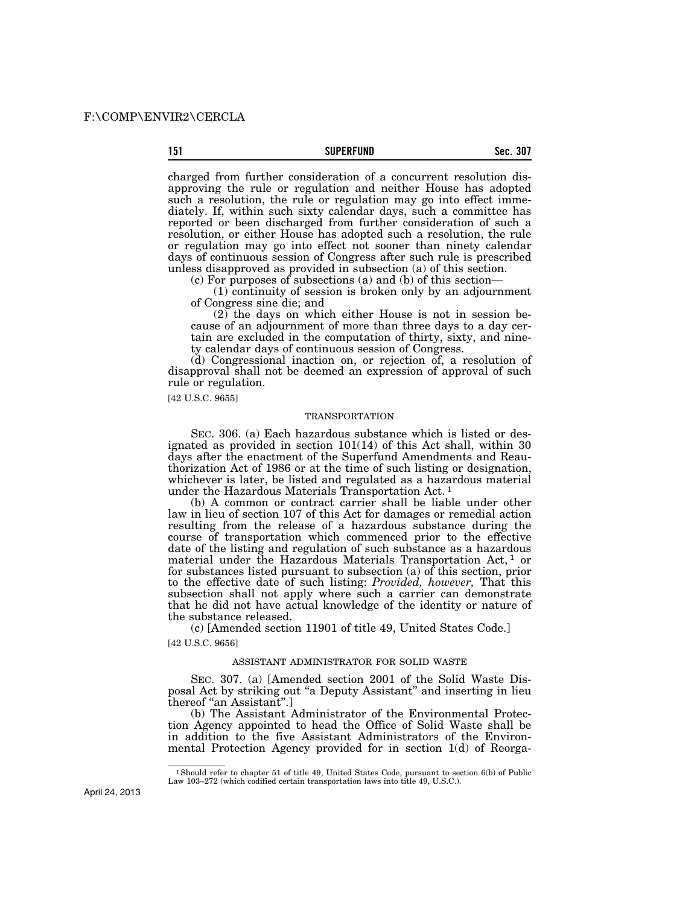charged from further consideration of a concurrent resolution disapproving the rule or regulation and neither House has adopted such a resolution, the rule or regulation may go into effect immediately. If, within such sixty calendar days, such a committee has reported or been discharged from further consideration of such a resolution, or either House has adopted such a resolution, the rule or regulation may go into effect not sooner than ninety calendar days of continuous session of Congress after such rule is prescribed unless disapproved as provided in subsection (a) of this section.

(c) For purposes of subsections (a) and (b) of this section—

(1) continuity of session is broken only by an adjournment of Congress sine die; and

(2) the days on which either House is not in session because of an adjournment of more than three days to a day certain are excluded in the computation of thirty, sixty, and ninety calendar days of continuous session of Congress.

(d) Congressional inaction on, or rejection of, a resolution of disapproval shall not be deemed an expression of approval of such rule or regulation.

[42 U.S.C. 9655]

TRANSPORTATION

SEC. 306. (a) Each hazardous substance which is listed or designated as provided in section 101(14) of this Act shall, within 30 days after the enactment of the Superfund Amendments and Reauthorization Act of 1986 or at the time of such listing or designation, whichever is later, be listed and regulated as a hazardous material under the Hazardous Materials Transportation Act.[1]

(b) A common or contract carrier shall be liable under other law in lieu of section 107 of this Act for damages or remedial action resulting from the release of a hazardous substance during the course of transportation which commenced prior to the effective date of the listing and regulation of such substance as a hazardous material under the Hazardous Materials Transportation Act,[1] or for substances listed pursuant to subsection (a) of this section, prior to the effective date of such listing: *Provided, however,* That this subsection shall not apply where such a carrier can demonstrate that he did not have actual knowledge of the identity or nature of the substance released.

(c) [Amended section 11901 of title 49, United States Code.]

[42 U.S.C. 9656]

ASSISTANT ADMINISTRATOR FOR SOLID WASTE

SEC. 307. (a) [Amended section 2001 of the Solid Waste Disposal Act by striking out "a Deputy Assistant" and inserting in lieu thereof "an Assistant".]

(b) The Assistant Administrator of the Environmental Protection Agency appointed to head the Office of Solid Waste shall be in addition to the five Assistant Administrators of the Environmental Protection Agency provided for in section 1(d) of Reorga-

[1] Should refer to chapter 51 of title 49, United States Code, pursuant to section 6(b) of Public Law 103–272 (which codified certain transportation laws into title 49, U.S.C.).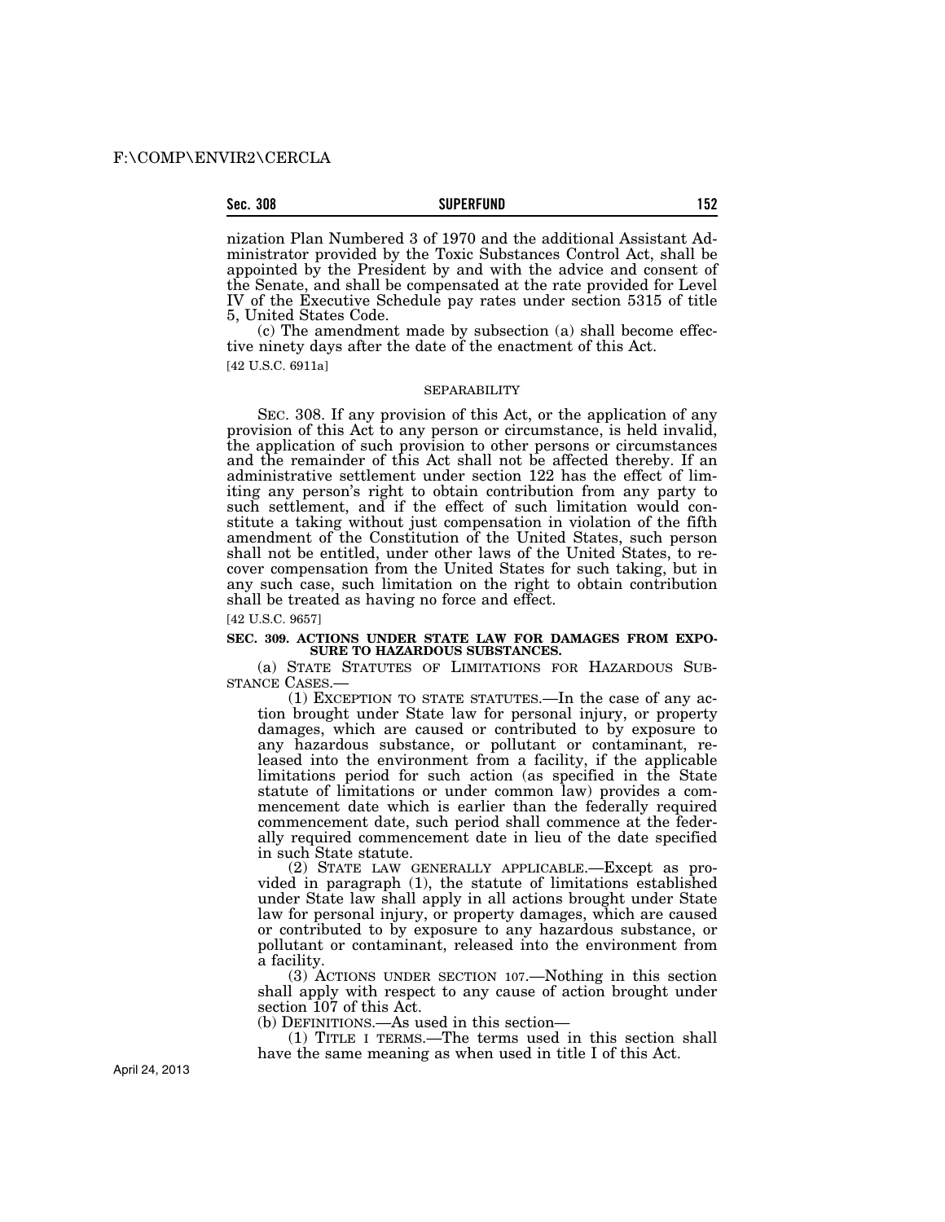nization Plan Numbered 3 of 1970 and the additional Assistant Administrator provided by the Toxic Substances Control Act, shall be appointed by the President by and with the advice and consent of the Senate, and shall be compensated at the rate provided for Level IV of the Executive Schedule pay rates under section 5315 of title 5, United States Code.

(c) The amendment made by subsection (a) shall become effective ninety days after the date of the enactment of this Act.

[42 U.S.C. 6911a]

SEPARABILITY

SEC. 308. If any provision of this Act, or the application of any provision of this Act to any person or circumstance, is held invalid, the application of such provision to other persons or circumstances and the remainder of this Act shall not be affected thereby. If an administrative settlement under section 122 has the effect of limiting any person's right to obtain contribution from any party to such settlement, and if the effect of such limitation would constitute a taking without just compensation in violation of the fifth amendment of the Constitution of the United States, such person shall not be entitled, under other laws of the United States, to recover compensation from the United States for such taking, but in any such case, such limitation on the right to obtain contribution shall be treated as having no force and effect.

[42 U.S.C. 9657]

**SEC. 309. ACTIONS UNDER STATE LAW FOR DAMAGES FROM EXPOSURE TO HAZARDOUS SUBSTANCES.**

(a) STATE STATUTES OF LIMITATIONS FOR HAZARDOUS SUBSTANCE CASES.—

(1) EXCEPTION TO STATE STATUTES.—In the case of any action brought under State law for personal injury, or property damages, which are caused or contributed to by exposure to any hazardous substance, or pollutant or contaminant, released into the environment from a facility, if the applicable limitations period for such action (as specified in the State statute of limitations or under common law) provides a commencement date which is earlier than the federally required commencement date, such period shall commence at the federally required commencement date in lieu of the date specified in such State statute.

(2) STATE LAW GENERALLY APPLICABLE.—Except as provided in paragraph (1), the statute of limitations established under State law shall apply in all actions brought under State law for personal injury, or property damages, which are caused or contributed to by exposure to any hazardous substance, or pollutant or contaminant, released into the environment from a facility.

(3) ACTIONS UNDER SECTION 107.—Nothing in this section shall apply with respect to any cause of action brought under section 107 of this Act.

(b) DEFINITIONS.—As used in this section—

(1) TITLE I TERMS.—The terms used in this section shall have the same meaning as when used in title I of this Act.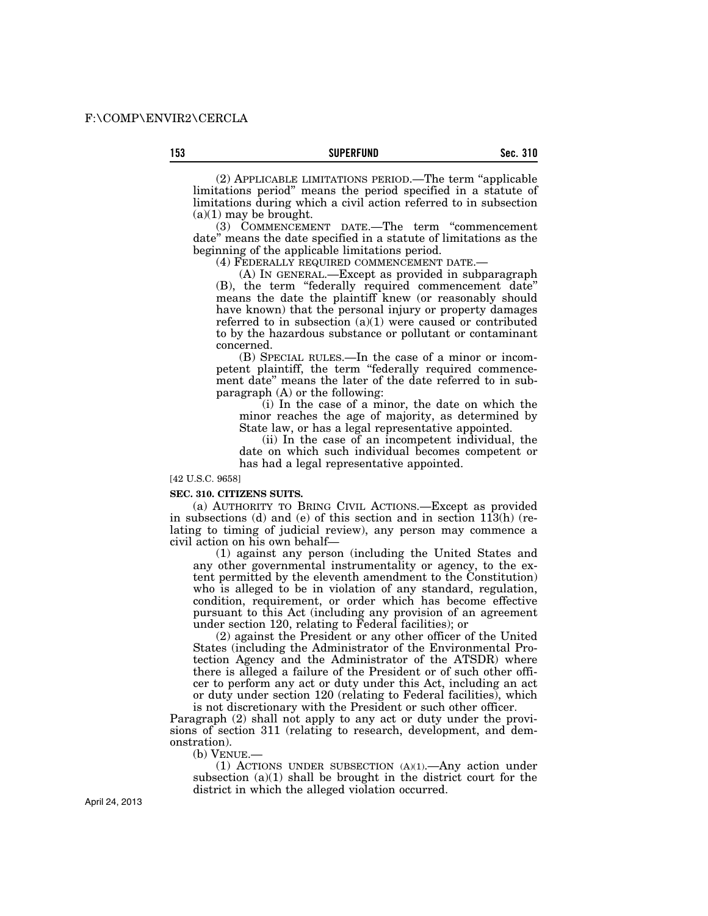(2) APPLICABLE LIMITATIONS PERIOD.—The term "applicable limitations period" means the period specified in a statute of limitations during which a civil action referred to in subsection (a)(1) may be brought.

(3) COMMENCEMENT DATE.—The term "commencement date" means the date specified in a statute of limitations as the beginning of the applicable limitations period.

(4) FEDERALLY REQUIRED COMMENCEMENT DATE.—

(A) IN GENERAL.—Except as provided in subparagraph (B), the term "federally required commencement date" means the date the plaintiff knew (or reasonably should have known) that the personal injury or property damages referred to in subsection (a)(1) were caused or contributed to by the hazardous substance or pollutant or contaminant concerned.

(B) SPECIAL RULES.—In the case of a minor or incompetent plaintiff, the term "federally required commencement date" means the later of the date referred to in subparagraph (A) or the following:

(i) In the case of a minor, the date on which the minor reaches the age of majority, as determined by State law, or has a legal representative appointed.

(ii) In the case of an incompetent individual, the date on which such individual becomes competent or has had a legal representative appointed.

[42 U.S.C. 9658]

**SEC. 310. CITIZENS SUITS.**

(a) AUTHORITY TO BRING CIVIL ACTIONS.—Except as provided in subsections (d) and (e) of this section and in section 113(h) (relating to timing of judicial review), any person may commence a civil action on his own behalf—

(1) against any person (including the United States and any other governmental instrumentality or agency, to the extent permitted by the eleventh amendment to the Constitution) who is alleged to be in violation of any standard, regulation, condition, requirement, or order which has become effective pursuant to this Act (including any provision of an agreement under section 120, relating to Federal facilities); or

(2) against the President or any other officer of the United States (including the Administrator of the Environmental Protection Agency and the Administrator of the ATSDR) where there is alleged a failure of the President or of such other officer to perform any act or duty under this Act, including an act or duty under section 120 (relating to Federal facilities), which is not discretionary with the President or such other officer.

Paragraph (2) shall not apply to any act or duty under the provisions of section 311 (relating to research, development, and demonstration).

(b) VENUE.—

(1) ACTIONS UNDER SUBSECTION (A)(1).—Any action under subsection (a)(1) shall be brought in the district court for the district in which the alleged violation occurred.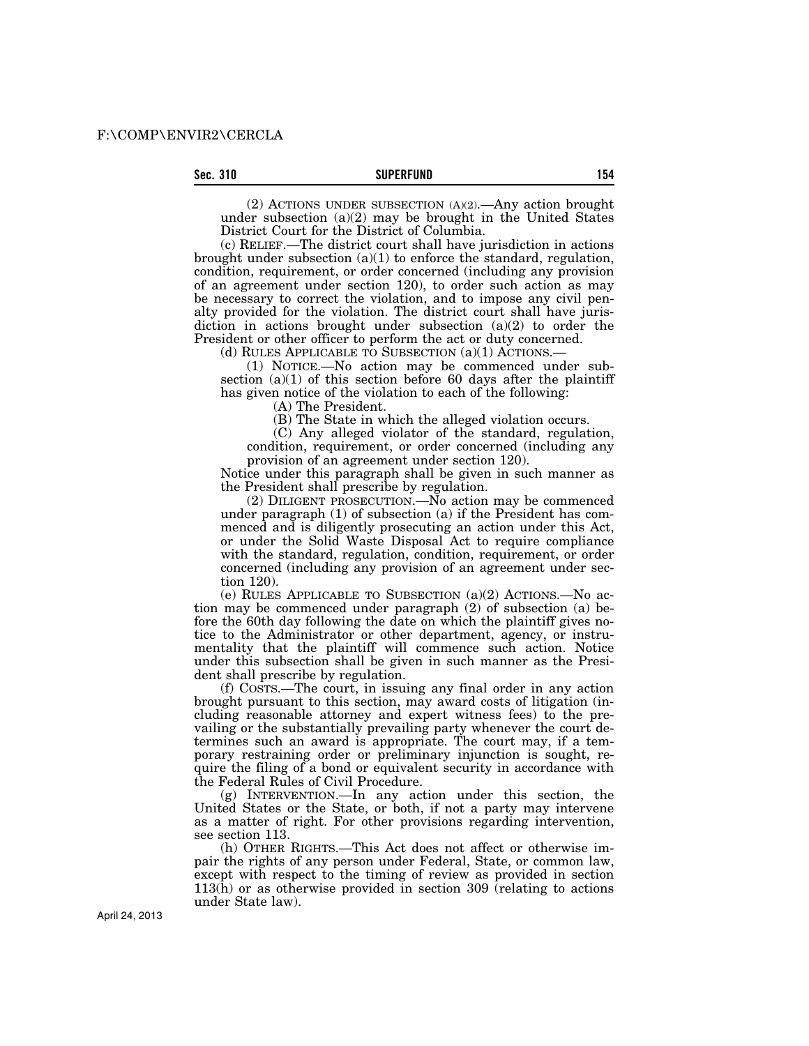(2) ACTIONS UNDER SUBSECTION (A)(2).—Any action brought under subsection (a)(2) may be brought in the United States District Court for the District of Columbia.

(c) RELIEF.—The district court shall have jurisdiction in actions brought under subsection (a)(1) to enforce the standard, regulation, condition, requirement, or order concerned (including any provision of an agreement under section 120), to order such action as may be necessary to correct the violation, and to impose any civil penalty provided for the violation. The district court shall have jurisdiction in actions brought under subsection (a)(2) to order the President or other officer to perform the act or duty concerned.

(d) RULES APPLICABLE TO SUBSECTION (a)(1) ACTIONS.—

(1) NOTICE.—No action may be commenced under subsection (a)(1) of this section before 60 days after the plaintiff has given notice of the violation to each of the following:

(A) The President.

(B) The State in which the alleged violation occurs.

(C) Any alleged violator of the standard, regulation, condition, requirement, or order concerned (including any provision of an agreement under section 120).

Notice under this paragraph shall be given in such manner as the President shall prescribe by regulation.

(2) DILIGENT PROSECUTION.—No action may be commenced under paragraph (1) of subsection (a) if the President has commenced and is diligently prosecuting an action under this Act, or under the Solid Waste Disposal Act to require compliance with the standard, regulation, condition, requirement, or order concerned (including any provision of an agreement under section 120).

(e) RULES APPLICABLE TO SUBSECTION (a)(2) ACTIONS.—No action may be commenced under paragraph (2) of subsection (a) before the 60th day following the date on which the plaintiff gives notice to the Administrator or other department, agency, or instrumentality that the plaintiff will commence such action. Notice under this subsection shall be given in such manner as the President shall prescribe by regulation.

(f) COSTS.—The court, in issuing any final order in any action brought pursuant to this section, may award costs of litigation (including reasonable attorney and expert witness fees) to the prevailing or the substantially prevailing party whenever the court determines such an award is appropriate. The court may, if a temporary restraining order or preliminary injunction is sought, require the filing of a bond or equivalent security in accordance with the Federal Rules of Civil Procedure.

(g) INTERVENTION.—In any action under this section, the United States or the State, or both, if not a party may intervene as a matter of right. For other provisions regarding intervention, see section 113.

(h) OTHER RIGHTS.—This Act does not affect or otherwise impair the rights of any person under Federal, State, or common law, except with respect to the timing of review as provided in section 113(h) or as otherwise provided in section 309 (relating to actions under State law).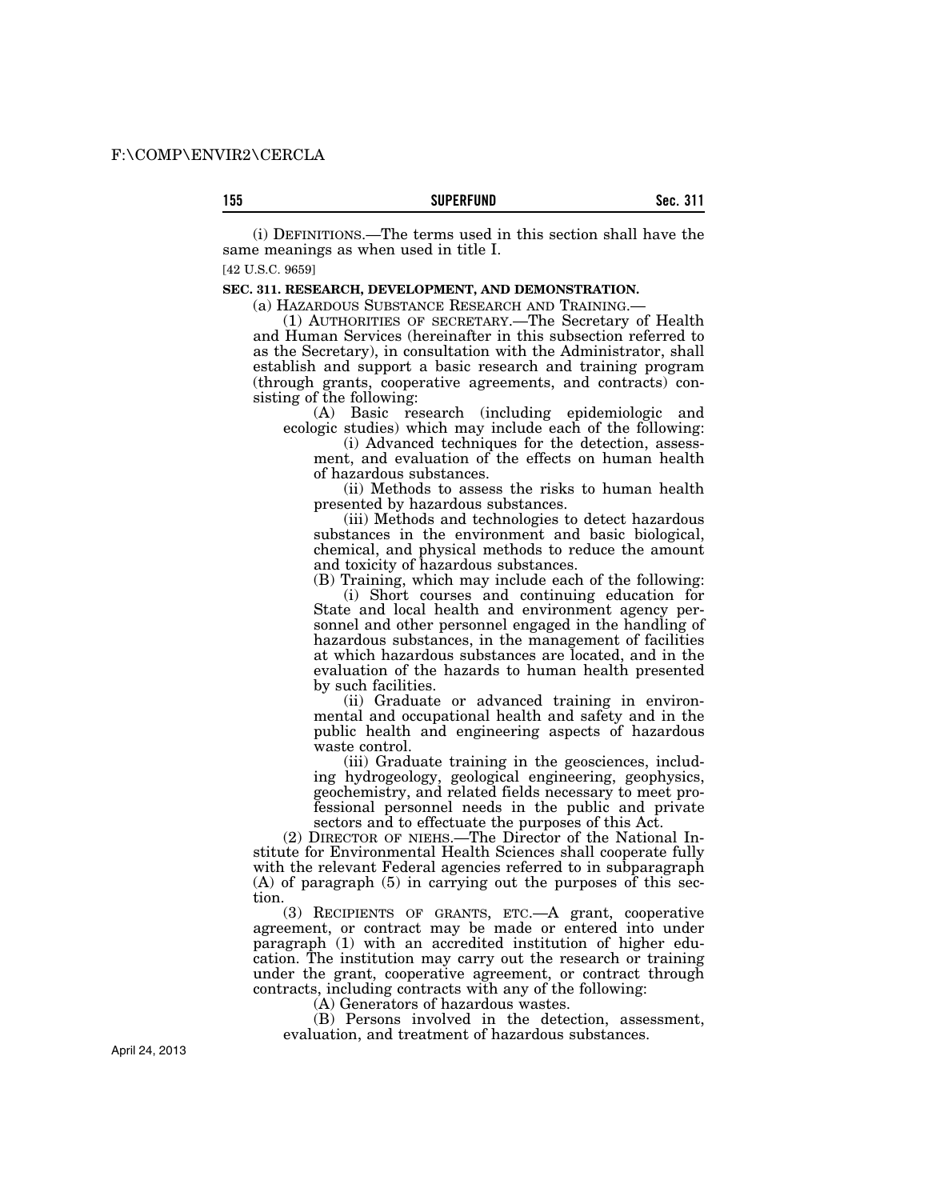(i) DEFINITIONS.—The terms used in this section shall have the same meanings as when used in title I.

[42 U.S.C. 9659]

**SEC. 311. RESEARCH, DEVELOPMENT, AND DEMONSTRATION.**

(a) HAZARDOUS SUBSTANCE RESEARCH AND TRAINING.—

(1) AUTHORITIES OF SECRETARY.—The Secretary of Health and Human Services (hereinafter in this subsection referred to as the Secretary), in consultation with the Administrator, shall establish and support a basic research and training program (through grants, cooperative agreements, and contracts) consisting of the following:

(A) Basic research (including epidemiologic and ecologic studies) which may include each of the following:

(i) Advanced techniques for the detection, assessment, and evaluation of the effects on human health of hazardous substances.

(ii) Methods to assess the risks to human health presented by hazardous substances.

(iii) Methods and technologies to detect hazardous substances in the environment and basic biological, chemical, and physical methods to reduce the amount and toxicity of hazardous substances.

(B) Training, which may include each of the following:

(i) Short courses and continuing education for State and local health and environment agency personnel and other personnel engaged in the handling of hazardous substances, in the management of facilities at which hazardous substances are located, and in the evaluation of the hazards to human health presented by such facilities.

(ii) Graduate or advanced training in environmental and occupational health and safety and in the public health and engineering aspects of hazardous waste control.

(iii) Graduate training in the geosciences, including hydrogeology, geological engineering, geophysics, geochemistry, and related fields necessary to meet professional personnel needs in the public and private sectors and to effectuate the purposes of this Act.

(2) DIRECTOR OF NIEHS.—The Director of the National Institute for Environmental Health Sciences shall cooperate fully with the relevant Federal agencies referred to in subparagraph (A) of paragraph (5) in carrying out the purposes of this section.

(3) RECIPIENTS OF GRANTS, ETC.—A grant, cooperative agreement, or contract may be made or entered into under paragraph (1) with an accredited institution of higher education. The institution may carry out the research or training under the grant, cooperative agreement, or contract through contracts, including contracts with any of the following:

(A) Generators of hazardous wastes.

(B) Persons involved in the detection, assessment, evaluation, and treatment of hazardous substances.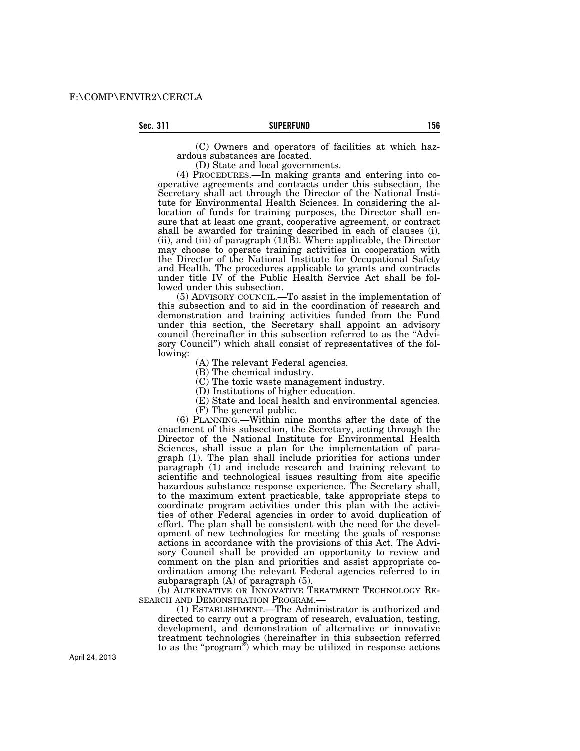(C) Owners and operators of facilities at which hazardous substances are located.

(D) State and local governments.

(4) PROCEDURES.—In making grants and entering into cooperative agreements and contracts under this subsection, the Secretary shall act through the Director of the National Institute for Environmental Health Sciences. In considering the allocation of funds for training purposes, the Director shall ensure that at least one grant, cooperative agreement, or contract shall be awarded for training described in each of clauses (i), (ii), and (iii) of paragraph (1)(B). Where applicable, the Director may choose to operate training activities in cooperation with the Director of the National Institute for Occupational Safety and Health. The procedures applicable to grants and contracts under title IV of the Public Health Service Act shall be followed under this subsection.

(5) ADVISORY COUNCIL.—To assist in the implementation of this subsection and to aid in the coordination of research and demonstration and training activities funded from the Fund under this section, the Secretary shall appoint an advisory council (hereinafter in this subsection referred to as the "Advisory Council") which shall consist of representatives of the following:

(A) The relevant Federal agencies.

(B) The chemical industry.

(C) The toxic waste management industry.

(D) Institutions of higher education.

(E) State and local health and environmental agencies.

(F) The general public.

(6) PLANNING.—Within nine months after the date of the enactment of this subsection, the Secretary, acting through the Director of the National Institute for Environmental Health Sciences, shall issue a plan for the implementation of paragraph (1). The plan shall include priorities for actions under paragraph (1) and include research and training relevant to scientific and technological issues resulting from site specific hazardous substance response experience. The Secretary shall, to the maximum extent practicable, take appropriate steps to coordinate program activities under this plan with the activities of other Federal agencies in order to avoid duplication of effort. The plan shall be consistent with the need for the development of new technologies for meeting the goals of response actions in accordance with the provisions of this Act. The Advisory Council shall be provided an opportunity to review and comment on the plan and priorities and assist appropriate coordination among the relevant Federal agencies referred to in subparagraph (A) of paragraph (5).

(b) ALTERNATIVE OR INNOVATIVE TREATMENT TECHNOLOGY RESEARCH AND DEMONSTRATION PROGRAM.—

(1) ESTABLISHMENT.—The Administrator is authorized and directed to carry out a program of research, evaluation, testing, development, and demonstration of alternative or innovative treatment technologies (hereinafter in this subsection referred to as the "program") which may be utilized in response actions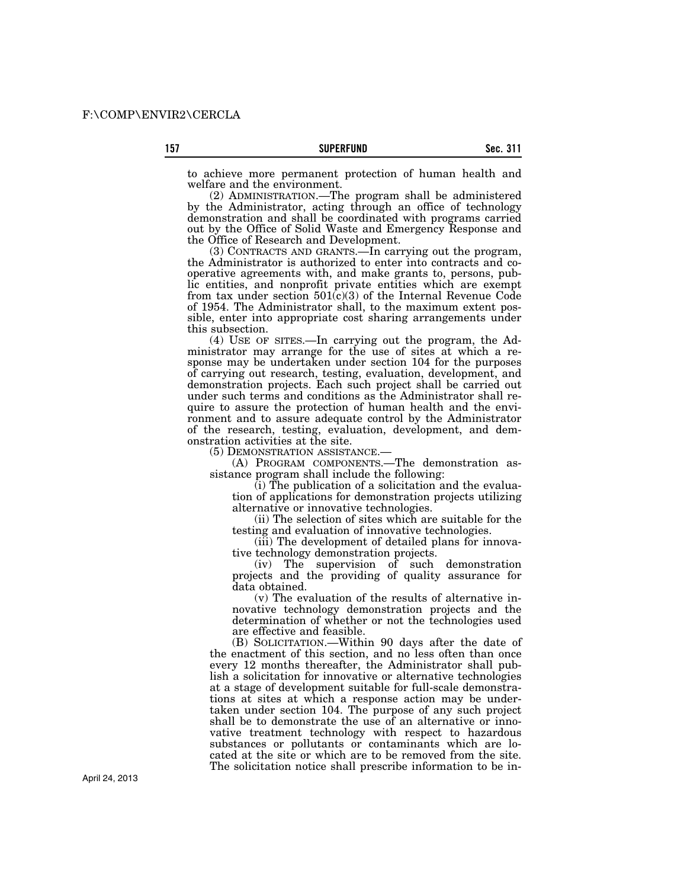to achieve more permanent protection of human health and welfare and the environment.

(2) ADMINISTRATION.—The program shall be administered by the Administrator, acting through an office of technology demonstration and shall be coordinated with programs carried out by the Office of Solid Waste and Emergency Response and the Office of Research and Development.

(3) CONTRACTS AND GRANTS.—In carrying out the program, the Administrator is authorized to enter into contracts and cooperative agreements with, and make grants to, persons, public entities, and nonprofit private entities which are exempt from tax under section 501(c)(3) of the Internal Revenue Code of 1954. The Administrator shall, to the maximum extent possible, enter into appropriate cost sharing arrangements under this subsection.

(4) USE OF SITES.—In carrying out the program, the Administrator may arrange for the use of sites at which a response may be undertaken under section 104 for the purposes of carrying out research, testing, evaluation, development, and demonstration projects. Each such project shall be carried out under such terms and conditions as the Administrator shall require to assure the protection of human health and the environment and to assure adequate control by the Administrator of the research, testing, evaluation, development, and demonstration activities at the site.

(5) DEMONSTRATION ASSISTANCE.—

(A) PROGRAM COMPONENTS.—The demonstration assistance program shall include the following:

(i) The publication of a solicitation and the evaluation of applications for demonstration projects utilizing alternative or innovative technologies.

(ii) The selection of sites which are suitable for the testing and evaluation of innovative technologies.

(iii) The development of detailed plans for innovative technology demonstration projects.

(iv) The supervision of such demonstration projects and the providing of quality assurance for data obtained.

(v) The evaluation of the results of alternative innovative technology demonstration projects and the determination of whether or not the technologies used are effective and feasible.

(B) SOLICITATION.—Within 90 days after the date of the enactment of this section, and no less often than once every 12 months thereafter, the Administrator shall publish a solicitation for innovative or alternative technologies at a stage of development suitable for full-scale demonstrations at sites at which a response action may be undertaken under section 104. The purpose of any such project shall be to demonstrate the use of an alternative or innovative treatment technology with respect to hazardous substances or pollutants or contaminants which are located at the site or which are to be removed from the site. The solicitation notice shall prescribe information to be in-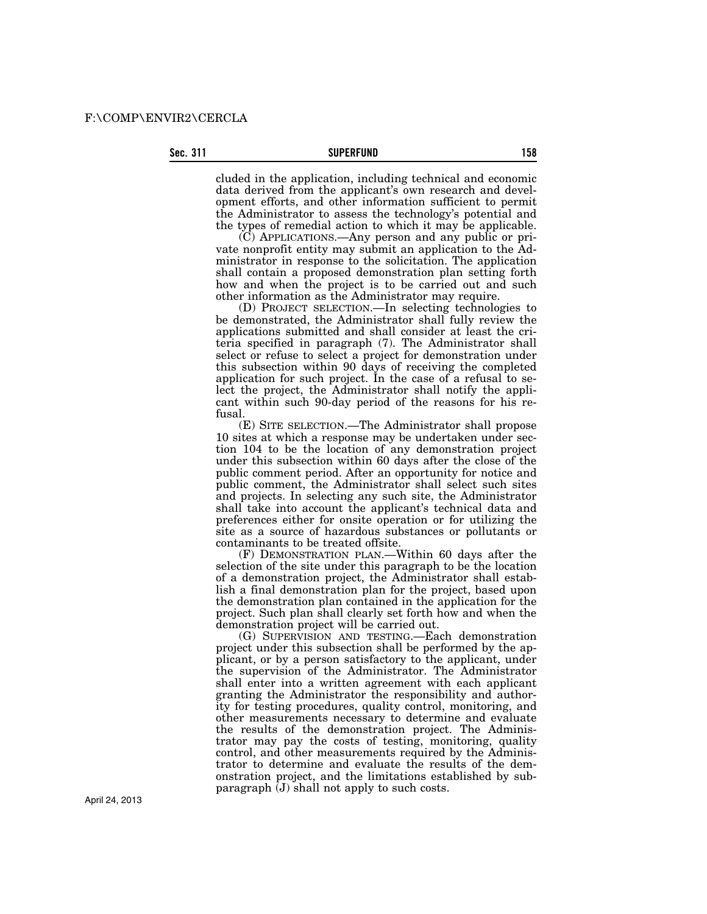cluded in the application, including technical and economic data derived from the applicant's own research and development efforts, and other information sufficient to permit the Administrator to assess the technology's potential and the types of remedial action to which it may be applicable.

(C) APPLICATIONS.—Any person and any public or private nonprofit entity may submit an application to the Administrator in response to the solicitation. The application shall contain a proposed demonstration plan setting forth how and when the project is to be carried out and such other information as the Administrator may require.

(D) PROJECT SELECTION.—In selecting technologies to be demonstrated, the Administrator shall fully review the applications submitted and shall consider at least the criteria specified in paragraph (7). The Administrator shall select or refuse to select a project for demonstration under this subsection within 90 days of receiving the completed application for such project. In the case of a refusal to select the project, the Administrator shall notify the applicant within such 90-day period of the reasons for his refusal.

(E) SITE SELECTION.—The Administrator shall propose 10 sites at which a response may be undertaken under section 104 to be the location of any demonstration project under this subsection within 60 days after the close of the public comment period. After an opportunity for notice and public comment, the Administrator shall select such sites and projects. In selecting any such site, the Administrator shall take into account the applicant's technical data and preferences either for onsite operation or for utilizing the site as a source of hazardous substances or pollutants or contaminants to be treated offsite.

(F) DEMONSTRATION PLAN.—Within 60 days after the selection of the site under this paragraph to be the location of a demonstration project, the Administrator shall establish a final demonstration plan for the project, based upon the demonstration plan contained in the application for the project. Such plan shall clearly set forth how and when the demonstration project will be carried out.

(G) SUPERVISION AND TESTING.—Each demonstration project under this subsection shall be performed by the applicant, or by a person satisfactory to the applicant, under the supervision of the Administrator. The Administrator shall enter into a written agreement with each applicant granting the Administrator the responsibility and authority for testing procedures, quality control, monitoring, and other measurements necessary to determine and evaluate the results of the demonstration project. The Administrator may pay the costs of testing, monitoring, quality control, and other measurements required by the Administrator to determine and evaluate the results of the demonstration project, and the limitations established by subparagraph (J) shall not apply to such costs.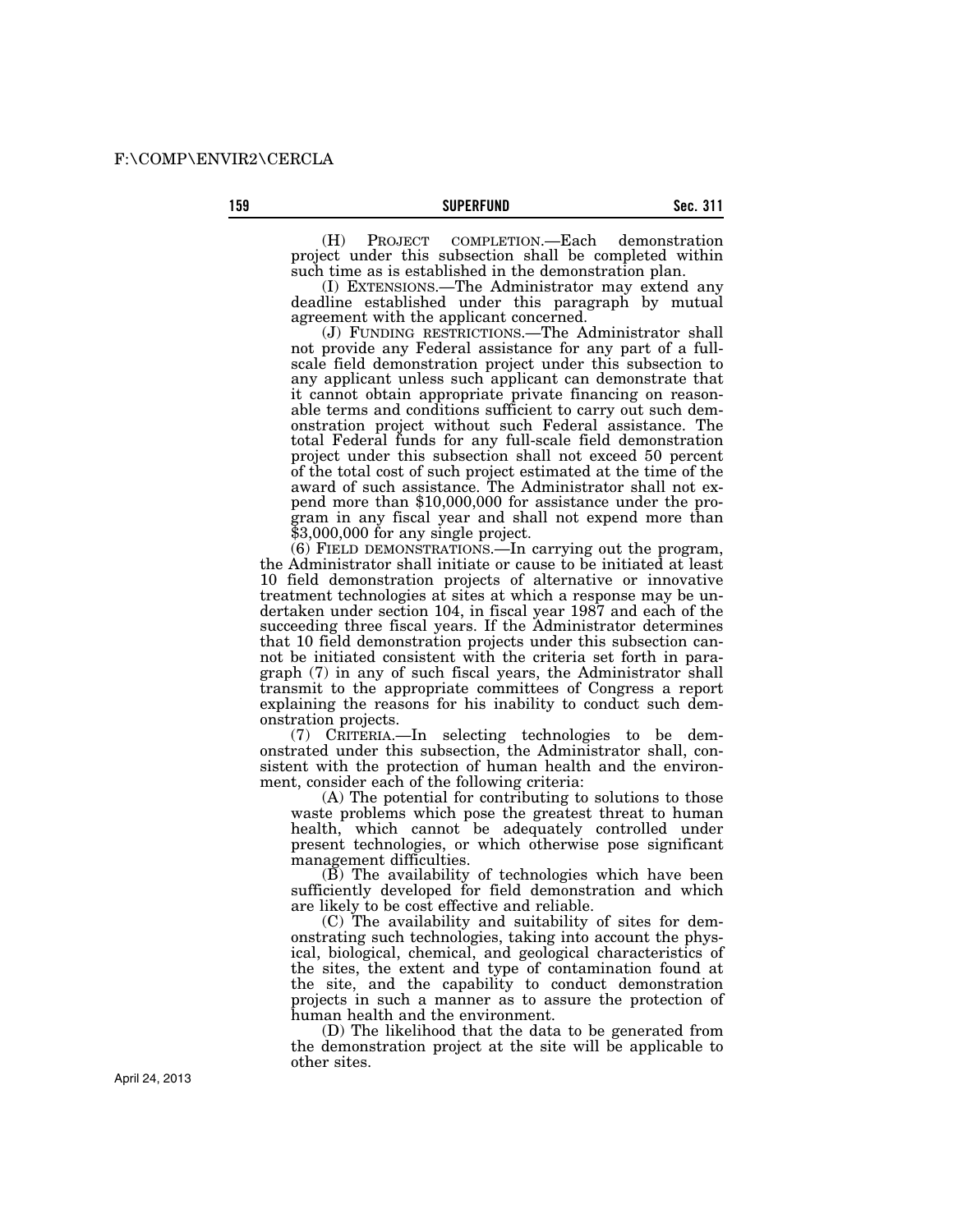(H) PROJECT COMPLETION.—Each demonstration project under this subsection shall be completed within such time as is established in the demonstration plan.

(I) EXTENSIONS.—The Administrator may extend any deadline established under this paragraph by mutual agreement with the applicant concerned.

(J) FUNDING RESTRICTIONS.—The Administrator shall not provide any Federal assistance for any part of a full-scale field demonstration project under this subsection to any applicant unless such applicant can demonstrate that it cannot obtain appropriate private financing on reasonable terms and conditions sufficient to carry out such demonstration project without such Federal assistance. The total Federal funds for any full-scale field demonstration project under this subsection shall not exceed 50 percent of the total cost of such project estimated at the time of the award of such assistance. The Administrator shall not expend more than $10,000,000 for assistance under the program in any fiscal year and shall not expend more than $3,000,000 for any single project.

(6) FIELD DEMONSTRATIONS.—In carrying out the program, the Administrator shall initiate or cause to be initiated at least 10 field demonstration projects of alternative or innovative treatment technologies at sites at which a response may be undertaken under section 104, in fiscal year 1987 and each of the succeeding three fiscal years. If the Administrator determines that 10 field demonstration projects under this subsection cannot be initiated consistent with the criteria set forth in paragraph (7) in any of such fiscal years, the Administrator shall transmit to the appropriate committees of Congress a report explaining the reasons for his inability to conduct such demonstration projects.

(7) CRITERIA.—In selecting technologies to be demonstrated under this subsection, the Administrator shall, consistent with the protection of human health and the environment, consider each of the following criteria:

(A) The potential for contributing to solutions to those waste problems which pose the greatest threat to human health, which cannot be adequately controlled under present technologies, or which otherwise pose significant management difficulties.

(B) The availability of technologies which have been sufficiently developed for field demonstration and which are likely to be cost effective and reliable.

(C) The availability and suitability of sites for demonstrating such technologies, taking into account the physical, biological, chemical, and geological characteristics of the sites, the extent and type of contamination found at the site, and the capability to conduct demonstration projects in such a manner as to assure the protection of human health and the environment.

(D) The likelihood that the data to be generated from the demonstration project at the site will be applicable to other sites.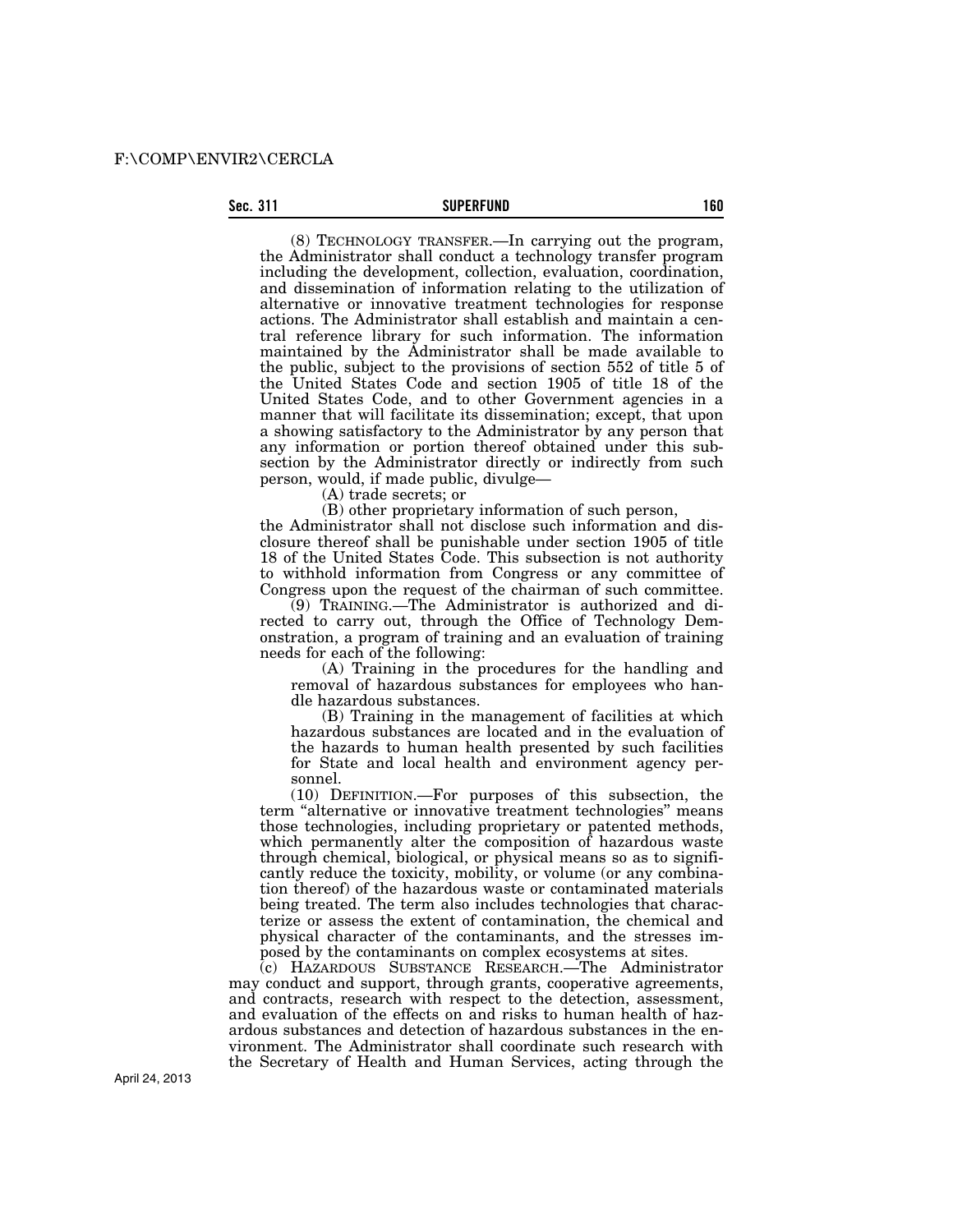(8) TECHNOLOGY TRANSFER.—In carrying out the program, the Administrator shall conduct a technology transfer program including the development, collection, evaluation, coordination, and dissemination of information relating to the utilization of alternative or innovative treatment technologies for response actions. The Administrator shall establish and maintain a central reference library for such information. The information maintained by the Administrator shall be made available to the public, subject to the provisions of section 552 of title 5 of the United States Code and section 1905 of title 18 of the United States Code, and to other Government agencies in a manner that will facilitate its dissemination; except, that upon a showing satisfactory to the Administrator by any person that any information or portion thereof obtained under this subsection by the Administrator directly or indirectly from such person, would, if made public, divulge—

(A) trade secrets; or

(B) other proprietary information of such person,

the Administrator shall not disclose such information and disclosure thereof shall be punishable under section 1905 of title 18 of the United States Code. This subsection is not authority to withhold information from Congress or any committee of Congress upon the request of the chairman of such committee.

(9) TRAINING.—The Administrator is authorized and directed to carry out, through the Office of Technology Demonstration, a program of training and an evaluation of training needs for each of the following:

(A) Training in the procedures for the handling and removal of hazardous substances for employees who handle hazardous substances.

(B) Training in the management of facilities at which hazardous substances are located and in the evaluation of the hazards to human health presented by such facilities for State and local health and environment agency personnel.

(10) DEFINITION.—For purposes of this subsection, the term "alternative or innovative treatment technologies" means those technologies, including proprietary or patented methods, which permanently alter the composition of hazardous waste through chemical, biological, or physical means so as to significantly reduce the toxicity, mobility, or volume (or any combination thereof) of the hazardous waste or contaminated materials being treated. The term also includes technologies that characterize or assess the extent of contamination, the chemical and physical character of the contaminants, and the stresses imposed by the contaminants on complex ecosystems at sites.

(c) HAZARDOUS SUBSTANCE RESEARCH.—The Administrator may conduct and support, through grants, cooperative agreements, and contracts, research with respect to the detection, assessment, and evaluation of the effects on and risks to human health of hazardous substances and detection of hazardous substances in the environment. The Administrator shall coordinate such research with the Secretary of Health and Human Services, acting through the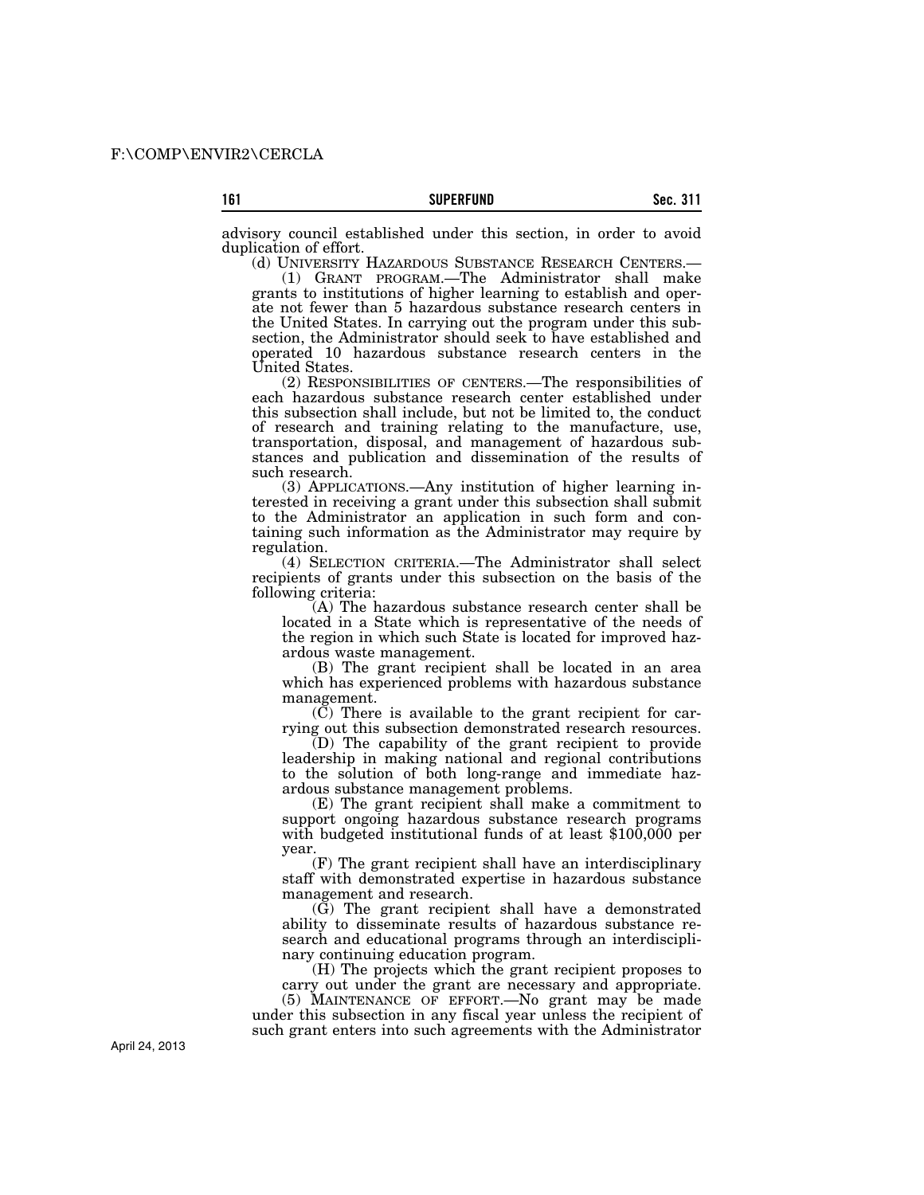advisory council established under this section, in order to avoid duplication of effort.

(d) UNIVERSITY HAZARDOUS SUBSTANCE RESEARCH CENTERS.—

(1) GRANT PROGRAM.—The Administrator shall make grants to institutions of higher learning to establish and operate not fewer than 5 hazardous substance research centers in the United States. In carrying out the program under this subsection, the Administrator should seek to have established and operated 10 hazardous substance research centers in the United States.

(2) RESPONSIBILITIES OF CENTERS.—The responsibilities of each hazardous substance research center established under this subsection shall include, but not be limited to, the conduct of research and training relating to the manufacture, use, transportation, disposal, and management of hazardous substances and publication and dissemination of the results of such research.

(3) APPLICATIONS.—Any institution of higher learning interested in receiving a grant under this subsection shall submit to the Administrator an application in such form and containing such information as the Administrator may require by regulation.

(4) SELECTION CRITERIA.—The Administrator shall select recipients of grants under this subsection on the basis of the following criteria:

(A) The hazardous substance research center shall be located in a State which is representative of the needs of the region in which such State is located for improved hazardous waste management.

(B) The grant recipient shall be located in an area which has experienced problems with hazardous substance management.

(C) There is available to the grant recipient for carrying out this subsection demonstrated research resources.

(D) The capability of the grant recipient to provide leadership in making national and regional contributions to the solution of both long-range and immediate hazardous substance management problems.

(E) The grant recipient shall make a commitment to support ongoing hazardous substance research programs with budgeted institutional funds of at least $100,000 per year.

(F) The grant recipient shall have an interdisciplinary staff with demonstrated expertise in hazardous substance management and research.

(G) The grant recipient shall have a demonstrated ability to disseminate results of hazardous substance research and educational programs through an interdisciplinary continuing education program.

(H) The projects which the grant recipient proposes to carry out under the grant are necessary and appropriate.

(5) MAINTENANCE OF EFFORT.—No grant may be made under this subsection in any fiscal year unless the recipient of such grant enters into such agreements with the Administrator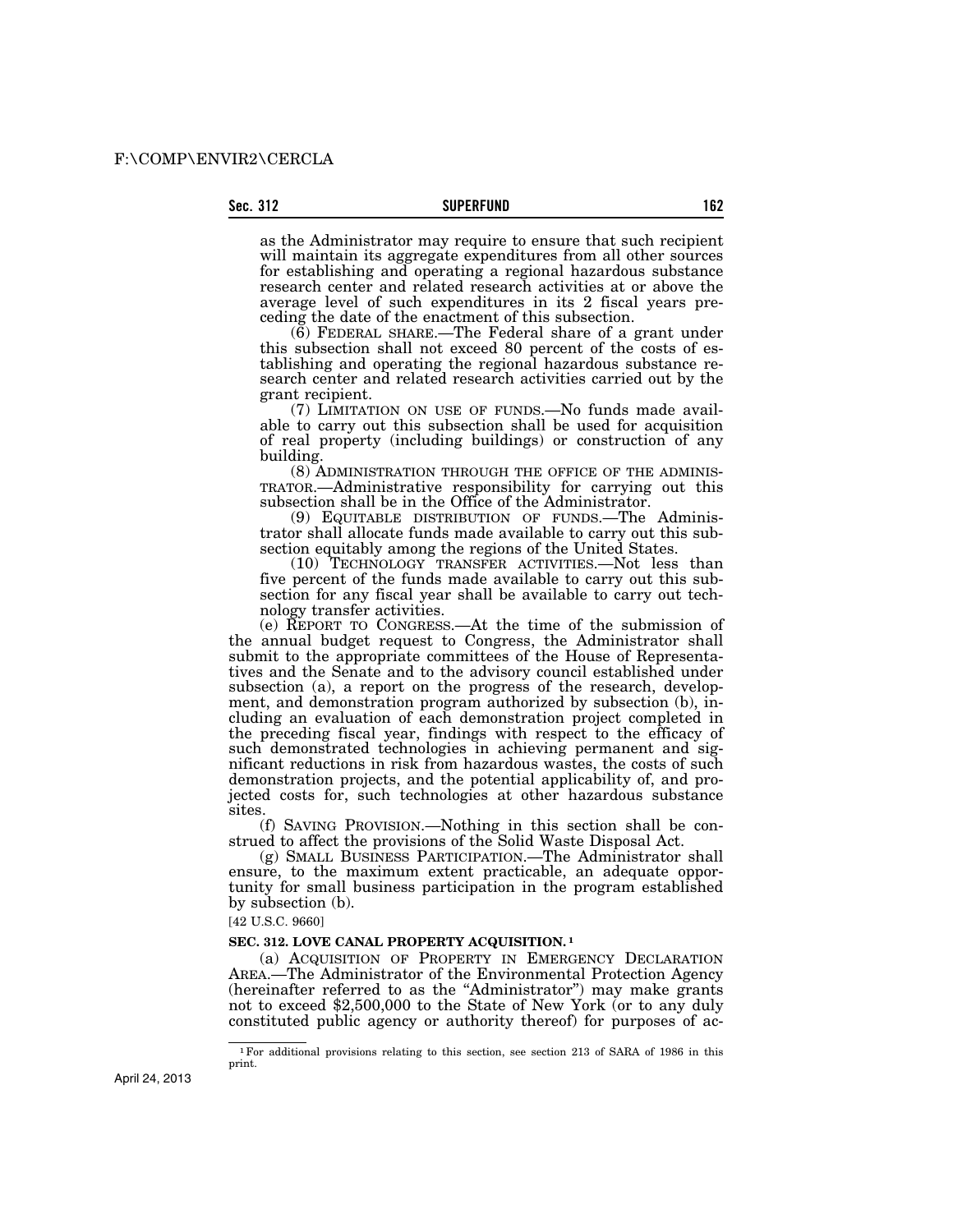as the Administrator may require to ensure that such recipient will maintain its aggregate expenditures from all other sources for establishing and operating a regional hazardous substance research center and related research activities at or above the average level of such expenditures in its 2 fiscal years preceding the date of the enactment of this subsection.

(6) FEDERAL SHARE.—The Federal share of a grant under this subsection shall not exceed 80 percent of the costs of establishing and operating the regional hazardous substance research center and related research activities carried out by the grant recipient.

(7) LIMITATION ON USE OF FUNDS.—No funds made available to carry out this subsection shall be used for acquisition of real property (including buildings) or construction of any building.

(8) ADMINISTRATION THROUGH THE OFFICE OF THE ADMINISTRATOR.—Administrative responsibility for carrying out this subsection shall be in the Office of the Administrator.

(9) EQUITABLE DISTRIBUTION OF FUNDS.—The Administrator shall allocate funds made available to carry out this subsection equitably among the regions of the United States.

(10) TECHNOLOGY TRANSFER ACTIVITIES.—Not less than five percent of the funds made available to carry out this subsection for any fiscal year shall be available to carry out technology transfer activities.

(e) REPORT TO CONGRESS.—At the time of the submission of the annual budget request to Congress, the Administrator shall submit to the appropriate committees of the House of Representatives and the Senate and to the advisory council established under subsection (a), a report on the progress of the research, development, and demonstration program authorized by subsection (b), including an evaluation of each demonstration project completed in the preceding fiscal year, findings with respect to the efficacy of such demonstrated technologies in achieving permanent and significant reductions in risk from hazardous wastes, the costs of such demonstration projects, and the potential applicability of, and projected costs for, such technologies at other hazardous substance sites.

(f) SAVING PROVISION.—Nothing in this section shall be construed to affect the provisions of the Solid Waste Disposal Act.

(g) SMALL BUSINESS PARTICIPATION.—The Administrator shall ensure, to the maximum extent practicable, an adequate opportunity for small business participation in the program established by subsection (b).

[42 U.S.C. 9660]

**SEC. 312. LOVE CANAL PROPERTY ACQUISITION.** [1]

(a) ACQUISITION OF PROPERTY IN EMERGENCY DECLARATION AREA.—The Administrator of the Environmental Protection Agency (hereinafter referred to as the "Administrator") may make grants not to exceed $2,500,000 to the State of New York (or to any duly constituted public agency or authority thereof) for purposes of ac-

[1] For additional provisions relating to this section, see section 213 of SARA of 1986 in this print.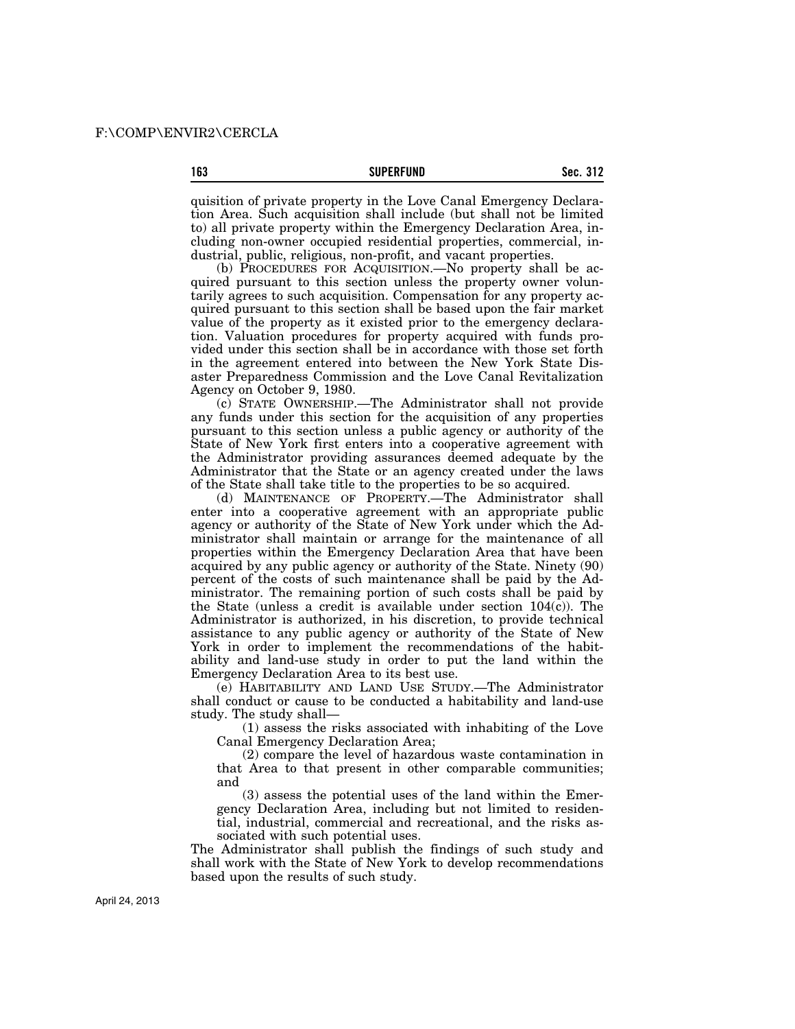quisition of private property in the Love Canal Emergency Declaration Area. Such acquisition shall include (but shall not be limited to) all private property within the Emergency Declaration Area, including non-owner occupied residential properties, commercial, industrial, public, religious, non-profit, and vacant properties.

(b) PROCEDURES FOR ACQUISITION.—No property shall be acquired pursuant to this section unless the property owner voluntarily agrees to such acquisition. Compensation for any property acquired pursuant to this section shall be based upon the fair market value of the property as it existed prior to the emergency declaration. Valuation procedures for property acquired with funds provided under this section shall be in accordance with those set forth in the agreement entered into between the New York State Disaster Preparedness Commission and the Love Canal Revitalization Agency on October 9, 1980.

(c) STATE OWNERSHIP.—The Administrator shall not provide any funds under this section for the acquisition of any properties pursuant to this section unless a public agency or authority of the State of New York first enters into a cooperative agreement with the Administrator providing assurances deemed adequate by the Administrator that the State or an agency created under the laws of the State shall take title to the properties to be so acquired.

(d) MAINTENANCE OF PROPERTY.—The Administrator shall enter into a cooperative agreement with an appropriate public agency or authority of the State of New York under which the Administrator shall maintain or arrange for the maintenance of all properties within the Emergency Declaration Area that have been acquired by any public agency or authority of the State. Ninety (90) percent of the costs of such maintenance shall be paid by the Administrator. The remaining portion of such costs shall be paid by the State (unless a credit is available under section 104(c)). The Administrator is authorized, in his discretion, to provide technical assistance to any public agency or authority of the State of New York in order to implement the recommendations of the habitability and land-use study in order to put the land within the Emergency Declaration Area to its best use.

(e) HABITABILITY AND LAND USE STUDY.—The Administrator shall conduct or cause to be conducted a habitability and land-use study. The study shall—

(1) assess the risks associated with inhabiting of the Love Canal Emergency Declaration Area;

(2) compare the level of hazardous waste contamination in that Area to that present in other comparable communities; and

(3) assess the potential uses of the land within the Emergency Declaration Area, including but not limited to residential, industrial, commercial and recreational, and the risks associated with such potential uses.

The Administrator shall publish the findings of such study and shall work with the State of New York to develop recommendations based upon the results of such study.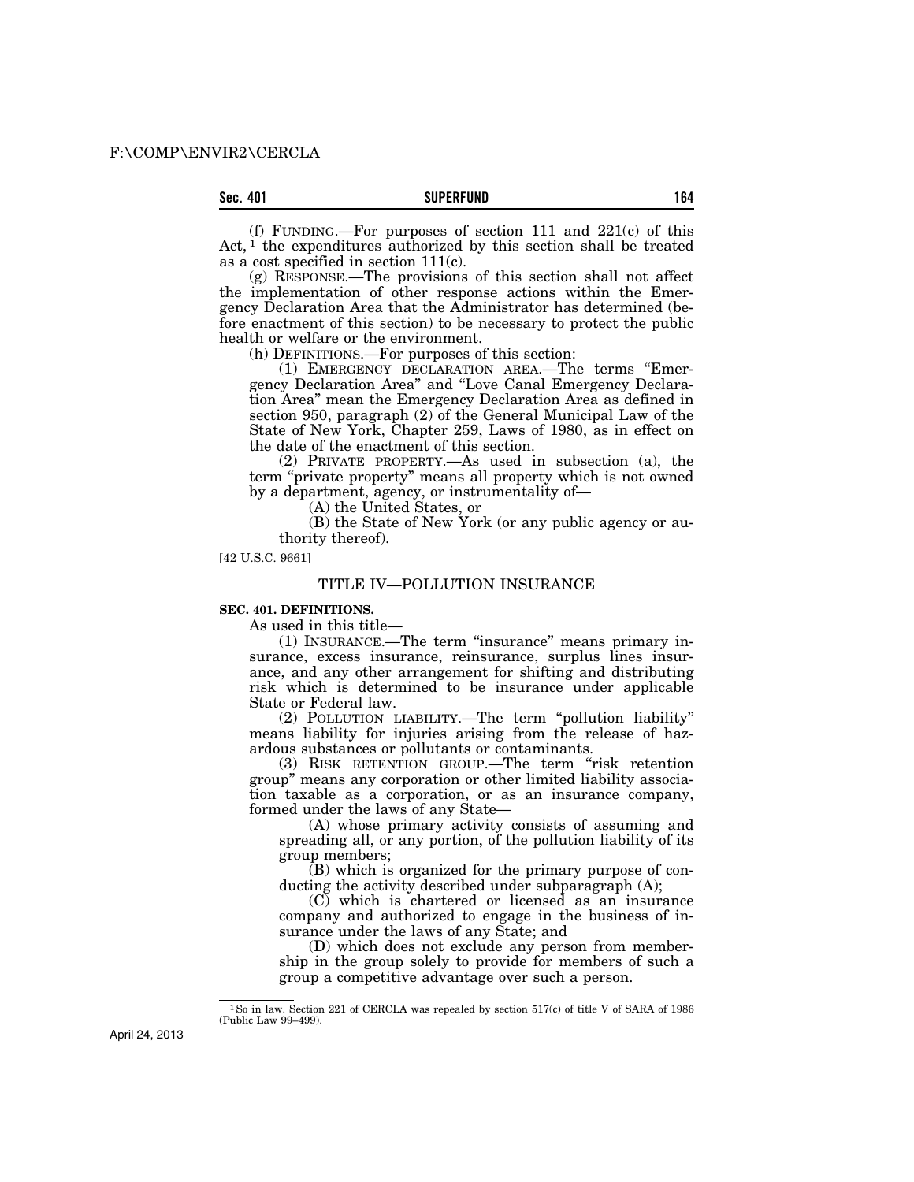(f) FUNDING.—For purposes of section 111 and 221(c) of this Act,[1] the expenditures authorized by this section shall be treated as a cost specified in section 111(c).

(g) RESPONSE.—The provisions of this section shall not affect the implementation of other response actions within the Emergency Declaration Area that the Administrator has determined (before enactment of this section) to be necessary to protect the public health or welfare or the environment.

(h) DEFINITIONS.—For purposes of this section:

(1) EMERGENCY DECLARATION AREA.—The terms "Emergency Declaration Area" and "Love Canal Emergency Declaration Area" mean the Emergency Declaration Area as defined in section 950, paragraph (2) of the General Municipal Law of the State of New York, Chapter 259, Laws of 1980, as in effect on the date of the enactment of this section.

(2) PRIVATE PROPERTY.—As used in subsection (a), the term "private property" means all property which is not owned by a department, agency, or instrumentality of—

(A) the United States, or

(B) the State of New York (or any public agency or authority thereof).

[42 U.S.C. 9661]

## TITLE IV—POLLUTION INSURANCE

### SEC. 401. DEFINITIONS.

As used in this title—

(1) INSURANCE.—The term "insurance" means primary insurance, excess insurance, reinsurance, surplus lines insurance, and any other arrangement for shifting and distributing risk which is determined to be insurance under applicable State or Federal law.

(2) POLLUTION LIABILITY.—The term "pollution liability" means liability for injuries arising from the release of hazardous substances or pollutants or contaminants.

(3) RISK RETENTION GROUP.—The term "risk retention group" means any corporation or other limited liability association taxable as a corporation, or as an insurance company, formed under the laws of any State—

(A) whose primary activity consists of assuming and spreading all, or any portion, of the pollution liability of its group members;

(B) which is organized for the primary purpose of conducting the activity described under subparagraph (A);

(C) which is chartered or licensed as an insurance company and authorized to engage in the business of insurance under the laws of any State; and

(D) which does not exclude any person from membership in the group solely to provide for members of such a group a competitive advantage over such a person.

[1] So in law. Section 221 of CERCLA was repealed by section 517(c) of title V of SARA of 1986 (Public Law 99–499).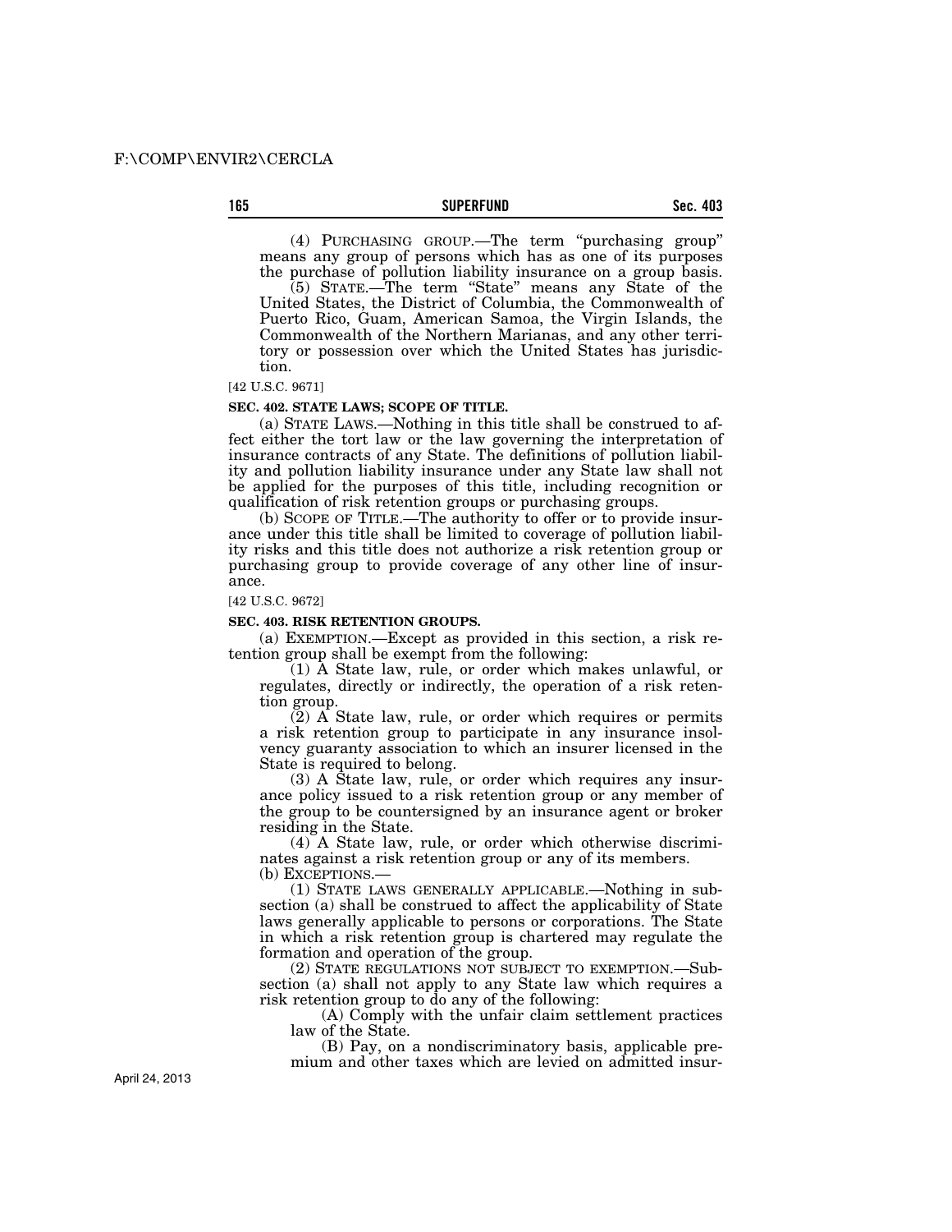(4) PURCHASING GROUP.—The term "purchasing group" means any group of persons which has as one of its purposes the purchase of pollution liability insurance on a group basis.

(5) STATE.—The term "State" means any State of the United States, the District of Columbia, the Commonwealth of Puerto Rico, Guam, American Samoa, the Virgin Islands, the Commonwealth of the Northern Marianas, and any other territory or possession over which the United States has jurisdiction.

[42 U.S.C. 9671]

**SEC. 402. STATE LAWS; SCOPE OF TITLE.**

(a) STATE LAWS.—Nothing in this title shall be construed to affect either the tort law or the law governing the interpretation of insurance contracts of any State. The definitions of pollution liability and pollution liability insurance under any State law shall not be applied for the purposes of this title, including recognition or qualification of risk retention groups or purchasing groups.

(b) SCOPE OF TITLE.—The authority to offer or to provide insurance under this title shall be limited to coverage of pollution liability risks and this title does not authorize a risk retention group or purchasing group to provide coverage of any other line of insurance.

[42 U.S.C. 9672]

**SEC. 403. RISK RETENTION GROUPS.**

(a) EXEMPTION.—Except as provided in this section, a risk retention group shall be exempt from the following:

(1) A State law, rule, or order which makes unlawful, or regulates, directly or indirectly, the operation of a risk retention group.

(2) A State law, rule, or order which requires or permits a risk retention group to participate in any insurance insolvency guaranty association to which an insurer licensed in the State is required to belong.

(3) A State law, rule, or order which requires any insurance policy issued to a risk retention group or any member of the group to be countersigned by an insurance agent or broker residing in the State.

(4) A State law, rule, or order which otherwise discriminates against a risk retention group or any of its members.

(b) EXCEPTIONS.—

(1) STATE LAWS GENERALLY APPLICABLE.—Nothing in subsection (a) shall be construed to affect the applicability of State laws generally applicable to persons or corporations. The State in which a risk retention group is chartered may regulate the formation and operation of the group.

(2) STATE REGULATIONS NOT SUBJECT TO EXEMPTION.—Subsection (a) shall not apply to any State law which requires a risk retention group to do any of the following:

(A) Comply with the unfair claim settlement practices law of the State.

(B) Pay, on a nondiscriminatory basis, applicable premium and other taxes which are levied on admitted insur-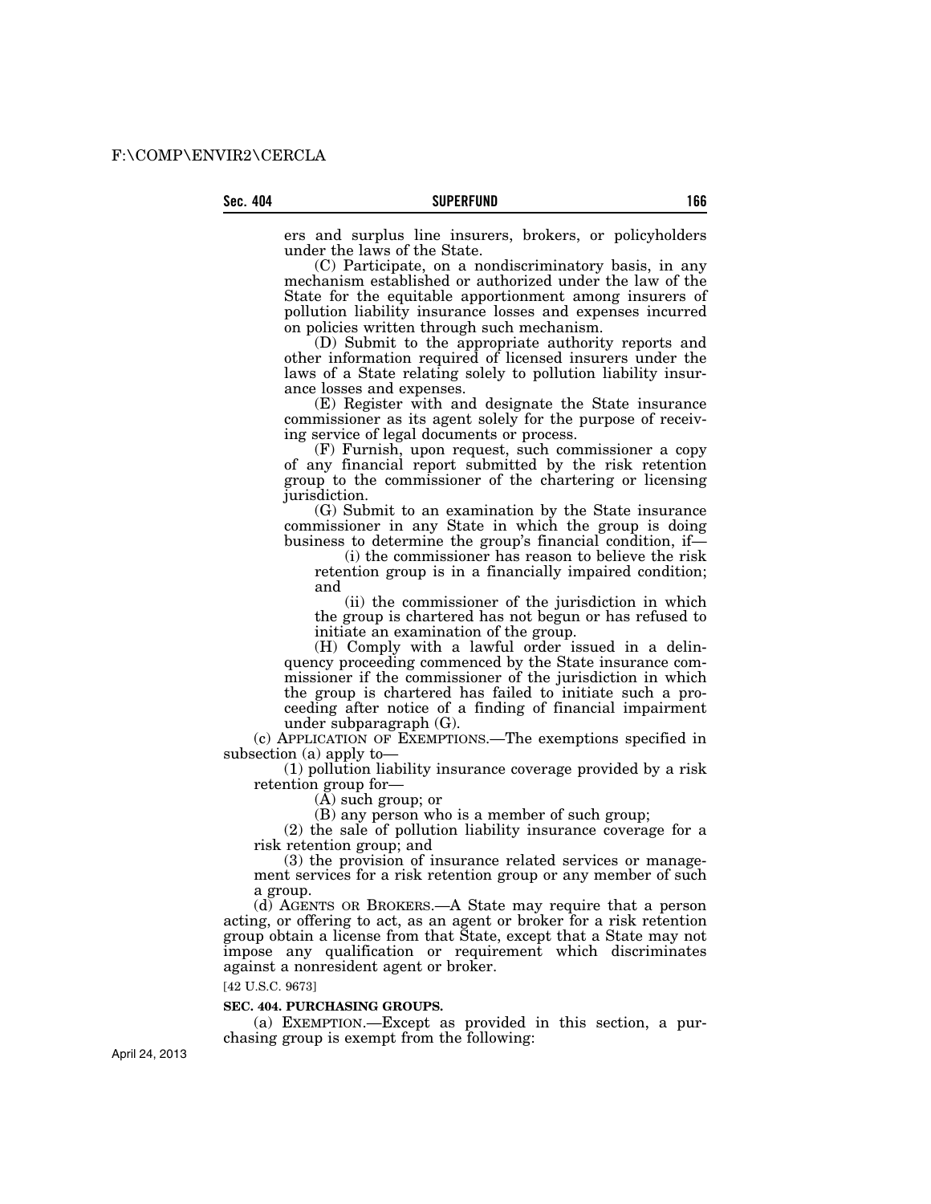ers and surplus line insurers, brokers, or policyholders under the laws of the State.

(C) Participate, on a nondiscriminatory basis, in any mechanism established or authorized under the law of the State for the equitable apportionment among insurers of pollution liability insurance losses and expenses incurred on policies written through such mechanism.

(D) Submit to the appropriate authority reports and other information required of licensed insurers under the laws of a State relating solely to pollution liability insurance losses and expenses.

(E) Register with and designate the State insurance commissioner as its agent solely for the purpose of receiving service of legal documents or process.

(F) Furnish, upon request, such commissioner a copy of any financial report submitted by the risk retention group to the commissioner of the chartering or licensing jurisdiction.

(G) Submit to an examination by the State insurance commissioner in any State in which the group is doing business to determine the group's financial condition, if—

(i) the commissioner has reason to believe the risk retention group is in a financially impaired condition; and

(ii) the commissioner of the jurisdiction in which the group is chartered has not begun or has refused to initiate an examination of the group.

(H) Comply with a lawful order issued in a delinquency proceeding commenced by the State insurance commissioner if the commissioner of the jurisdiction in which the group is chartered has failed to initiate such a proceeding after notice of a finding of financial impairment under subparagraph (G).

(c) APPLICATION OF EXEMPTIONS.—The exemptions specified in subsection (a) apply to—

(1) pollution liability insurance coverage provided by a risk retention group for—

(A) such group; or

(B) any person who is a member of such group;

(2) the sale of pollution liability insurance coverage for a risk retention group; and

(3) the provision of insurance related services or management services for a risk retention group or any member of such a group.

(d) AGENTS OR BROKERS.—A State may require that a person acting, or offering to act, as an agent or broker for a risk retention group obtain a license from that State, except that a State may not impose any qualification or requirement which discriminates against a nonresident agent or broker.

[42 U.S.C. 9673]

**SEC. 404. PURCHASING GROUPS.**

(a) EXEMPTION.—Except as provided in this section, a purchasing group is exempt from the following: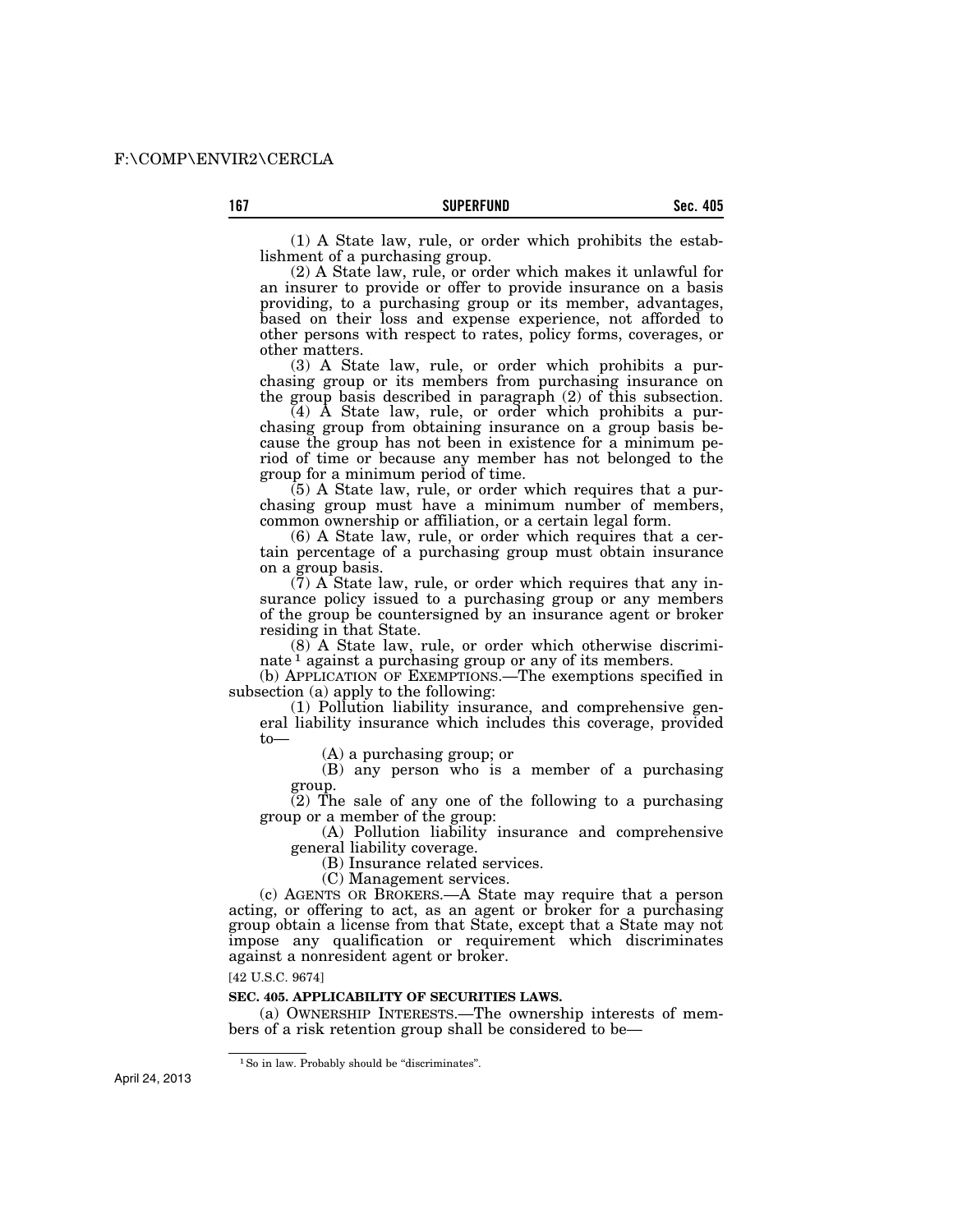(1) A State law, rule, or order which prohibits the establishment of a purchasing group.

(2) A State law, rule, or order which makes it unlawful for an insurer to provide or offer to provide insurance on a basis providing, to a purchasing group or its member, advantages, based on their loss and expense experience, not afforded to other persons with respect to rates, policy forms, coverages, or other matters.

(3) A State law, rule, or order which prohibits a purchasing group or its members from purchasing insurance on the group basis described in paragraph (2) of this subsection.

(4) A State law, rule, or order which prohibits a purchasing group from obtaining insurance on a group basis because the group has not been in existence for a minimum period of time or because any member has not belonged to the group for a minimum period of time.

(5) A State law, rule, or order which requires that a purchasing group must have a minimum number of members, common ownership or affiliation, or a certain legal form.

(6) A State law, rule, or order which requires that a certain percentage of a purchasing group must obtain insurance on a group basis.

(7) A State law, rule, or order which requires that any insurance policy issued to a purchasing group or any members of the group be countersigned by an insurance agent or broker residing in that State.

(8) A State law, rule, or order which otherwise discriminate [1] against a purchasing group or any of its members.

(b) APPLICATION OF EXEMPTIONS.—The exemptions specified in subsection (a) apply to the following:

(1) Pollution liability insurance, and comprehensive general liability insurance which includes this coverage, provided to—

(A) a purchasing group; or

(B) any person who is a member of a purchasing group.

(2) The sale of any one of the following to a purchasing group or a member of the group:

(A) Pollution liability insurance and comprehensive general liability coverage.

(B) Insurance related services.

(C) Management services.

(c) AGENTS OR BROKERS.—A State may require that a person acting, or offering to act, as an agent or broker for a purchasing group obtain a license from that State, except that a State may not impose any qualification or requirement which discriminates against a nonresident agent or broker.

[42 U.S.C. 9674]

**SEC. 405. APPLICABILITY OF SECURITIES LAWS.**

(a) OWNERSHIP INTERESTS.—The ownership interests of members of a risk retention group shall be considered to be—

---

[1] So in law. Probably should be "discriminates".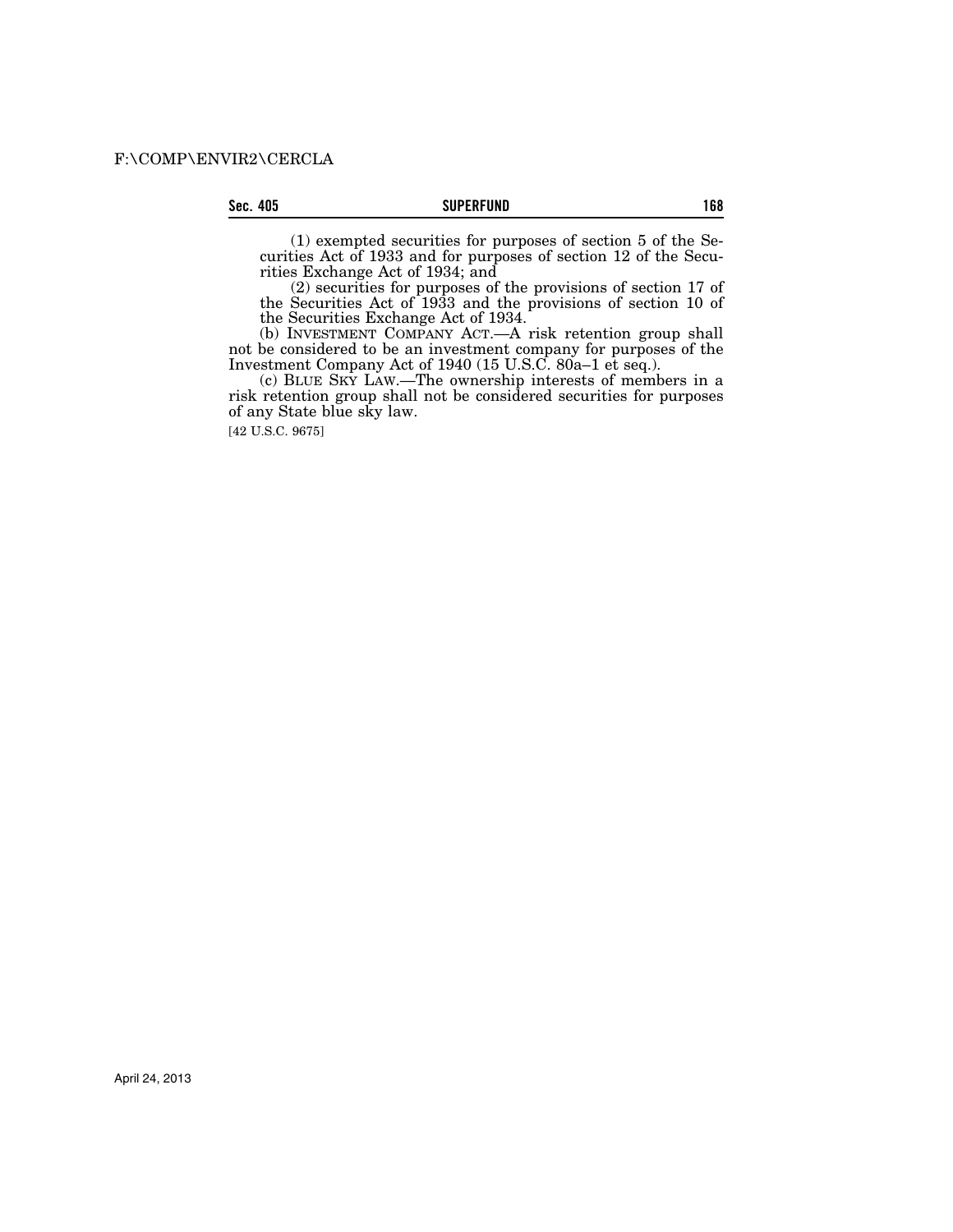(1) exempted securities for purposes of section 5 of the Securities Act of 1933 and for purposes of section 12 of the Securities Exchange Act of 1934; and

(2) securities for purposes of the provisions of section 17 of the Securities Act of 1933 and the provisions of section 10 of the Securities Exchange Act of 1934.

(b) INVESTMENT COMPANY ACT.—A risk retention group shall not be considered to be an investment company for purposes of the Investment Company Act of 1940 (15 U.S.C. 80a–1 et seq.).

(c) BLUE SKY LAW.—The ownership interests of members in a risk retention group shall not be considered securities for purposes of any State blue sky law.

[42 U.S.C. 9675]